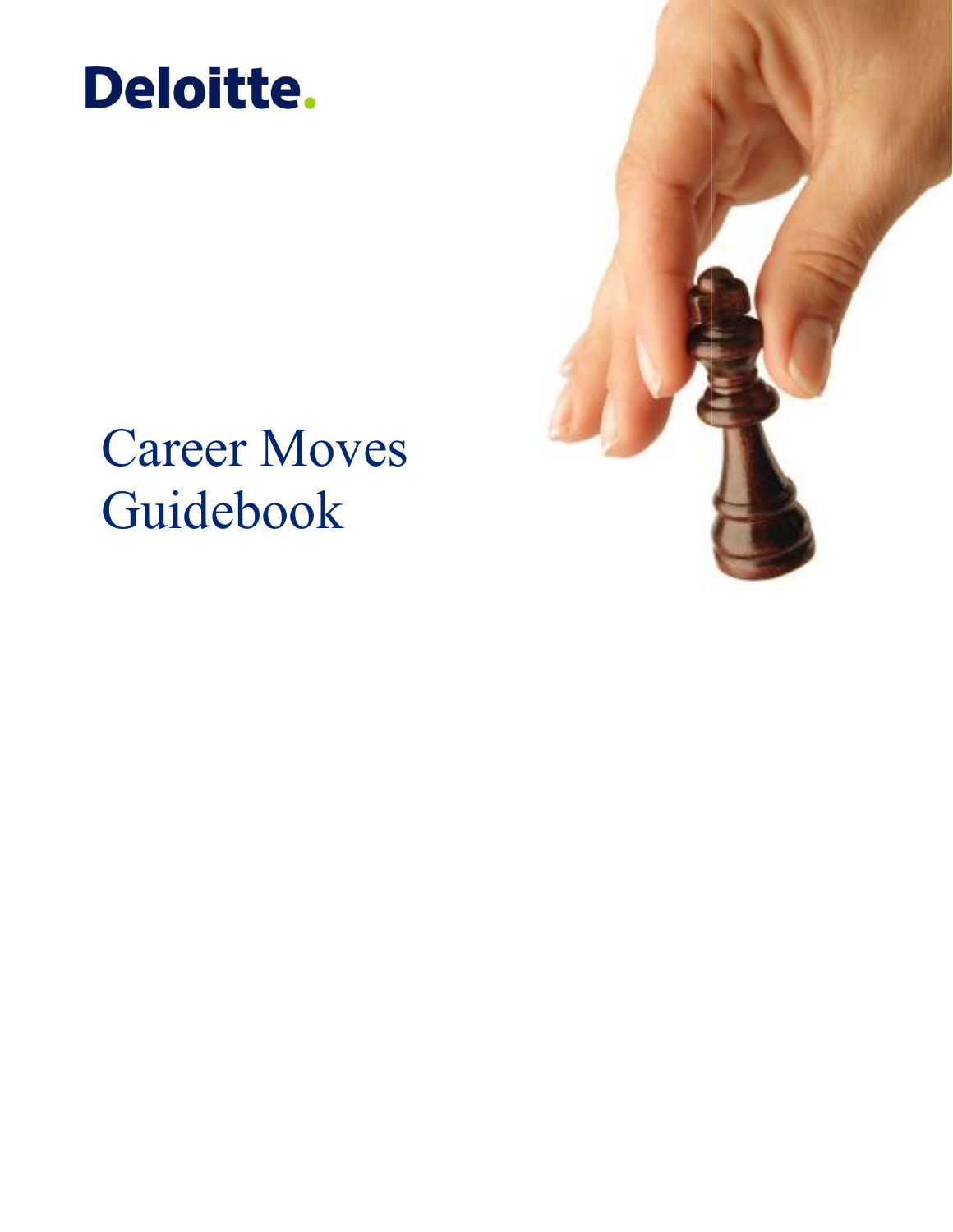Deloitte.

# Career Moves Guidebook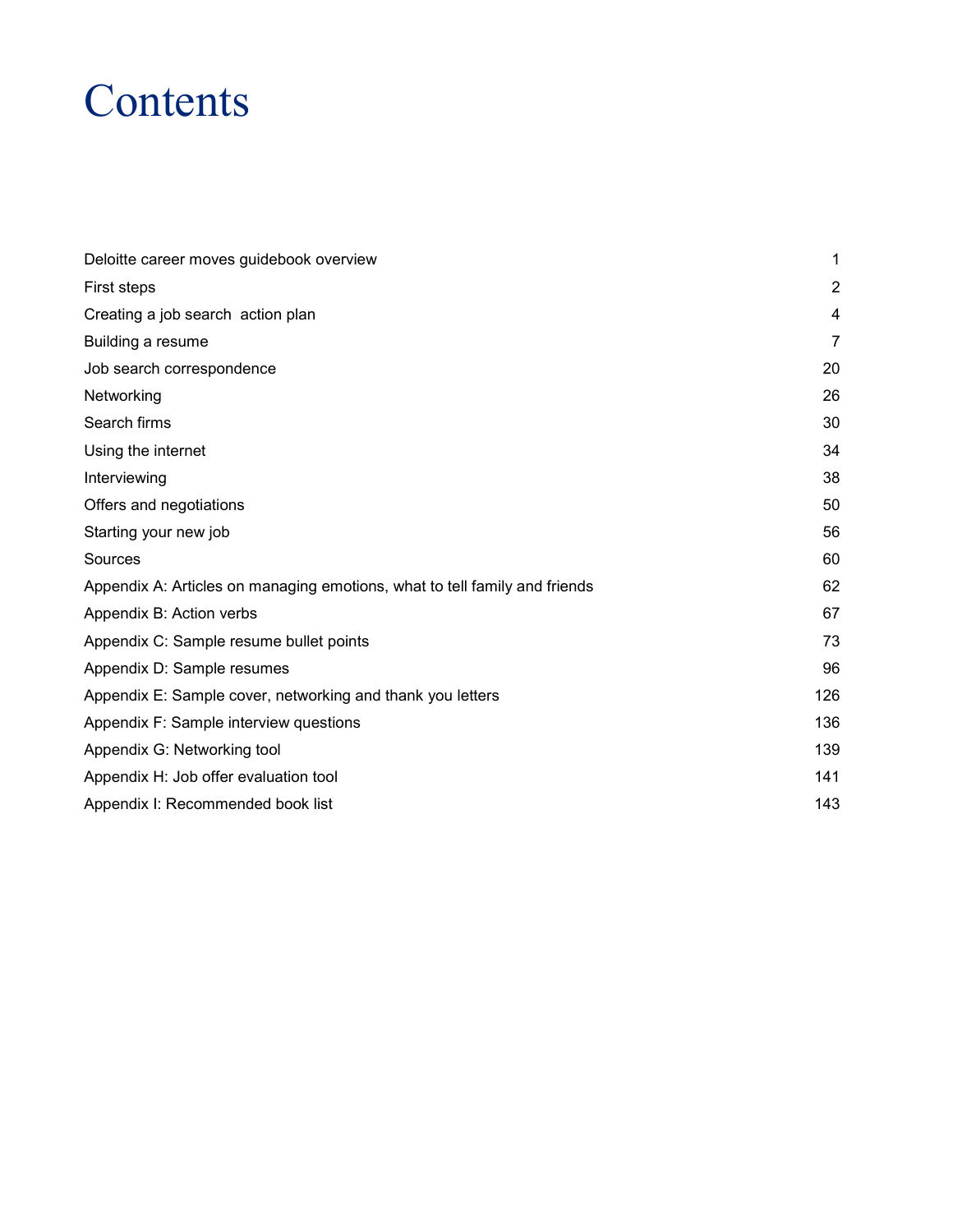# Contents

| | |
|---|---|
| Deloitte career moves guidebook overview | 1 |
| First steps | 2 |
| Creating a job search action plan | 4 |
| Building a resume | 7 |
| Job search correspondence | 20 |
| Networking | 26 |
| Search firms | 30 |
| Using the internet | 34 |
| Interviewing | 38 |
| Offers and negotiations | 50 |
| Starting your new job | 56 |
| Sources | 60 |
| Appendix A: Articles on managing emotions, what to tell family and friends | 62 |
| Appendix B: Action verbs | 67 |
| Appendix C: Sample resume bullet points | 73 |
| Appendix D: Sample resumes | 96 |
| Appendix E: Sample cover, networking and thank you letters | 126 |
| Appendix F: Sample interview questions | 136 |
| Appendix G: Networking tool | 139 |
| Appendix H: Job offer evaluation tool | 141 |
| Appendix I: Recommended book list | 143 |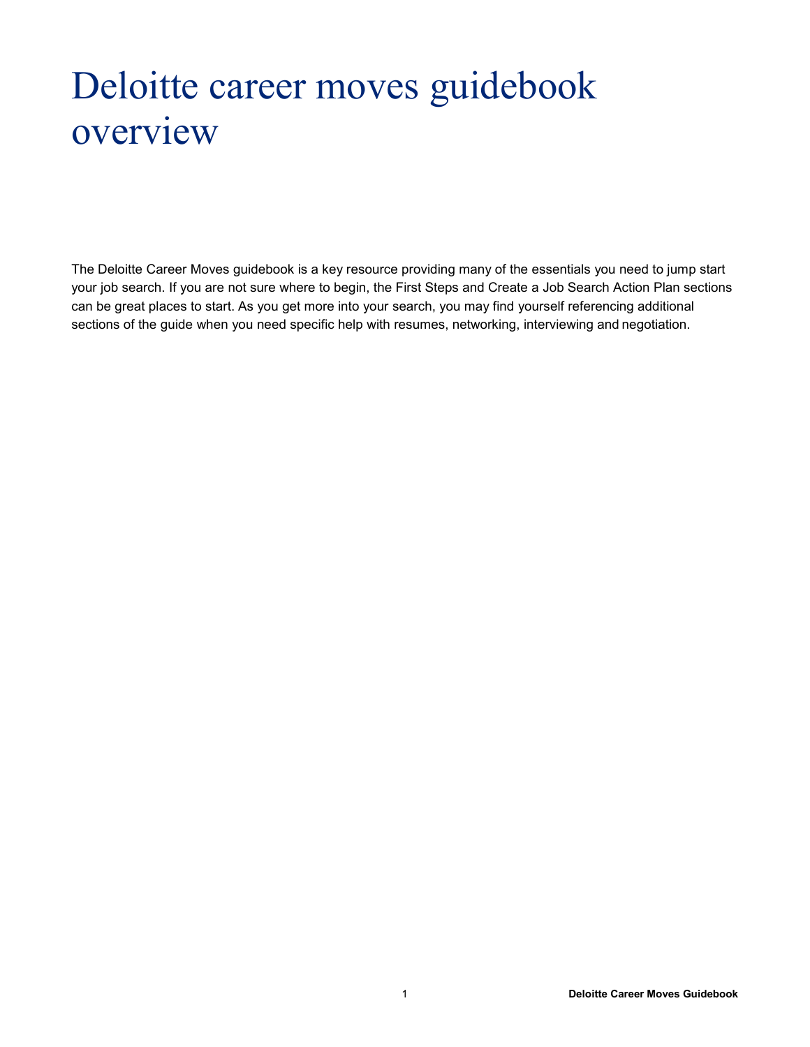# Deloitte career moves guidebook overview

The Deloitte Career Moves guidebook is a key resource providing many of the essentials you need to jump start your job search. If you are not sure where to begin, the First Steps and Create a Job Search Action Plan sections can be great places to start. As you get more into your search, you may find yourself referencing additional sections of the guide when you need specific help with resumes, networking, interviewing and negotiation.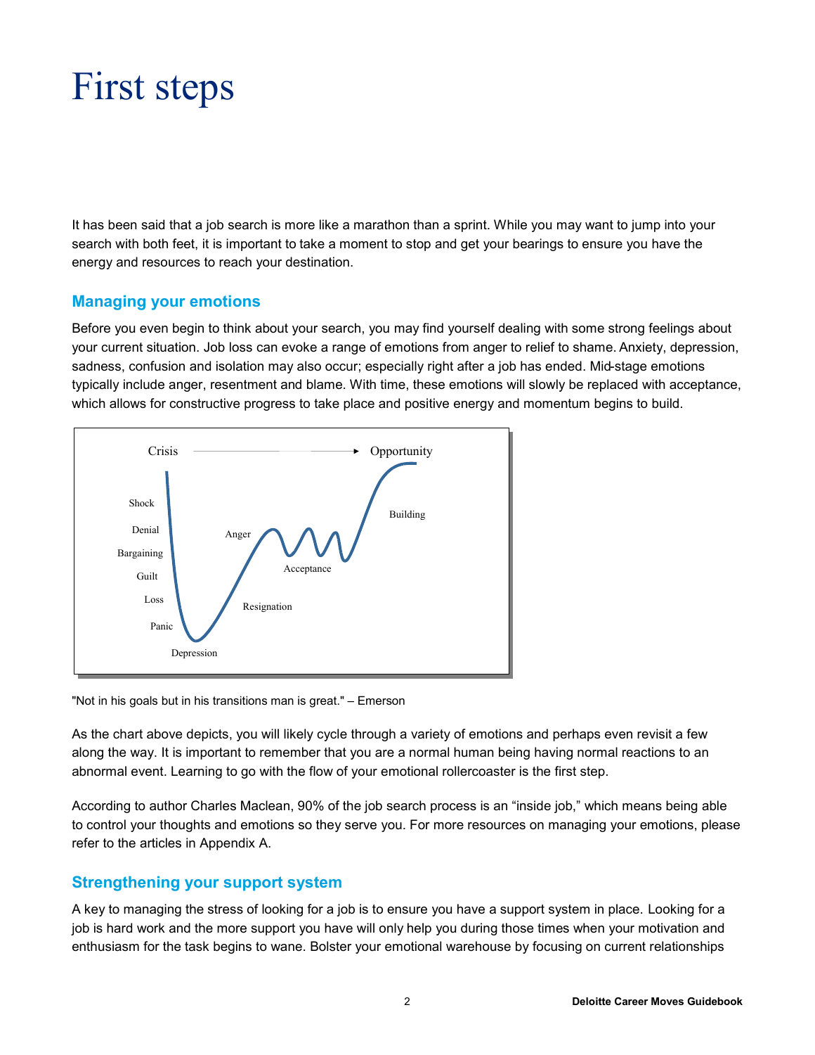# First steps

It has been said that a job search is more like a marathon than a sprint. While you may want to jump into your search with both feet, it is important to take a moment to stop and get your bearings to ensure you have the energy and resources to reach your destination.

## Managing your emotions

Before you even begin to think about your search, you may find yourself dealing with some strong feelings about your current situation. Job loss can evoke a range of emotions from anger to relief to shame. Anxiety, depression, sadness, confusion and isolation may also occur; especially right after a job has ended. Mid-stage emotions typically include anger, resentment and blame. With time, these emotions will slowly be replaced with acceptance, which allows for constructive progress to take place and positive energy and momentum begins to build.

"Not in his goals but in his transitions man is great." – Emerson

As the chart above depicts, you will likely cycle through a variety of emotions and perhaps even revisit a few along the way. It is important to remember that you are a normal human being having normal reactions to an abnormal event. Learning to go with the flow of your emotional rollercoaster is the first step.

According to author Charles Maclean, 90% of the job search process is an "inside job," which means being able to control your thoughts and emotions so they serve you. For more resources on managing your emotions, please refer to the articles in Appendix A.

## Strengthening your support system

A key to managing the stress of looking for a job is to ensure you have a support system in place. Looking for a job is hard work and the more support you have will only help you during those times when your motivation and enthusiasm for the task begins to wane. Bolster your emotional warehouse by focusing on current relationships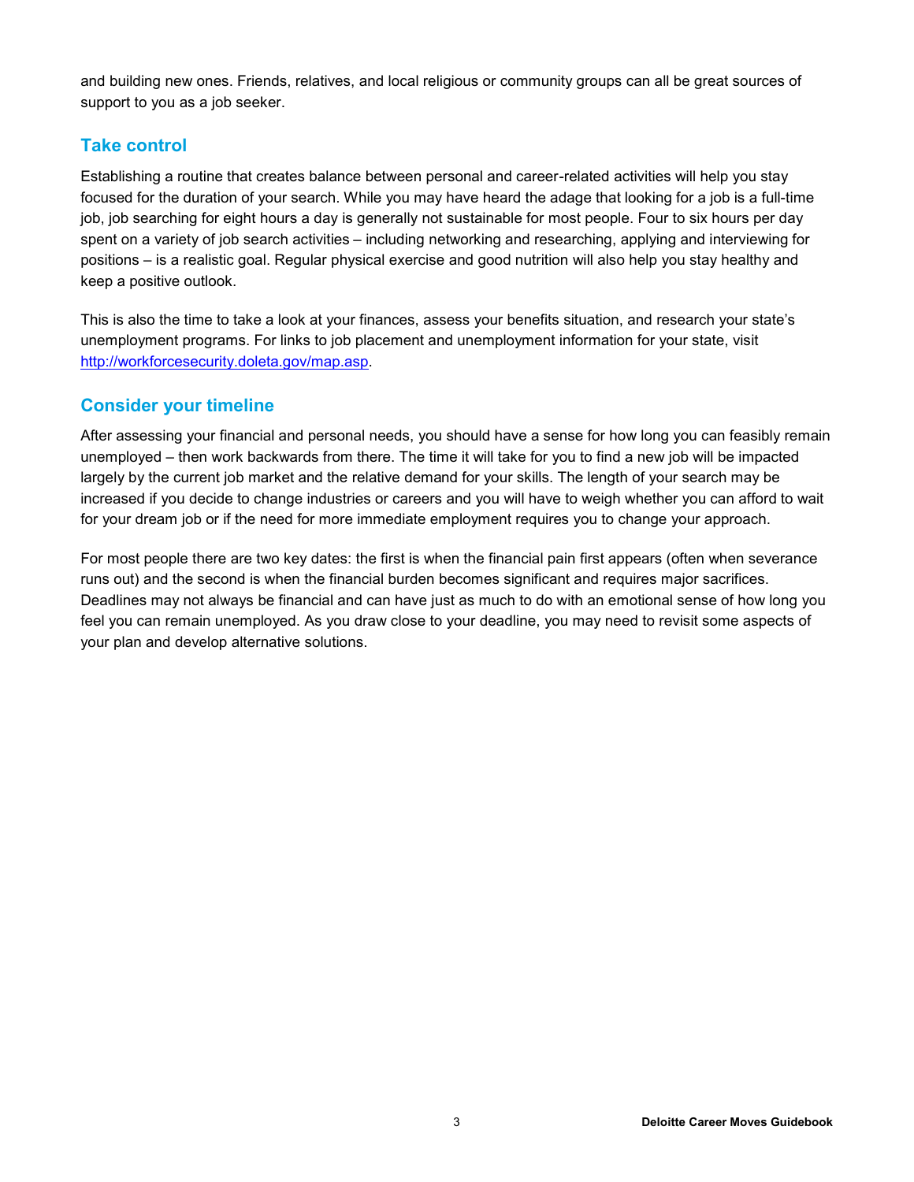and building new ones. Friends, relatives, and local religious or community groups can all be great sources of support to you as a job seeker.

## Take control

Establishing a routine that creates balance between personal and career-related activities will help you stay focused for the duration of your search. While you may have heard the adage that looking for a job is a full-time job, job searching for eight hours a day is generally not sustainable for most people. Four to six hours per day spent on a variety of job search activities – including networking and researching, applying and interviewing for positions – is a realistic goal. Regular physical exercise and good nutrition will also help you stay healthy and keep a positive outlook.

This is also the time to take a look at your finances, assess your benefits situation, and research your state's unemployment programs. For links to job placement and unemployment information for your state, visit [http://workforcesecurity.doleta.gov/map.asp](http://workforcesecurity.doleta.gov/map.asp).

## Consider your timeline

After assessing your financial and personal needs, you should have a sense for how long you can feasibly remain unemployed – then work backwards from there. The time it will take for you to find a new job will be impacted largely by the current job market and the relative demand for your skills. The length of your search may be increased if you decide to change industries or careers and you will have to weigh whether you can afford to wait for your dream job or if the need for more immediate employment requires you to change your approach.

For most people there are two key dates: the first is when the financial pain first appears (often when severance runs out) and the second is when the financial burden becomes significant and requires major sacrifices. Deadlines may not always be financial and can have just as much to do with an emotional sense of how long you feel you can remain unemployed. As you draw close to your deadline, you may need to revisit some aspects of your plan and develop alternative solutions.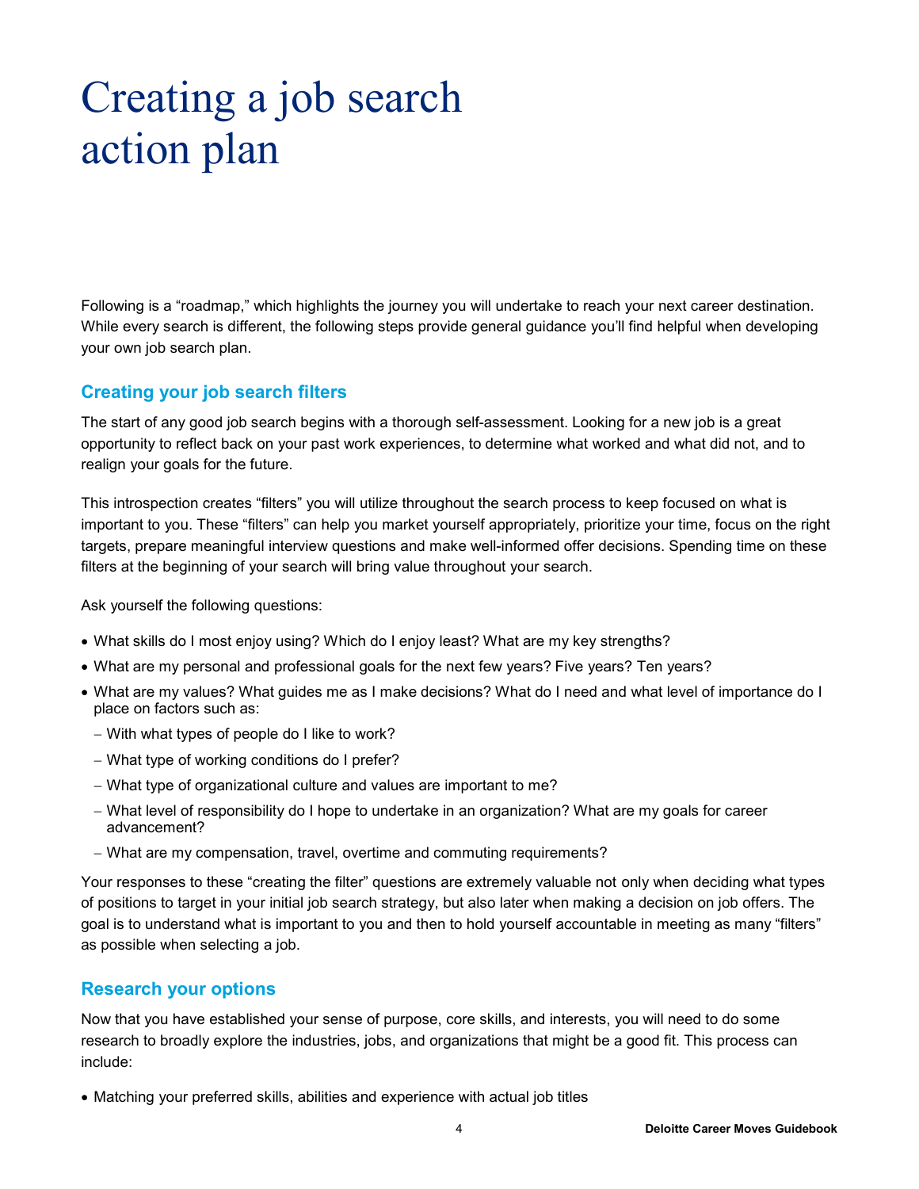# Creating a job search action plan

Following is a "roadmap," which highlights the journey you will undertake to reach your next career destination. While every search is different, the following steps provide general guidance you'll find helpful when developing your own job search plan.

## Creating your job search filters

The start of any good job search begins with a thorough self-assessment. Looking for a new job is a great opportunity to reflect back on your past work experiences, to determine what worked and what did not, and to realign your goals for the future.

This introspection creates "filters" you will utilize throughout the search process to keep focused on what is important to you. These "filters" can help you market yourself appropriately, prioritize your time, focus on the right targets, prepare meaningful interview questions and make well-informed offer decisions. Spending time on these filters at the beginning of your search will bring value throughout your search.

Ask yourself the following questions:

- What skills do I most enjoy using? Which do I enjoy least? What are my key strengths?
- What are my personal and professional goals for the next few years? Five years? Ten years?
- What are my values? What guides me as I make decisions? What do I need and what level of importance do I place on factors such as:
  - With what types of people do I like to work?
  - What type of working conditions do I prefer?
  - What type of organizational culture and values are important to me?
  - What level of responsibility do I hope to undertake in an organization? What are my goals for career advancement?
  - What are my compensation, travel, overtime and commuting requirements?

Your responses to these "creating the filter" questions are extremely valuable not only when deciding what types of positions to target in your initial job search strategy, but also later when making a decision on job offers. The goal is to understand what is important to you and then to hold yourself accountable in meeting as many "filters" as possible when selecting a job.

## Research your options

Now that you have established your sense of purpose, core skills, and interests, you will need to do some research to broadly explore the industries, jobs, and organizations that might be a good fit. This process can include:

- Matching your preferred skills, abilities and experience with actual job titles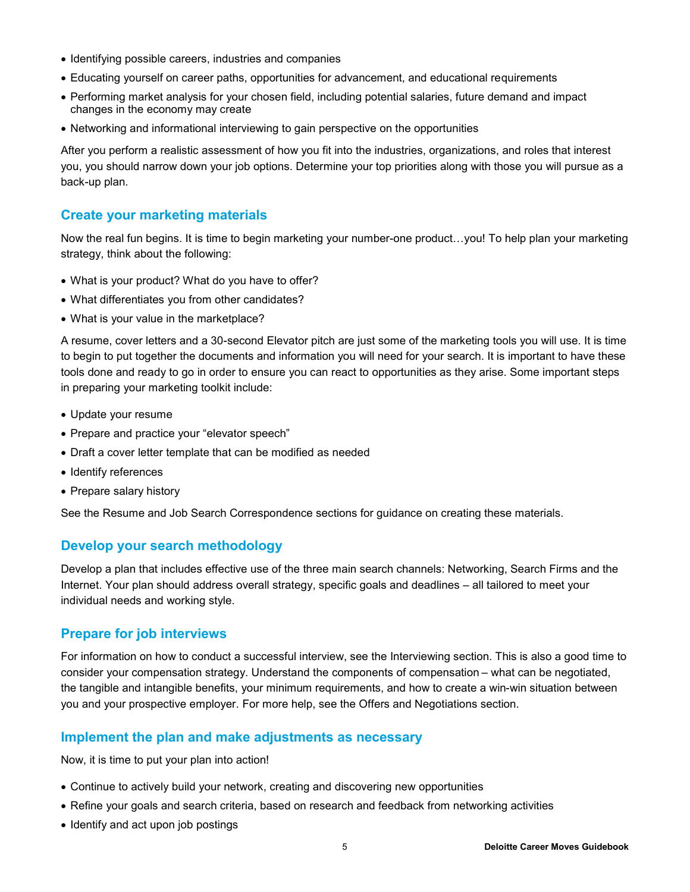- Identifying possible careers, industries and companies
- Educating yourself on career paths, opportunities for advancement, and educational requirements
- Performing market analysis for your chosen field, including potential salaries, future demand and impact changes in the economy may create
- Networking and informational interviewing to gain perspective on the opportunities

After you perform a realistic assessment of how you fit into the industries, organizations, and roles that interest you, you should narrow down your job options. Determine your top priorities along with those you will pursue as a back-up plan.

## Create your marketing materials

Now the real fun begins. It is time to begin marketing your number-one product…you! To help plan your marketing strategy, think about the following:

- What is your product? What do you have to offer?
- What differentiates you from other candidates?
- What is your value in the marketplace?

A resume, cover letters and a 30-second Elevator pitch are just some of the marketing tools you will use. It is time to begin to put together the documents and information you will need for your search. It is important to have these tools done and ready to go in order to ensure you can react to opportunities as they arise. Some important steps in preparing your marketing toolkit include:

- Update your resume
- Prepare and practice your "elevator speech"
- Draft a cover letter template that can be modified as needed
- Identify references
- Prepare salary history

See the Resume and Job Search Correspondence sections for guidance on creating these materials.

## Develop your search methodology

Develop a plan that includes effective use of the three main search channels: Networking, Search Firms and the Internet. Your plan should address overall strategy, specific goals and deadlines – all tailored to meet your individual needs and working style.

## Prepare for job interviews

For information on how to conduct a successful interview, see the Interviewing section. This is also a good time to consider your compensation strategy. Understand the components of compensation – what can be negotiated, the tangible and intangible benefits, your minimum requirements, and how to create a win-win situation between you and your prospective employer. For more help, see the Offers and Negotiations section.

## Implement the plan and make adjustments as necessary

Now, it is time to put your plan into action!

- Continue to actively build your network, creating and discovering new opportunities
- Refine your goals and search criteria, based on research and feedback from networking activities
- Identify and act upon job postings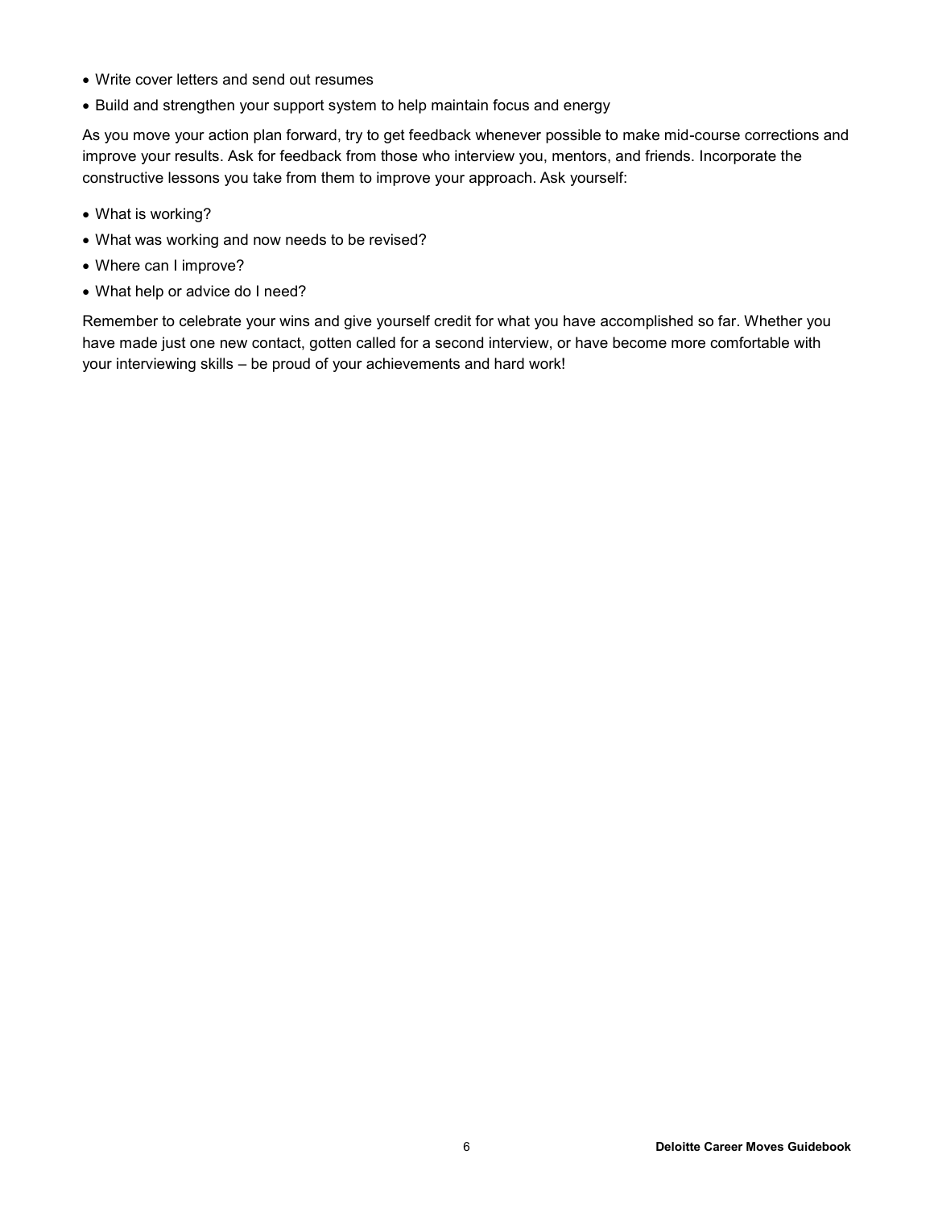- Write cover letters and send out resumes
- Build and strengthen your support system to help maintain focus and energy

As you move your action plan forward, try to get feedback whenever possible to make mid-course corrections and improve your results. Ask for feedback from those who interview you, mentors, and friends. Incorporate the constructive lessons you take from them to improve your approach. Ask yourself:

- What is working?
- What was working and now needs to be revised?
- Where can I improve?
- What help or advice do I need?

Remember to celebrate your wins and give yourself credit for what you have accomplished so far. Whether you have made just one new contact, gotten called for a second interview, or have become more comfortable with your interviewing skills – be proud of your achievements and hard work!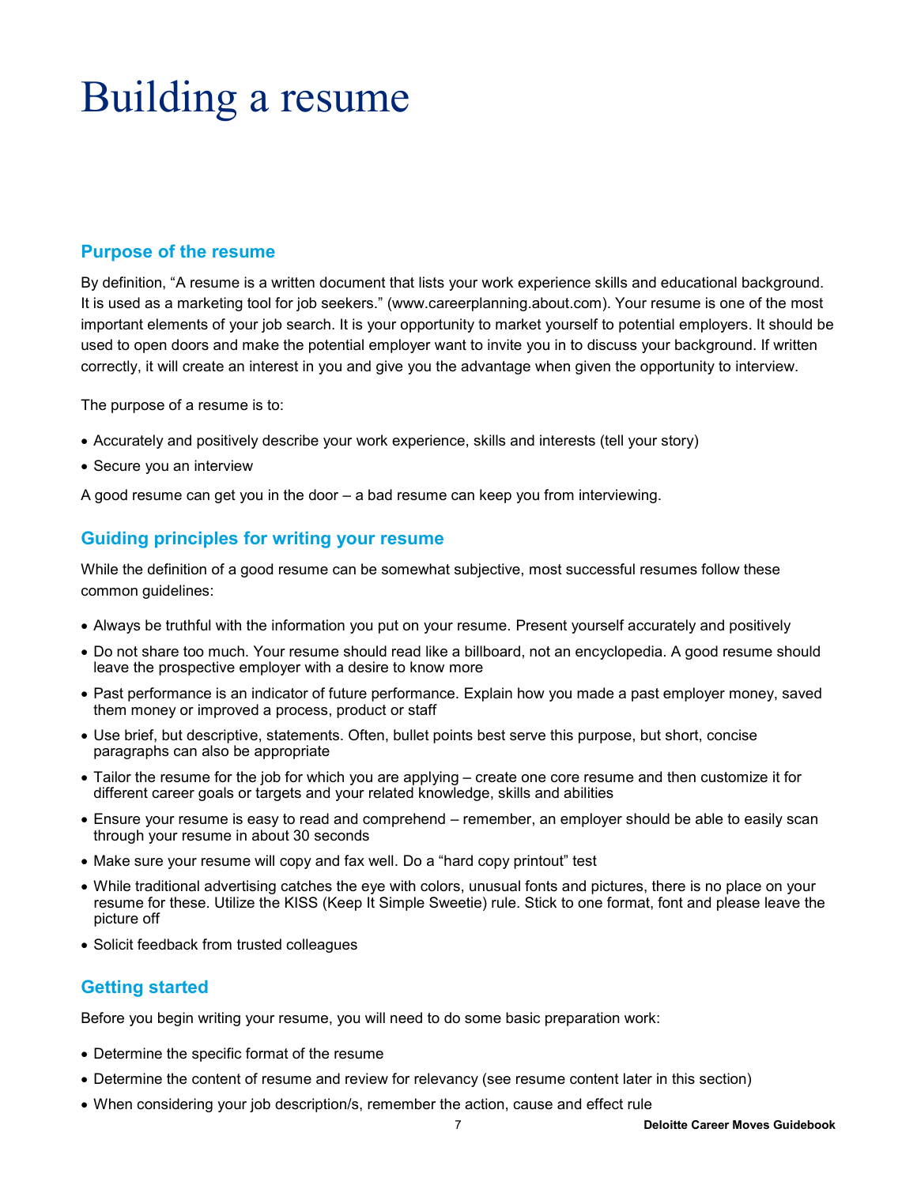# Building a resume

## Purpose of the resume

By definition, “A resume is a written document that lists your work experience skills and educational background. It is used as a marketing tool for job seekers.” (www.careerplanning.about.com). Your resume is one of the most important elements of your job search. It is your opportunity to market yourself to potential employers. It should be used to open doors and make the potential employer want to invite you in to discuss your background. If written correctly, it will create an interest in you and give you the advantage when given the opportunity to interview.

The purpose of a resume is to:

- Accurately and positively describe your work experience, skills and interests (tell your story)
- Secure you an interview

A good resume can get you in the door – a bad resume can keep you from interviewing.

## Guiding principles for writing your resume

While the definition of a good resume can be somewhat subjective, most successful resumes follow these common guidelines:

- Always be truthful with the information you put on your resume. Present yourself accurately and positively
- Do not share too much. Your resume should read like a billboard, not an encyclopedia. A good resume should leave the prospective employer with a desire to know more
- Past performance is an indicator of future performance. Explain how you made a past employer money, saved them money or improved a process, product or staff
- Use brief, but descriptive, statements. Often, bullet points best serve this purpose, but short, concise paragraphs can also be appropriate
- Tailor the resume for the job for which you are applying – create one core resume and then customize it for different career goals or targets and your related knowledge, skills and abilities
- Ensure your resume is easy to read and comprehend – remember, an employer should be able to easily scan through your resume in about 30 seconds
- Make sure your resume will copy and fax well. Do a “hard copy printout” test
- While traditional advertising catches the eye with colors, unusual fonts and pictures, there is no place on your resume for these. Utilize the KISS (Keep It Simple Sweetie) rule. Stick to one format, font and please leave the picture off
- Solicit feedback from trusted colleagues

## Getting started

Before you begin writing your resume, you will need to do some basic preparation work:

- Determine the specific format of the resume
- Determine the content of resume and review for relevancy (see resume content later in this section)
- When considering your job description/s, remember the action, cause and effect rule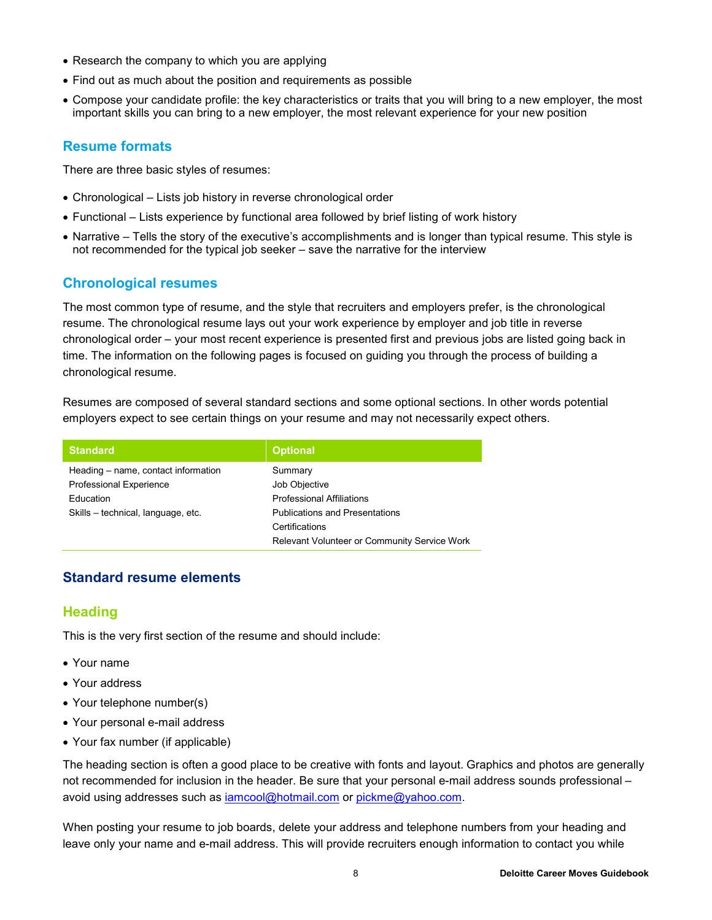- Research the company to which you are applying
- Find out as much about the position and requirements as possible
- Compose your candidate profile: the key characteristics or traits that you will bring to a new employer, the most important skills you can bring to a new employer, the most relevant experience for your new position

## Resume formats

There are three basic styles of resumes:

- Chronological – Lists job history in reverse chronological order
- Functional – Lists experience by functional area followed by brief listing of work history
- Narrative – Tells the story of the executive's accomplishments and is longer than typical resume. This style is not recommended for the typical job seeker – save the narrative for the interview

## Chronological resumes

The most common type of resume, and the style that recruiters and employers prefer, is the chronological resume. The chronological resume lays out your work experience by employer and job title in reverse chronological order – your most recent experience is presented first and previous jobs are listed going back in time. The information on the following pages is focused on guiding you through the process of building a chronological resume.

Resumes are composed of several standard sections and some optional sections. In other words potential employers expect to see certain things on your resume and may not necessarily expect others.

| Standard | Optional |
|---|---|
| Heading – name, contact information | Summary |
| Professional Experience | Job Objective |
| Education | Professional Affiliations |
| Skills – technical, language, etc. | Publications and Presentations |
| | Certifications |
| | Relevant Volunteer or Community Service Work |

## Standard resume elements

### Heading

This is the very first section of the resume and should include:

- Your name
- Your address
- Your telephone number(s)
- Your personal e-mail address
- Your fax number (if applicable)

The heading section is often a good place to be creative with fonts and layout. Graphics and photos are generally not recommended for inclusion in the header. Be sure that your personal e-mail address sounds professional – avoid using addresses such as iamcool@hotmail.com or pickme@yahoo.com.

When posting your resume to job boards, delete your address and telephone numbers from your heading and leave only your name and e-mail address. This will provide recruiters enough information to contact you while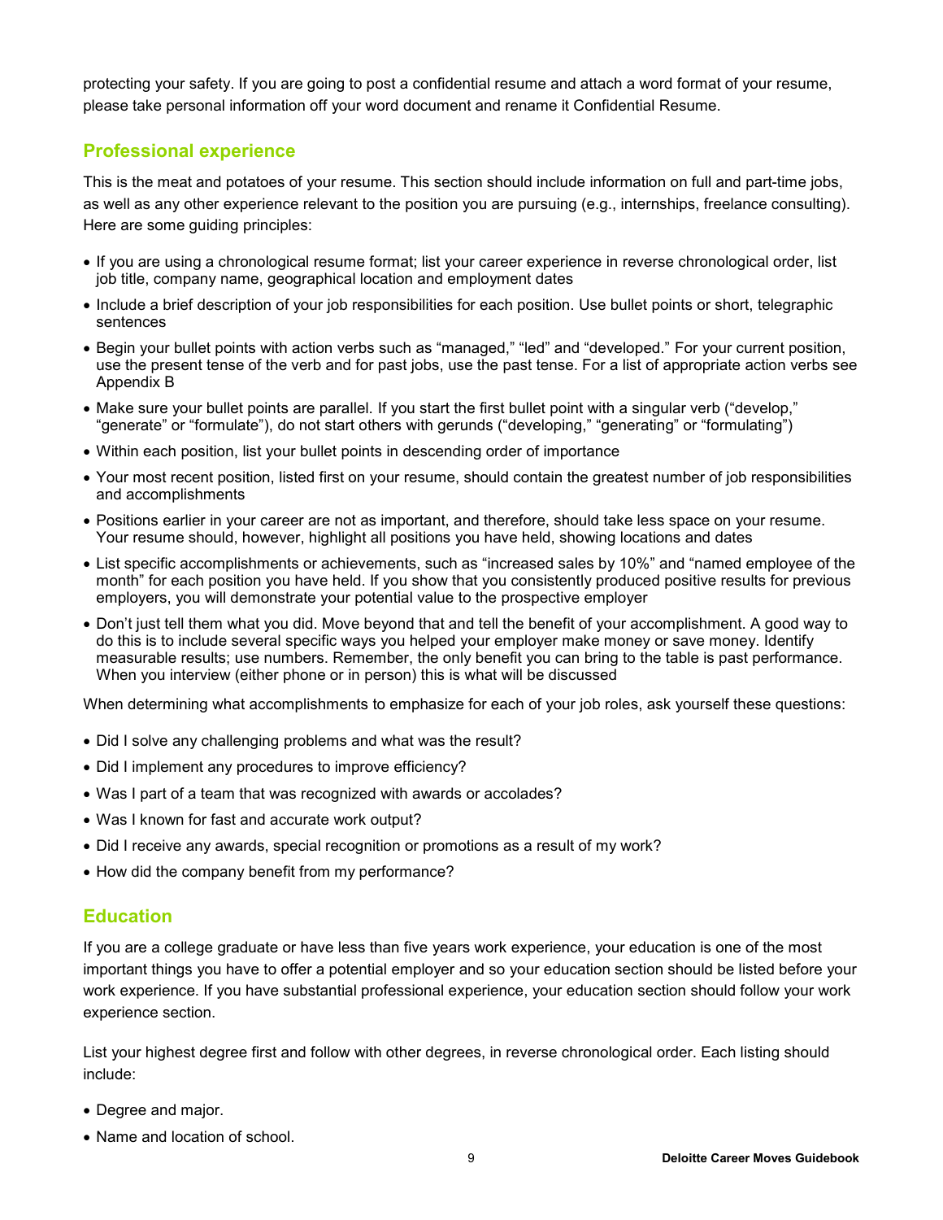protecting your safety. If you are going to post a confidential resume and attach a word format of your resume, please take personal information off your word document and rename it Confidential Resume.

## Professional experience

This is the meat and potatoes of your resume. This section should include information on full and part-time jobs, as well as any other experience relevant to the position you are pursuing (e.g., internships, freelance consulting). Here are some guiding principles:

- If you are using a chronological resume format; list your career experience in reverse chronological order, list job title, company name, geographical location and employment dates
- Include a brief description of your job responsibilities for each position. Use bullet points or short, telegraphic sentences
- Begin your bullet points with action verbs such as “managed,” “led” and “developed.” For your current position, use the present tense of the verb and for past jobs, use the past tense. For a list of appropriate action verbs see Appendix B
- Make sure your bullet points are parallel. If you start the first bullet point with a singular verb (“develop,” “generate” or “formulate”), do not start others with gerunds (“developing,” “generating” or “formulating”)
- Within each position, list your bullet points in descending order of importance
- Your most recent position, listed first on your resume, should contain the greatest number of job responsibilities and accomplishments
- Positions earlier in your career are not as important, and therefore, should take less space on your resume. Your resume should, however, highlight all positions you have held, showing locations and dates
- List specific accomplishments or achievements, such as “increased sales by 10%” and “named employee of the month” for each position you have held. If you show that you consistently produced positive results for previous employers, you will demonstrate your potential value to the prospective employer
- Don’t just tell them what you did. Move beyond that and tell the benefit of your accomplishment. A good way to do this is to include several specific ways you helped your employer make money or save money. Identify measurable results; use numbers. Remember, the only benefit you can bring to the table is past performance. When you interview (either phone or in person) this is what will be discussed

When determining what accomplishments to emphasize for each of your job roles, ask yourself these questions:

- Did I solve any challenging problems and what was the result?
- Did I implement any procedures to improve efficiency?
- Was I part of a team that was recognized with awards or accolades?
- Was I known for fast and accurate work output?
- Did I receive any awards, special recognition or promotions as a result of my work?
- How did the company benefit from my performance?

## Education

If you are a college graduate or have less than five years work experience, your education is one of the most important things you have to offer a potential employer and so your education section should be listed before your work experience. If you have substantial professional experience, your education section should follow your work experience section.

List your highest degree first and follow with other degrees, in reverse chronological order. Each listing should include:

- Degree and major.
- Name and location of school.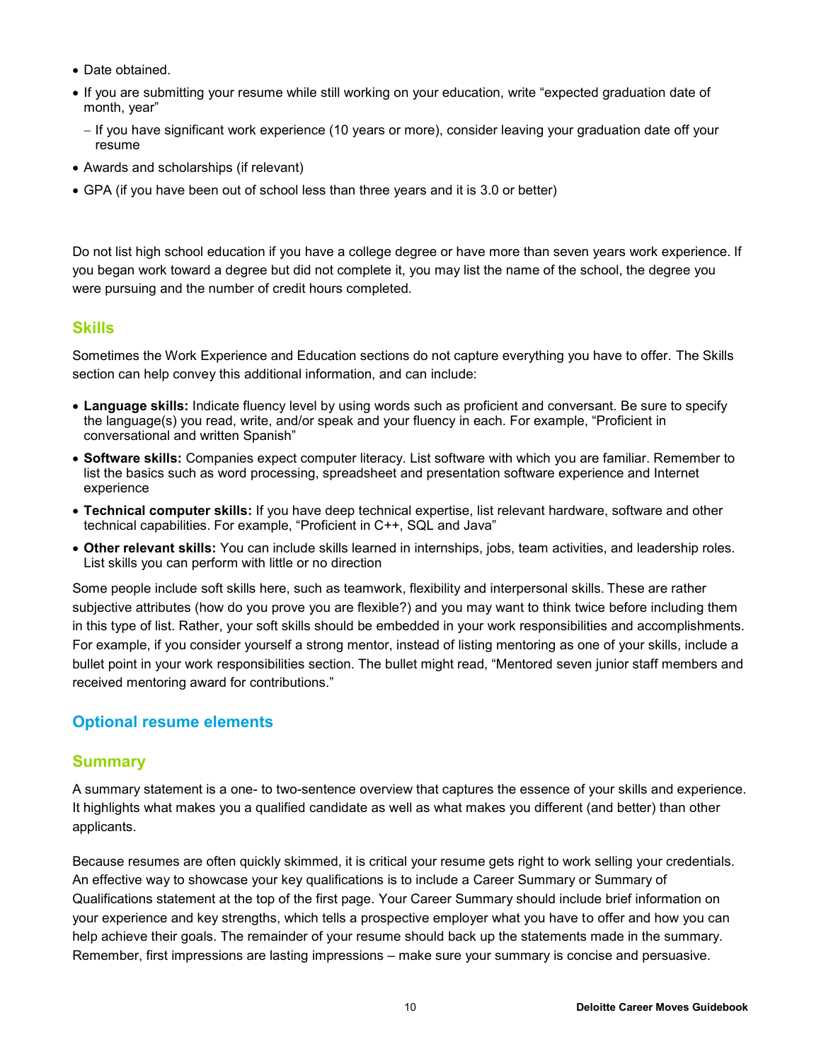- Date obtained.
- If you are submitting your resume while still working on your education, write "expected graduation date of month, year"
  - If you have significant work experience (10 years or more), consider leaving your graduation date off your resume
- Awards and scholarships (if relevant)
- GPA (if you have been out of school less than three years and it is 3.0 or better)

Do not list high school education if you have a college degree or have more than seven years work experience. If you began work toward a degree but did not complete it, you may list the name of the school, the degree you were pursuing and the number of credit hours completed.

### Skills

Sometimes the Work Experience and Education sections do not capture everything you have to offer. The Skills section can help convey this additional information, and can include:

- **Language skills:** Indicate fluency level by using words such as proficient and conversant. Be sure to specify the language(s) you read, write, and/or speak and your fluency in each. For example, "Proficient in conversational and written Spanish"
- **Software skills:** Companies expect computer literacy. List software with which you are familiar. Remember to list the basics such as word processing, spreadsheet and presentation software experience and Internet experience
- **Technical computer skills:** If you have deep technical expertise, list relevant hardware, software and other technical capabilities. For example, "Proficient in C++, SQL and Java"
- **Other relevant skills:** You can include skills learned in internships, jobs, team activities, and leadership roles. List skills you can perform with little or no direction

Some people include soft skills here, such as teamwork, flexibility and interpersonal skills. These are rather subjective attributes (how do you prove you are flexible?) and you may want to think twice before including them in this type of list. Rather, your soft skills should be embedded in your work responsibilities and accomplishments. For example, if you consider yourself a strong mentor, instead of listing mentoring as one of your skills, include a bullet point in your work responsibilities section. The bullet might read, "Mentored seven junior staff members and received mentoring award for contributions."

## Optional resume elements

### Summary

A summary statement is a one- to two-sentence overview that captures the essence of your skills and experience. It highlights what makes you a qualified candidate as well as what makes you different (and better) than other applicants.

Because resumes are often quickly skimmed, it is critical your resume gets right to work selling your credentials. An effective way to showcase your key qualifications is to include a Career Summary or Summary of Qualifications statement at the top of the first page. Your Career Summary should include brief information on your experience and key strengths, which tells a prospective employer what you have to offer and how you can help achieve their goals. The remainder of your resume should back up the statements made in the summary. Remember, first impressions are lasting impressions – make sure your summary is concise and persuasive.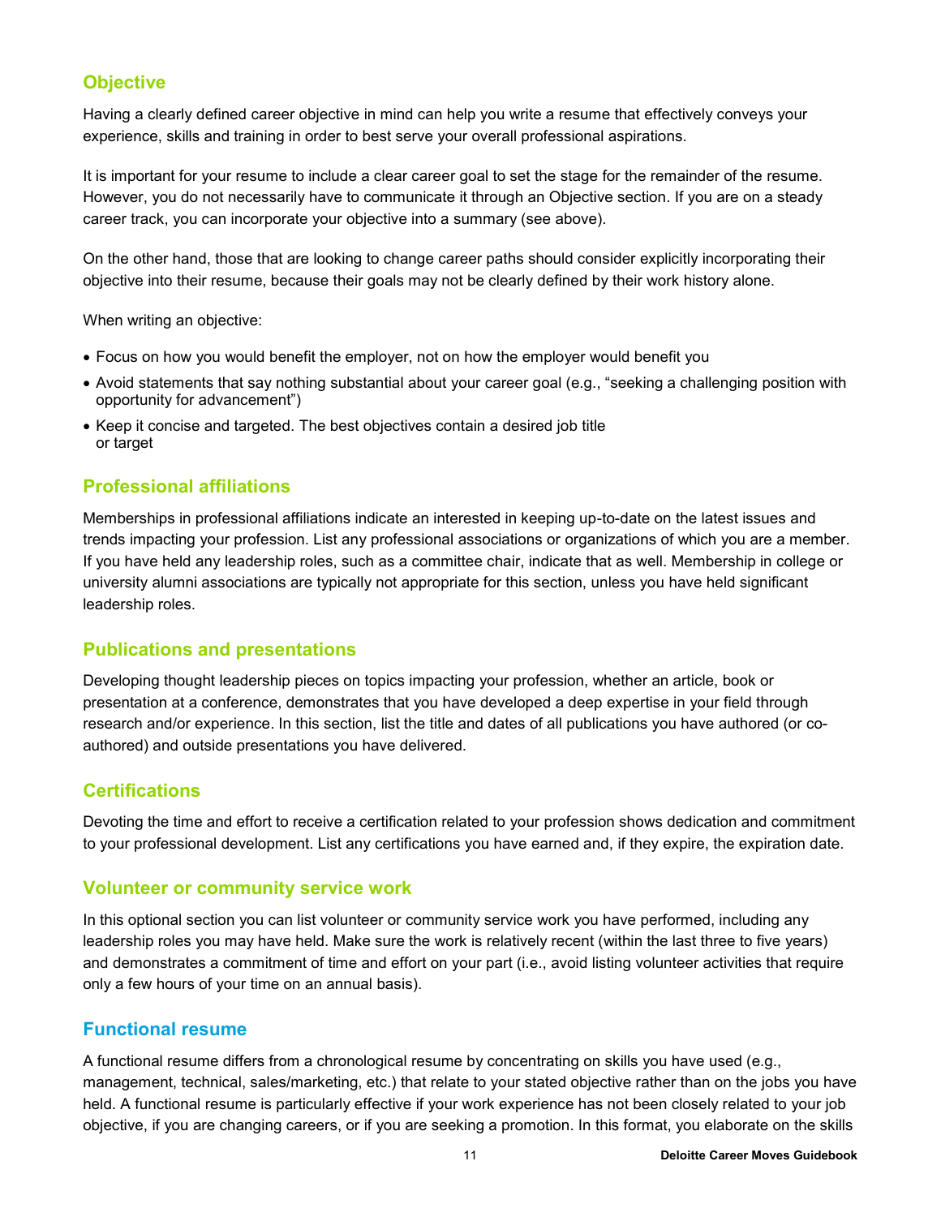## Objective

Having a clearly defined career objective in mind can help you write a resume that effectively conveys your experience, skills and training in order to best serve your overall professional aspirations.

It is important for your resume to include a clear career goal to set the stage for the remainder of the resume. However, you do not necessarily have to communicate it through an Objective section. If you are on a steady career track, you can incorporate your objective into a summary (see above).

On the other hand, those that are looking to change career paths should consider explicitly incorporating their objective into their resume, because their goals may not be clearly defined by their work history alone.

When writing an objective:

- Focus on how you would benefit the employer, not on how the employer would benefit you
- Avoid statements that say nothing substantial about your career goal (e.g., "seeking a challenging position with opportunity for advancement")
- Keep it concise and targeted. The best objectives contain a desired job title or target

## Professional affiliations

Memberships in professional affiliations indicate an interested in keeping up-to-date on the latest issues and trends impacting your profession. List any professional associations or organizations of which you are a member. If you have held any leadership roles, such as a committee chair, indicate that as well. Membership in college or university alumni associations are typically not appropriate for this section, unless you have held significant leadership roles.

## Publications and presentations

Developing thought leadership pieces on topics impacting your profession, whether an article, book or presentation at a conference, demonstrates that you have developed a deep expertise in your field through research and/or experience. In this section, list the title and dates of all publications you have authored (or co-authored) and outside presentations you have delivered.

## Certifications

Devoting the time and effort to receive a certification related to your profession shows dedication and commitment to your professional development. List any certifications you have earned and, if they expire, the expiration date.

## Volunteer or community service work

In this optional section you can list volunteer or community service work you have performed, including any leadership roles you may have held. Make sure the work is relatively recent (within the last three to five years) and demonstrates a commitment of time and effort on your part (i.e., avoid listing volunteer activities that require only a few hours of your time on an annual basis).

## Functional resume

A functional resume differs from a chronological resume by concentrating on skills you have used (e.g., management, technical, sales/marketing, etc.) that relate to your stated objective rather than on the jobs you have held. A functional resume is particularly effective if your work experience has not been closely related to your job objective, if you are changing careers, or if you are seeking a promotion. In this format, you elaborate on the skills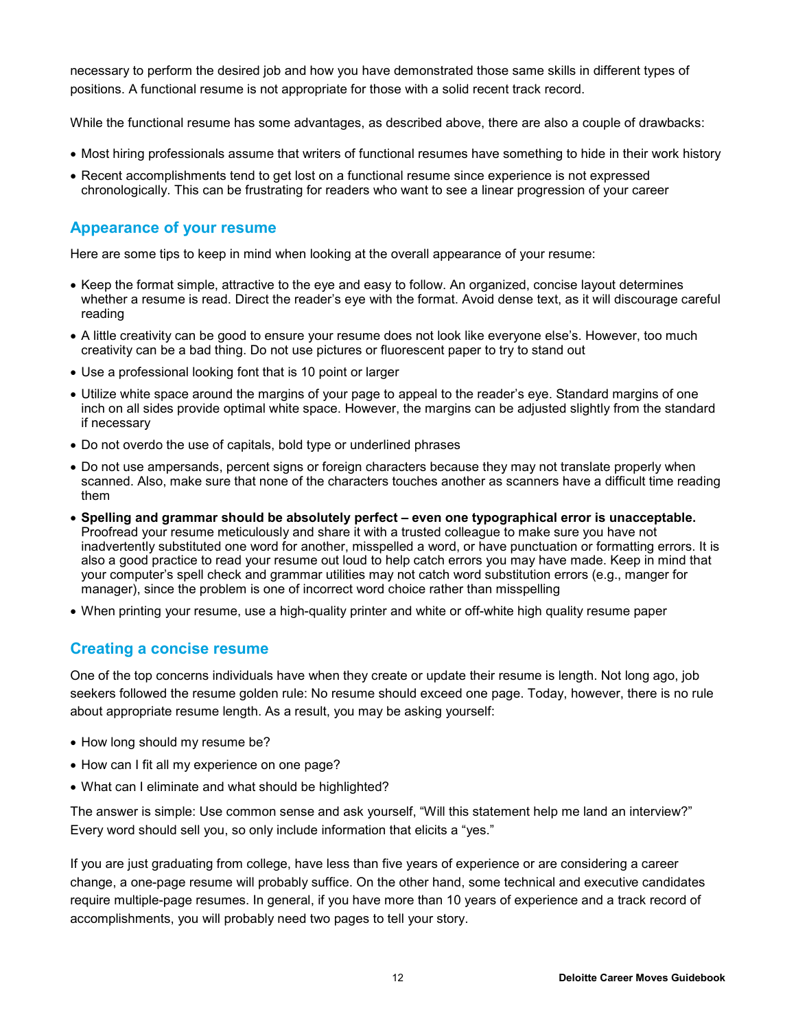necessary to perform the desired job and how you have demonstrated those same skills in different types of positions. A functional resume is not appropriate for those with a solid recent track record.

While the functional resume has some advantages, as described above, there are also a couple of drawbacks:

- Most hiring professionals assume that writers of functional resumes have something to hide in their work history
- Recent accomplishments tend to get lost on a functional resume since experience is not expressed chronologically. This can be frustrating for readers who want to see a linear progression of your career

## Appearance of your resume

Here are some tips to keep in mind when looking at the overall appearance of your resume:

- Keep the format simple, attractive to the eye and easy to follow. An organized, concise layout determines whether a resume is read. Direct the reader's eye with the format. Avoid dense text, as it will discourage careful reading
- A little creativity can be good to ensure your resume does not look like everyone else's. However, too much creativity can be a bad thing. Do not use pictures or fluorescent paper to try to stand out
- Use a professional looking font that is 10 point or larger
- Utilize white space around the margins of your page to appeal to the reader's eye. Standard margins of one inch on all sides provide optimal white space. However, the margins can be adjusted slightly from the standard if necessary
- Do not overdo the use of capitals, bold type or underlined phrases
- Do not use ampersands, percent signs or foreign characters because they may not translate properly when scanned. Also, make sure that none of the characters touches another as scanners have a difficult time reading them
- **Spelling and grammar should be absolutely perfect – even one typographical error is unacceptable.** Proofread your resume meticulously and share it with a trusted colleague to make sure you have not inadvertently substituted one word for another, misspelled a word, or have punctuation or formatting errors. It is also a good practice to read your resume out loud to help catch errors you may have made. Keep in mind that your computer's spell check and grammar utilities may not catch word substitution errors (e.g., manger for manager), since the problem is one of incorrect word choice rather than misspelling
- When printing your resume, use a high-quality printer and white or off-white high quality resume paper

## Creating a concise resume

One of the top concerns individuals have when they create or update their resume is length. Not long ago, job seekers followed the resume golden rule: No resume should exceed one page. Today, however, there is no rule about appropriate resume length. As a result, you may be asking yourself:

- How long should my resume be?
- How can I fit all my experience on one page?
- What can I eliminate and what should be highlighted?

The answer is simple: Use common sense and ask yourself, "Will this statement help me land an interview?" Every word should sell you, so only include information that elicits a "yes."

If you are just graduating from college, have less than five years of experience or are considering a career change, a one-page resume will probably suffice. On the other hand, some technical and executive candidates require multiple-page resumes. In general, if you have more than 10 years of experience and a track record of accomplishments, you will probably need two pages to tell your story.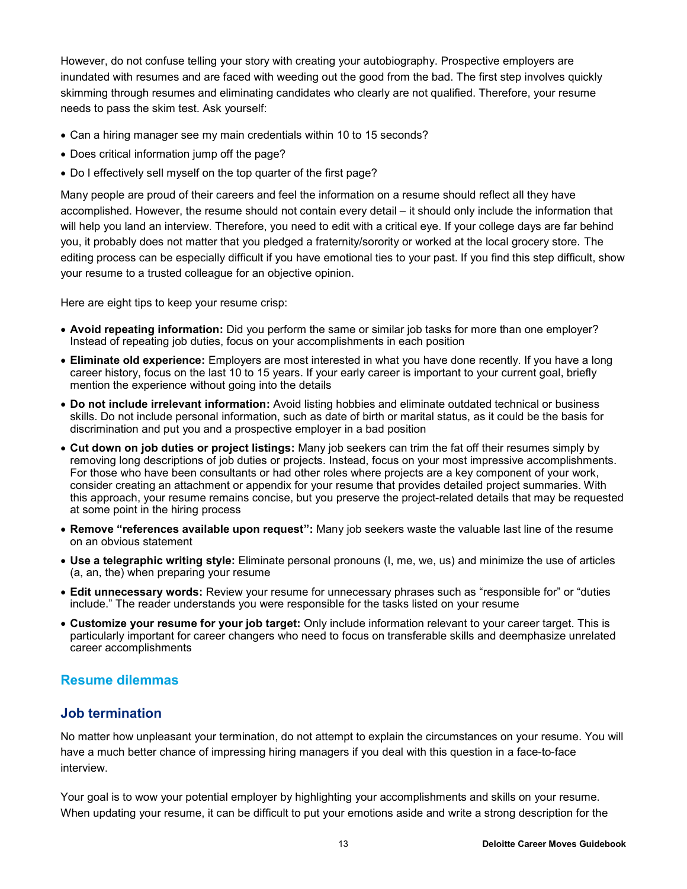However, do not confuse telling your story with creating your autobiography. Prospective employers are inundated with resumes and are faced with weeding out the good from the bad. The first step involves quickly skimming through resumes and eliminating candidates who clearly are not qualified. Therefore, your resume needs to pass the skim test. Ask yourself:

- Can a hiring manager see my main credentials within 10 to 15 seconds?
- Does critical information jump off the page?
- Do I effectively sell myself on the top quarter of the first page?

Many people are proud of their careers and feel the information on a resume should reflect all they have accomplished. However, the resume should not contain every detail – it should only include the information that will help you land an interview. Therefore, you need to edit with a critical eye. If your college days are far behind you, it probably does not matter that you pledged a fraternity/sorority or worked at the local grocery store. The editing process can be especially difficult if you have emotional ties to your past. If you find this step difficult, show your resume to a trusted colleague for an objective opinion.

Here are eight tips to keep your resume crisp:

- **Avoid repeating information:** Did you perform the same or similar job tasks for more than one employer? Instead of repeating job duties, focus on your accomplishments in each position
- **Eliminate old experience:** Employers are most interested in what you have done recently. If you have a long career history, focus on the last 10 to 15 years. If your early career is important to your current goal, briefly mention the experience without going into the details
- **Do not include irrelevant information:** Avoid listing hobbies and eliminate outdated technical or business skills. Do not include personal information, such as date of birth or marital status, as it could be the basis for discrimination and put you and a prospective employer in a bad position
- **Cut down on job duties or project listings:** Many job seekers can trim the fat off their resumes simply by removing long descriptions of job duties or projects. Instead, focus on your most impressive accomplishments. For those who have been consultants or had other roles where projects are a key component of your work, consider creating an attachment or appendix for your resume that provides detailed project summaries. With this approach, your resume remains concise, but you preserve the project-related details that may be requested at some point in the hiring process
- **Remove "references available upon request":** Many job seekers waste the valuable last line of the resume on an obvious statement
- **Use a telegraphic writing style:** Eliminate personal pronouns (I, me, we, us) and minimize the use of articles (a, an, the) when preparing your resume
- **Edit unnecessary words:** Review your resume for unnecessary phrases such as "responsible for" or "duties include." The reader understands you were responsible for the tasks listed on your resume
- **Customize your resume for your job target:** Only include information relevant to your career target. This is particularly important for career changers who need to focus on transferable skills and deemphasize unrelated career accomplishments

## Resume dilemmas

### Job termination

No matter how unpleasant your termination, do not attempt to explain the circumstances on your resume. You will have a much better chance of impressing hiring managers if you deal with this question in a face-to-face interview.

Your goal is to wow your potential employer by highlighting your accomplishments and skills on your resume. When updating your resume, it can be difficult to put your emotions aside and write a strong description for the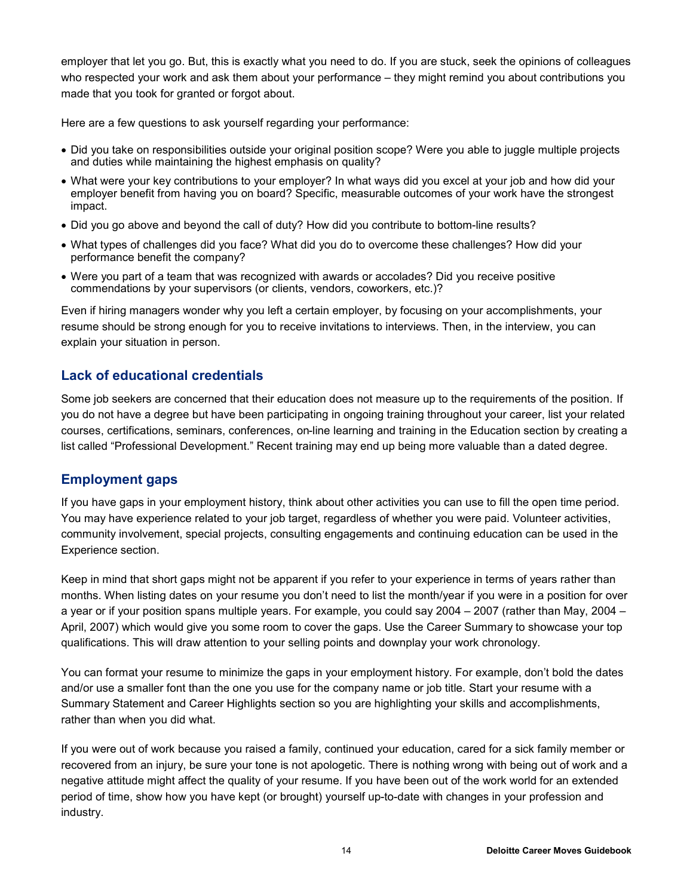employer that let you go. But, this is exactly what you need to do. If you are stuck, seek the opinions of colleagues who respected your work and ask them about your performance – they might remind you about contributions you made that you took for granted or forgot about.

Here are a few questions to ask yourself regarding your performance:

- Did you take on responsibilities outside your original position scope? Were you able to juggle multiple projects and duties while maintaining the highest emphasis on quality?
- What were your key contributions to your employer? In what ways did you excel at your job and how did your employer benefit from having you on board? Specific, measurable outcomes of your work have the strongest impact.
- Did you go above and beyond the call of duty? How did you contribute to bottom-line results?
- What types of challenges did you face? What did you do to overcome these challenges? How did your performance benefit the company?
- Were you part of a team that was recognized with awards or accolades? Did you receive positive commendations by your supervisors (or clients, vendors, coworkers, etc.)?

Even if hiring managers wonder why you left a certain employer, by focusing on your accomplishments, your resume should be strong enough for you to receive invitations to interviews. Then, in the interview, you can explain your situation in person.

## Lack of educational credentials

Some job seekers are concerned that their education does not measure up to the requirements of the position. If you do not have a degree but have been participating in ongoing training throughout your career, list your related courses, certifications, seminars, conferences, on-line learning and training in the Education section by creating a list called "Professional Development." Recent training may end up being more valuable than a dated degree.

## Employment gaps

If you have gaps in your employment history, think about other activities you can use to fill the open time period. You may have experience related to your job target, regardless of whether you were paid. Volunteer activities, community involvement, special projects, consulting engagements and continuing education can be used in the Experience section.

Keep in mind that short gaps might not be apparent if you refer to your experience in terms of years rather than months. When listing dates on your resume you don't need to list the month/year if you were in a position for over a year or if your position spans multiple years. For example, you could say 2004 – 2007 (rather than May, 2004 – April, 2007) which would give you some room to cover the gaps. Use the Career Summary to showcase your top qualifications. This will draw attention to your selling points and downplay your work chronology.

You can format your resume to minimize the gaps in your employment history. For example, don't bold the dates and/or use a smaller font than the one you use for the company name or job title. Start your resume with a Summary Statement and Career Highlights section so you are highlighting your skills and accomplishments, rather than when you did what.

If you were out of work because you raised a family, continued your education, cared for a sick family member or recovered from an injury, be sure your tone is not apologetic. There is nothing wrong with being out of work and a negative attitude might affect the quality of your resume. If you have been out of the work world for an extended period of time, show how you have kept (or brought) yourself up-to-date with changes in your profession and industry.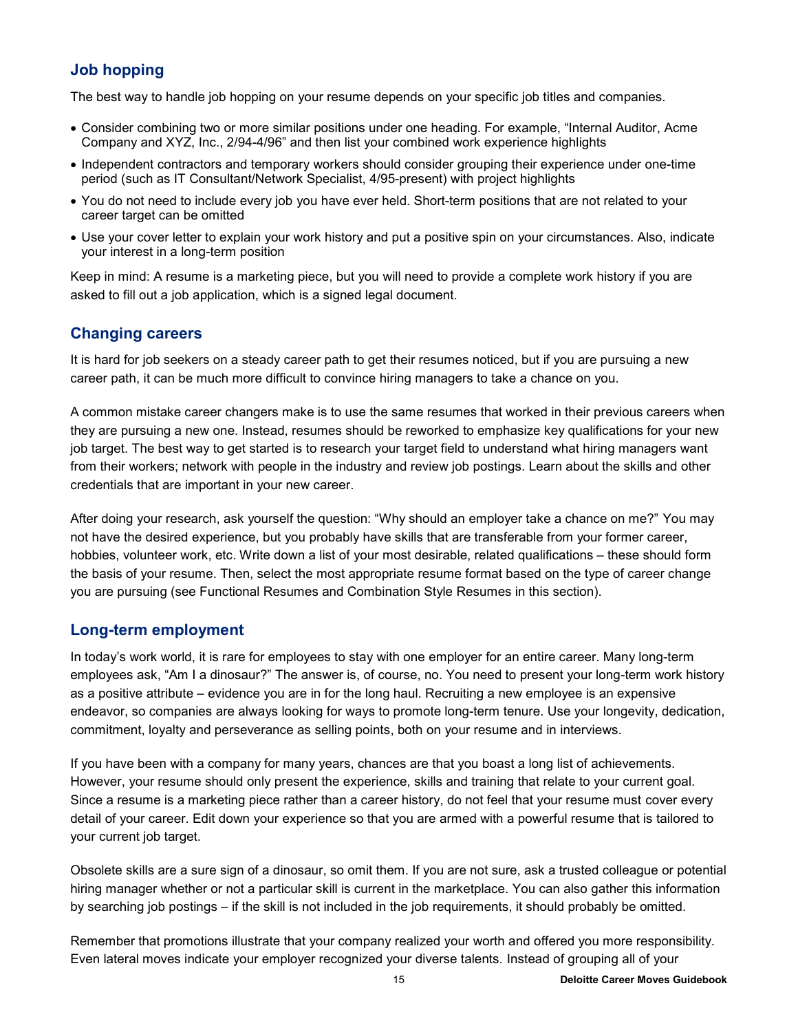## Job hopping

The best way to handle job hopping on your resume depends on your specific job titles and companies.

- Consider combining two or more similar positions under one heading. For example, "Internal Auditor, Acme Company and XYZ, Inc., 2/94-4/96" and then list your combined work experience highlights
- Independent contractors and temporary workers should consider grouping their experience under one-time period (such as IT Consultant/Network Specialist, 4/95-present) with project highlights
- You do not need to include every job you have ever held. Short-term positions that are not related to your career target can be omitted
- Use your cover letter to explain your work history and put a positive spin on your circumstances. Also, indicate your interest in a long-term position

Keep in mind: A resume is a marketing piece, but you will need to provide a complete work history if you are asked to fill out a job application, which is a signed legal document.

## Changing careers

It is hard for job seekers on a steady career path to get their resumes noticed, but if you are pursuing a new career path, it can be much more difficult to convince hiring managers to take a chance on you.

A common mistake career changers make is to use the same resumes that worked in their previous careers when they are pursuing a new one. Instead, resumes should be reworked to emphasize key qualifications for your new job target. The best way to get started is to research your target field to understand what hiring managers want from their workers; network with people in the industry and review job postings. Learn about the skills and other credentials that are important in your new career.

After doing your research, ask yourself the question: "Why should an employer take a chance on me?" You may not have the desired experience, but you probably have skills that are transferable from your former career, hobbies, volunteer work, etc. Write down a list of your most desirable, related qualifications – these should form the basis of your resume. Then, select the most appropriate resume format based on the type of career change you are pursuing (see Functional Resumes and Combination Style Resumes in this section).

## Long-term employment

In today's work world, it is rare for employees to stay with one employer for an entire career. Many long-term employees ask, "Am I a dinosaur?" The answer is, of course, no. You need to present your long-term work history as a positive attribute – evidence you are in for the long haul. Recruiting a new employee is an expensive endeavor, so companies are always looking for ways to promote long-term tenure. Use your longevity, dedication, commitment, loyalty and perseverance as selling points, both on your resume and in interviews.

If you have been with a company for many years, chances are that you boast a long list of achievements. However, your resume should only present the experience, skills and training that relate to your current goal. Since a resume is a marketing piece rather than a career history, do not feel that your resume must cover every detail of your career. Edit down your experience so that you are armed with a powerful resume that is tailored to your current job target.

Obsolete skills are a sure sign of a dinosaur, so omit them. If you are not sure, ask a trusted colleague or potential hiring manager whether or not a particular skill is current in the marketplace. You can also gather this information by searching job postings – if the skill is not included in the job requirements, it should probably be omitted.

Remember that promotions illustrate that your company realized your worth and offered you more responsibility. Even lateral moves indicate your employer recognized your diverse talents. Instead of grouping all of your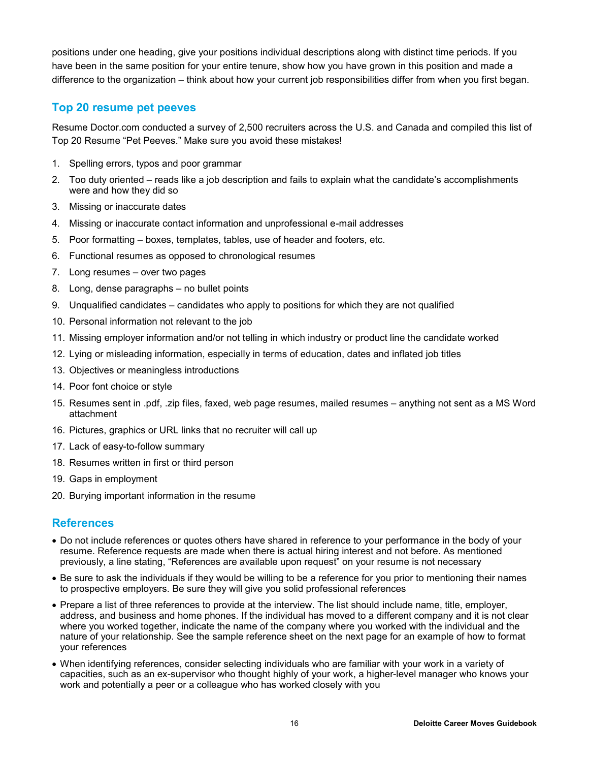positions under one heading, give your positions individual descriptions along with distinct time periods. If you have been in the same position for your entire tenure, show how you have grown in this position and made a difference to the organization – think about how your current job responsibilities differ from when you first began.

## Top 20 resume pet peeves

Resume Doctor.com conducted a survey of 2,500 recruiters across the U.S. and Canada and compiled this list of Top 20 Resume "Pet Peeves." Make sure you avoid these mistakes!

1. Spelling errors, typos and poor grammar
2. Too duty oriented – reads like a job description and fails to explain what the candidate's accomplishments were and how they did so
3. Missing or inaccurate dates
4. Missing or inaccurate contact information and unprofessional e-mail addresses
5. Poor formatting – boxes, templates, tables, use of header and footers, etc.
6. Functional resumes as opposed to chronological resumes
7. Long resumes – over two pages
8. Long, dense paragraphs – no bullet points
9. Unqualified candidates – candidates who apply to positions for which they are not qualified
10. Personal information not relevant to the job
11. Missing employer information and/or not telling in which industry or product line the candidate worked
12. Lying or misleading information, especially in terms of education, dates and inflated job titles
13. Objectives or meaningless introductions
14. Poor font choice or style
15. Resumes sent in .pdf, .zip files, faxed, web page resumes, mailed resumes – anything not sent as a MS Word attachment
16. Pictures, graphics or URL links that no recruiter will call up
17. Lack of easy-to-follow summary
18. Resumes written in first or third person
19. Gaps in employment
20. Burying important information in the resume

## References

- Do not include references or quotes others have shared in reference to your performance in the body of your resume. Reference requests are made when there is actual hiring interest and not before. As mentioned previously, a line stating, "References are available upon request" on your resume is not necessary
- Be sure to ask the individuals if they would be willing to be a reference for you prior to mentioning their names to prospective employers. Be sure they will give you solid professional references
- Prepare a list of three references to provide at the interview. The list should include name, title, employer, address, and business and home phones. If the individual has moved to a different company and it is not clear where you worked together, indicate the name of the company where you worked with the individual and the nature of your relationship. See the sample reference sheet on the next page for an example of how to format your references
- When identifying references, consider selecting individuals who are familiar with your work in a variety of capacities, such as an ex-supervisor who thought highly of your work, a higher-level manager who knows your work and potentially a peer or a colleague who has worked closely with you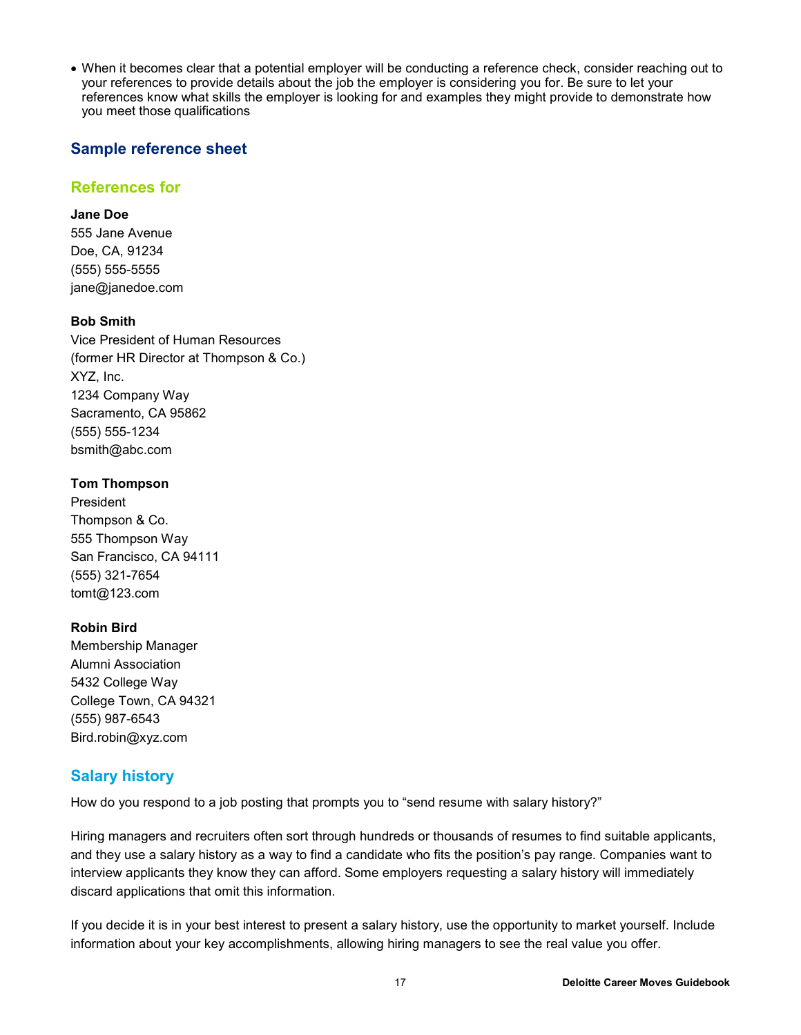- When it becomes clear that a potential employer will be conducting a reference check, consider reaching out to your references to provide details about the job the employer is considering you for. Be sure to let your references know what skills the employer is looking for and examples they might provide to demonstrate how you meet those qualifications

## Sample reference sheet

### References for

**Jane Doe**
555 Jane Avenue
Doe, CA, 91234
(555) 555-5555
jane@janedoe.com

**Bob Smith**
Vice President of Human Resources
(former HR Director at Thompson & Co.)
XYZ, Inc.
1234 Company Way
Sacramento, CA 95862
(555) 555-1234
bsmith@abc.com

**Tom Thompson**
President
Thompson & Co.
555 Thompson Way
San Francisco, CA 94111
(555) 321-7654
tomt@123.com

**Robin Bird**
Membership Manager
Alumni Association
5432 College Way
College Town, CA 94321
(555) 987-6543
Bird.robin@xyz.com

## Salary history

How do you respond to a job posting that prompts you to "send resume with salary history?"

Hiring managers and recruiters often sort through hundreds or thousands of resumes to find suitable applicants, and they use a salary history as a way to find a candidate who fits the position's pay range. Companies want to interview applicants they know they can afford. Some employers requesting a salary history will immediately discard applications that omit this information.

If you decide it is in your best interest to present a salary history, use the opportunity to market yourself. Include information about your key accomplishments, allowing hiring managers to see the real value you offer.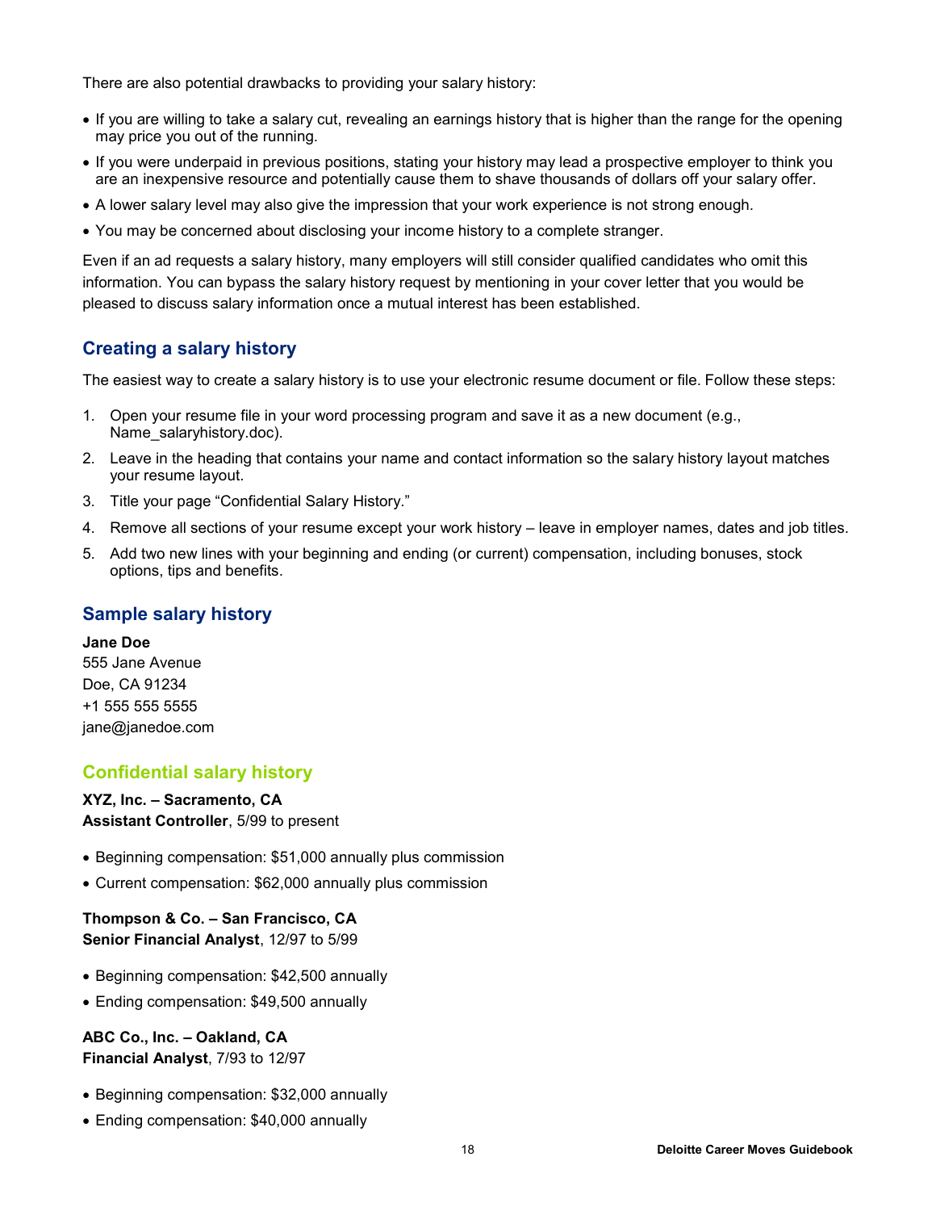There are also potential drawbacks to providing your salary history:

- If you are willing to take a salary cut, revealing an earnings history that is higher than the range for the opening may price you out of the running.
- If you were underpaid in previous positions, stating your history may lead a prospective employer to think you are an inexpensive resource and potentially cause them to shave thousands of dollars off your salary offer.
- A lower salary level may also give the impression that your work experience is not strong enough.
- You may be concerned about disclosing your income history to a complete stranger.

Even if an ad requests a salary history, many employers will still consider qualified candidates who omit this information. You can bypass the salary history request by mentioning in your cover letter that you would be pleased to discuss salary information once a mutual interest has been established.

## Creating a salary history

The easiest way to create a salary history is to use your electronic resume document or file. Follow these steps:

1. Open your resume file in your word processing program and save it as a new document (e.g., Name_salaryhistory.doc).
2. Leave in the heading that contains your name and contact information so the salary history layout matches your resume layout.
3. Title your page "Confidential Salary History."
4. Remove all sections of your resume except your work history – leave in employer names, dates and job titles.
5. Add two new lines with your beginning and ending (or current) compensation, including bonuses, stock options, tips and benefits.

## Sample salary history

**Jane Doe**
555 Jane Avenue
Doe, CA 91234
+1 555 555 5555
jane@janedoe.com

### Confidential salary history

**XYZ, Inc. – Sacramento, CA**
**Assistant Controller**, 5/99 to present

- Beginning compensation: $51,000 annually plus commission
- Current compensation: $62,000 annually plus commission

**Thompson & Co. – San Francisco, CA**
**Senior Financial Analyst**, 12/97 to 5/99

- Beginning compensation: $42,500 annually
- Ending compensation: $49,500 annually

**ABC Co., Inc. – Oakland, CA**
**Financial Analyst**, 7/93 to 12/97

- Beginning compensation: $32,000 annually
- Ending compensation: $40,000 annually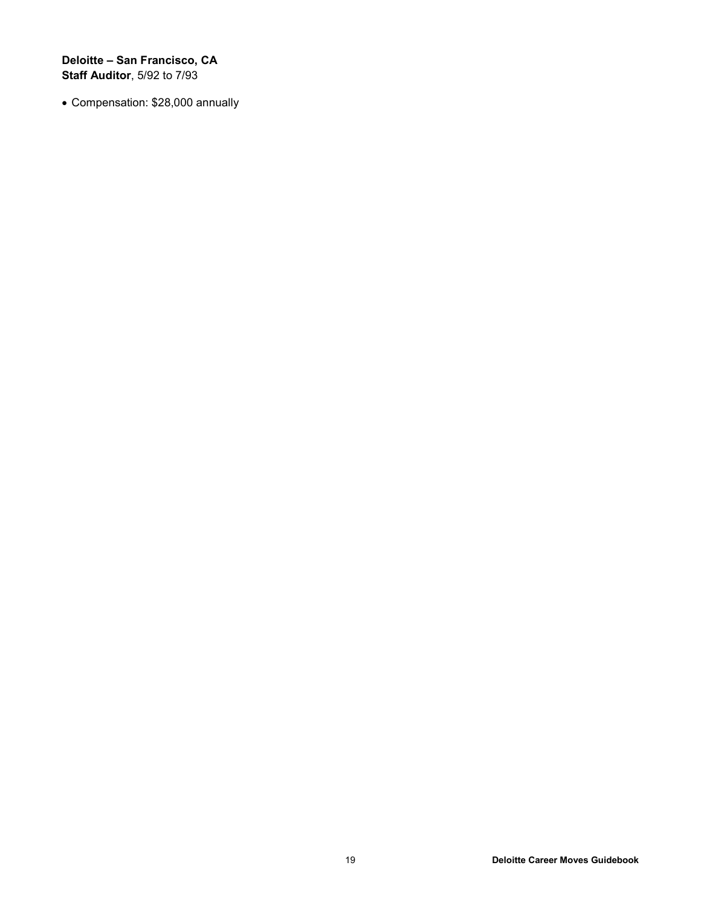**Deloitte – San Francisco, CA**
**Staff Auditor**, 5/92 to 7/93

- Compensation: $28,000 annually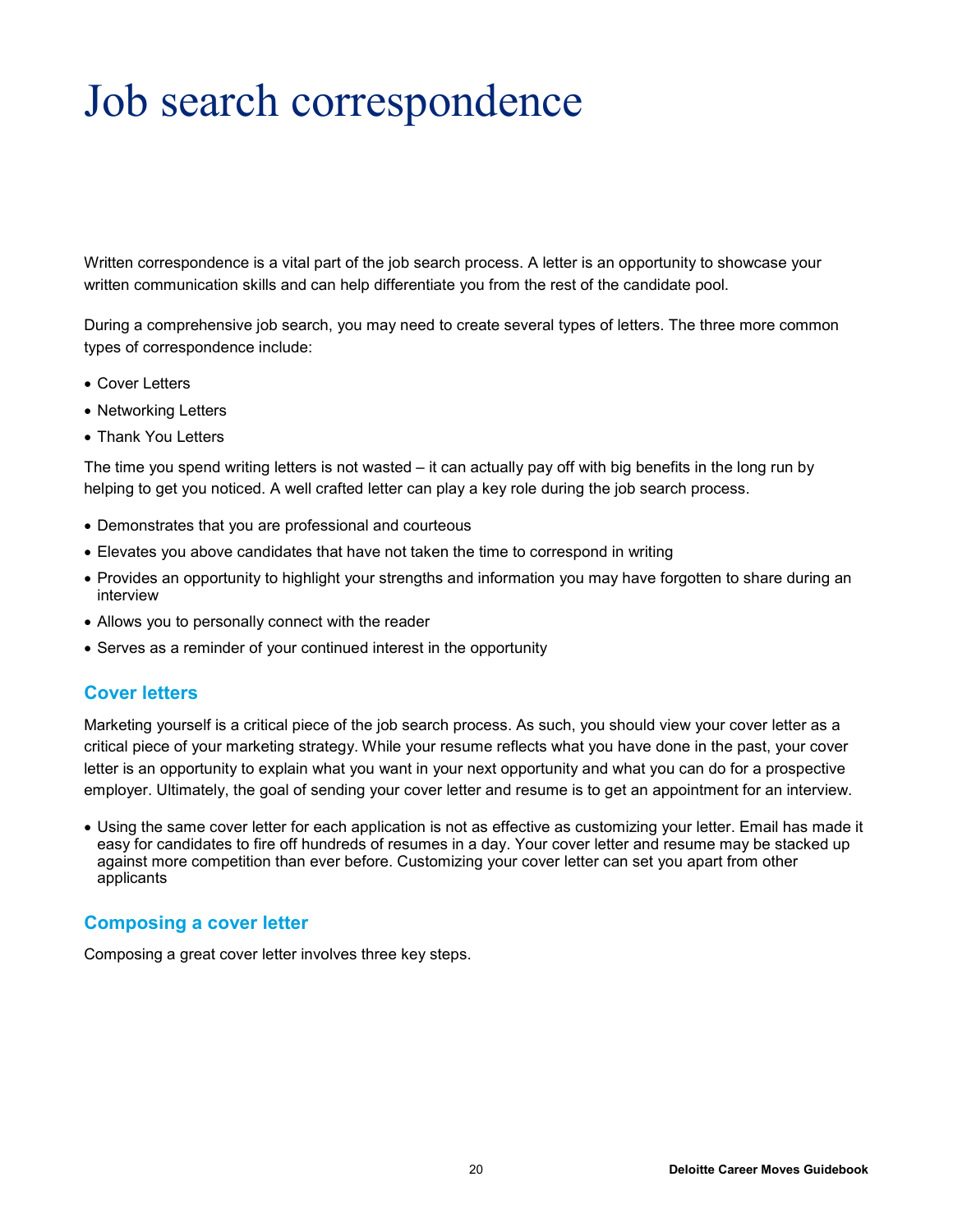# Job search correspondence

Written correspondence is a vital part of the job search process. A letter is an opportunity to showcase your written communication skills and can help differentiate you from the rest of the candidate pool.

During a comprehensive job search, you may need to create several types of letters. The three more common types of correspondence include:

- Cover Letters
- Networking Letters
- Thank You Letters

The time you spend writing letters is not wasted – it can actually pay off with big benefits in the long run by helping to get you noticed. A well crafted letter can play a key role during the job search process.

- Demonstrates that you are professional and courteous
- Elevates you above candidates that have not taken the time to correspond in writing
- Provides an opportunity to highlight your strengths and information you may have forgotten to share during an interview
- Allows you to personally connect with the reader
- Serves as a reminder of your continued interest in the opportunity

## Cover letters

Marketing yourself is a critical piece of the job search process. As such, you should view your cover letter as a critical piece of your marketing strategy. While your resume reflects what you have done in the past, your cover letter is an opportunity to explain what you want in your next opportunity and what you can do for a prospective employer. Ultimately, the goal of sending your cover letter and resume is to get an appointment for an interview.

- Using the same cover letter for each application is not as effective as customizing your letter. Email has made it easy for candidates to fire off hundreds of resumes in a day. Your cover letter and resume may be stacked up against more competition than ever before. Customizing your cover letter can set you apart from other applicants

## Composing a cover letter

Composing a great cover letter involves three key steps.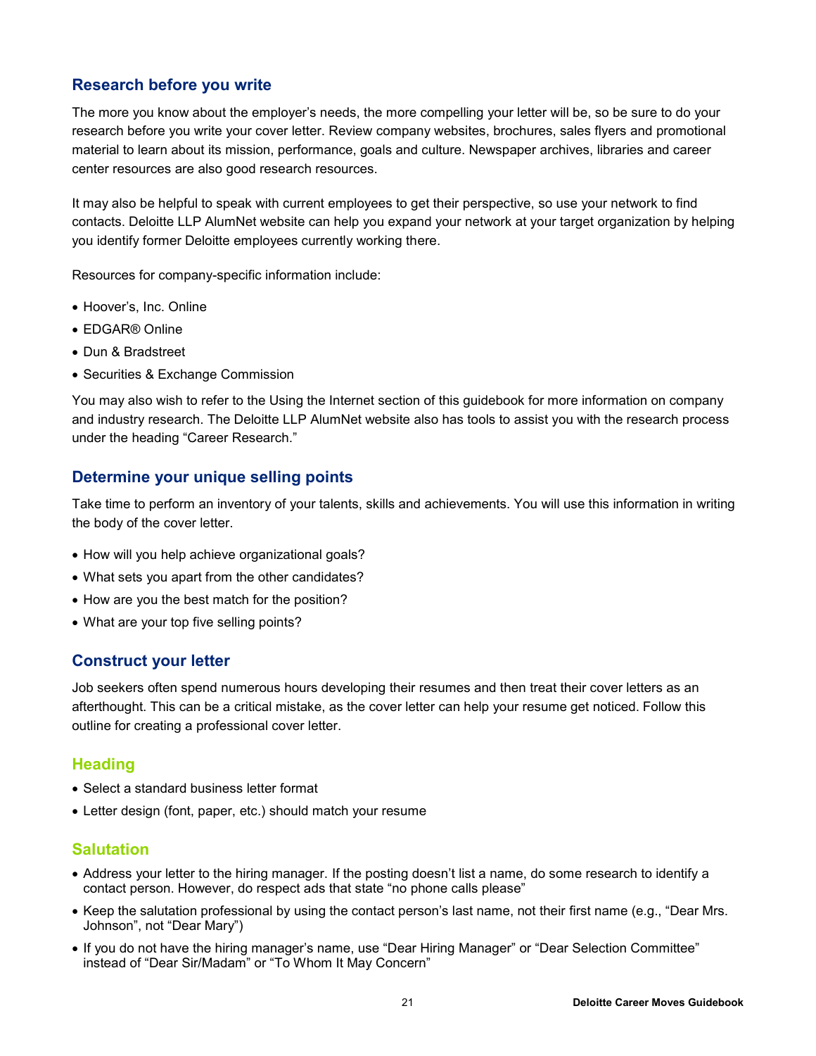## Research before you write

The more you know about the employer's needs, the more compelling your letter will be, so be sure to do your research before you write your cover letter. Review company websites, brochures, sales flyers and promotional material to learn about its mission, performance, goals and culture. Newspaper archives, libraries and career center resources are also good research resources.

It may also be helpful to speak with current employees to get their perspective, so use your network to find contacts. Deloitte LLP AlumNet website can help you expand your network at your target organization by helping you identify former Deloitte employees currently working there.

Resources for company-specific information include:

- Hoover's, Inc. Online
- EDGAR® Online
- Dun & Bradstreet
- Securities & Exchange Commission

You may also wish to refer to the Using the Internet section of this guidebook for more information on company and industry research. The Deloitte LLP AlumNet website also has tools to assist you with the research process under the heading "Career Research."

## Determine your unique selling points

Take time to perform an inventory of your talents, skills and achievements. You will use this information in writing the body of the cover letter.

- How will you help achieve organizational goals?
- What sets you apart from the other candidates?
- How are you the best match for the position?
- What are your top five selling points?

## Construct your letter

Job seekers often spend numerous hours developing their resumes and then treat their cover letters as an afterthought. This can be a critical mistake, as the cover letter can help your resume get noticed. Follow this outline for creating a professional cover letter.

### Heading

- Select a standard business letter format
- Letter design (font, paper, etc.) should match your resume

### Salutation

- Address your letter to the hiring manager. If the posting doesn't list a name, do some research to identify a contact person. However, do respect ads that state "no phone calls please"
- Keep the salutation professional by using the contact person's last name, not their first name (e.g., "Dear Mrs. Johnson", not "Dear Mary")
- If you do not have the hiring manager's name, use "Dear Hiring Manager" or "Dear Selection Committee" instead of "Dear Sir/Madam" or "To Whom It May Concern"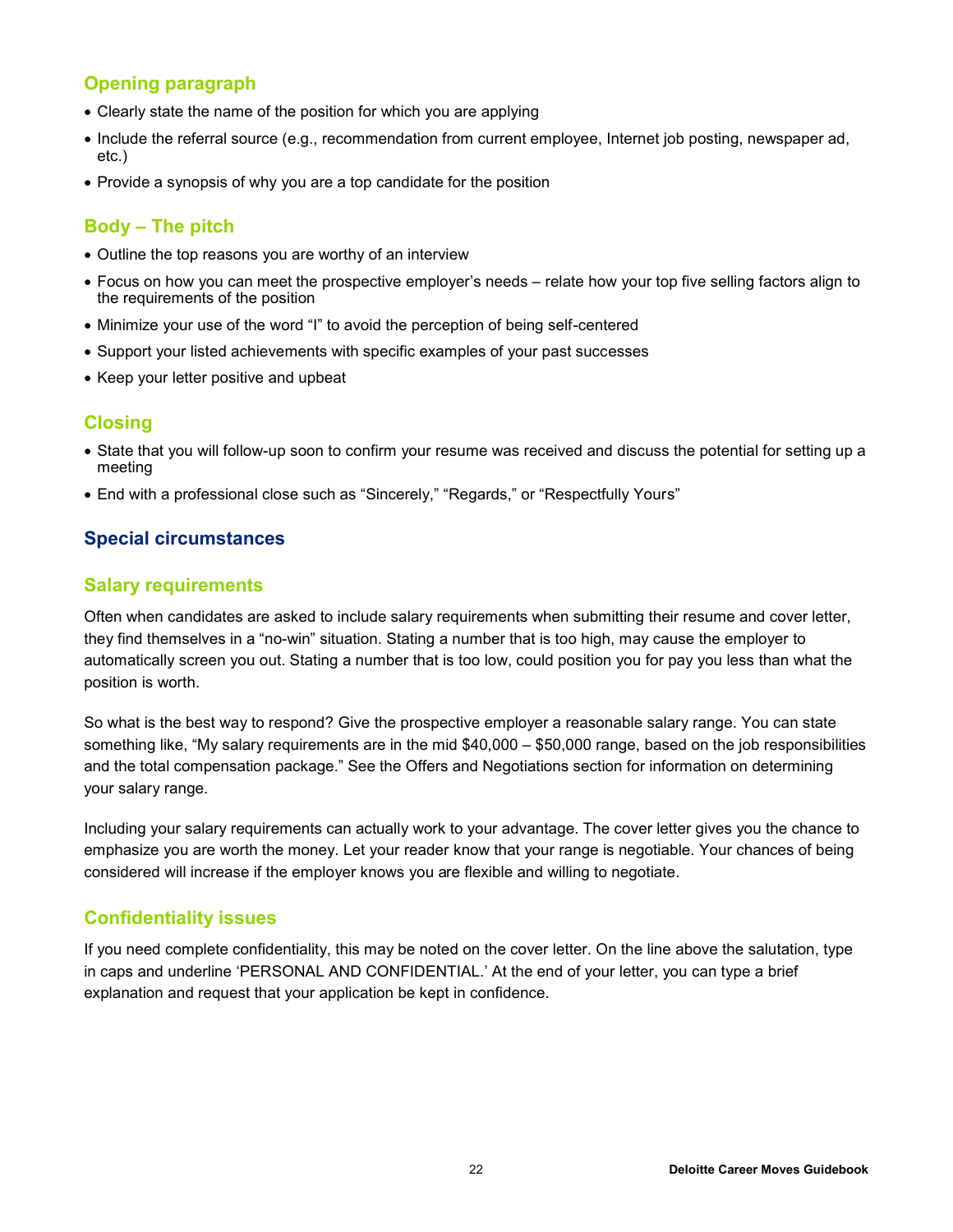### Opening paragraph

- Clearly state the name of the position for which you are applying
- Include the referral source (e.g., recommendation from current employee, Internet job posting, newspaper ad, etc.)
- Provide a synopsis of why you are a top candidate for the position

### Body – The pitch

- Outline the top reasons you are worthy of an interview
- Focus on how you can meet the prospective employer's needs – relate how your top five selling factors align to the requirements of the position
- Minimize your use of the word "I" to avoid the perception of being self-centered
- Support your listed achievements with specific examples of your past successes
- Keep your letter positive and upbeat

### Closing

- State that you will follow-up soon to confirm your resume was received and discuss the potential for setting up a meeting
- End with a professional close such as "Sincerely," "Regards," or "Respectfully Yours"

## Special circumstances

### Salary requirements

Often when candidates are asked to include salary requirements when submitting their resume and cover letter, they find themselves in a "no-win" situation. Stating a number that is too high, may cause the employer to automatically screen you out. Stating a number that is too low, could position you for pay you less than what the position is worth.

So what is the best way to respond? Give the prospective employer a reasonable salary range. You can state something like, "My salary requirements are in the mid $40,000 – $50,000 range, based on the job responsibilities and the total compensation package." See the Offers and Negotiations section for information on determining your salary range.

Including your salary requirements can actually work to your advantage. The cover letter gives you the chance to emphasize you are worth the money. Let your reader know that your range is negotiable. Your chances of being considered will increase if the employer knows you are flexible and willing to negotiate.

### Confidentiality issues

If you need complete confidentiality, this may be noted on the cover letter. On the line above the salutation, type in caps and underline 'PERSONAL AND CONFIDENTIAL.' At the end of your letter, you can type a brief explanation and request that your application be kept in confidence.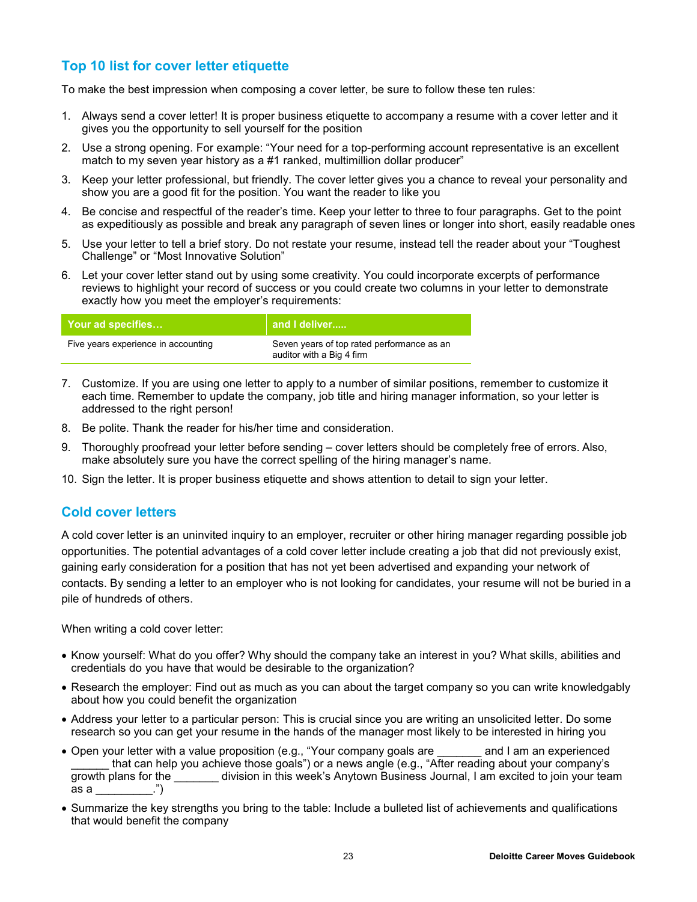## Top 10 list for cover letter etiquette

To make the best impression when composing a cover letter, be sure to follow these ten rules:

1. Always send a cover letter! It is proper business etiquette to accompany a resume with a cover letter and it gives you the opportunity to sell yourself for the position
2. Use a strong opening. For example: "Your need for a top-performing account representative is an excellent match to my seven year history as a #1 ranked, multimillion dollar producer"
3. Keep your letter professional, but friendly. The cover letter gives you a chance to reveal your personality and show you are a good fit for the position. You want the reader to like you
4. Be concise and respectful of the reader's time. Keep your letter to three to four paragraphs. Get to the point as expeditiously as possible and break any paragraph of seven lines or longer into short, easily readable ones
5. Use your letter to tell a brief story. Do not restate your resume, instead tell the reader about your "Toughest Challenge" or "Most Innovative Solution"
6. Let your cover letter stand out by using some creativity. You could incorporate excerpts of performance reviews to highlight your record of success or you could create two columns in your letter to demonstrate exactly how you meet the employer's requirements:

| Your ad specifies… | and I deliver….. |
|---|---|
| Five years experience in accounting | Seven years of top rated performance as an auditor with a Big 4 firm |

7. Customize. If you are using one letter to apply to a number of similar positions, remember to customize it each time. Remember to update the company, job title and hiring manager information, so your letter is addressed to the right person!
8. Be polite. Thank the reader for his/her time and consideration.
9. Thoroughly proofread your letter before sending – cover letters should be completely free of errors. Also, make absolutely sure you have the correct spelling of the hiring manager's name.
10. Sign the letter. It is proper business etiquette and shows attention to detail to sign your letter.

## Cold cover letters

A cold cover letter is an uninvited inquiry to an employer, recruiter or other hiring manager regarding possible job opportunities. The potential advantages of a cold cover letter include creating a job that did not previously exist, gaining early consideration for a position that has not yet been advertised and expanding your network of contacts. By sending a letter to an employer who is not looking for candidates, your resume will not be buried in a pile of hundreds of others.

When writing a cold cover letter:

- Know yourself: What do you offer? Why should the company take an interest in you? What skills, abilities and credentials do you have that would be desirable to the organization?
- Research the employer: Find out as much as you can about the target company so you can write knowledgably about how you could benefit the organization
- Address your letter to a particular person: This is crucial since you are writing an unsolicited letter. Do some research so you can get your resume in the hands of the manager most likely to be interested in hiring you
- Open your letter with a value proposition (e.g., "Your company goals are _______ and I am an experienced ______ that can help you achieve those goals") or a news angle (e.g., "After reading about your company's growth plans for the _______ division in this week's Anytown Business Journal, I am excited to join your team as a _________.")
- Summarize the key strengths you bring to the table: Include a bulleted list of achievements and qualifications that would benefit the company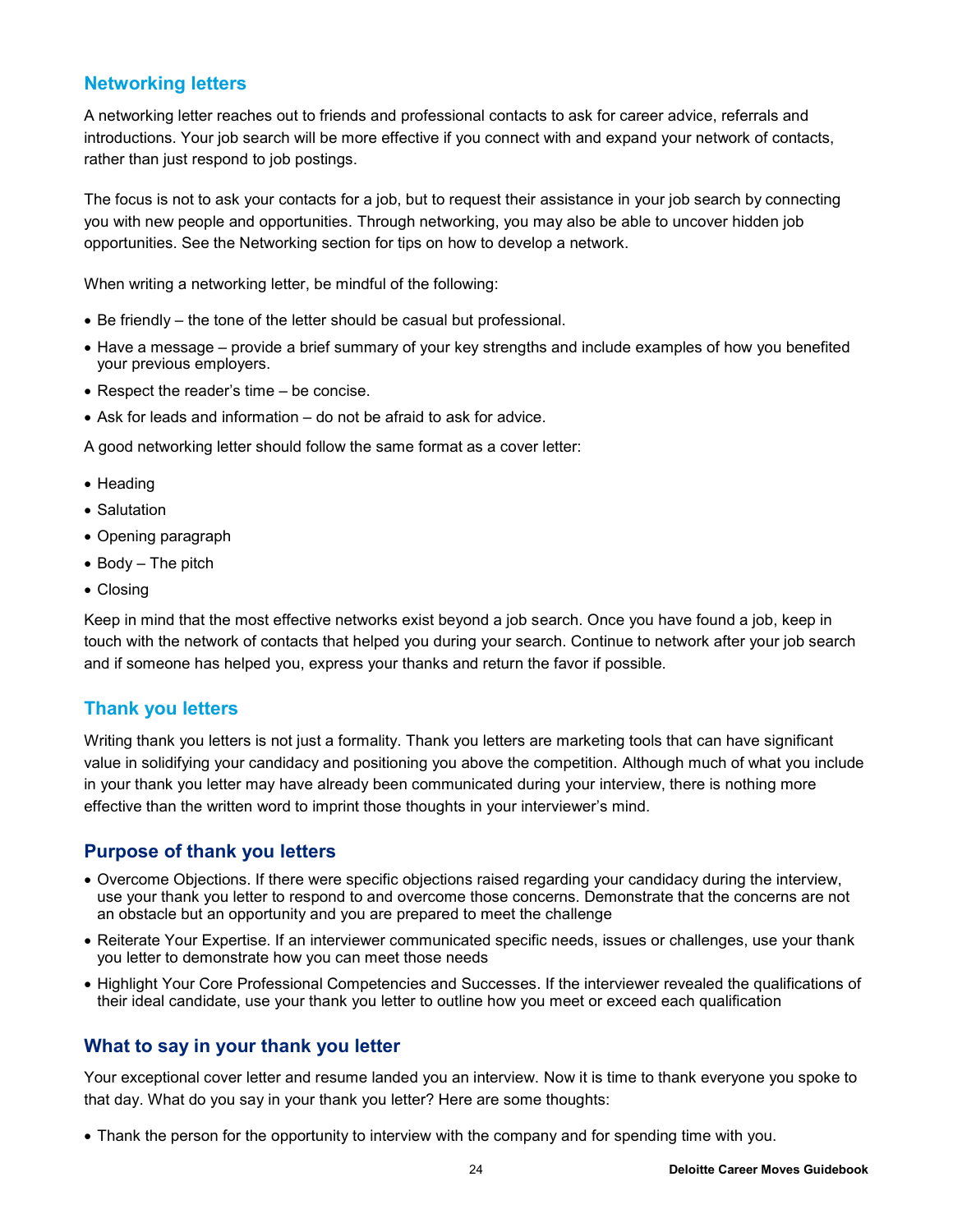## Networking letters

A networking letter reaches out to friends and professional contacts to ask for career advice, referrals and introductions. Your job search will be more effective if you connect with and expand your network of contacts, rather than just respond to job postings.

The focus is not to ask your contacts for a job, but to request their assistance in your job search by connecting you with new people and opportunities. Through networking, you may also be able to uncover hidden job opportunities. See the Networking section for tips on how to develop a network.

When writing a networking letter, be mindful of the following:

- Be friendly – the tone of the letter should be casual but professional.
- Have a message – provide a brief summary of your key strengths and include examples of how you benefited your previous employers.
- Respect the reader's time – be concise.
- Ask for leads and information – do not be afraid to ask for advice.

A good networking letter should follow the same format as a cover letter:

- Heading
- Salutation
- Opening paragraph
- Body – The pitch
- Closing

Keep in mind that the most effective networks exist beyond a job search. Once you have found a job, keep in touch with the network of contacts that helped you during your search. Continue to network after your job search and if someone has helped you, express your thanks and return the favor if possible.

## Thank you letters

Writing thank you letters is not just a formality. Thank you letters are marketing tools that can have significant value in solidifying your candidacy and positioning you above the competition. Although much of what you include in your thank you letter may have already been communicated during your interview, there is nothing more effective than the written word to imprint those thoughts in your interviewer's mind.

### Purpose of thank you letters

- Overcome Objections. If there were specific objections raised regarding your candidacy during the interview, use your thank you letter to respond to and overcome those concerns. Demonstrate that the concerns are not an obstacle but an opportunity and you are prepared to meet the challenge
- Reiterate Your Expertise. If an interviewer communicated specific needs, issues or challenges, use your thank you letter to demonstrate how you can meet those needs
- Highlight Your Core Professional Competencies and Successes. If the interviewer revealed the qualifications of their ideal candidate, use your thank you letter to outline how you meet or exceed each qualification

### What to say in your thank you letter

Your exceptional cover letter and resume landed you an interview. Now it is time to thank everyone you spoke to that day. What do you say in your thank you letter? Here are some thoughts:

- Thank the person for the opportunity to interview with the company and for spending time with you.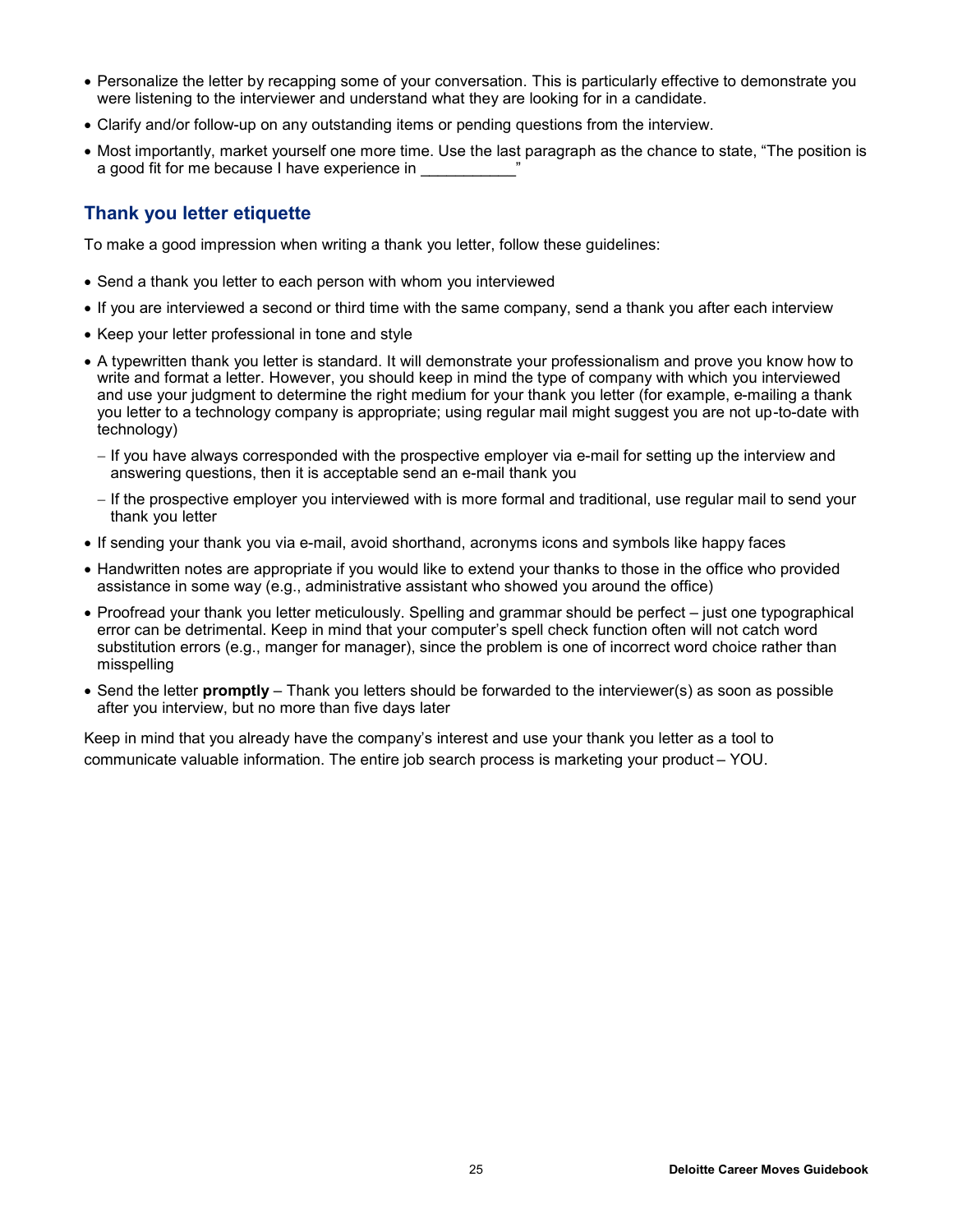- Personalize the letter by recapping some of your conversation. This is particularly effective to demonstrate you were listening to the interviewer and understand what they are looking for in a candidate.
- Clarify and/or follow-up on any outstanding items or pending questions from the interview.
- Most importantly, market yourself one more time. Use the last paragraph as the chance to state, "The position is a good fit for me because I have experience in ___________"

## Thank you letter etiquette

To make a good impression when writing a thank you letter, follow these guidelines:

- Send a thank you letter to each person with whom you interviewed
- If you are interviewed a second or third time with the same company, send a thank you after each interview
- Keep your letter professional in tone and style
- A typewritten thank you letter is standard. It will demonstrate your professionalism and prove you know how to write and format a letter. However, you should keep in mind the type of company with which you interviewed and use your judgment to determine the right medium for your thank you letter (for example, e-mailing a thank you letter to a technology company is appropriate; using regular mail might suggest you are not up-to-date with technology)
  - If you have always corresponded with the prospective employer via e-mail for setting up the interview and answering questions, then it is acceptable send an e-mail thank you
  - If the prospective employer you interviewed with is more formal and traditional, use regular mail to send your thank you letter
- If sending your thank you via e-mail, avoid shorthand, acronyms icons and symbols like happy faces
- Handwritten notes are appropriate if you would like to extend your thanks to those in the office who provided assistance in some way (e.g., administrative assistant who showed you around the office)
- Proofread your thank you letter meticulously. Spelling and grammar should be perfect – just one typographical error can be detrimental. Keep in mind that your computer's spell check function often will not catch word substitution errors (e.g., manger for manager), since the problem is one of incorrect word choice rather than misspelling
- Send the letter **promptly** – Thank you letters should be forwarded to the interviewer(s) as soon as possible after you interview, but no more than five days later

Keep in mind that you already have the company's interest and use your thank you letter as a tool to communicate valuable information. The entire job search process is marketing your product – YOU.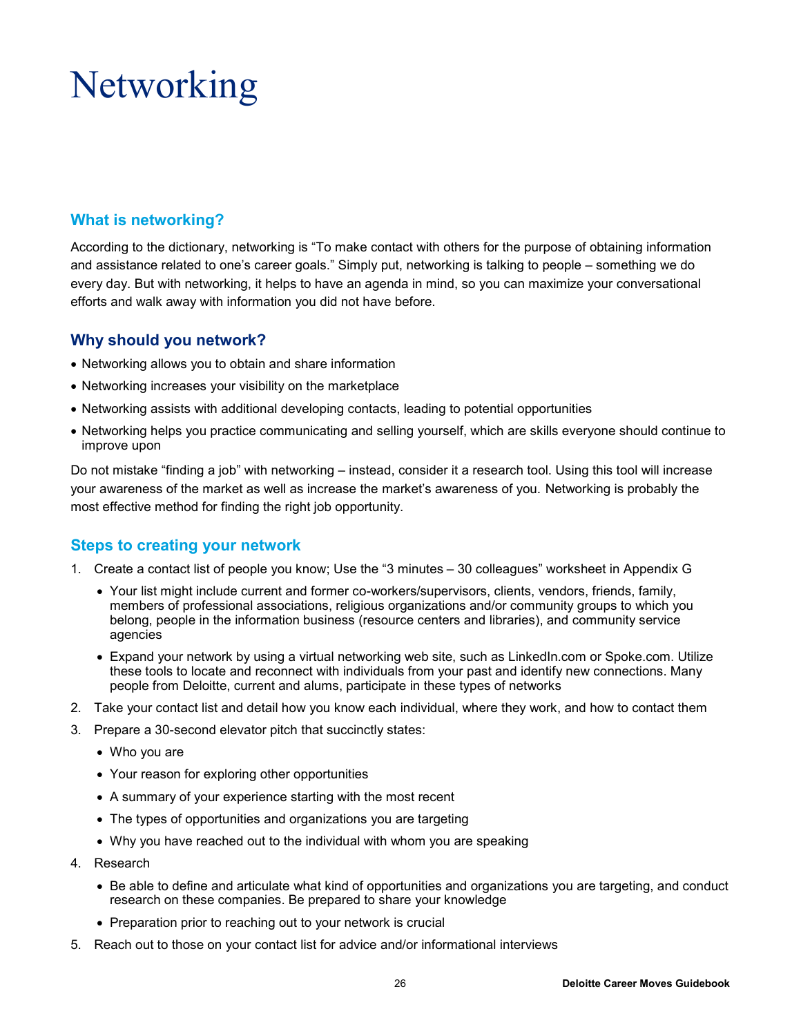# Networking

## What is networking?

According to the dictionary, networking is "To make contact with others for the purpose of obtaining information and assistance related to one's career goals." Simply put, networking is talking to people – something we do every day. But with networking, it helps to have an agenda in mind, so you can maximize your conversational efforts and walk away with information you did not have before.

## Why should you network?

- Networking allows you to obtain and share information
- Networking increases your visibility on the marketplace
- Networking assists with additional developing contacts, leading to potential opportunities
- Networking helps you practice communicating and selling yourself, which are skills everyone should continue to improve upon

Do not mistake "finding a job" with networking – instead, consider it a research tool. Using this tool will increase your awareness of the market as well as increase the market's awareness of you. Networking is probably the most effective method for finding the right job opportunity.

## Steps to creating your network

1. Create a contact list of people you know; Use the "3 minutes – 30 colleagues" worksheet in Appendix G
   - Your list might include current and former co-workers/supervisors, clients, vendors, friends, family, members of professional associations, religious organizations and/or community groups to which you belong, people in the information business (resource centers and libraries), and community service agencies
   - Expand your network by using a virtual networking web site, such as LinkedIn.com or Spoke.com. Utilize these tools to locate and reconnect with individuals from your past and identify new connections. Many people from Deloitte, current and alums, participate in these types of networks
2. Take your contact list and detail how you know each individual, where they work, and how to contact them
3. Prepare a 30-second elevator pitch that succinctly states:
   - Who you are
   - Your reason for exploring other opportunities
   - A summary of your experience starting with the most recent
   - The types of opportunities and organizations you are targeting
   - Why you have reached out to the individual with whom you are speaking
4. Research
   - Be able to define and articulate what kind of opportunities and organizations you are targeting, and conduct research on these companies. Be prepared to share your knowledge
   - Preparation prior to reaching out to your network is crucial
5. Reach out to those on your contact list for advice and/or informational interviews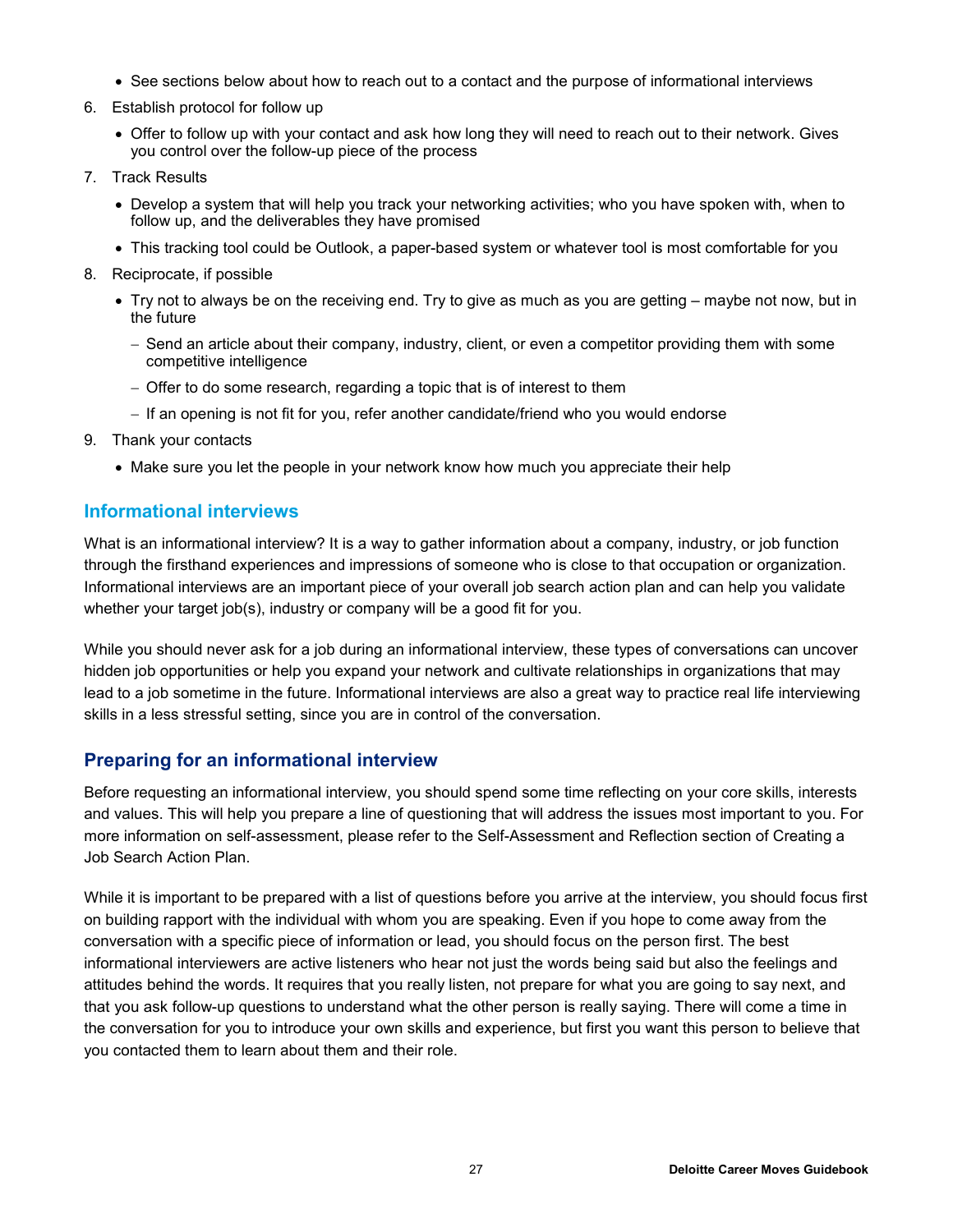- See sections below about how to reach out to a contact and the purpose of informational interviews

6. Establish protocol for follow up
   - Offer to follow up with your contact and ask how long they will need to reach out to their network. Gives you control over the follow-up piece of the process
7. Track Results
   - Develop a system that will help you track your networking activities; who you have spoken with, when to follow up, and the deliverables they have promised
   - This tracking tool could be Outlook, a paper-based system or whatever tool is most comfortable for you
8. Reciprocate, if possible
   - Try not to always be on the receiving end. Try to give as much as you are getting – maybe not now, but in the future
     - Send an article about their company, industry, client, or even a competitor providing them with some competitive intelligence
     - Offer to do some research, regarding a topic that is of interest to them
     - If an opening is not fit for you, refer another candidate/friend who you would endorse
9. Thank your contacts
   - Make sure you let the people in your network know how much you appreciate their help

## Informational interviews

What is an informational interview? It is a way to gather information about a company, industry, or job function through the firsthand experiences and impressions of someone who is close to that occupation or organization. Informational interviews are an important piece of your overall job search action plan and can help you validate whether your target job(s), industry or company will be a good fit for you.

While you should never ask for a job during an informational interview, these types of conversations can uncover hidden job opportunities or help you expand your network and cultivate relationships in organizations that may lead to a job sometime in the future. Informational interviews are also a great way to practice real life interviewing skills in a less stressful setting, since you are in control of the conversation.

## Preparing for an informational interview

Before requesting an informational interview, you should spend some time reflecting on your core skills, interests and values. This will help you prepare a line of questioning that will address the issues most important to you. For more information on self-assessment, please refer to the Self-Assessment and Reflection section of Creating a Job Search Action Plan.

While it is important to be prepared with a list of questions before you arrive at the interview, you should focus first on building rapport with the individual with whom you are speaking. Even if you hope to come away from the conversation with a specific piece of information or lead, you should focus on the person first. The best informational interviewers are active listeners who hear not just the words being said but also the feelings and attitudes behind the words. It requires that you really listen, not prepare for what you are going to say next, and that you ask follow-up questions to understand what the other person is really saying. There will come a time in the conversation for you to introduce your own skills and experience, but first you want this person to believe that you contacted them to learn about them and their role.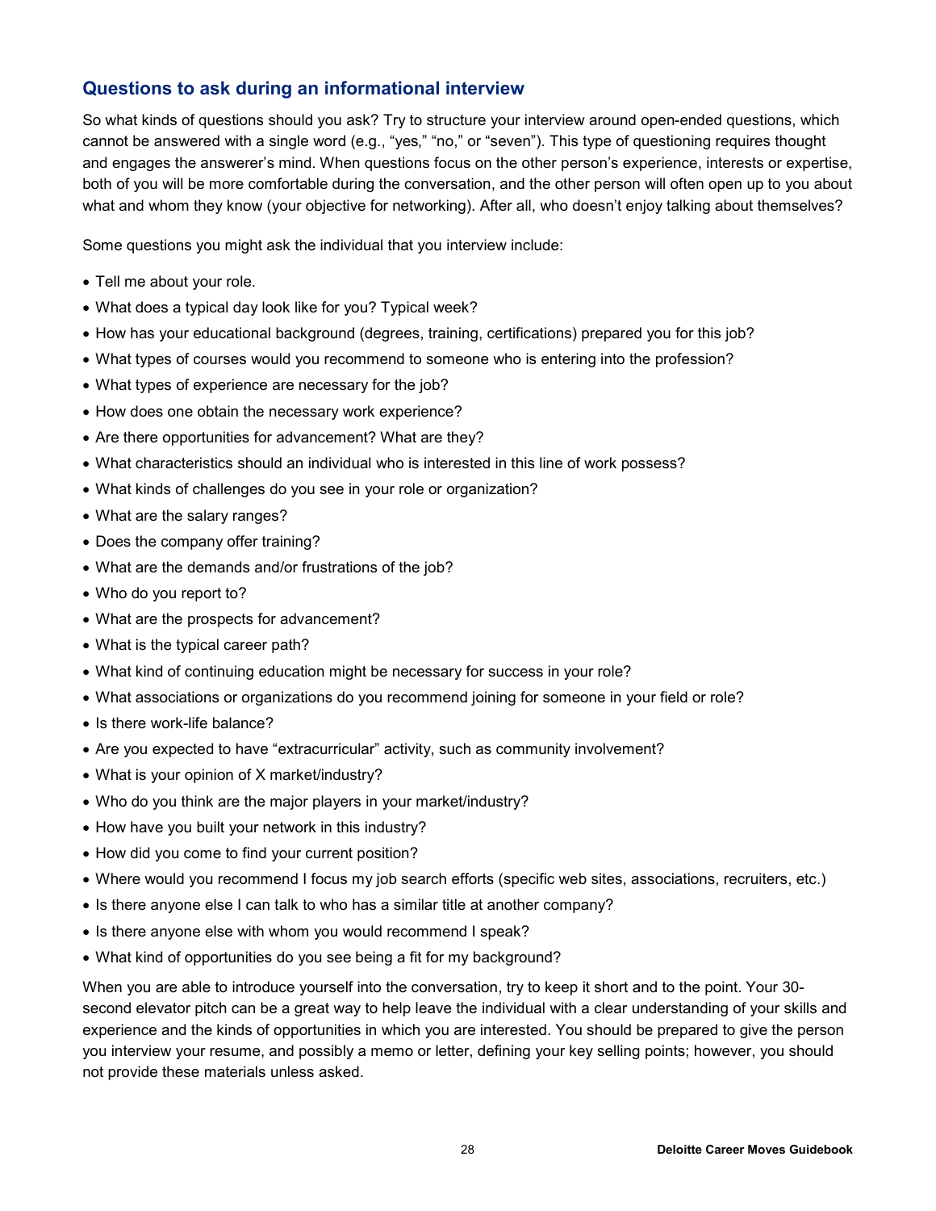## Questions to ask during an informational interview

So what kinds of questions should you ask? Try to structure your interview around open-ended questions, which cannot be answered with a single word (e.g., "yes," "no," or "seven"). This type of questioning requires thought and engages the answerer's mind. When questions focus on the other person's experience, interests or expertise, both of you will be more comfortable during the conversation, and the other person will often open up to you about what and whom they know (your objective for networking). After all, who doesn't enjoy talking about themselves?

Some questions you might ask the individual that you interview include:

- Tell me about your role.
- What does a typical day look like for you? Typical week?
- How has your educational background (degrees, training, certifications) prepared you for this job?
- What types of courses would you recommend to someone who is entering into the profession?
- What types of experience are necessary for the job?
- How does one obtain the necessary work experience?
- Are there opportunities for advancement? What are they?
- What characteristics should an individual who is interested in this line of work possess?
- What kinds of challenges do you see in your role or organization?
- What are the salary ranges?
- Does the company offer training?
- What are the demands and/or frustrations of the job?
- Who do you report to?
- What are the prospects for advancement?
- What is the typical career path?
- What kind of continuing education might be necessary for success in your role?
- What associations or organizations do you recommend joining for someone in your field or role?
- Is there work-life balance?
- Are you expected to have "extracurricular" activity, such as community involvement?
- What is your opinion of X market/industry?
- Who do you think are the major players in your market/industry?
- How have you built your network in this industry?
- How did you come to find your current position?
- Where would you recommend I focus my job search efforts (specific web sites, associations, recruiters, etc.)
- Is there anyone else I can talk to who has a similar title at another company?
- Is there anyone else with whom you would recommend I speak?
- What kind of opportunities do you see being a fit for my background?

When you are able to introduce yourself into the conversation, try to keep it short and to the point. Your 30-second elevator pitch can be a great way to help leave the individual with a clear understanding of your skills and experience and the kinds of opportunities in which you are interested. You should be prepared to give the person you interview your resume, and possibly a memo or letter, defining your key selling points; however, you should not provide these materials unless asked.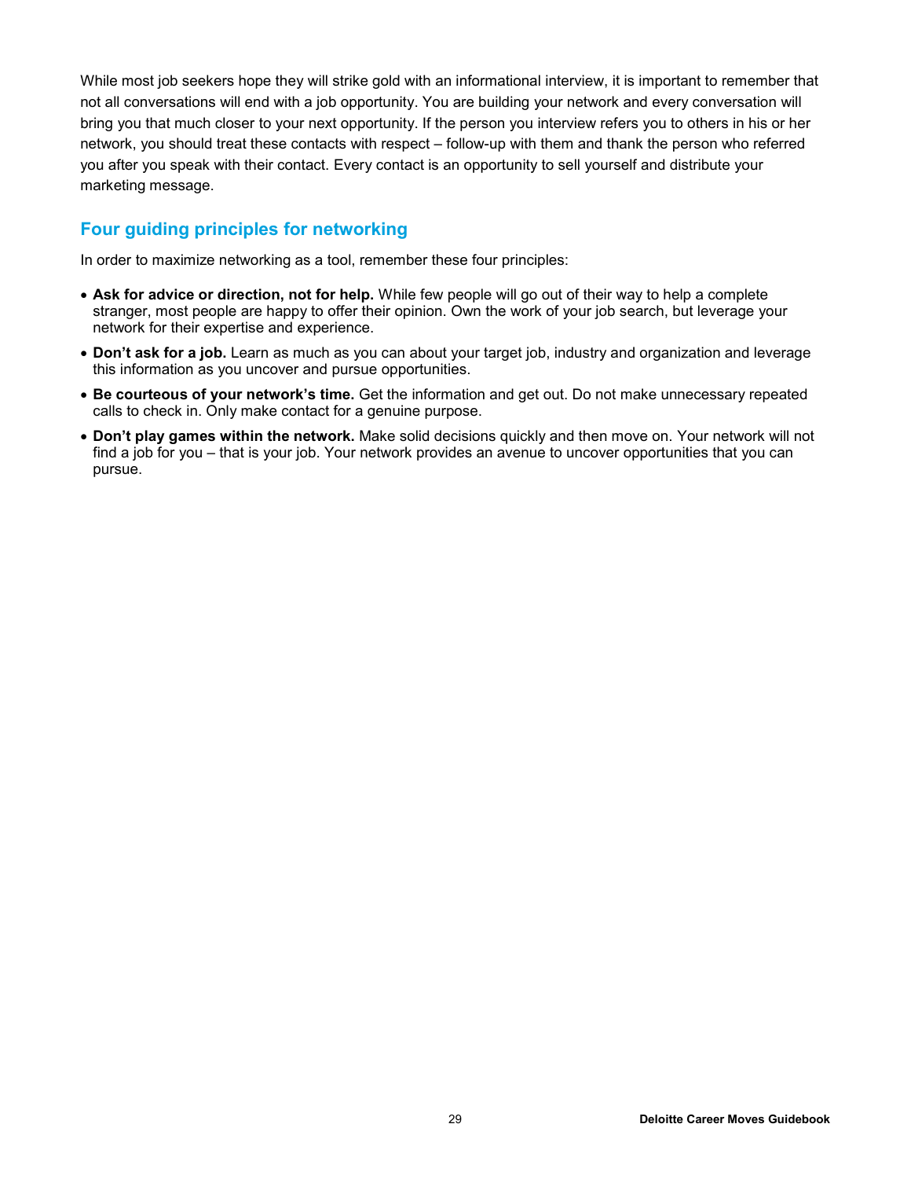While most job seekers hope they will strike gold with an informational interview, it is important to remember that not all conversations will end with a job opportunity. You are building your network and every conversation will bring you that much closer to your next opportunity. If the person you interview refers you to others in his or her network, you should treat these contacts with respect – follow-up with them and thank the person who referred you after you speak with their contact. Every contact is an opportunity to sell yourself and distribute your marketing message.

## Four guiding principles for networking

In order to maximize networking as a tool, remember these four principles:

- **Ask for advice or direction, not for help.** While few people will go out of their way to help a complete stranger, most people are happy to offer their opinion. Own the work of your job search, but leverage your network for their expertise and experience.
- **Don't ask for a job.** Learn as much as you can about your target job, industry and organization and leverage this information as you uncover and pursue opportunities.
- **Be courteous of your network's time.** Get the information and get out. Do not make unnecessary repeated calls to check in. Only make contact for a genuine purpose.
- **Don't play games within the network.** Make solid decisions quickly and then move on. Your network will not find a job for you – that is your job. Your network provides an avenue to uncover opportunities that you can pursue.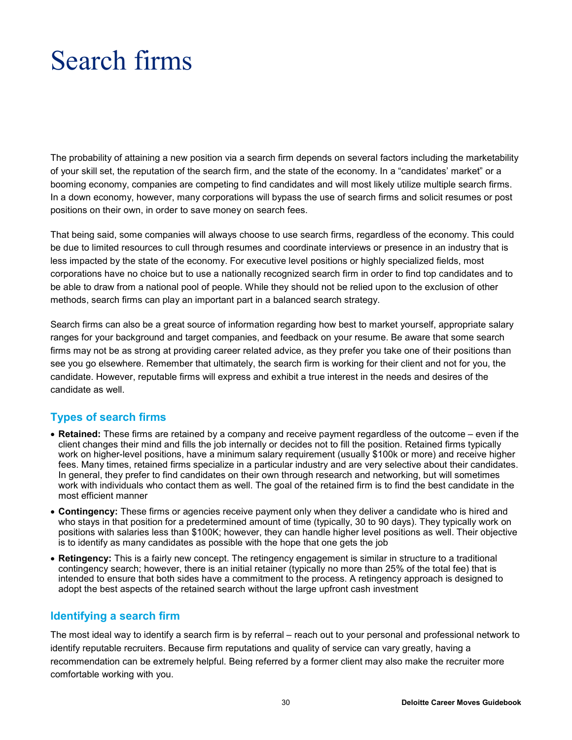# Search firms

The probability of attaining a new position via a search firm depends on several factors including the marketability of your skill set, the reputation of the search firm, and the state of the economy. In a "candidates' market" or a booming economy, companies are competing to find candidates and will most likely utilize multiple search firms. In a down economy, however, many corporations will bypass the use of search firms and solicit resumes or post positions on their own, in order to save money on search fees.

That being said, some companies will always choose to use search firms, regardless of the economy. This could be due to limited resources to cull through resumes and coordinate interviews or presence in an industry that is less impacted by the state of the economy. For executive level positions or highly specialized fields, most corporations have no choice but to use a nationally recognized search firm in order to find top candidates and to be able to draw from a national pool of people. While they should not be relied upon to the exclusion of other methods, search firms can play an important part in a balanced search strategy.

Search firms can also be a great source of information regarding how best to market yourself, appropriate salary ranges for your background and target companies, and feedback on your resume. Be aware that some search firms may not be as strong at providing career related advice, as they prefer you take one of their positions than see you go elsewhere. Remember that ultimately, the search firm is working for their client and not for you, the candidate. However, reputable firms will express and exhibit a true interest in the needs and desires of the candidate as well.

## Types of search firms

- **Retained:** These firms are retained by a company and receive payment regardless of the outcome – even if the client changes their mind and fills the job internally or decides not to fill the position. Retained firms typically work on higher-level positions, have a minimum salary requirement (usually $100k or more) and receive higher fees. Many times, retained firms specialize in a particular industry and are very selective about their candidates. In general, they prefer to find candidates on their own through research and networking, but will sometimes work with individuals who contact them as well. The goal of the retained firm is to find the best candidate in the most efficient manner
- **Contingency:** These firms or agencies receive payment only when they deliver a candidate who is hired and who stays in that position for a predetermined amount of time (typically, 30 to 90 days). They typically work on positions with salaries less than $100K; however, they can handle higher level positions as well. Their objective is to identify as many candidates as possible with the hope that one gets the job
- **Retingency:** This is a fairly new concept. The retingency engagement is similar in structure to a traditional contingency search; however, there is an initial retainer (typically no more than 25% of the total fee) that is intended to ensure that both sides have a commitment to the process. A retingency approach is designed to adopt the best aspects of the retained search without the large upfront cash investment

## Identifying a search firm

The most ideal way to identify a search firm is by referral – reach out to your personal and professional network to identify reputable recruiters. Because firm reputations and quality of service can vary greatly, having a recommendation can be extremely helpful. Being referred by a former client may also make the recruiter more comfortable working with you.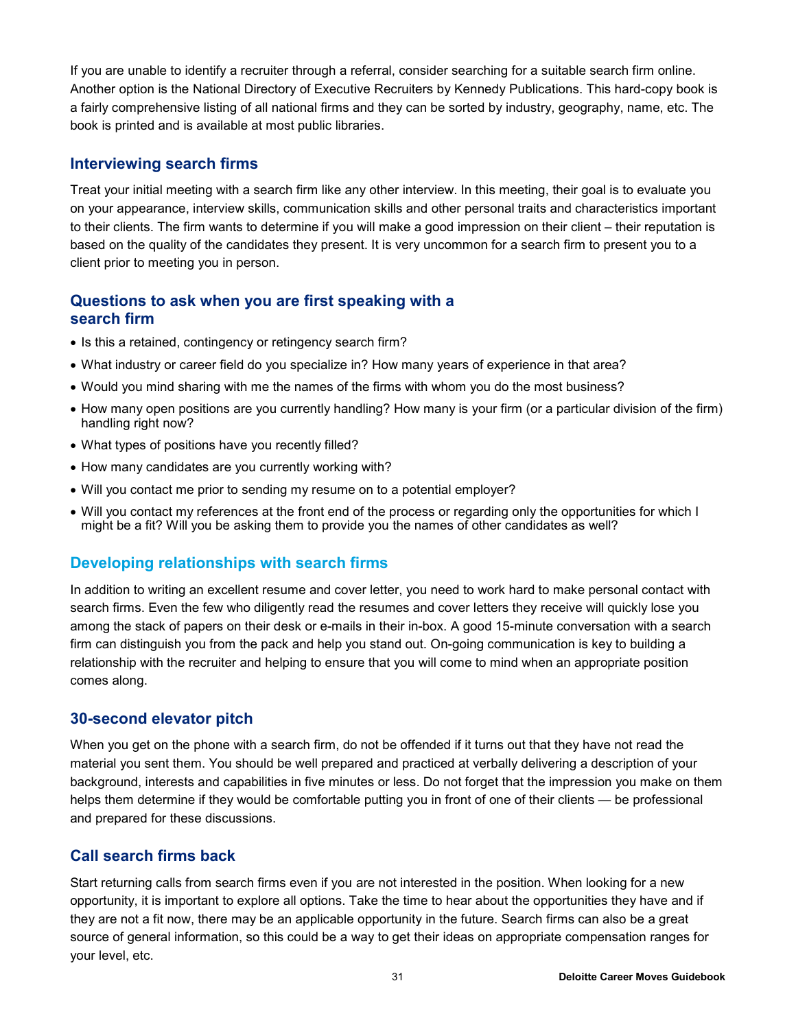If you are unable to identify a recruiter through a referral, consider searching for a suitable search firm online. Another option is the National Directory of Executive Recruiters by Kennedy Publications. This hard-copy book is a fairly comprehensive listing of all national firms and they can be sorted by industry, geography, name, etc. The book is printed and is available at most public libraries.

## Interviewing search firms

Treat your initial meeting with a search firm like any other interview. In this meeting, their goal is to evaluate you on your appearance, interview skills, communication skills and other personal traits and characteristics important to their clients. The firm wants to determine if you will make a good impression on their client – their reputation is based on the quality of the candidates they present. It is very uncommon for a search firm to present you to a client prior to meeting you in person.

## Questions to ask when you are first speaking with a search firm

- Is this a retained, contingency or retingency search firm?
- What industry or career field do you specialize in? How many years of experience in that area?
- Would you mind sharing with me the names of the firms with whom you do the most business?
- How many open positions are you currently handling? How many is your firm (or a particular division of the firm) handling right now?
- What types of positions have you recently filled?
- How many candidates are you currently working with?
- Will you contact me prior to sending my resume on to a potential employer?
- Will you contact my references at the front end of the process or regarding only the opportunities for which I might be a fit? Will you be asking them to provide you the names of other candidates as well?

## Developing relationships with search firms

In addition to writing an excellent resume and cover letter, you need to work hard to make personal contact with search firms. Even the few who diligently read the resumes and cover letters they receive will quickly lose you among the stack of papers on their desk or e-mails in their in-box. A good 15-minute conversation with a search firm can distinguish you from the pack and help you stand out. On-going communication is key to building a relationship with the recruiter and helping to ensure that you will come to mind when an appropriate position comes along.

## 30-second elevator pitch

When you get on the phone with a search firm, do not be offended if it turns out that they have not read the material you sent them. You should be well prepared and practiced at verbally delivering a description of your background, interests and capabilities in five minutes or less. Do not forget that the impression you make on them helps them determine if they would be comfortable putting you in front of one of their clients — be professional and prepared for these discussions.

## Call search firms back

Start returning calls from search firms even if you are not interested in the position. When looking for a new opportunity, it is important to explore all options. Take the time to hear about the opportunities they have and if they are not a fit now, there may be an applicable opportunity in the future. Search firms can also be a great source of general information, so this could be a way to get their ideas on appropriate compensation ranges for your level, etc.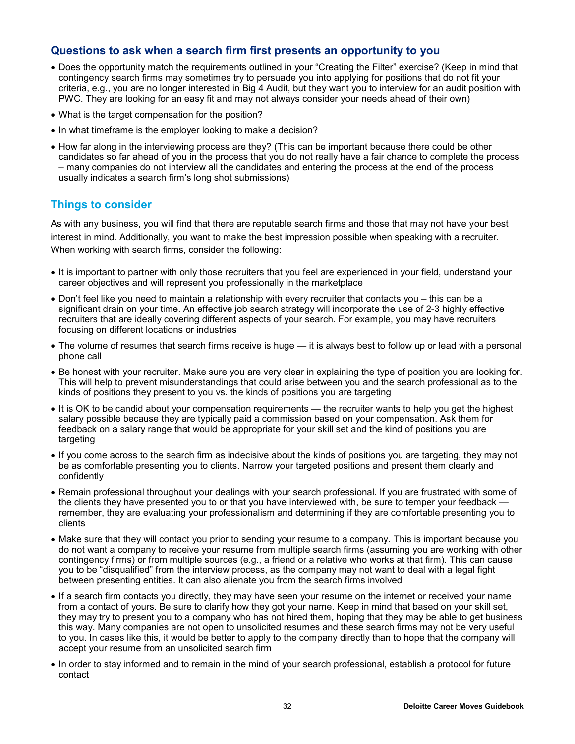## Questions to ask when a search firm first presents an opportunity to you

- Does the opportunity match the requirements outlined in your "Creating the Filter" exercise? (Keep in mind that contingency search firms may sometimes try to persuade you into applying for positions that do not fit your criteria, e.g., you are no longer interested in Big 4 Audit, but they want you to interview for an audit position with PWC. They are looking for an easy fit and may not always consider your needs ahead of their own)
- What is the target compensation for the position?
- In what timeframe is the employer looking to make a decision?
- How far along in the interviewing process are they? (This can be important because there could be other candidates so far ahead of you in the process that you do not really have a fair chance to complete the process – many companies do not interview all the candidates and entering the process at the end of the process usually indicates a search firm's long shot submissions)

## Things to consider

As with any business, you will find that there are reputable search firms and those that may not have your best interest in mind. Additionally, you want to make the best impression possible when speaking with a recruiter. When working with search firms, consider the following:

- It is important to partner with only those recruiters that you feel are experienced in your field, understand your career objectives and will represent you professionally in the marketplace
- Don't feel like you need to maintain a relationship with every recruiter that contacts you – this can be a significant drain on your time. An effective job search strategy will incorporate the use of 2-3 highly effective recruiters that are ideally covering different aspects of your search. For example, you may have recruiters focusing on different locations or industries
- The volume of resumes that search firms receive is huge — it is always best to follow up or lead with a personal phone call
- Be honest with your recruiter. Make sure you are very clear in explaining the type of position you are looking for. This will help to prevent misunderstandings that could arise between you and the search professional as to the kinds of positions they present to you vs. the kinds of positions you are targeting
- It is OK to be candid about your compensation requirements — the recruiter wants to help you get the highest salary possible because they are typically paid a commission based on your compensation. Ask them for feedback on a salary range that would be appropriate for your skill set and the kind of positions you are targeting
- If you come across to the search firm as indecisive about the kinds of positions you are targeting, they may not be as comfortable presenting you to clients. Narrow your targeted positions and present them clearly and confidently
- Remain professional throughout your dealings with your search professional. If you are frustrated with some of the clients they have presented you to or that you have interviewed with, be sure to temper your feedback — remember, they are evaluating your professionalism and determining if they are comfortable presenting you to clients
- Make sure that they will contact you prior to sending your resume to a company. This is important because you do not want a company to receive your resume from multiple search firms (assuming you are working with other contingency firms) or from multiple sources (e.g., a friend or a relative who works at that firm). This can cause you to be "disqualified" from the interview process, as the company may not want to deal with a legal fight between presenting entities. It can also alienate you from the search firms involved
- If a search firm contacts you directly, they may have seen your resume on the internet or received your name from a contact of yours. Be sure to clarify how they got your name. Keep in mind that based on your skill set, they may try to present you to a company who has not hired them, hoping that they may be able to get business this way. Many companies are not open to unsolicited resumes and these search firms may not be very useful to you. In cases like this, it would be better to apply to the company directly than to hope that the company will accept your resume from an unsolicited search firm
- In order to stay informed and to remain in the mind of your search professional, establish a protocol for future contact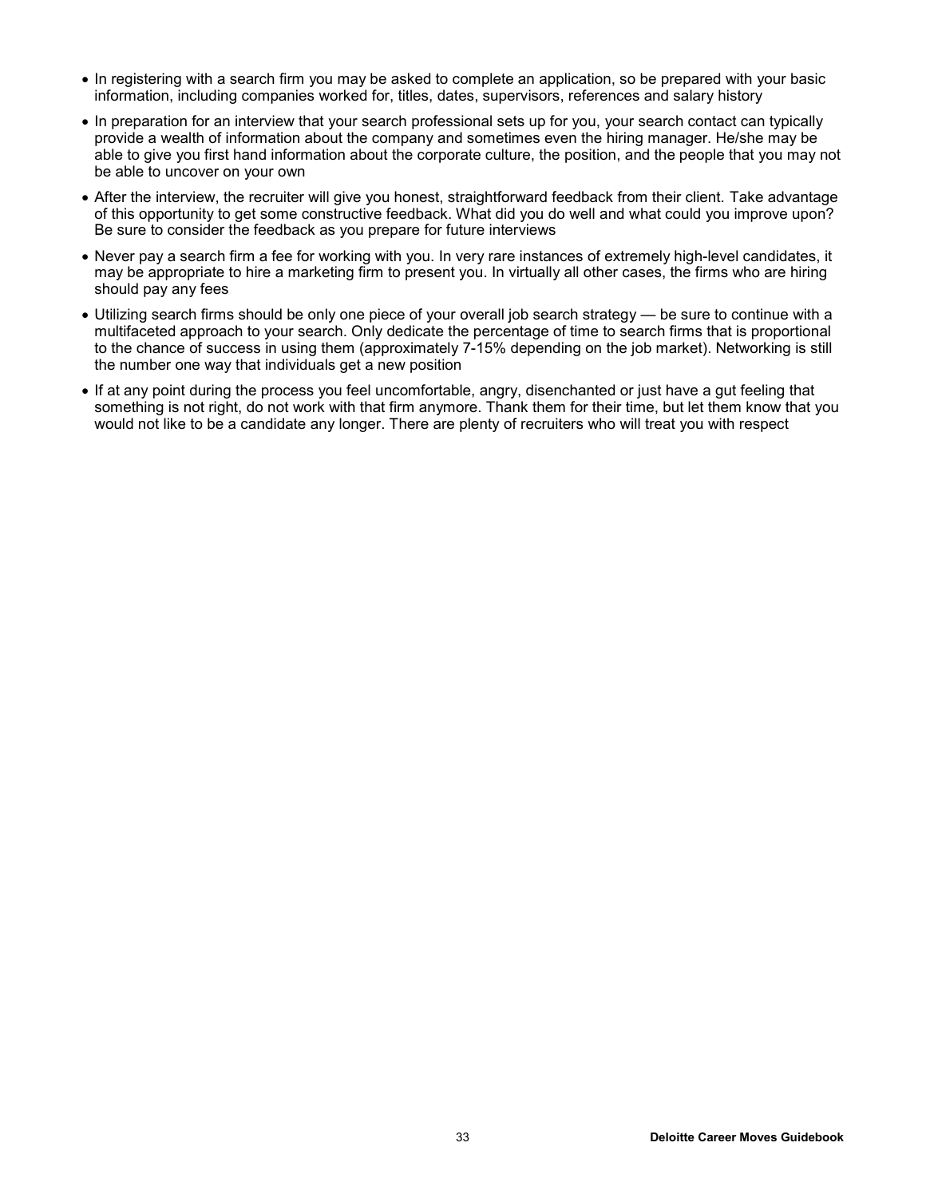- In registering with a search firm you may be asked to complete an application, so be prepared with your basic information, including companies worked for, titles, dates, supervisors, references and salary history
- In preparation for an interview that your search professional sets up for you, your search contact can typically provide a wealth of information about the company and sometimes even the hiring manager. He/she may be able to give you first hand information about the corporate culture, the position, and the people that you may not be able to uncover on your own
- After the interview, the recruiter will give you honest, straightforward feedback from their client. Take advantage of this opportunity to get some constructive feedback. What did you do well and what could you improve upon? Be sure to consider the feedback as you prepare for future interviews
- Never pay a search firm a fee for working with you. In very rare instances of extremely high-level candidates, it may be appropriate to hire a marketing firm to present you. In virtually all other cases, the firms who are hiring should pay any fees
- Utilizing search firms should be only one piece of your overall job search strategy — be sure to continue with a multifaceted approach to your search. Only dedicate the percentage of time to search firms that is proportional to the chance of success in using them (approximately 7-15% depending on the job market). Networking is still the number one way that individuals get a new position
- If at any point during the process you feel uncomfortable, angry, disenchanted or just have a gut feeling that something is not right, do not work with that firm anymore. Thank them for their time, but let them know that you would not like to be a candidate any longer. There are plenty of recruiters who will treat you with respect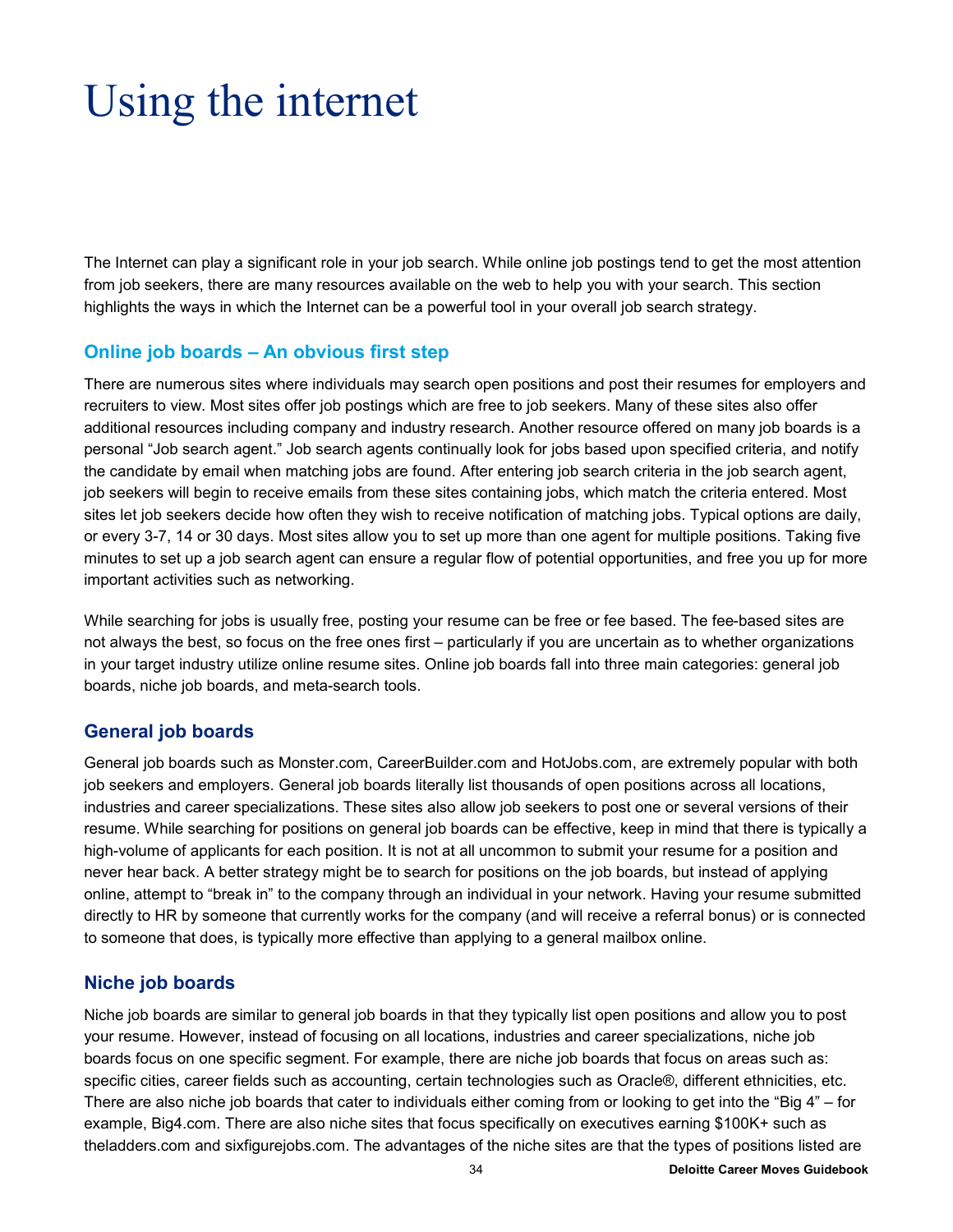# Using the internet

The Internet can play a significant role in your job search. While online job postings tend to get the most attention from job seekers, there are many resources available on the web to help you with your search. This section highlights the ways in which the Internet can be a powerful tool in your overall job search strategy.

## Online job boards – An obvious first step

There are numerous sites where individuals may search open positions and post their resumes for employers and recruiters to view. Most sites offer job postings which are free to job seekers. Many of these sites also offer additional resources including company and industry research. Another resource offered on many job boards is a personal "Job search agent." Job search agents continually look for jobs based upon specified criteria, and notify the candidate by email when matching jobs are found. After entering job search criteria in the job search agent, job seekers will begin to receive emails from these sites containing jobs, which match the criteria entered. Most sites let job seekers decide how often they wish to receive notification of matching jobs. Typical options are daily, or every 3-7, 14 or 30 days. Most sites allow you to set up more than one agent for multiple positions. Taking five minutes to set up a job search agent can ensure a regular flow of potential opportunities, and free you up for more important activities such as networking.

While searching for jobs is usually free, posting your resume can be free or fee based. The fee-based sites are not always the best, so focus on the free ones first – particularly if you are uncertain as to whether organizations in your target industry utilize online resume sites. Online job boards fall into three main categories: general job boards, niche job boards, and meta-search tools.

### General job boards

General job boards such as Monster.com, CareerBuilder.com and HotJobs.com, are extremely popular with both job seekers and employers. General job boards literally list thousands of open positions across all locations, industries and career specializations. These sites also allow job seekers to post one or several versions of their resume. While searching for positions on general job boards can be effective, keep in mind that there is typically a high-volume of applicants for each position. It is not at all uncommon to submit your resume for a position and never hear back. A better strategy might be to search for positions on the job boards, but instead of applying online, attempt to "break in" to the company through an individual in your network. Having your resume submitted directly to HR by someone that currently works for the company (and will receive a referral bonus) or is connected to someone that does, is typically more effective than applying to a general mailbox online.

### Niche job boards

Niche job boards are similar to general job boards in that they typically list open positions and allow you to post your resume. However, instead of focusing on all locations, industries and career specializations, niche job boards focus on one specific segment. For example, there are niche job boards that focus on areas such as: specific cities, career fields such as accounting, certain technologies such as Oracle®, different ethnicities, etc. There are also niche job boards that cater to individuals either coming from or looking to get into the "Big 4" – for example, Big4.com. There are also niche sites that focus specifically on executives earning $100K+ such as theladders.com and sixfigurejobs.com. The advantages of the niche sites are that the types of positions listed are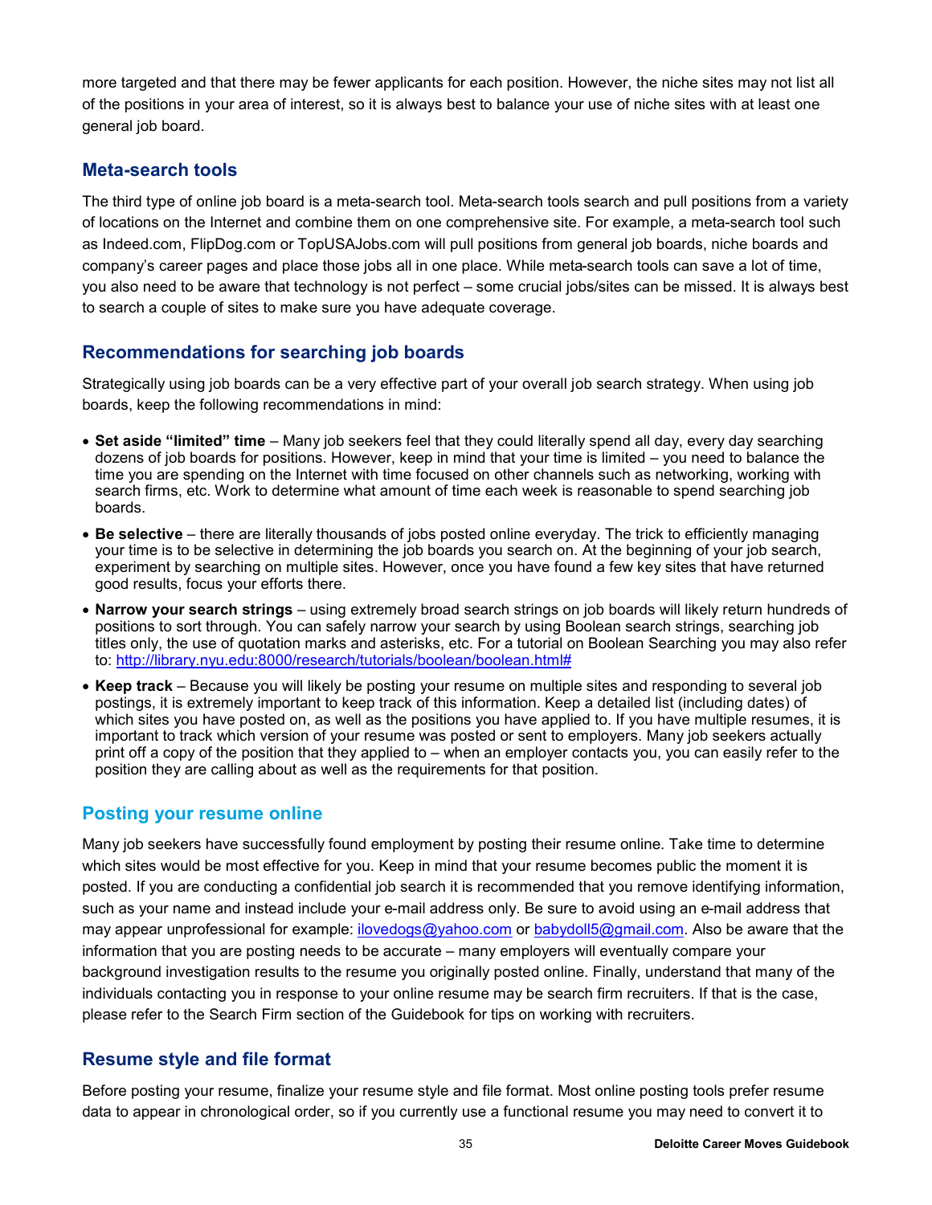more targeted and that there may be fewer applicants for each position. However, the niche sites may not list all of the positions in your area of interest, so it is always best to balance your use of niche sites with at least one general job board.

## Meta-search tools

The third type of online job board is a meta-search tool. Meta-search tools search and pull positions from a variety of locations on the Internet and combine them on one comprehensive site. For example, a meta-search tool such as Indeed.com, FlipDog.com or TopUSAJobs.com will pull positions from general job boards, niche boards and company's career pages and place those jobs all in one place. While meta-search tools can save a lot of time, you also need to be aware that technology is not perfect – some crucial jobs/sites can be missed. It is always best to search a couple of sites to make sure you have adequate coverage.

## Recommendations for searching job boards

Strategically using job boards can be a very effective part of your overall job search strategy. When using job boards, keep the following recommendations in mind:

- **Set aside "limited" time** – Many job seekers feel that they could literally spend all day, every day searching dozens of job boards for positions. However, keep in mind that your time is limited – you need to balance the time you are spending on the Internet with time focused on other channels such as networking, working with search firms, etc. Work to determine what amount of time each week is reasonable to spend searching job boards.
- **Be selective** – there are literally thousands of jobs posted online everyday. The trick to efficiently managing your time is to be selective in determining the job boards you search on. At the beginning of your job search, experiment by searching on multiple sites. However, once you have found a few key sites that have returned good results, focus your efforts there.
- **Narrow your search strings** – using extremely broad search strings on job boards will likely return hundreds of positions to sort through. You can safely narrow your search by using Boolean search strings, searching job titles only, the use of quotation marks and asterisks, etc. For a tutorial on Boolean Searching you may also refer to: http://library.nyu.edu:8000/research/tutorials/boolean/boolean.html#
- **Keep track** – Because you will likely be posting your resume on multiple sites and responding to several job postings, it is extremely important to keep track of this information. Keep a detailed list (including dates) of which sites you have posted on, as well as the positions you have applied to. If you have multiple resumes, it is important to track which version of your resume was posted or sent to employers. Many job seekers actually print off a copy of the position that they applied to – when an employer contacts you, you can easily refer to the position they are calling about as well as the requirements for that position.

## Posting your resume online

Many job seekers have successfully found employment by posting their resume online. Take time to determine which sites would be most effective for you. Keep in mind that your resume becomes public the moment it is posted. If you are conducting a confidential job search it is recommended that you remove identifying information, such as your name and instead include your e-mail address only. Be sure to avoid using an e-mail address that may appear unprofessional for example: ilovedogs@yahoo.com or babydoll5@gmail.com. Also be aware that the information that you are posting needs to be accurate – many employers will eventually compare your background investigation results to the resume you originally posted online. Finally, understand that many of the individuals contacting you in response to your online resume may be search firm recruiters. If that is the case, please refer to the Search Firm section of the Guidebook for tips on working with recruiters.

## Resume style and file format

Before posting your resume, finalize your resume style and file format. Most online posting tools prefer resume data to appear in chronological order, so if you currently use a functional resume you may need to convert it to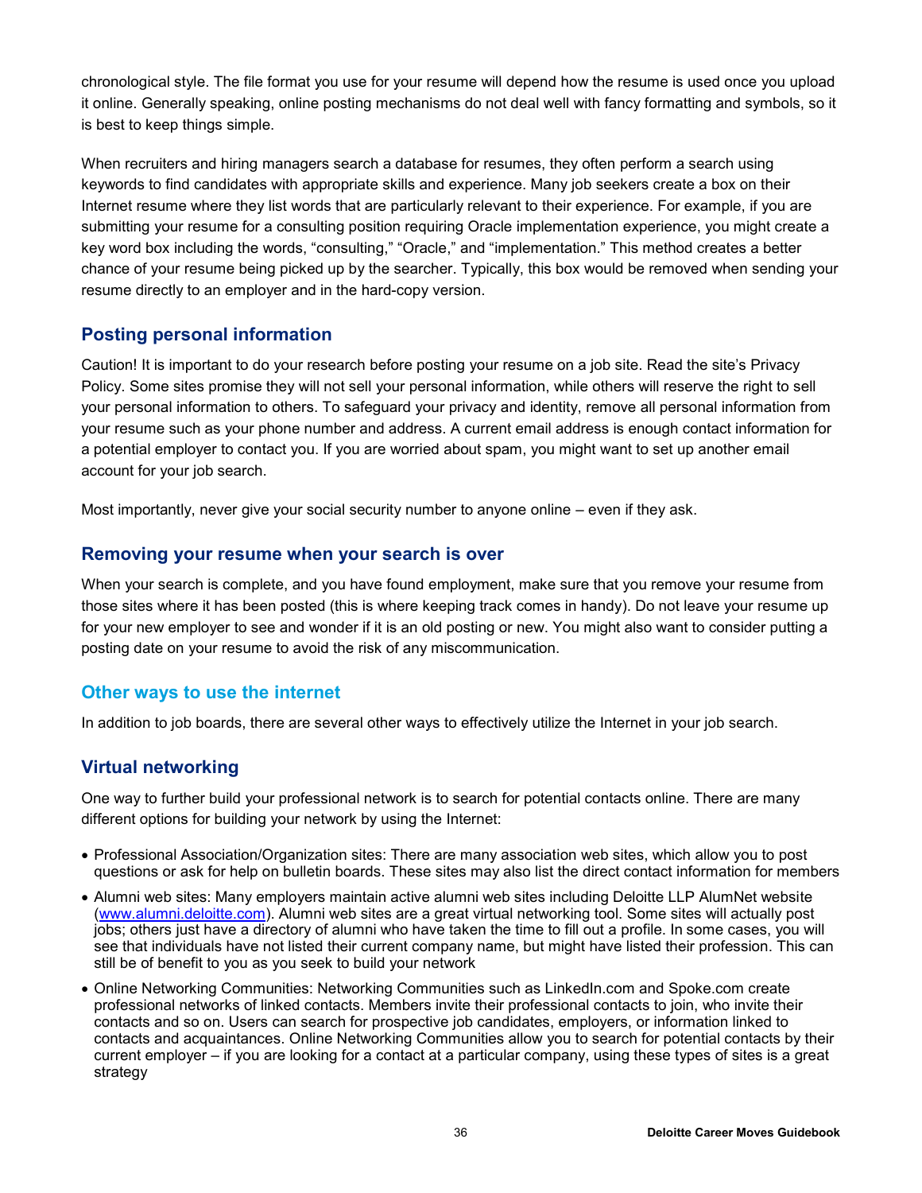chronological style. The file format you use for your resume will depend how the resume is used once you upload it online. Generally speaking, online posting mechanisms do not deal well with fancy formatting and symbols, so it is best to keep things simple.

When recruiters and hiring managers search a database for resumes, they often perform a search using keywords to find candidates with appropriate skills and experience. Many job seekers create a box on their Internet resume where they list words that are particularly relevant to their experience. For example, if you are submitting your resume for a consulting position requiring Oracle implementation experience, you might create a key word box including the words, "consulting," "Oracle," and "implementation." This method creates a better chance of your resume being picked up by the searcher. Typically, this box would be removed when sending your resume directly to an employer and in the hard-copy version.

### Posting personal information

Caution! It is important to do your research before posting your resume on a job site. Read the site's Privacy Policy. Some sites promise they will not sell your personal information, while others will reserve the right to sell your personal information to others. To safeguard your privacy and identity, remove all personal information from your resume such as your phone number and address. A current email address is enough contact information for a potential employer to contact you. If you are worried about spam, you might want to set up another email account for your job search.

Most importantly, never give your social security number to anyone online – even if they ask.

### Removing your resume when your search is over

When your search is complete, and you have found employment, make sure that you remove your resume from those sites where it has been posted (this is where keeping track comes in handy). Do not leave your resume up for your new employer to see and wonder if it is an old posting or new. You might also want to consider putting a posting date on your resume to avoid the risk of any miscommunication.

## Other ways to use the internet

In addition to job boards, there are several other ways to effectively utilize the Internet in your job search.

### Virtual networking

One way to further build your professional network is to search for potential contacts online. There are many different options for building your network by using the Internet:

- Professional Association/Organization sites: There are many association web sites, which allow you to post questions or ask for help on bulletin boards. These sites may also list the direct contact information for members
- Alumni web sites: Many employers maintain active alumni web sites including Deloitte LLP AlumNet website (www.alumni.deloitte.com). Alumni web sites are a great virtual networking tool. Some sites will actually post jobs; others just have a directory of alumni who have taken the time to fill out a profile. In some cases, you will see that individuals have not listed their current company name, but might have listed their profession. This can still be of benefit to you as you seek to build your network
- Online Networking Communities: Networking Communities such as LinkedIn.com and Spoke.com create professional networks of linked contacts. Members invite their professional contacts to join, who invite their contacts and so on. Users can search for prospective job candidates, employers, or information linked to contacts and acquaintances. Online Networking Communities allow you to search for potential contacts by their current employer – if you are looking for a contact at a particular company, using these types of sites is a great strategy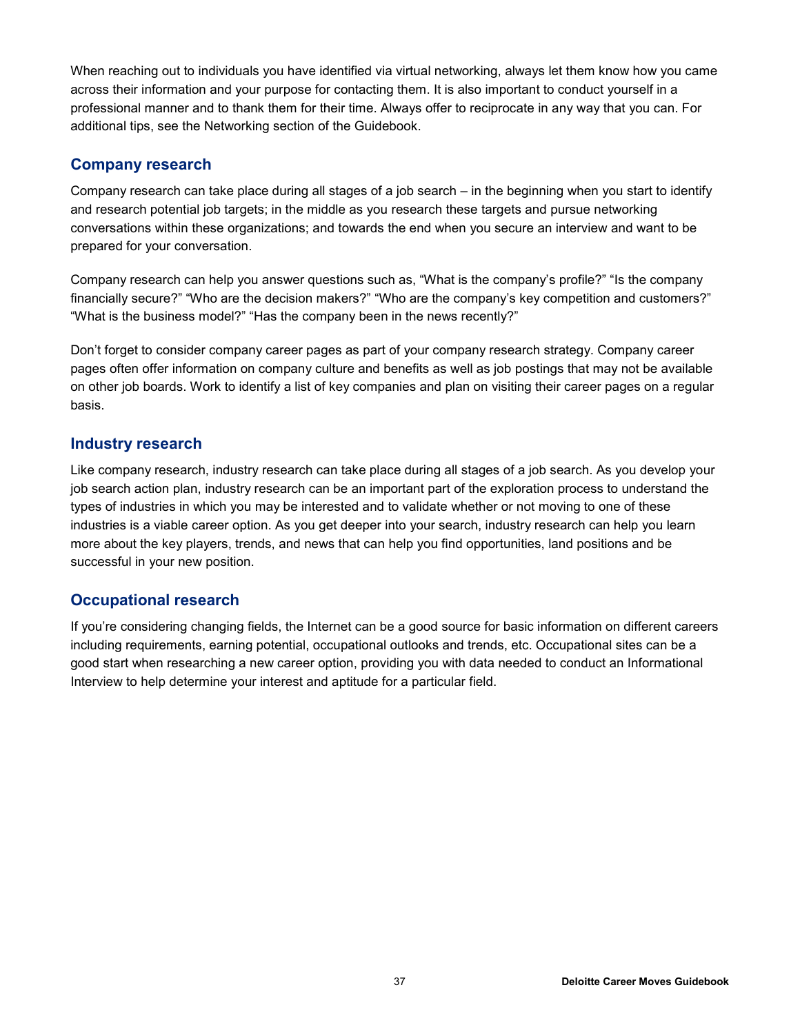When reaching out to individuals you have identified via virtual networking, always let them know how you came across their information and your purpose for contacting them. It is also important to conduct yourself in a professional manner and to thank them for their time. Always offer to reciprocate in any way that you can. For additional tips, see the Networking section of the Guidebook.

## Company research

Company research can take place during all stages of a job search – in the beginning when you start to identify and research potential job targets; in the middle as you research these targets and pursue networking conversations within these organizations; and towards the end when you secure an interview and want to be prepared for your conversation.

Company research can help you answer questions such as, "What is the company's profile?" "Is the company financially secure?" "Who are the decision makers?" "Who are the company's key competition and customers?" "What is the business model?" "Has the company been in the news recently?"

Don't forget to consider company career pages as part of your company research strategy. Company career pages often offer information on company culture and benefits as well as job postings that may not be available on other job boards. Work to identify a list of key companies and plan on visiting their career pages on a regular basis.

## Industry research

Like company research, industry research can take place during all stages of a job search. As you develop your job search action plan, industry research can be an important part of the exploration process to understand the types of industries in which you may be interested and to validate whether or not moving to one of these industries is a viable career option. As you get deeper into your search, industry research can help you learn more about the key players, trends, and news that can help you find opportunities, land positions and be successful in your new position.

## Occupational research

If you're considering changing fields, the Internet can be a good source for basic information on different careers including requirements, earning potential, occupational outlooks and trends, etc. Occupational sites can be a good start when researching a new career option, providing you with data needed to conduct an Informational Interview to help determine your interest and aptitude for a particular field.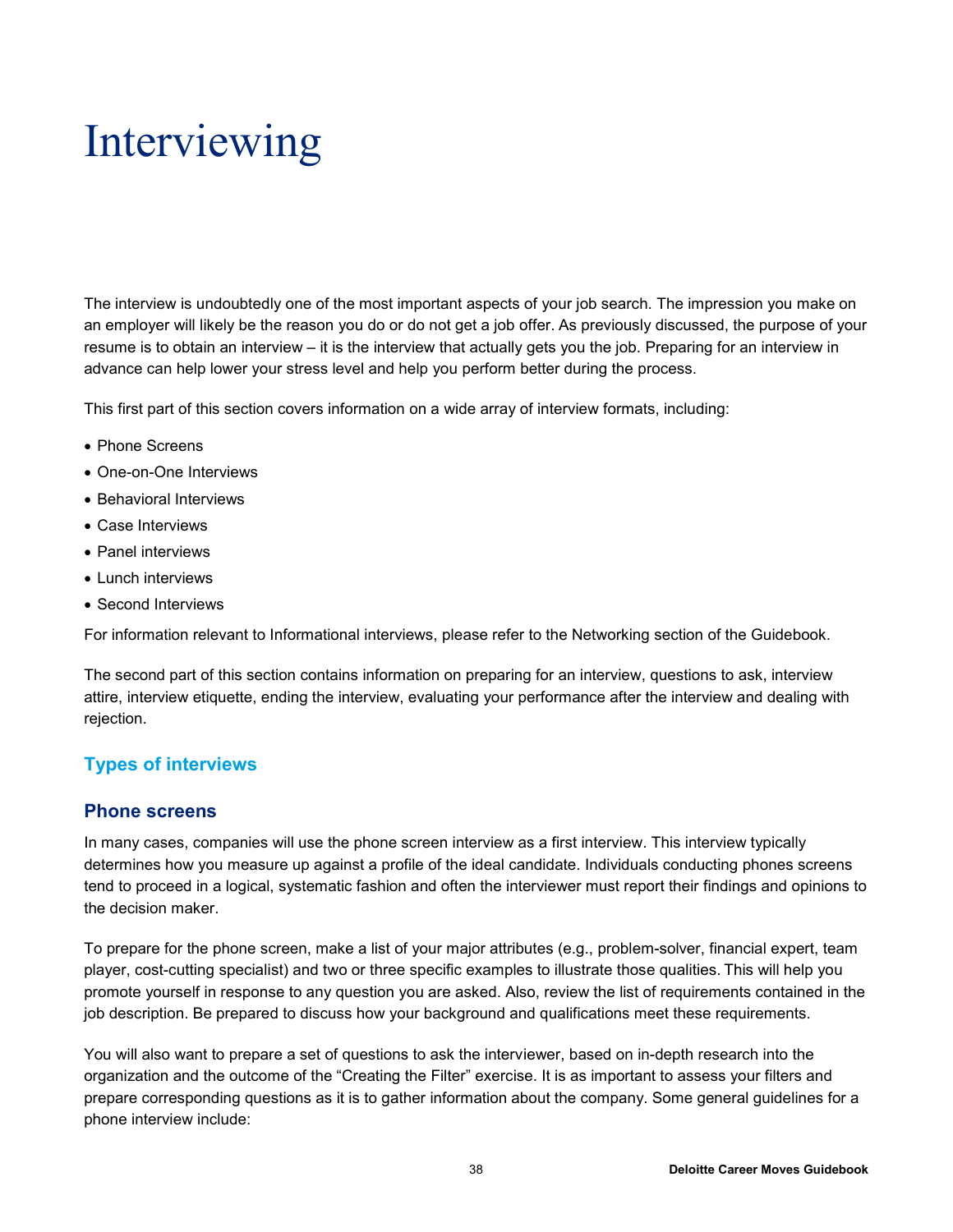# Interviewing

The interview is undoubtedly one of the most important aspects of your job search. The impression you make on an employer will likely be the reason you do or do not get a job offer. As previously discussed, the purpose of your resume is to obtain an interview – it is the interview that actually gets you the job. Preparing for an interview in advance can help lower your stress level and help you perform better during the process.

This first part of this section covers information on a wide array of interview formats, including:

- Phone Screens
- One-on-One Interviews
- Behavioral Interviews
- Case Interviews
- Panel interviews
- Lunch interviews
- Second Interviews

For information relevant to Informational interviews, please refer to the Networking section of the Guidebook.

The second part of this section contains information on preparing for an interview, questions to ask, interview attire, interview etiquette, ending the interview, evaluating your performance after the interview and dealing with rejection.

## Types of interviews

### Phone screens

In many cases, companies will use the phone screen interview as a first interview. This interview typically determines how you measure up against a profile of the ideal candidate. Individuals conducting phones screens tend to proceed in a logical, systematic fashion and often the interviewer must report their findings and opinions to the decision maker.

To prepare for the phone screen, make a list of your major attributes (e.g., problem-solver, financial expert, team player, cost-cutting specialist) and two or three specific examples to illustrate those qualities. This will help you promote yourself in response to any question you are asked. Also, review the list of requirements contained in the job description. Be prepared to discuss how your background and qualifications meet these requirements.

You will also want to prepare a set of questions to ask the interviewer, based on in-depth research into the organization and the outcome of the "Creating the Filter" exercise. It is as important to assess your filters and prepare corresponding questions as it is to gather information about the company. Some general guidelines for a phone interview include: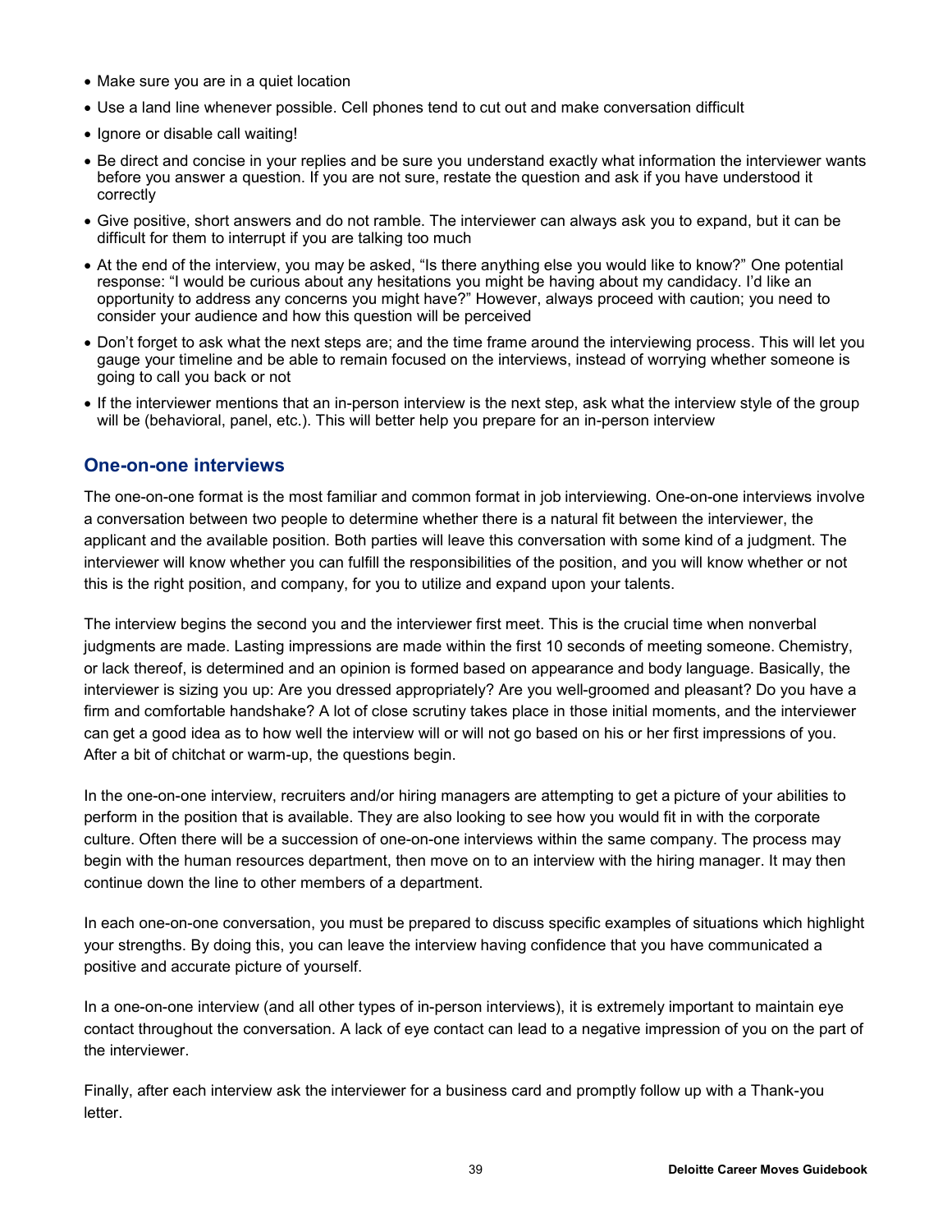- Make sure you are in a quiet location
- Use a land line whenever possible. Cell phones tend to cut out and make conversation difficult
- Ignore or disable call waiting!
- Be direct and concise in your replies and be sure you understand exactly what information the interviewer wants before you answer a question. If you are not sure, restate the question and ask if you have understood it correctly
- Give positive, short answers and do not ramble. The interviewer can always ask you to expand, but it can be difficult for them to interrupt if you are talking too much
- At the end of the interview, you may be asked, "Is there anything else you would like to know?" One potential response: "I would be curious about any hesitations you might be having about my candidacy. I'd like an opportunity to address any concerns you might have?" However, always proceed with caution; you need to consider your audience and how this question will be perceived
- Don't forget to ask what the next steps are; and the time frame around the interviewing process. This will let you gauge your timeline and be able to remain focused on the interviews, instead of worrying whether someone is going to call you back or not
- If the interviewer mentions that an in-person interview is the next step, ask what the interview style of the group will be (behavioral, panel, etc.). This will better help you prepare for an in-person interview

## One-on-one interviews

The one-on-one format is the most familiar and common format in job interviewing. One-on-one interviews involve a conversation between two people to determine whether there is a natural fit between the interviewer, the applicant and the available position. Both parties will leave this conversation with some kind of a judgment. The interviewer will know whether you can fulfill the responsibilities of the position, and you will know whether or not this is the right position, and company, for you to utilize and expand upon your talents.

The interview begins the second you and the interviewer first meet. This is the crucial time when nonverbal judgments are made. Lasting impressions are made within the first 10 seconds of meeting someone. Chemistry, or lack thereof, is determined and an opinion is formed based on appearance and body language. Basically, the interviewer is sizing you up: Are you dressed appropriately? Are you well-groomed and pleasant? Do you have a firm and comfortable handshake? A lot of close scrutiny takes place in those initial moments, and the interviewer can get a good idea as to how well the interview will or will not go based on his or her first impressions of you. After a bit of chitchat or warm-up, the questions begin.

In the one-on-one interview, recruiters and/or hiring managers are attempting to get a picture of your abilities to perform in the position that is available. They are also looking to see how you would fit in with the corporate culture. Often there will be a succession of one-on-one interviews within the same company. The process may begin with the human resources department, then move on to an interview with the hiring manager. It may then continue down the line to other members of a department.

In each one-on-one conversation, you must be prepared to discuss specific examples of situations which highlight your strengths. By doing this, you can leave the interview having confidence that you have communicated a positive and accurate picture of yourself.

In a one-on-one interview (and all other types of in-person interviews), it is extremely important to maintain eye contact throughout the conversation. A lack of eye contact can lead to a negative impression of you on the part of the interviewer.

Finally, after each interview ask the interviewer for a business card and promptly follow up with a Thank-you letter.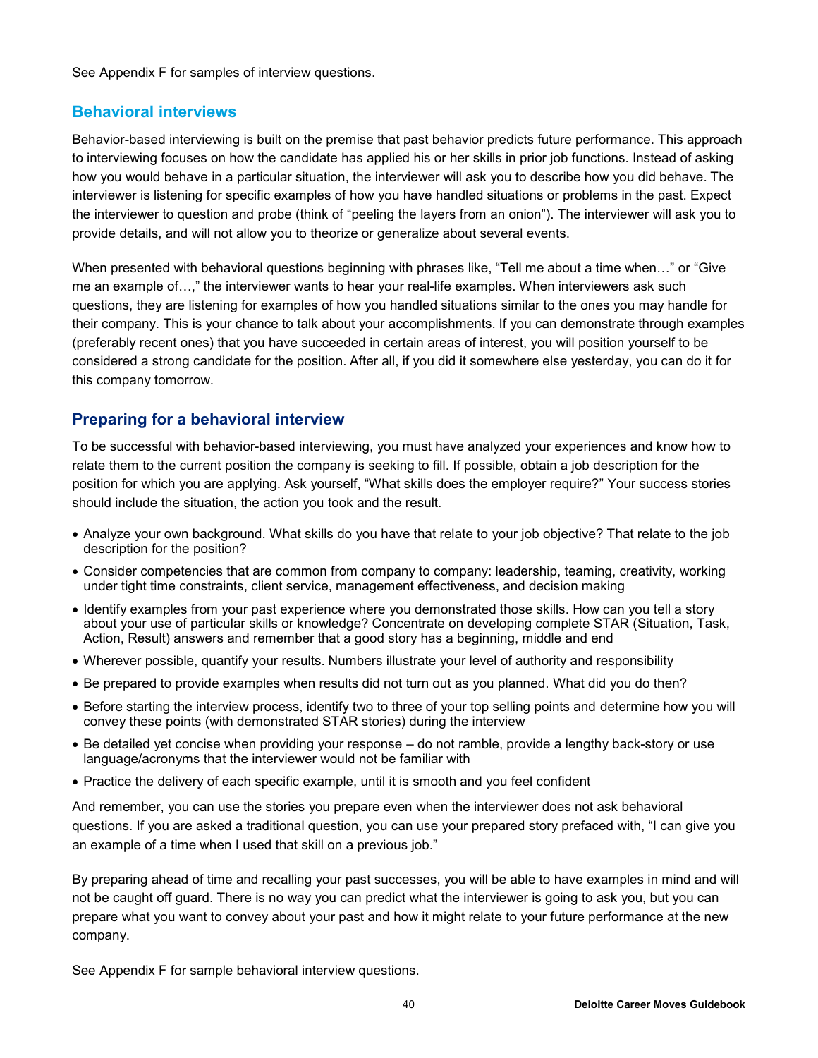See Appendix F for samples of interview questions.

## Behavioral interviews

Behavior-based interviewing is built on the premise that past behavior predicts future performance. This approach to interviewing focuses on how the candidate has applied his or her skills in prior job functions. Instead of asking how you would behave in a particular situation, the interviewer will ask you to describe how you did behave. The interviewer is listening for specific examples of how you have handled situations or problems in the past. Expect the interviewer to question and probe (think of "peeling the layers from an onion"). The interviewer will ask you to provide details, and will not allow you to theorize or generalize about several events.

When presented with behavioral questions beginning with phrases like, "Tell me about a time when…" or "Give me an example of…," the interviewer wants to hear your real-life examples. When interviewers ask such questions, they are listening for examples of how you handled situations similar to the ones you may handle for their company. This is your chance to talk about your accomplishments. If you can demonstrate through examples (preferably recent ones) that you have succeeded in certain areas of interest, you will position yourself to be considered a strong candidate for the position. After all, if you did it somewhere else yesterday, you can do it for this company tomorrow.

## Preparing for a behavioral interview

To be successful with behavior-based interviewing, you must have analyzed your experiences and know how to relate them to the current position the company is seeking to fill. If possible, obtain a job description for the position for which you are applying. Ask yourself, "What skills does the employer require?" Your success stories should include the situation, the action you took and the result.

- Analyze your own background. What skills do you have that relate to your job objective? That relate to the job description for the position?
- Consider competencies that are common from company to company: leadership, teaming, creativity, working under tight time constraints, client service, management effectiveness, and decision making
- Identify examples from your past experience where you demonstrated those skills. How can you tell a story about your use of particular skills or knowledge? Concentrate on developing complete STAR (Situation, Task, Action, Result) answers and remember that a good story has a beginning, middle and end
- Wherever possible, quantify your results. Numbers illustrate your level of authority and responsibility
- Be prepared to provide examples when results did not turn out as you planned. What did you do then?
- Before starting the interview process, identify two to three of your top selling points and determine how you will convey these points (with demonstrated STAR stories) during the interview
- Be detailed yet concise when providing your response – do not ramble, provide a lengthy back-story or use language/acronyms that the interviewer would not be familiar with
- Practice the delivery of each specific example, until it is smooth and you feel confident

And remember, you can use the stories you prepare even when the interviewer does not ask behavioral questions. If you are asked a traditional question, you can use your prepared story prefaced with, "I can give you an example of a time when I used that skill on a previous job."

By preparing ahead of time and recalling your past successes, you will be able to have examples in mind and will not be caught off guard. There is no way you can predict what the interviewer is going to ask you, but you can prepare what you want to convey about your past and how it might relate to your future performance at the new company.

See Appendix F for sample behavioral interview questions.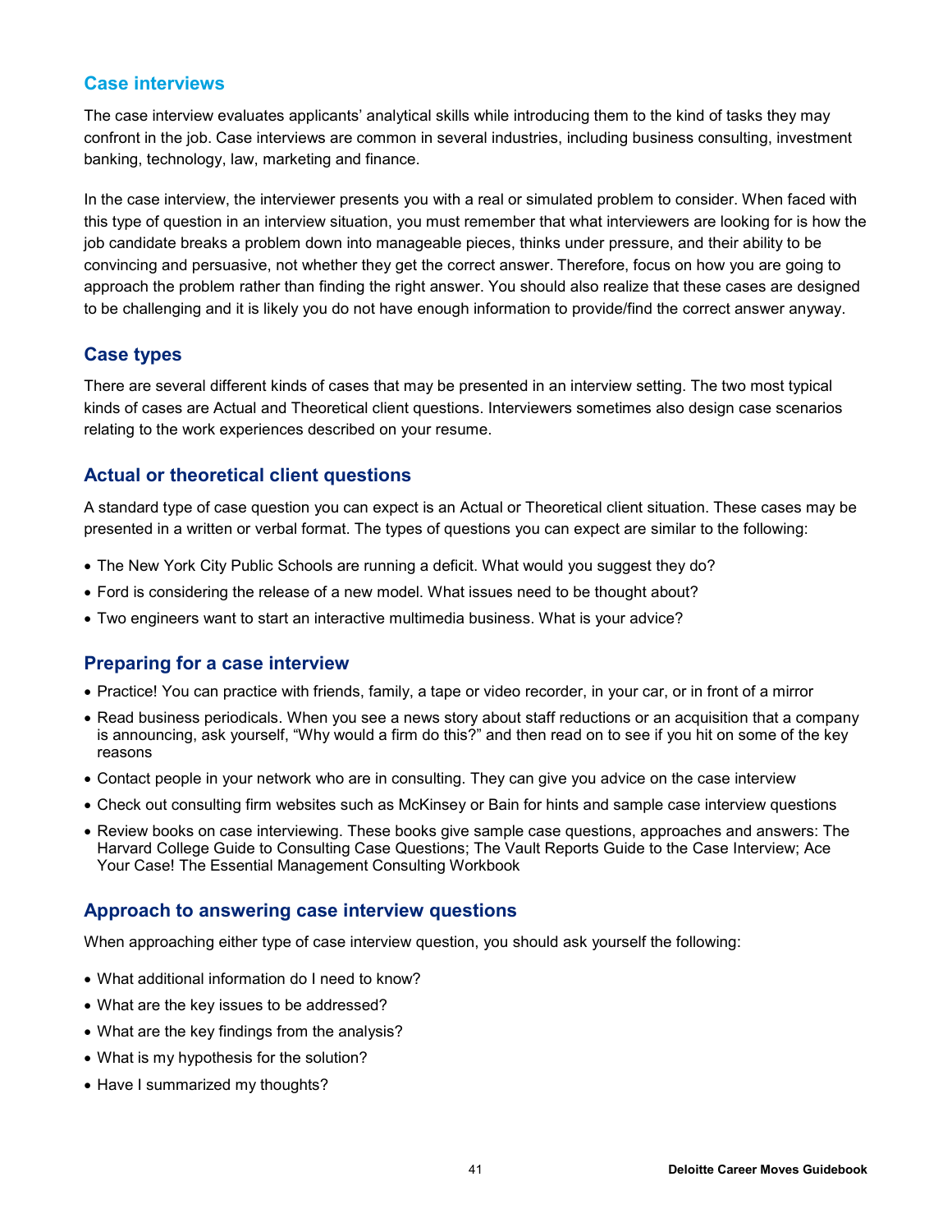## Case interviews

The case interview evaluates applicants' analytical skills while introducing them to the kind of tasks they may confront in the job. Case interviews are common in several industries, including business consulting, investment banking, technology, law, marketing and finance.

In the case interview, the interviewer presents you with a real or simulated problem to consider. When faced with this type of question in an interview situation, you must remember that what interviewers are looking for is how the job candidate breaks a problem down into manageable pieces, thinks under pressure, and their ability to be convincing and persuasive, not whether they get the correct answer. Therefore, focus on how you are going to approach the problem rather than finding the right answer. You should also realize that these cases are designed to be challenging and it is likely you do not have enough information to provide/find the correct answer anyway.

## Case types

There are several different kinds of cases that may be presented in an interview setting. The two most typical kinds of cases are Actual and Theoretical client questions. Interviewers sometimes also design case scenarios relating to the work experiences described on your resume.

## Actual or theoretical client questions

A standard type of case question you can expect is an Actual or Theoretical client situation. These cases may be presented in a written or verbal format. The types of questions you can expect are similar to the following:

- The New York City Public Schools are running a deficit. What would you suggest they do?
- Ford is considering the release of a new model. What issues need to be thought about?
- Two engineers want to start an interactive multimedia business. What is your advice?

## Preparing for a case interview

- Practice! You can practice with friends, family, a tape or video recorder, in your car, or in front of a mirror
- Read business periodicals. When you see a news story about staff reductions or an acquisition that a company is announcing, ask yourself, "Why would a firm do this?" and then read on to see if you hit on some of the key reasons
- Contact people in your network who are in consulting. They can give you advice on the case interview
- Check out consulting firm websites such as McKinsey or Bain for hints and sample case interview questions
- Review books on case interviewing. These books give sample case questions, approaches and answers: The Harvard College Guide to Consulting Case Questions; The Vault Reports Guide to the Case Interview; Ace Your Case! The Essential Management Consulting Workbook

## Approach to answering case interview questions

When approaching either type of case interview question, you should ask yourself the following:

- What additional information do I need to know?
- What are the key issues to be addressed?
- What are the key findings from the analysis?
- What is my hypothesis for the solution?
- Have I summarized my thoughts?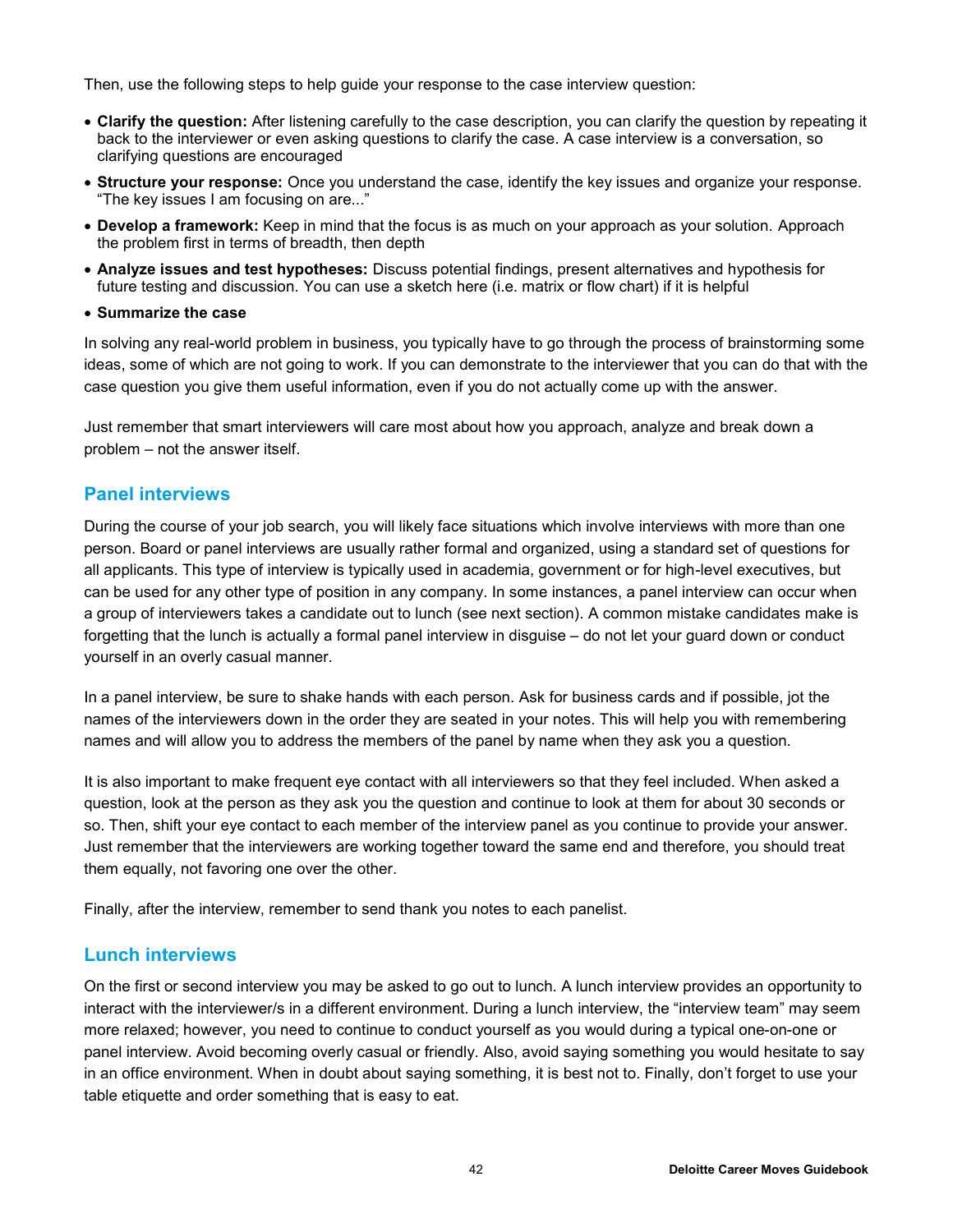Then, use the following steps to help guide your response to the case interview question:

- **Clarify the question:** After listening carefully to the case description, you can clarify the question by repeating it back to the interviewer or even asking questions to clarify the case. A case interview is a conversation, so clarifying questions are encouraged
- **Structure your response:** Once you understand the case, identify the key issues and organize your response. "The key issues I am focusing on are..."
- **Develop a framework:** Keep in mind that the focus is as much on your approach as your solution. Approach the problem first in terms of breadth, then depth
- **Analyze issues and test hypotheses:** Discuss potential findings, present alternatives and hypothesis for future testing and discussion. You can use a sketch here (i.e. matrix or flow chart) if it is helpful
- **Summarize the case**

In solving any real-world problem in business, you typically have to go through the process of brainstorming some ideas, some of which are not going to work. If you can demonstrate to the interviewer that you can do that with the case question you give them useful information, even if you do not actually come up with the answer.

Just remember that smart interviewers will care most about how you approach, analyze and break down a problem – not the answer itself.

## Panel interviews

During the course of your job search, you will likely face situations which involve interviews with more than one person. Board or panel interviews are usually rather formal and organized, using a standard set of questions for all applicants. This type of interview is typically used in academia, government or for high-level executives, but can be used for any other type of position in any company. In some instances, a panel interview can occur when a group of interviewers takes a candidate out to lunch (see next section). A common mistake candidates make is forgetting that the lunch is actually a formal panel interview in disguise – do not let your guard down or conduct yourself in an overly casual manner.

In a panel interview, be sure to shake hands with each person. Ask for business cards and if possible, jot the names of the interviewers down in the order they are seated in your notes. This will help you with remembering names and will allow you to address the members of the panel by name when they ask you a question.

It is also important to make frequent eye contact with all interviewers so that they feel included. When asked a question, look at the person as they ask you the question and continue to look at them for about 30 seconds or so. Then, shift your eye contact to each member of the interview panel as you continue to provide your answer. Just remember that the interviewers are working together toward the same end and therefore, you should treat them equally, not favoring one over the other.

Finally, after the interview, remember to send thank you notes to each panelist.

## Lunch interviews

On the first or second interview you may be asked to go out to lunch. A lunch interview provides an opportunity to interact with the interviewer/s in a different environment. During a lunch interview, the "interview team" may seem more relaxed; however, you need to continue to conduct yourself as you would during a typical one-on-one or panel interview. Avoid becoming overly casual or friendly. Also, avoid saying something you would hesitate to say in an office environment. When in doubt about saying something, it is best not to. Finally, don't forget to use your table etiquette and order something that is easy to eat.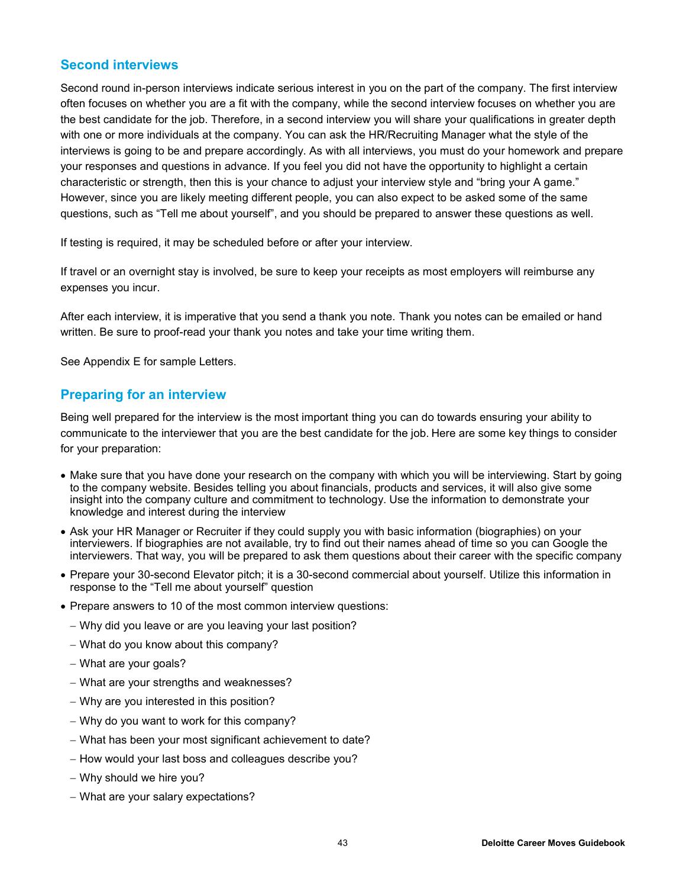## Second interviews

Second round in-person interviews indicate serious interest in you on the part of the company. The first interview often focuses on whether you are a fit with the company, while the second interview focuses on whether you are the best candidate for the job. Therefore, in a second interview you will share your qualifications in greater depth with one or more individuals at the company. You can ask the HR/Recruiting Manager what the style of the interviews is going to be and prepare accordingly. As with all interviews, you must do your homework and prepare your responses and questions in advance. If you feel you did not have the opportunity to highlight a certain characteristic or strength, then this is your chance to adjust your interview style and "bring your A game." However, since you are likely meeting different people, you can also expect to be asked some of the same questions, such as "Tell me about yourself", and you should be prepared to answer these questions as well.

If testing is required, it may be scheduled before or after your interview.

If travel or an overnight stay is involved, be sure to keep your receipts as most employers will reimburse any expenses you incur.

After each interview, it is imperative that you send a thank you note. Thank you notes can be emailed or hand written. Be sure to proof-read your thank you notes and take your time writing them.

See Appendix E for sample Letters.

## Preparing for an interview

Being well prepared for the interview is the most important thing you can do towards ensuring your ability to communicate to the interviewer that you are the best candidate for the job. Here are some key things to consider for your preparation:

- Make sure that you have done your research on the company with which you will be interviewing. Start by going to the company website. Besides telling you about financials, products and services, it will also give some insight into the company culture and commitment to technology. Use the information to demonstrate your knowledge and interest during the interview
- Ask your HR Manager or Recruiter if they could supply you with basic information (biographies) on your interviewers. If biographies are not available, try to find out their names ahead of time so you can Google the interviewers. That way, you will be prepared to ask them questions about their career with the specific company
- Prepare your 30-second Elevator pitch; it is a 30-second commercial about yourself. Utilize this information in response to the "Tell me about yourself" question
- Prepare answers to 10 of the most common interview questions:
  - Why did you leave or are you leaving your last position?
  - What do you know about this company?
  - What are your goals?
  - What are your strengths and weaknesses?
  - Why are you interested in this position?
  - Why do you want to work for this company?
  - What has been your most significant achievement to date?
  - How would your last boss and colleagues describe you?
  - Why should we hire you?
  - What are your salary expectations?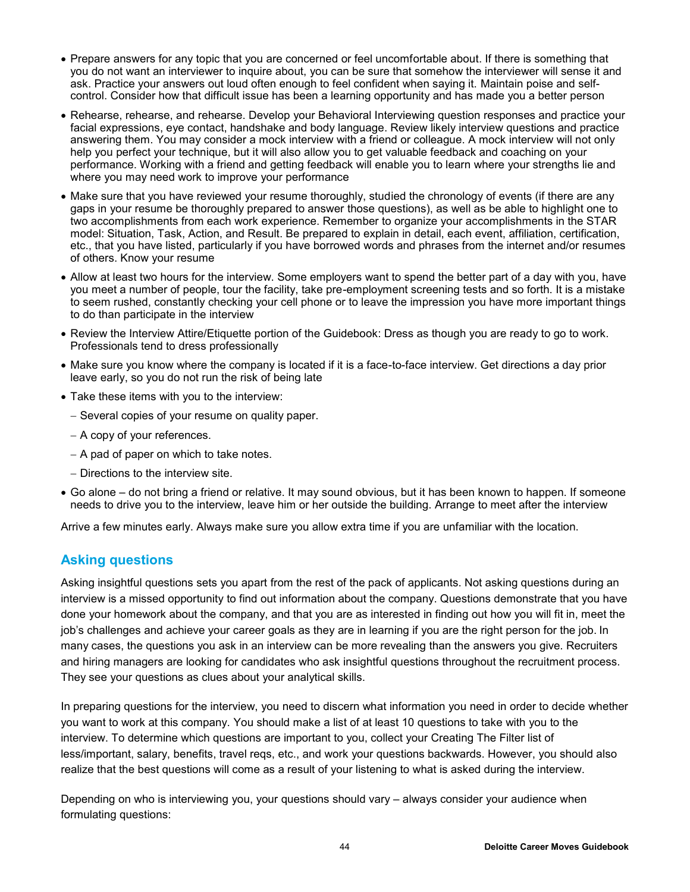- Prepare answers for any topic that you are concerned or feel uncomfortable about. If there is something that you do not want an interviewer to inquire about, you can be sure that somehow the interviewer will sense it and ask. Practice your answers out loud often enough to feel confident when saying it. Maintain poise and self-control. Consider how that difficult issue has been a learning opportunity and has made you a better person
- Rehearse, rehearse, and rehearse. Develop your Behavioral Interviewing question responses and practice your facial expressions, eye contact, handshake and body language. Review likely interview questions and practice answering them. You may consider a mock interview with a friend or colleague. A mock interview will not only help you perfect your technique, but it will also allow you to get valuable feedback and coaching on your performance. Working with a friend and getting feedback will enable you to learn where your strengths lie and where you may need work to improve your performance
- Make sure that you have reviewed your resume thoroughly, studied the chronology of events (if there are any gaps in your resume be thoroughly prepared to answer those questions), as well as be able to highlight one to two accomplishments from each work experience. Remember to organize your accomplishments in the STAR model: Situation, Task, Action, and Result. Be prepared to explain in detail, each event, affiliation, certification, etc., that you have listed, particularly if you have borrowed words and phrases from the internet and/or resumes of others. Know your resume
- Allow at least two hours for the interview. Some employers want to spend the better part of a day with you, have you meet a number of people, tour the facility, take pre-employment screening tests and so forth. It is a mistake to seem rushed, constantly checking your cell phone or to leave the impression you have more important things to do than participate in the interview
- Review the Interview Attire/Etiquette portion of the Guidebook: Dress as though you are ready to go to work. Professionals tend to dress professionally
- Make sure you know where the company is located if it is a face-to-face interview. Get directions a day prior leave early, so you do not run the risk of being late
- Take these items with you to the interview:
  - Several copies of your resume on quality paper.
  - A copy of your references.
  - A pad of paper on which to take notes.
  - Directions to the interview site.
- Go alone – do not bring a friend or relative. It may sound obvious, but it has been known to happen. If someone needs to drive you to the interview, leave him or her outside the building. Arrange to meet after the interview

Arrive a few minutes early. Always make sure you allow extra time if you are unfamiliar with the location.

## Asking questions

Asking insightful questions sets you apart from the rest of the pack of applicants. Not asking questions during an interview is a missed opportunity to find out information about the company. Questions demonstrate that you have done your homework about the company, and that you are as interested in finding out how you will fit in, meet the job's challenges and achieve your career goals as they are in learning if you are the right person for the job. In many cases, the questions you ask in an interview can be more revealing than the answers you give. Recruiters and hiring managers are looking for candidates who ask insightful questions throughout the recruitment process. They see your questions as clues about your analytical skills.

In preparing questions for the interview, you need to discern what information you need in order to decide whether you want to work at this company. You should make a list of at least 10 questions to take with you to the interview. To determine which questions are important to you, collect your Creating The Filter list of less/important, salary, benefits, travel reqs, etc., and work your questions backwards. However, you should also realize that the best questions will come as a result of your listening to what is asked during the interview.

Depending on who is interviewing you, your questions should vary – always consider your audience when formulating questions: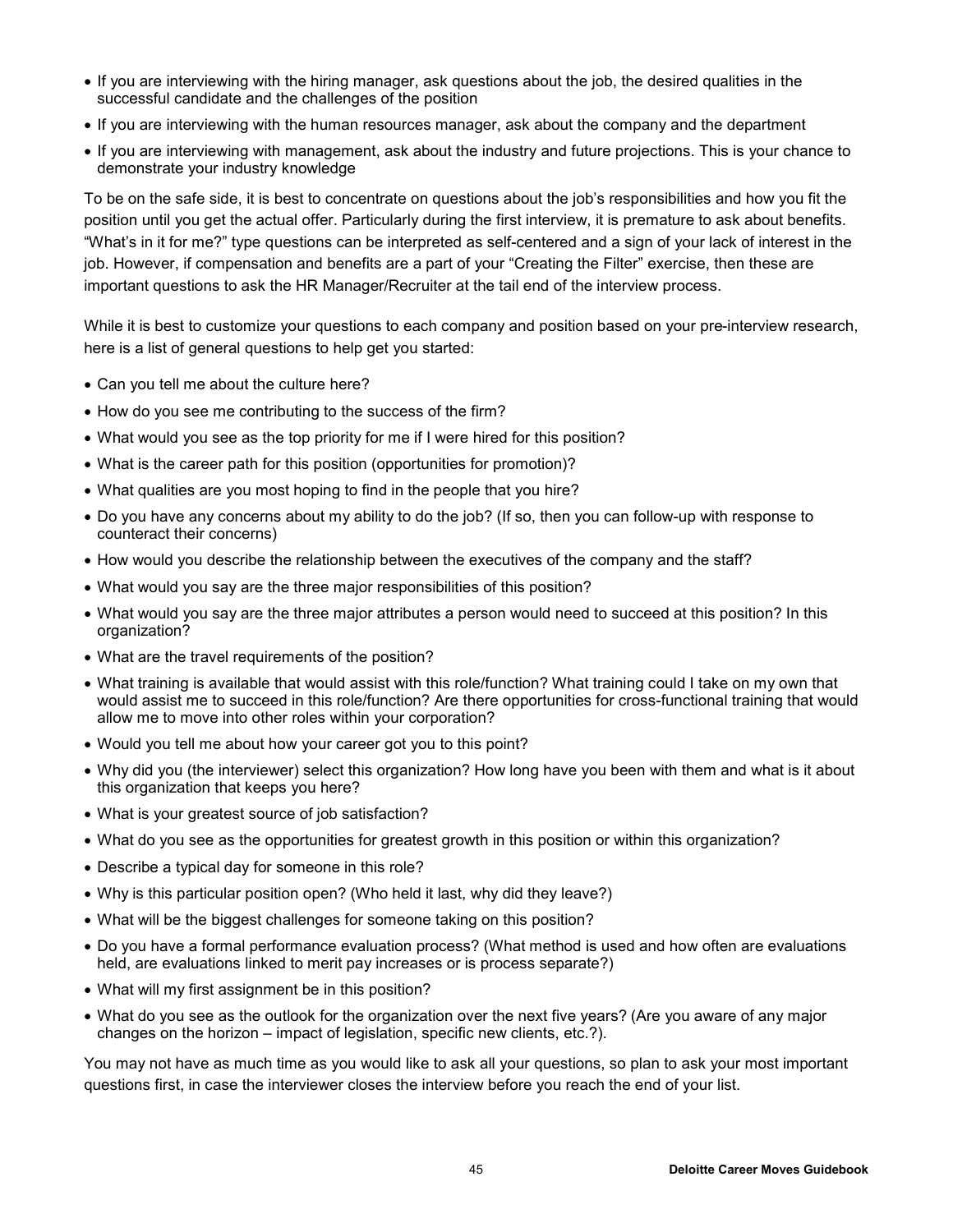- If you are interviewing with the hiring manager, ask questions about the job, the desired qualities in the successful candidate and the challenges of the position
- If you are interviewing with the human resources manager, ask about the company and the department
- If you are interviewing with management, ask about the industry and future projections. This is your chance to demonstrate your industry knowledge

To be on the safe side, it is best to concentrate on questions about the job's responsibilities and how you fit the position until you get the actual offer. Particularly during the first interview, it is premature to ask about benefits. "What's in it for me?" type questions can be interpreted as self-centered and a sign of your lack of interest in the job. However, if compensation and benefits are a part of your "Creating the Filter" exercise, then these are important questions to ask the HR Manager/Recruiter at the tail end of the interview process.

While it is best to customize your questions to each company and position based on your pre-interview research, here is a list of general questions to help get you started:

- Can you tell me about the culture here?
- How do you see me contributing to the success of the firm?
- What would you see as the top priority for me if I were hired for this position?
- What is the career path for this position (opportunities for promotion)?
- What qualities are you most hoping to find in the people that you hire?
- Do you have any concerns about my ability to do the job? (If so, then you can follow-up with response to counteract their concerns)
- How would you describe the relationship between the executives of the company and the staff?
- What would you say are the three major responsibilities of this position?
- What would you say are the three major attributes a person would need to succeed at this position? In this organization?
- What are the travel requirements of the position?
- What training is available that would assist with this role/function? What training could I take on my own that would assist me to succeed in this role/function? Are there opportunities for cross-functional training that would allow me to move into other roles within your corporation?
- Would you tell me about how your career got you to this point?
- Why did you (the interviewer) select this organization? How long have you been with them and what is it about this organization that keeps you here?
- What is your greatest source of job satisfaction?
- What do you see as the opportunities for greatest growth in this position or within this organization?
- Describe a typical day for someone in this role?
- Why is this particular position open? (Who held it last, why did they leave?)
- What will be the biggest challenges for someone taking on this position?
- Do you have a formal performance evaluation process? (What method is used and how often are evaluations held, are evaluations linked to merit pay increases or is process separate?)
- What will my first assignment be in this position?
- What do you see as the outlook for the organization over the next five years? (Are you aware of any major changes on the horizon – impact of legislation, specific new clients, etc.?).

You may not have as much time as you would like to ask all your questions, so plan to ask your most important questions first, in case the interviewer closes the interview before you reach the end of your list.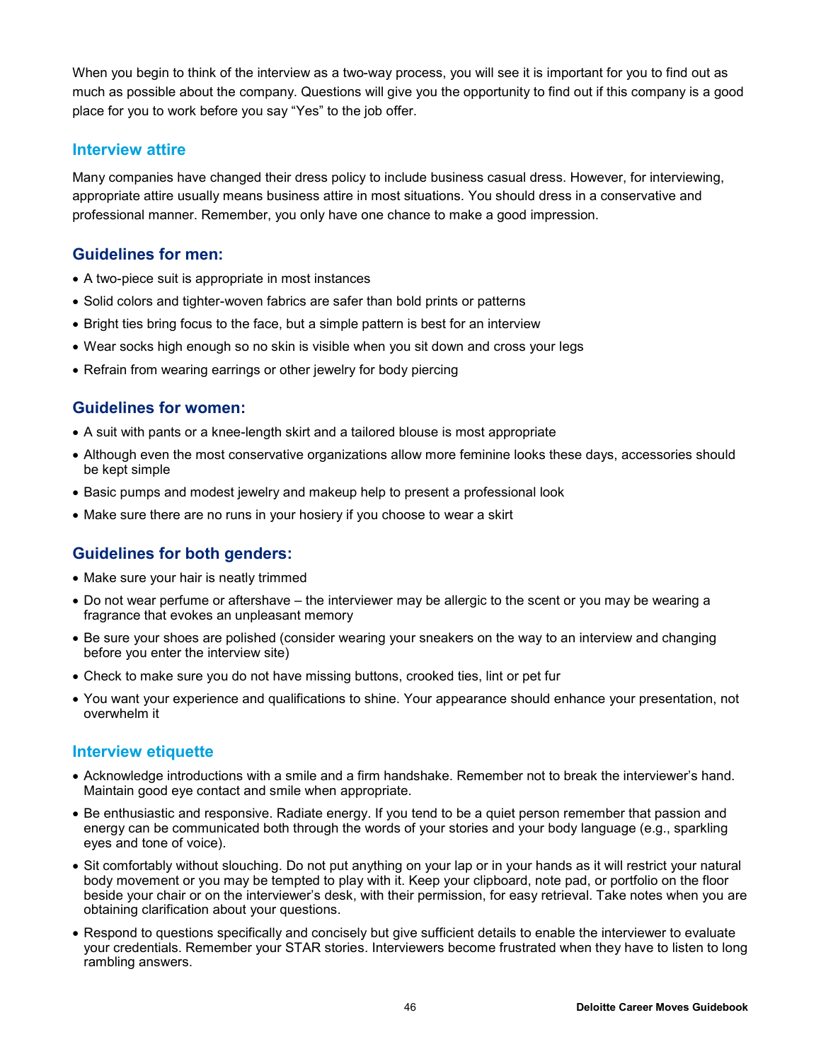When you begin to think of the interview as a two-way process, you will see it is important for you to find out as much as possible about the company. Questions will give you the opportunity to find out if this company is a good place for you to work before you say "Yes" to the job offer.

## Interview attire

Many companies have changed their dress policy to include business casual dress. However, for interviewing, appropriate attire usually means business attire in most situations. You should dress in a conservative and professional manner. Remember, you only have one chance to make a good impression.

### Guidelines for men:

- A two-piece suit is appropriate in most instances
- Solid colors and tighter-woven fabrics are safer than bold prints or patterns
- Bright ties bring focus to the face, but a simple pattern is best for an interview
- Wear socks high enough so no skin is visible when you sit down and cross your legs
- Refrain from wearing earrings or other jewelry for body piercing

### Guidelines for women:

- A suit with pants or a knee-length skirt and a tailored blouse is most appropriate
- Although even the most conservative organizations allow more feminine looks these days, accessories should be kept simple
- Basic pumps and modest jewelry and makeup help to present a professional look
- Make sure there are no runs in your hosiery if you choose to wear a skirt

### Guidelines for both genders:

- Make sure your hair is neatly trimmed
- Do not wear perfume or aftershave – the interviewer may be allergic to the scent or you may be wearing a fragrance that evokes an unpleasant memory
- Be sure your shoes are polished (consider wearing your sneakers on the way to an interview and changing before you enter the interview site)
- Check to make sure you do not have missing buttons, crooked ties, lint or pet fur
- You want your experience and qualifications to shine. Your appearance should enhance your presentation, not overwhelm it

## Interview etiquette

- Acknowledge introductions with a smile and a firm handshake. Remember not to break the interviewer's hand. Maintain good eye contact and smile when appropriate.
- Be enthusiastic and responsive. Radiate energy. If you tend to be a quiet person remember that passion and energy can be communicated both through the words of your stories and your body language (e.g., sparkling eyes and tone of voice).
- Sit comfortably without slouching. Do not put anything on your lap or in your hands as it will restrict your natural body movement or you may be tempted to play with it. Keep your clipboard, note pad, or portfolio on the floor beside your chair or on the interviewer's desk, with their permission, for easy retrieval. Take notes when you are obtaining clarification about your questions.
- Respond to questions specifically and concisely but give sufficient details to enable the interviewer to evaluate your credentials. Remember your STAR stories. Interviewers become frustrated when they have to listen to long rambling answers.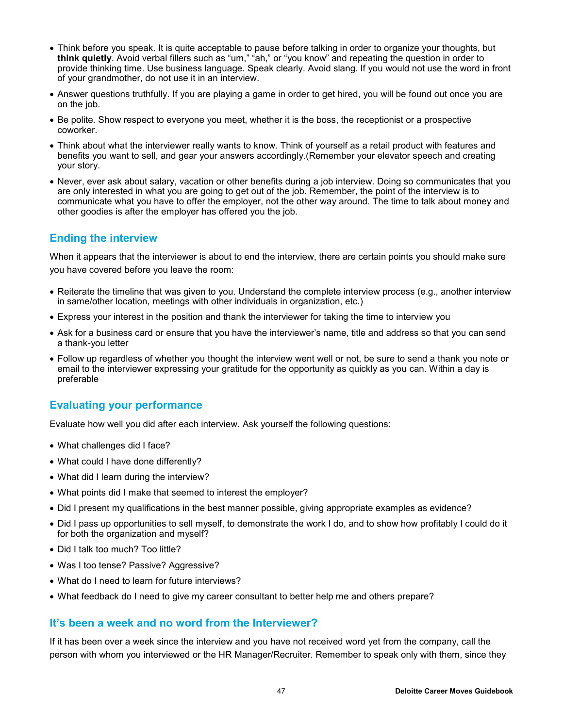- Think before you speak. It is quite acceptable to pause before talking in order to organize your thoughts, but **think quietly**. Avoid verbal fillers such as "um," "ah," or "you know" and repeating the question in order to provide thinking time. Use business language. Speak clearly. Avoid slang. If you would not use the word in front of your grandmother, do not use it in an interview.
- Answer questions truthfully. If you are playing a game in order to get hired, you will be found out once you are on the job.
- Be polite. Show respect to everyone you meet, whether it is the boss, the receptionist or a prospective coworker.
- Think about what the interviewer really wants to know. Think of yourself as a retail product with features and benefits you want to sell, and gear your answers accordingly.(Remember your elevator speech and creating your story.
- Never, ever ask about salary, vacation or other benefits during a job interview. Doing so communicates that you are only interested in what you are going to get out of the job. Remember, the point of the interview is to communicate what you have to offer the employer, not the other way around. The time to talk about money and other goodies is after the employer has offered you the job.

## Ending the interview

When it appears that the interviewer is about to end the interview, there are certain points you should make sure you have covered before you leave the room:

- Reiterate the timeline that was given to you. Understand the complete interview process (e.g., another interview in same/other location, meetings with other individuals in organization, etc.)
- Express your interest in the position and thank the interviewer for taking the time to interview you
- Ask for a business card or ensure that you have the interviewer's name, title and address so that you can send a thank-you letter
- Follow up regardless of whether you thought the interview went well or not, be sure to send a thank you note or email to the interviewer expressing your gratitude for the opportunity as quickly as you can. Within a day is preferable

## Evaluating your performance

Evaluate how well you did after each interview. Ask yourself the following questions:

- What challenges did I face?
- What could I have done differently?
- What did I learn during the interview?
- What points did I make that seemed to interest the employer?
- Did I present my qualifications in the best manner possible, giving appropriate examples as evidence?
- Did I pass up opportunities to sell myself, to demonstrate the work I do, and to show how profitably I could do it for both the organization and myself?
- Did I talk too much? Too little?
- Was I too tense? Passive? Aggressive?
- What do I need to learn for future interviews?
- What feedback do I need to give my career consultant to better help me and others prepare?

## It's been a week and no word from the Interviewer?

If it has been over a week since the interview and you have not received word yet from the company, call the person with whom you interviewed or the HR Manager/Recruiter. Remember to speak only with them, since they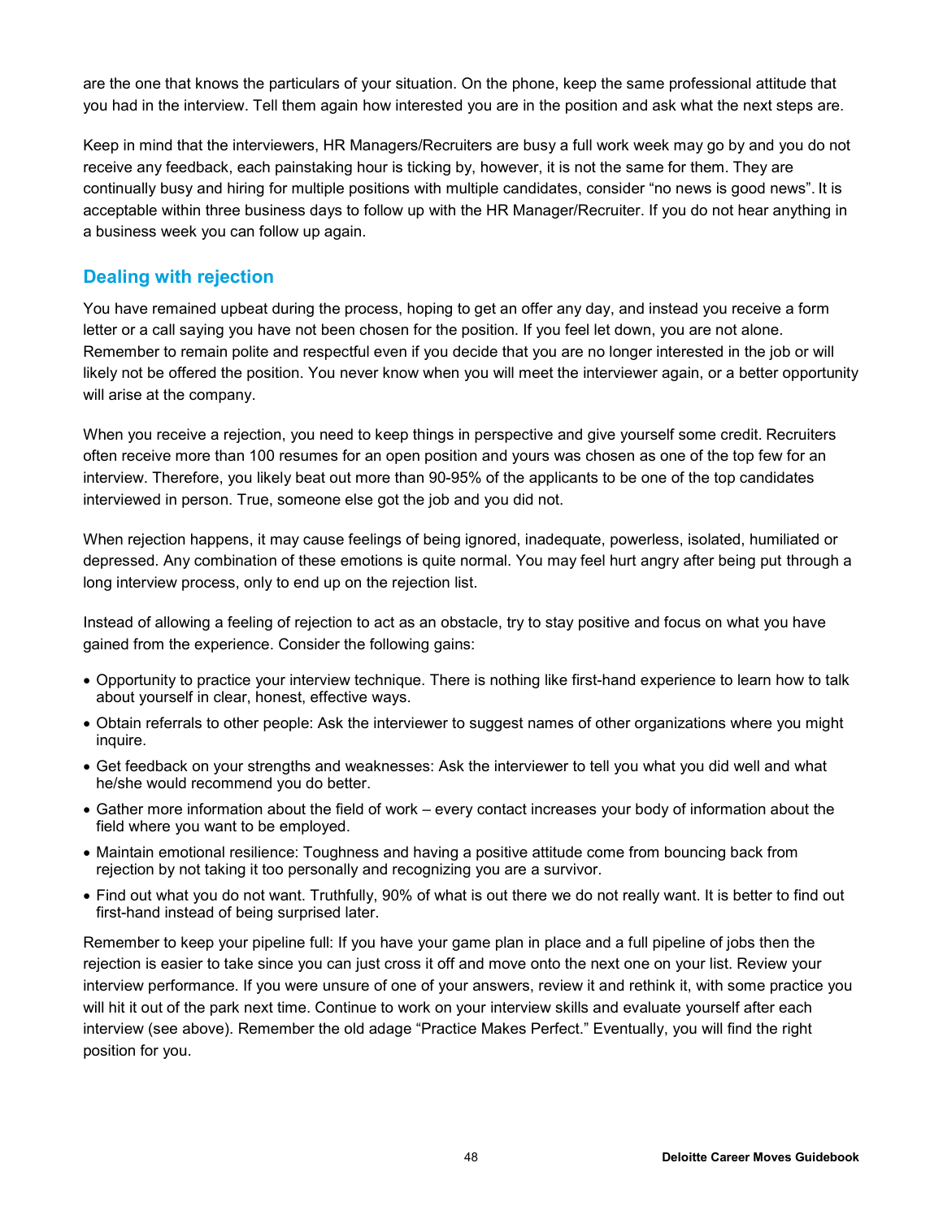are the one that knows the particulars of your situation. On the phone, keep the same professional attitude that you had in the interview. Tell them again how interested you are in the position and ask what the next steps are.

Keep in mind that the interviewers, HR Managers/Recruiters are busy a full work week may go by and you do not receive any feedback, each painstaking hour is ticking by, however, it is not the same for them. They are continually busy and hiring for multiple positions with multiple candidates, consider "no news is good news". It is acceptable within three business days to follow up with the HR Manager/Recruiter. If you do not hear anything in a business week you can follow up again.

## Dealing with rejection

You have remained upbeat during the process, hoping to get an offer any day, and instead you receive a form letter or a call saying you have not been chosen for the position. If you feel let down, you are not alone. Remember to remain polite and respectful even if you decide that you are no longer interested in the job or will likely not be offered the position. You never know when you will meet the interviewer again, or a better opportunity will arise at the company.

When you receive a rejection, you need to keep things in perspective and give yourself some credit. Recruiters often receive more than 100 resumes for an open position and yours was chosen as one of the top few for an interview. Therefore, you likely beat out more than 90-95% of the applicants to be one of the top candidates interviewed in person. True, someone else got the job and you did not.

When rejection happens, it may cause feelings of being ignored, inadequate, powerless, isolated, humiliated or depressed. Any combination of these emotions is quite normal. You may feel hurt angry after being put through a long interview process, only to end up on the rejection list.

Instead of allowing a feeling of rejection to act as an obstacle, try to stay positive and focus on what you have gained from the experience. Consider the following gains:

- Opportunity to practice your interview technique. There is nothing like first-hand experience to learn how to talk about yourself in clear, honest, effective ways.
- Obtain referrals to other people: Ask the interviewer to suggest names of other organizations where you might inquire.
- Get feedback on your strengths and weaknesses: Ask the interviewer to tell you what you did well and what he/she would recommend you do better.
- Gather more information about the field of work – every contact increases your body of information about the field where you want to be employed.
- Maintain emotional resilience: Toughness and having a positive attitude come from bouncing back from rejection by not taking it too personally and recognizing you are a survivor.
- Find out what you do not want. Truthfully, 90% of what is out there we do not really want. It is better to find out first-hand instead of being surprised later.

Remember to keep your pipeline full: If you have your game plan in place and a full pipeline of jobs then the rejection is easier to take since you can just cross it off and move onto the next one on your list. Review your interview performance. If you were unsure of one of your answers, review it and rethink it, with some practice you will hit it out of the park next time. Continue to work on your interview skills and evaluate yourself after each interview (see above). Remember the old adage "Practice Makes Perfect." Eventually, you will find the right position for you.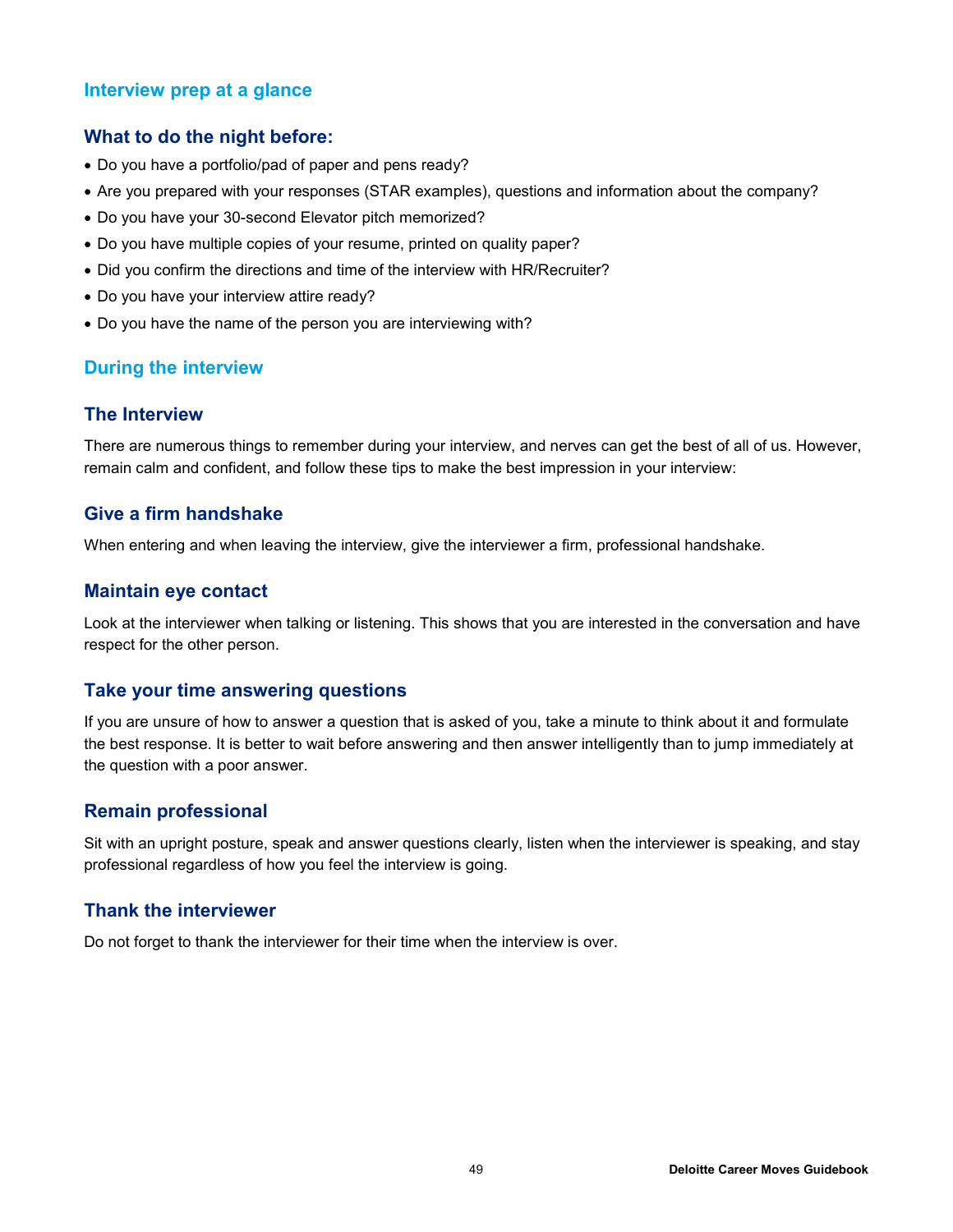## Interview prep at a glance

### What to do the night before:

- Do you have a portfolio/pad of paper and pens ready?
- Are you prepared with your responses (STAR examples), questions and information about the company?
- Do you have your 30-second Elevator pitch memorized?
- Do you have multiple copies of your resume, printed on quality paper?
- Did you confirm the directions and time of the interview with HR/Recruiter?
- Do you have your interview attire ready?
- Do you have the name of the person you are interviewing with?

## During the interview

### The Interview

There are numerous things to remember during your interview, and nerves can get the best of all of us. However, remain calm and confident, and follow these tips to make the best impression in your interview:

### Give a firm handshake

When entering and when leaving the interview, give the interviewer a firm, professional handshake.

### Maintain eye contact

Look at the interviewer when talking or listening. This shows that you are interested in the conversation and have respect for the other person.

### Take your time answering questions

If you are unsure of how to answer a question that is asked of you, take a minute to think about it and formulate the best response. It is better to wait before answering and then answer intelligently than to jump immediately at the question with a poor answer.

### Remain professional

Sit with an upright posture, speak and answer questions clearly, listen when the interviewer is speaking, and stay professional regardless of how you feel the interview is going.

### Thank the interviewer

Do not forget to thank the interviewer for their time when the interview is over.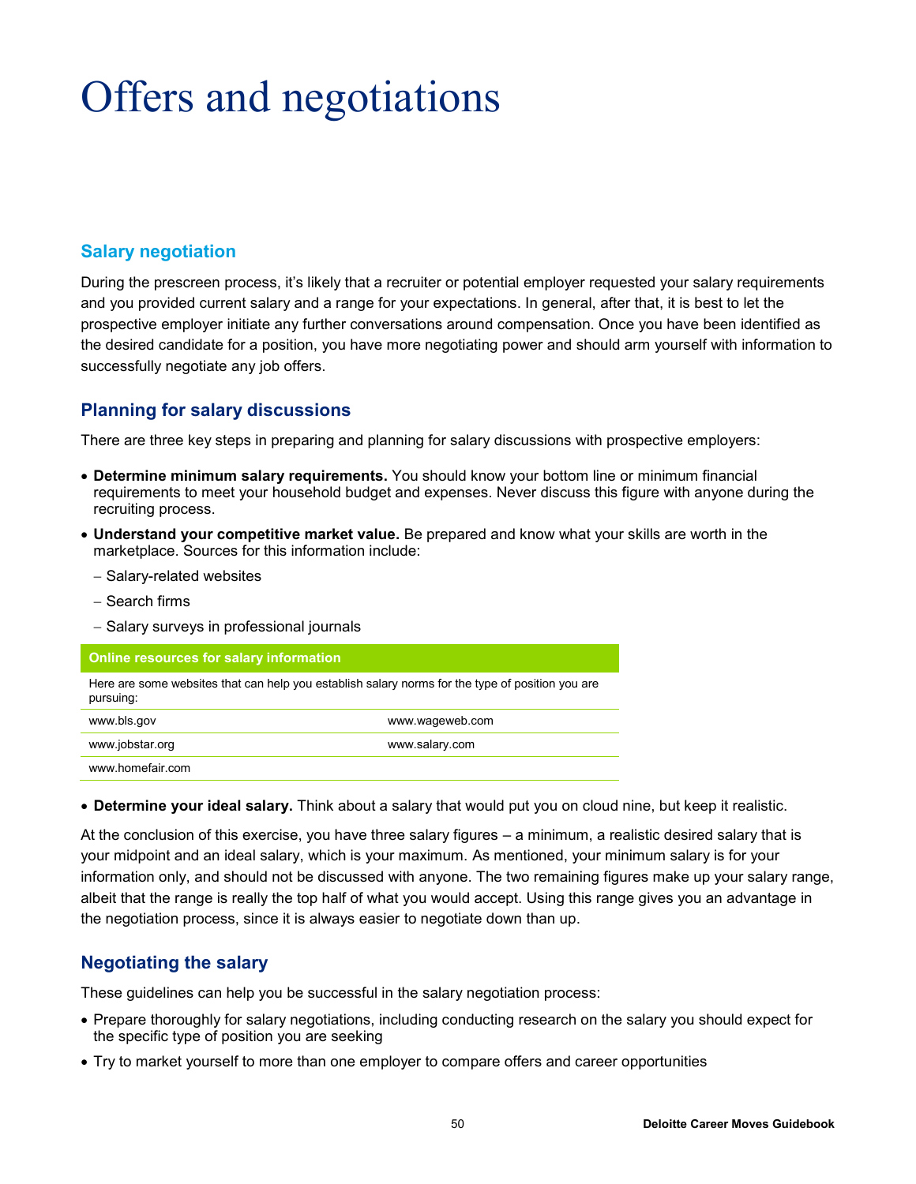# Offers and negotiations

## Salary negotiation

During the prescreen process, it's likely that a recruiter or potential employer requested your salary requirements and you provided current salary and a range for your expectations. In general, after that, it is best to let the prospective employer initiate any further conversations around compensation. Once you have been identified as the desired candidate for a position, you have more negotiating power and should arm yourself with information to successfully negotiate any job offers.

## Planning for salary discussions

There are three key steps in preparing and planning for salary discussions with prospective employers:

- **Determine minimum salary requirements.** You should know your bottom line or minimum financial requirements to meet your household budget and expenses. Never discuss this figure with anyone during the recruiting process.
- **Understand your competitive market value.** Be prepared and know what your skills are worth in the marketplace. Sources for this information include:
  - Salary-related websites
  - Search firms
  - Salary surveys in professional journals

| Online resources for salary information | |
|---|---|
| Here are some websites that can help you establish salary norms for the type of position you are pursuing: | |
| www.bls.gov | www.wageweb.com |
| www.jobstar.org | www.salary.com |
| www.homefair.com | |

- **Determine your ideal salary.** Think about a salary that would put you on cloud nine, but keep it realistic.

At the conclusion of this exercise, you have three salary figures – a minimum, a realistic desired salary that is your midpoint and an ideal salary, which is your maximum. As mentioned, your minimum salary is for your information only, and should not be discussed with anyone. The two remaining figures make up your salary range, albeit that the range is really the top half of what you would accept. Using this range gives you an advantage in the negotiation process, since it is always easier to negotiate down than up.

## Negotiating the salary

These guidelines can help you be successful in the salary negotiation process:

- Prepare thoroughly for salary negotiations, including conducting research on the salary you should expect for the specific type of position you are seeking
- Try to market yourself to more than one employer to compare offers and career opportunities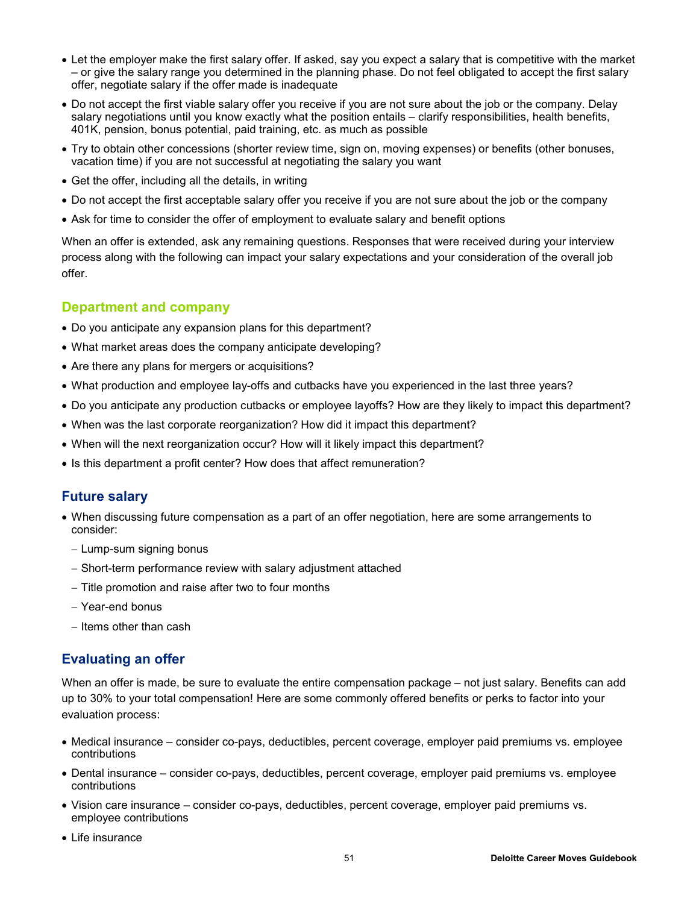- Let the employer make the first salary offer. If asked, say you expect a salary that is competitive with the market – or give the salary range you determined in the planning phase. Do not feel obligated to accept the first salary offer, negotiate salary if the offer made is inadequate
- Do not accept the first viable salary offer you receive if you are not sure about the job or the company. Delay salary negotiations until you know exactly what the position entails – clarify responsibilities, health benefits, 401K, pension, bonus potential, paid training, etc. as much as possible
- Try to obtain other concessions (shorter review time, sign on, moving expenses) or benefits (other bonuses, vacation time) if you are not successful at negotiating the salary you want
- Get the offer, including all the details, in writing
- Do not accept the first acceptable salary offer you receive if you are not sure about the job or the company
- Ask for time to consider the offer of employment to evaluate salary and benefit options

When an offer is extended, ask any remaining questions. Responses that were received during your interview process along with the following can impact your salary expectations and your consideration of the overall job offer.

## Department and company

- Do you anticipate any expansion plans for this department?
- What market areas does the company anticipate developing?
- Are there any plans for mergers or acquisitions?
- What production and employee lay-offs and cutbacks have you experienced in the last three years?
- Do you anticipate any production cutbacks or employee layoffs? How are they likely to impact this department?
- When was the last corporate reorganization? How did it impact this department?
- When will the next reorganization occur? How will it likely impact this department?
- Is this department a profit center? How does that affect remuneration?

## Future salary

- When discussing future compensation as a part of an offer negotiation, here are some arrangements to consider:
  - Lump-sum signing bonus
  - Short-term performance review with salary adjustment attached
  - Title promotion and raise after two to four months
  - Year-end bonus
  - Items other than cash

## Evaluating an offer

When an offer is made, be sure to evaluate the entire compensation package – not just salary. Benefits can add up to 30% to your total compensation! Here are some commonly offered benefits or perks to factor into your evaluation process:

- Medical insurance – consider co-pays, deductibles, percent coverage, employer paid premiums vs. employee contributions
- Dental insurance – consider co-pays, deductibles, percent coverage, employer paid premiums vs. employee contributions
- Vision care insurance – consider co-pays, deductibles, percent coverage, employer paid premiums vs. employee contributions
- Life insurance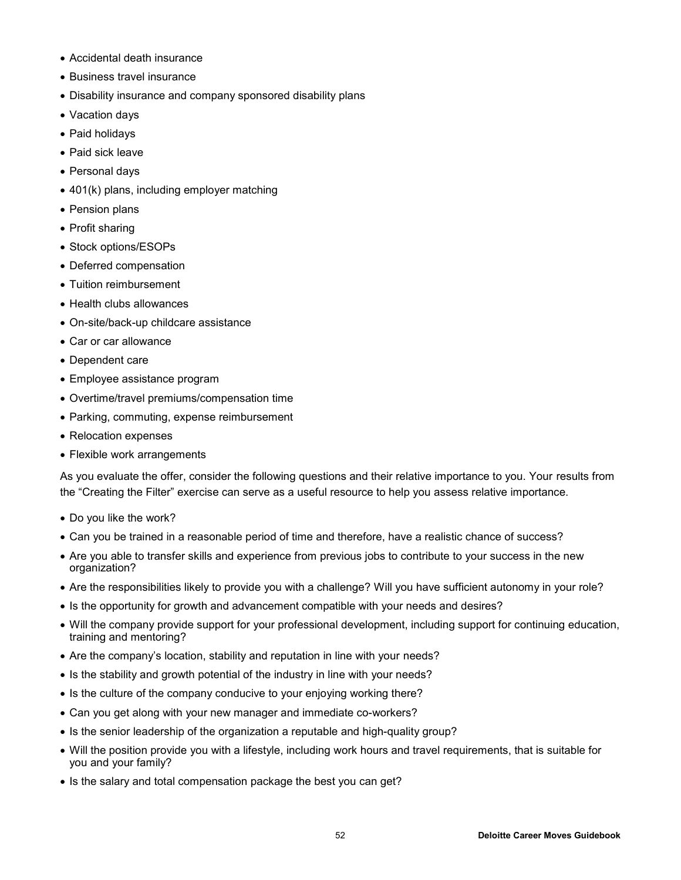- Accidental death insurance
- Business travel insurance
- Disability insurance and company sponsored disability plans
- Vacation days
- Paid holidays
- Paid sick leave
- Personal days
- 401(k) plans, including employer matching
- Pension plans
- Profit sharing
- Stock options/ESOPs
- Deferred compensation
- Tuition reimbursement
- Health clubs allowances
- On-site/back-up childcare assistance
- Car or car allowance
- Dependent care
- Employee assistance program
- Overtime/travel premiums/compensation time
- Parking, commuting, expense reimbursement
- Relocation expenses
- Flexible work arrangements

As you evaluate the offer, consider the following questions and their relative importance to you. Your results from the "Creating the Filter" exercise can serve as a useful resource to help you assess relative importance.

- Do you like the work?
- Can you be trained in a reasonable period of time and therefore, have a realistic chance of success?
- Are you able to transfer skills and experience from previous jobs to contribute to your success in the new organization?
- Are the responsibilities likely to provide you with a challenge? Will you have sufficient autonomy in your role?
- Is the opportunity for growth and advancement compatible with your needs and desires?
- Will the company provide support for your professional development, including support for continuing education, training and mentoring?
- Are the company's location, stability and reputation in line with your needs?
- Is the stability and growth potential of the industry in line with your needs?
- Is the culture of the company conducive to your enjoying working there?
- Can you get along with your new manager and immediate co-workers?
- Is the senior leadership of the organization a reputable and high-quality group?
- Will the position provide you with a lifestyle, including work hours and travel requirements, that is suitable for you and your family?
- Is the salary and total compensation package the best you can get?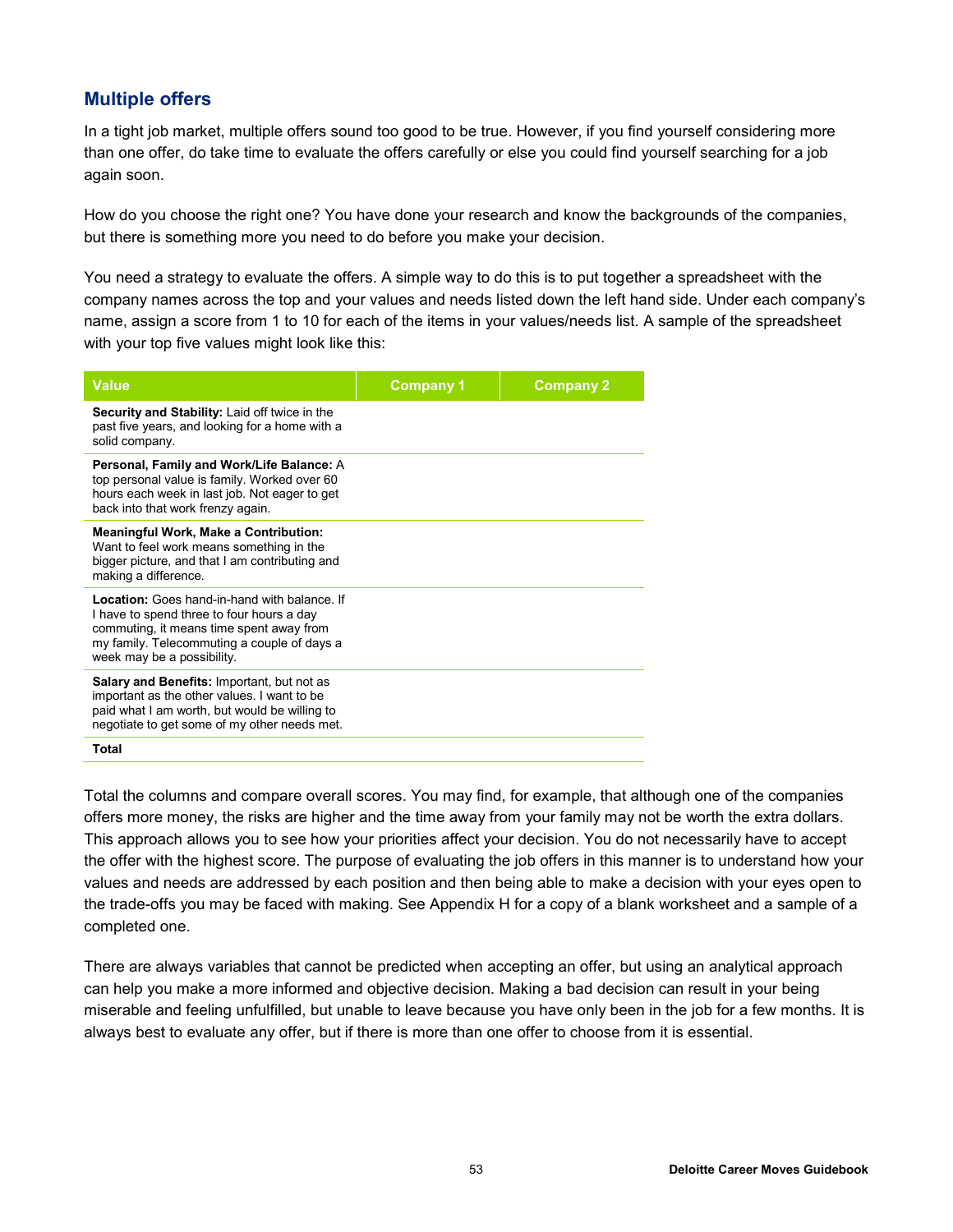## Multiple offers

In a tight job market, multiple offers sound too good to be true. However, if you find yourself considering more than one offer, do take time to evaluate the offers carefully or else you could find yourself searching for a job again soon.

How do you choose the right one? You have done your research and know the backgrounds of the companies, but there is something more you need to do before you make your decision.

You need a strategy to evaluate the offers. A simple way to do this is to put together a spreadsheet with the company names across the top and your values and needs listed down the left hand side. Under each company's name, assign a score from 1 to 10 for each of the items in your values/needs list. A sample of the spreadsheet with your top five values might look like this:

| Value | Company 1 | Company 2 |
| --- | --- | --- |
| **Security and Stability:** Laid off twice in the past five years, and looking for a home with a solid company. | | |
| **Personal, Family and Work/Life Balance:** A top personal value is family. Worked over 60 hours each week in last job. Not eager to get back into that work frenzy again. | | |
| **Meaningful Work, Make a Contribution:** Want to feel work means something in the bigger picture, and that I am contributing and making a difference. | | |
| **Location:** Goes hand-in-hand with balance. If I have to spend three to four hours a day commuting, it means time spent away from my family. Telecommuting a couple of days a week may be a possibility. | | |
| **Salary and Benefits:** Important, but not as important as the other values. I want to be paid what I am worth, but would be willing to negotiate to get some of my other needs met. | | |
| **Total** | | |

Total the columns and compare overall scores. You may find, for example, that although one of the companies offers more money, the risks are higher and the time away from your family may not be worth the extra dollars. This approach allows you to see how your priorities affect your decision. You do not necessarily have to accept the offer with the highest score. The purpose of evaluating the job offers in this manner is to understand how your values and needs are addressed by each position and then being able to make a decision with your eyes open to the trade-offs you may be faced with making. See Appendix H for a copy of a blank worksheet and a sample of a completed one.

There are always variables that cannot be predicted when accepting an offer, but using an analytical approach can help you make a more informed and objective decision. Making a bad decision can result in your being miserable and feeling unfulfilled, but unable to leave because you have only been in the job for a few months. It is always best to evaluate any offer, but if there is more than one offer to choose from it is essential.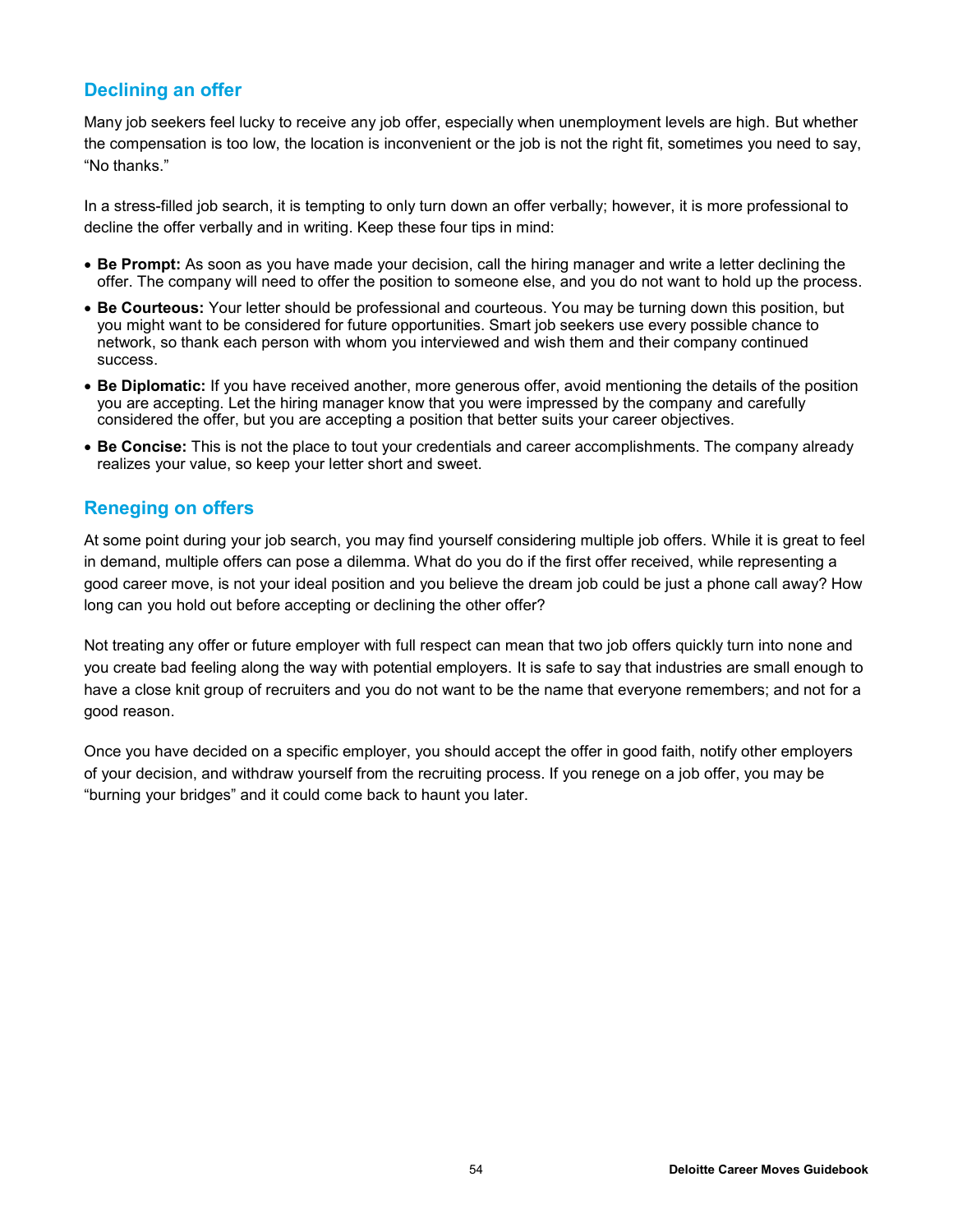## Declining an offer

Many job seekers feel lucky to receive any job offer, especially when unemployment levels are high. But whether the compensation is too low, the location is inconvenient or the job is not the right fit, sometimes you need to say, "No thanks."

In a stress-filled job search, it is tempting to only turn down an offer verbally; however, it is more professional to decline the offer verbally and in writing. Keep these four tips in mind:

- **Be Prompt:** As soon as you have made your decision, call the hiring manager and write a letter declining the offer. The company will need to offer the position to someone else, and you do not want to hold up the process.
- **Be Courteous:** Your letter should be professional and courteous. You may be turning down this position, but you might want to be considered for future opportunities. Smart job seekers use every possible chance to network, so thank each person with whom you interviewed and wish them and their company continued success.
- **Be Diplomatic:** If you have received another, more generous offer, avoid mentioning the details of the position you are accepting. Let the hiring manager know that you were impressed by the company and carefully considered the offer, but you are accepting a position that better suits your career objectives.
- **Be Concise:** This is not the place to tout your credentials and career accomplishments. The company already realizes your value, so keep your letter short and sweet.

## Reneging on offers

At some point during your job search, you may find yourself considering multiple job offers. While it is great to feel in demand, multiple offers can pose a dilemma. What do you do if the first offer received, while representing a good career move, is not your ideal position and you believe the dream job could be just a phone call away? How long can you hold out before accepting or declining the other offer?

Not treating any offer or future employer with full respect can mean that two job offers quickly turn into none and you create bad feeling along the way with potential employers. It is safe to say that industries are small enough to have a close knit group of recruiters and you do not want to be the name that everyone remembers; and not for a good reason.

Once you have decided on a specific employer, you should accept the offer in good faith, notify other employers of your decision, and withdraw yourself from the recruiting process. If you renege on a job offer, you may be "burning your bridges" and it could come back to haunt you later.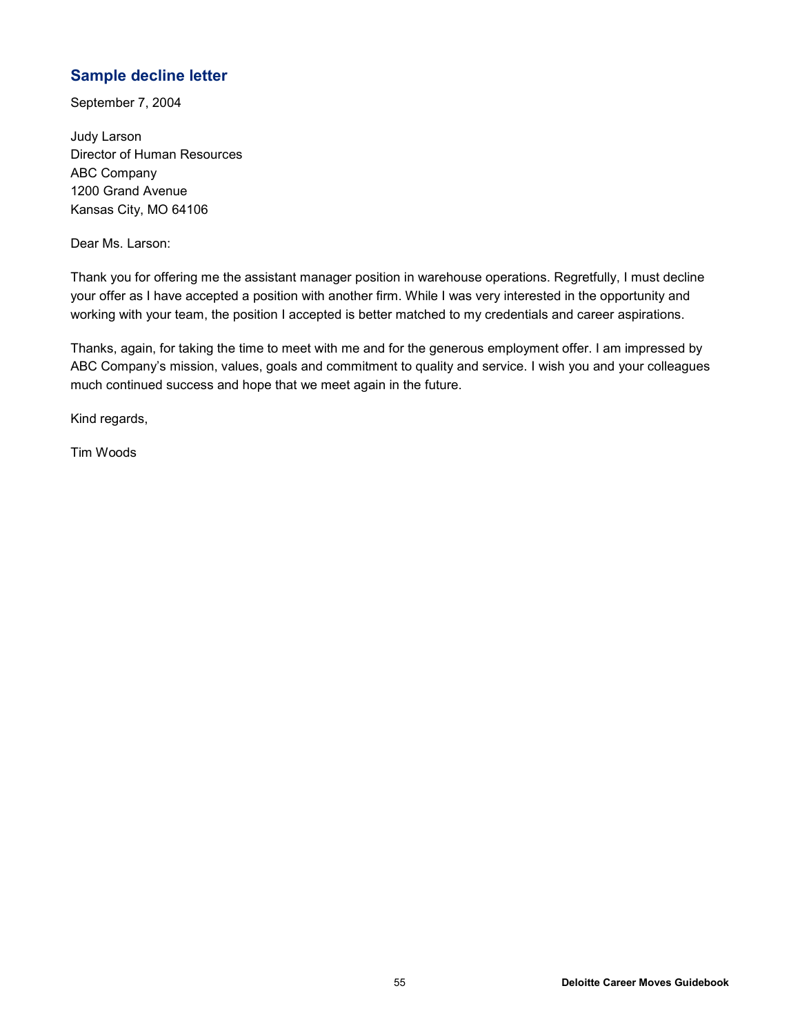## Sample decline letter

September 7, 2004

Judy Larson  
Director of Human Resources  
ABC Company  
1200 Grand Avenue  
Kansas City, MO 64106

Dear Ms. Larson:

Thank you for offering me the assistant manager position in warehouse operations. Regretfully, I must decline your offer as I have accepted a position with another firm. While I was very interested in the opportunity and working with your team, the position I accepted is better matched to my credentials and career aspirations.

Thanks, again, for taking the time to meet with me and for the generous employment offer. I am impressed by ABC Company's mission, values, goals and commitment to quality and service. I wish you and your colleagues much continued success and hope that we meet again in the future.

Kind regards,

Tim Woods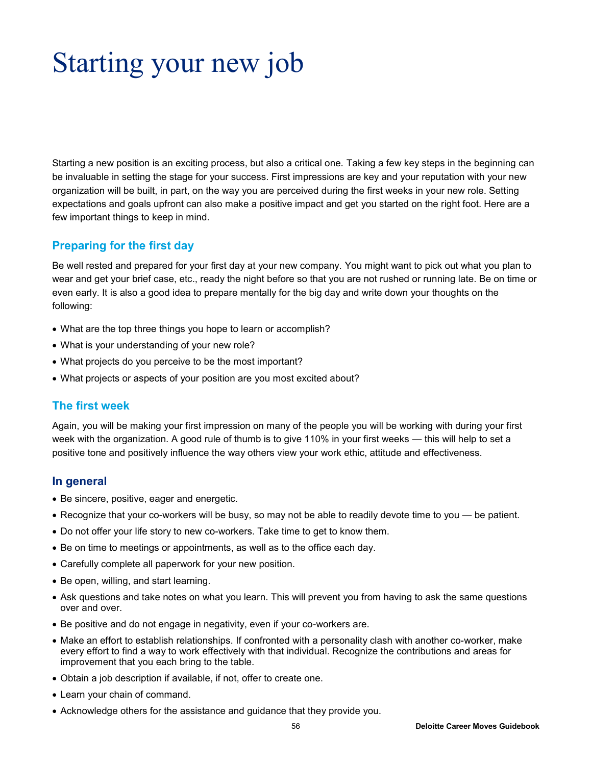# Starting your new job

Starting a new position is an exciting process, but also a critical one. Taking a few key steps in the beginning can be invaluable in setting the stage for your success. First impressions are key and your reputation with your new organization will be built, in part, on the way you are perceived during the first weeks in your new role. Setting expectations and goals upfront can also make a positive impact and get you started on the right foot. Here are a few important things to keep in mind.

## Preparing for the first day

Be well rested and prepared for your first day at your new company. You might want to pick out what you plan to wear and get your brief case, etc., ready the night before so that you are not rushed or running late. Be on time or even early. It is also a good idea to prepare mentally for the big day and write down your thoughts on the following:

- What are the top three things you hope to learn or accomplish?
- What is your understanding of your new role?
- What projects do you perceive to be the most important?
- What projects or aspects of your position are you most excited about?

## The first week

Again, you will be making your first impression on many of the people you will be working with during your first week with the organization. A good rule of thumb is to give 110% in your first weeks — this will help to set a positive tone and positively influence the way others view your work ethic, attitude and effectiveness.

## In general

- Be sincere, positive, eager and energetic.
- Recognize that your co-workers will be busy, so may not be able to readily devote time to you — be patient.
- Do not offer your life story to new co-workers. Take time to get to know them.
- Be on time to meetings or appointments, as well as to the office each day.
- Carefully complete all paperwork for your new position.
- Be open, willing, and start learning.
- Ask questions and take notes on what you learn. This will prevent you from having to ask the same questions over and over.
- Be positive and do not engage in negativity, even if your co-workers are.
- Make an effort to establish relationships. If confronted with a personality clash with another co-worker, make every effort to find a way to work effectively with that individual. Recognize the contributions and areas for improvement that you each bring to the table.
- Obtain a job description if available, if not, offer to create one.
- Learn your chain of command.
- Acknowledge others for the assistance and guidance that they provide you.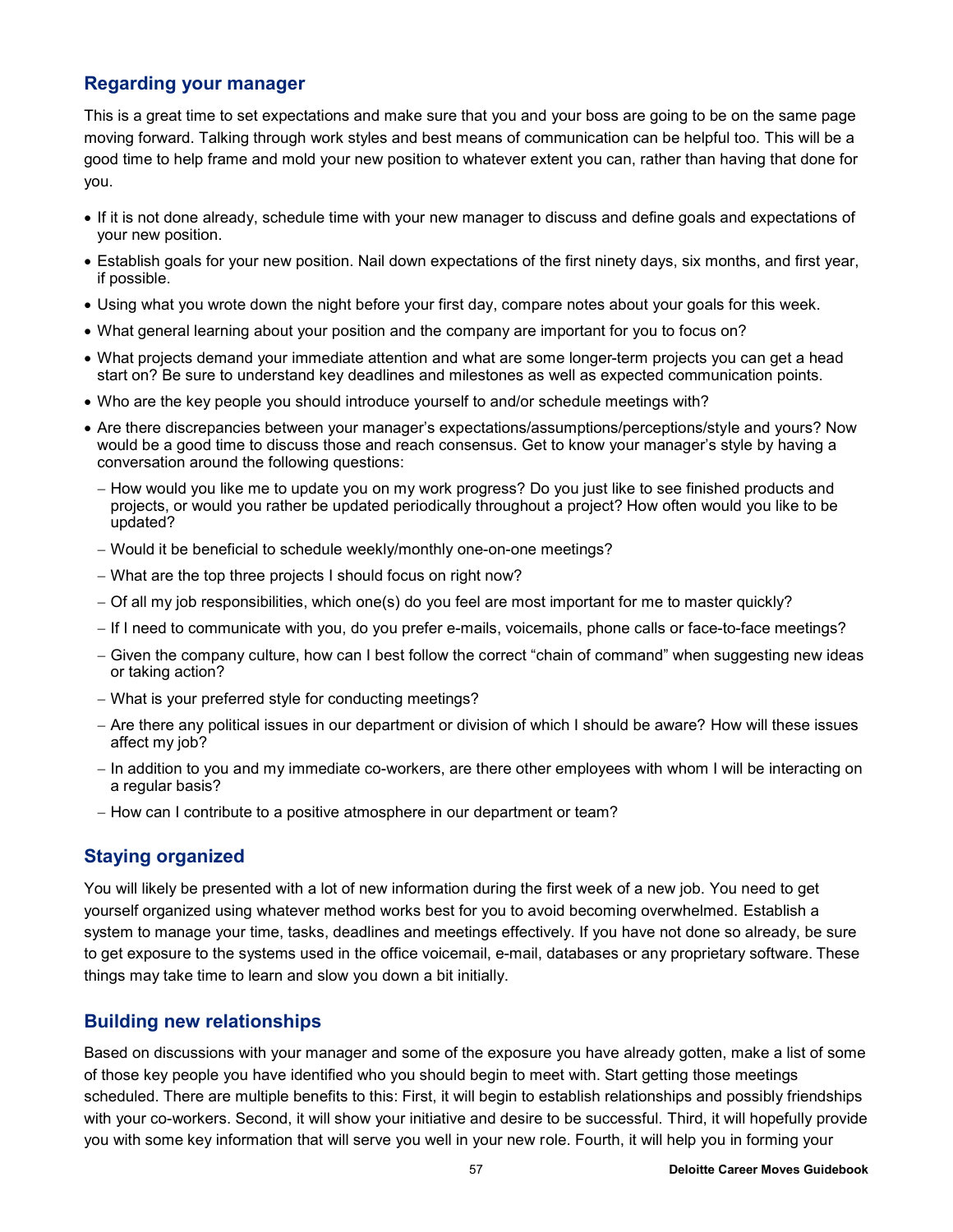## Regarding your manager

This is a great time to set expectations and make sure that you and your boss are going to be on the same page moving forward. Talking through work styles and best means of communication can be helpful too. This will be a good time to help frame and mold your new position to whatever extent you can, rather than having that done for you.

- If it is not done already, schedule time with your new manager to discuss and define goals and expectations of your new position.
- Establish goals for your new position. Nail down expectations of the first ninety days, six months, and first year, if possible.
- Using what you wrote down the night before your first day, compare notes about your goals for this week.
- What general learning about your position and the company are important for you to focus on?
- What projects demand your immediate attention and what are some longer-term projects you can get a head start on? Be sure to understand key deadlines and milestones as well as expected communication points.
- Who are the key people you should introduce yourself to and/or schedule meetings with?
- Are there discrepancies between your manager's expectations/assumptions/perceptions/style and yours? Now would be a good time to discuss those and reach consensus. Get to know your manager's style by having a conversation around the following questions:
  - How would you like me to update you on my work progress? Do you just like to see finished products and projects, or would you rather be updated periodically throughout a project? How often would you like to be updated?
  - Would it be beneficial to schedule weekly/monthly one-on-one meetings?
  - What are the top three projects I should focus on right now?
  - Of all my job responsibilities, which one(s) do you feel are most important for me to master quickly?
  - If I need to communicate with you, do you prefer e-mails, voicemails, phone calls or face-to-face meetings?
  - Given the company culture, how can I best follow the correct "chain of command" when suggesting new ideas or taking action?
  - What is your preferred style for conducting meetings?
  - Are there any political issues in our department or division of which I should be aware? How will these issues affect my job?
  - In addition to you and my immediate co-workers, are there other employees with whom I will be interacting on a regular basis?
  - How can I contribute to a positive atmosphere in our department or team?

## Staying organized

You will likely be presented with a lot of new information during the first week of a new job. You need to get yourself organized using whatever method works best for you to avoid becoming overwhelmed. Establish a system to manage your time, tasks, deadlines and meetings effectively. If you have not done so already, be sure to get exposure to the systems used in the office voicemail, e-mail, databases or any proprietary software. These things may take time to learn and slow you down a bit initially.

## Building new relationships

Based on discussions with your manager and some of the exposure you have already gotten, make a list of some of those key people you have identified who you should begin to meet with. Start getting those meetings scheduled. There are multiple benefits to this: First, it will begin to establish relationships and possibly friendships with your co-workers. Second, it will show your initiative and desire to be successful. Third, it will hopefully provide you with some key information that will serve you well in your new role. Fourth, it will help you in forming your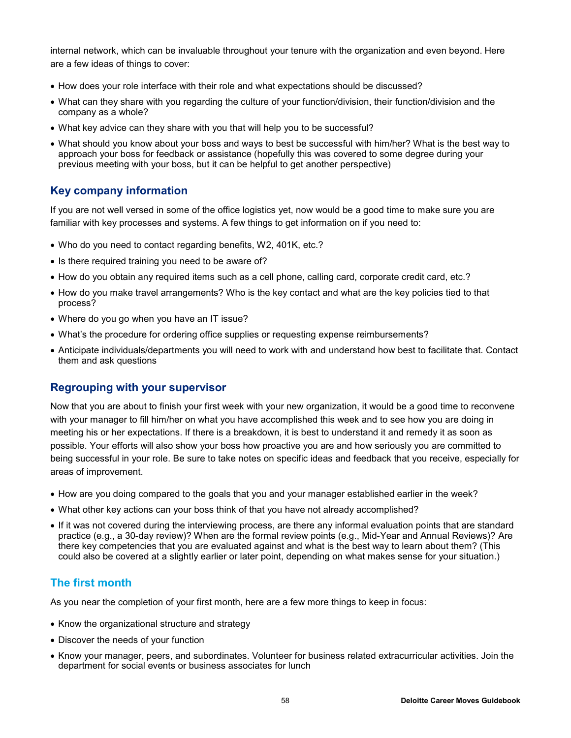internal network, which can be invaluable throughout your tenure with the organization and even beyond. Here are a few ideas of things to cover:

- How does your role interface with their role and what expectations should be discussed?
- What can they share with you regarding the culture of your function/division, their function/division and the company as a whole?
- What key advice can they share with you that will help you to be successful?
- What should you know about your boss and ways to best be successful with him/her? What is the best way to approach your boss for feedback or assistance (hopefully this was covered to some degree during your previous meeting with your boss, but it can be helpful to get another perspective)

### Key company information

If you are not well versed in some of the office logistics yet, now would be a good time to make sure you are familiar with key processes and systems. A few things to get information on if you need to:

- Who do you need to contact regarding benefits, W2, 401K, etc.?
- Is there required training you need to be aware of?
- How do you obtain any required items such as a cell phone, calling card, corporate credit card, etc.?
- How do you make travel arrangements? Who is the key contact and what are the key policies tied to that process?
- Where do you go when you have an IT issue?
- What's the procedure for ordering office supplies or requesting expense reimbursements?
- Anticipate individuals/departments you will need to work with and understand how best to facilitate that. Contact them and ask questions

### Regrouping with your supervisor

Now that you are about to finish your first week with your new organization, it would be a good time to reconvene with your manager to fill him/her on what you have accomplished this week and to see how you are doing in meeting his or her expectations. If there is a breakdown, it is best to understand it and remedy it as soon as possible. Your efforts will also show your boss how proactive you are and how seriously you are committed to being successful in your role. Be sure to take notes on specific ideas and feedback that you receive, especially for areas of improvement.

- How are you doing compared to the goals that you and your manager established earlier in the week?
- What other key actions can your boss think of that you have not already accomplished?
- If it was not covered during the interviewing process, are there any informal evaluation points that are standard practice (e.g., a 30-day review)? When are the formal review points (e.g., Mid-Year and Annual Reviews)? Are there key competencies that you are evaluated against and what is the best way to learn about them? (This could also be covered at a slightly earlier or later point, depending on what makes sense for your situation.)

## The first month

As you near the completion of your first month, here are a few more things to keep in focus:

- Know the organizational structure and strategy
- Discover the needs of your function
- Know your manager, peers, and subordinates. Volunteer for business related extracurricular activities. Join the department for social events or business associates for lunch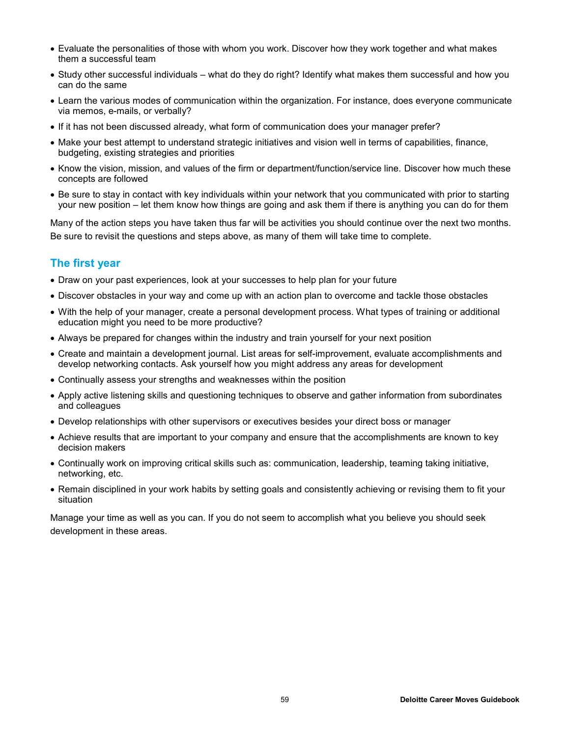- Evaluate the personalities of those with whom you work. Discover how they work together and what makes them a successful team
- Study other successful individuals – what do they do right? Identify what makes them successful and how you can do the same
- Learn the various modes of communication within the organization. For instance, does everyone communicate via memos, e-mails, or verbally?
- If it has not been discussed already, what form of communication does your manager prefer?
- Make your best attempt to understand strategic initiatives and vision well in terms of capabilities, finance, budgeting, existing strategies and priorities
- Know the vision, mission, and values of the firm or department/function/service line. Discover how much these concepts are followed
- Be sure to stay in contact with key individuals within your network that you communicated with prior to starting your new position – let them know how things are going and ask them if there is anything you can do for them

Many of the action steps you have taken thus far will be activities you should continue over the next two months. Be sure to revisit the questions and steps above, as many of them will take time to complete.

## The first year

- Draw on your past experiences, look at your successes to help plan for your future
- Discover obstacles in your way and come up with an action plan to overcome and tackle those obstacles
- With the help of your manager, create a personal development process. What types of training or additional education might you need to be more productive?
- Always be prepared for changes within the industry and train yourself for your next position
- Create and maintain a development journal. List areas for self-improvement, evaluate accomplishments and develop networking contacts. Ask yourself how you might address any areas for development
- Continually assess your strengths and weaknesses within the position
- Apply active listening skills and questioning techniques to observe and gather information from subordinates and colleagues
- Develop relationships with other supervisors or executives besides your direct boss or manager
- Achieve results that are important to your company and ensure that the accomplishments are known to key decision makers
- Continually work on improving critical skills such as: communication, leadership, teaming taking initiative, networking, etc.
- Remain disciplined in your work habits by setting goals and consistently achieving or revising them to fit your situation

Manage your time as well as you can. If you do not seem to accomplish what you believe you should seek development in these areas.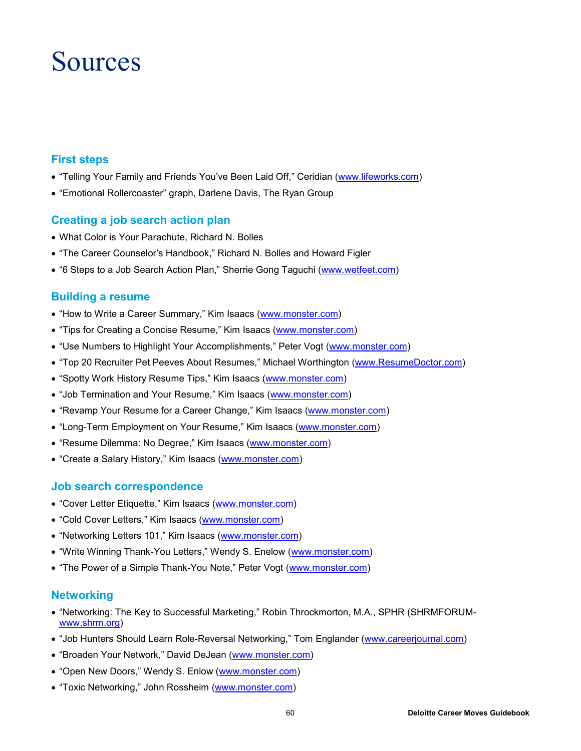# Sources

## First steps

- "Telling Your Family and Friends You've Been Laid Off," Ceridian (www.lifeworks.com)
- "Emotional Rollercoaster" graph, Darlene Davis, The Ryan Group

## Creating a job search action plan

- What Color is Your Parachute, Richard N. Bolles
- "The Career Counselor's Handbook," Richard N. Bolles and Howard Figler
- "6 Steps to a Job Search Action Plan," Sherrie Gong Taguchi (www.wetfeet.com)

## Building a resume

- "How to Write a Career Summary," Kim Isaacs (www.monster.com)
- "Tips for Creating a Concise Resume," Kim Isaacs (www.monster.com)
- "Use Numbers to Highlight Your Accomplishments," Peter Vogt (www.monster.com)
- "Top 20 Recruiter Pet Peeves About Resumes," Michael Worthington (www.ResumeDoctor.com)
- "Spotty Work History Resume Tips," Kim Isaacs (www.monster.com)
- "Job Termination and Your Resume," Kim Isaacs (www.monster.com)
- "Revamp Your Resume for a Career Change," Kim Isaacs (www.monster.com)
- "Long-Term Employment on Your Resume," Kim Isaacs (www.monster.com)
- "Resume Dilemma: No Degree," Kim Isaacs (www.monster.com)
- "Create a Salary History," Kim Isaacs (www.monster.com)

## Job search correspondence

- "Cover Letter Etiquette," Kim Isaacs (www.monster.com)
- "Cold Cover Letters," Kim Isaacs (www.monster.com)
- "Networking Letters 101," Kim Isaacs (www.monster.com)
- "Write Winning Thank-You Letters," Wendy S. Enelow (www.monster.com)
- "The Power of a Simple Thank-You Note," Peter Vogt (www.monster.com)

## Networking

- "Networking: The Key to Successful Marketing," Robin Throckmorton, M.A., SPHR (SHRMFORUM-www.shrm.org)
- "Job Hunters Should Learn Role-Reversal Networking," Tom Englander (www.careerjournal.com)
- "Broaden Your Network," David DeJean (www.monster.com)
- "Open New Doors," Wendy S. Enlow (www.monster.com)
- "Toxic Networking," John Rossheim (www.monster.com)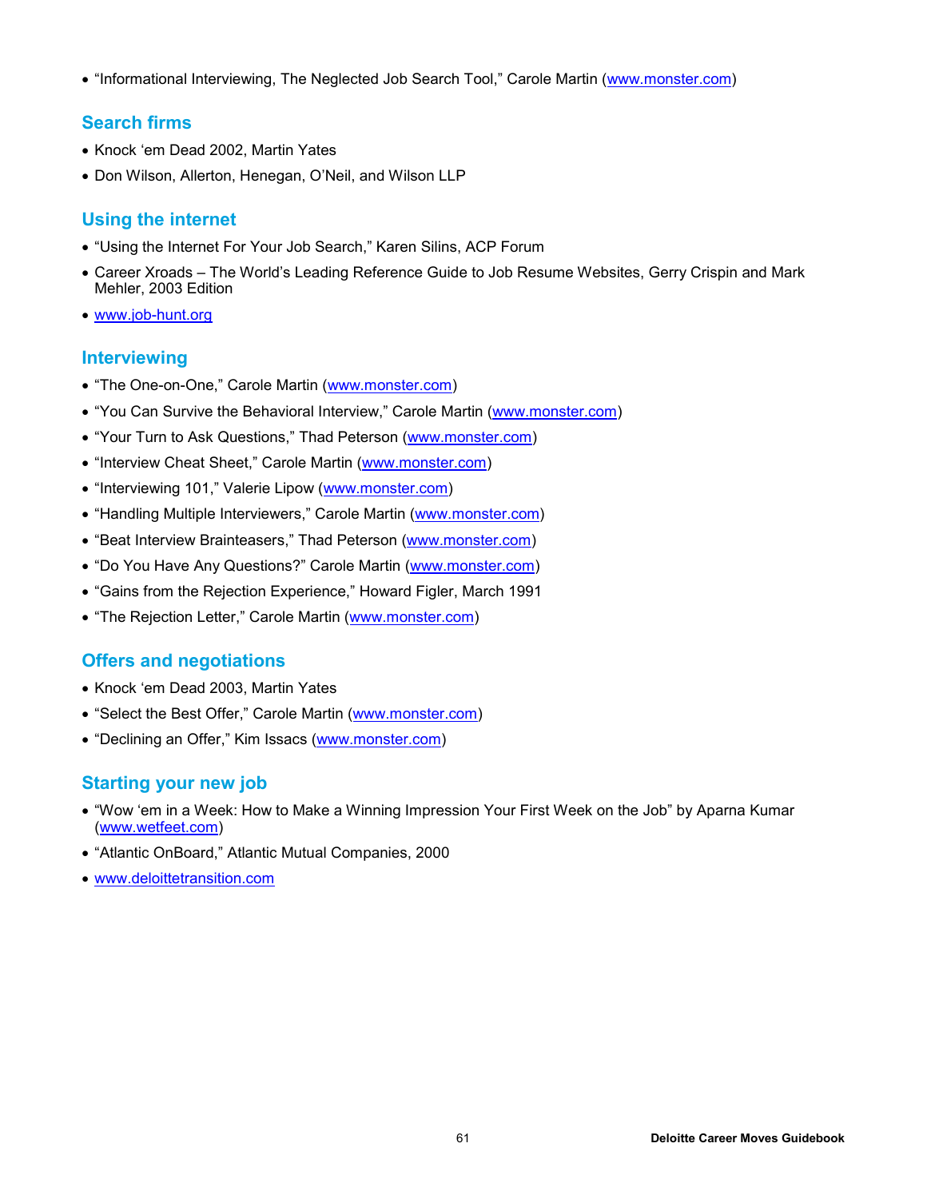- "Informational Interviewing, The Neglected Job Search Tool," Carole Martin (www.monster.com)

## Search firms

- Knock 'em Dead 2002, Martin Yates
- Don Wilson, Allerton, Henegan, O'Neil, and Wilson LLP

## Using the internet

- "Using the Internet For Your Job Search," Karen Silins, ACP Forum
- Career Xroads – The World's Leading Reference Guide to Job Resume Websites, Gerry Crispin and Mark Mehler, 2003 Edition
- www.job-hunt.org

## Interviewing

- "The One-on-One," Carole Martin (www.monster.com)
- "You Can Survive the Behavioral Interview," Carole Martin (www.monster.com)
- "Your Turn to Ask Questions," Thad Peterson (www.monster.com)
- "Interview Cheat Sheet," Carole Martin (www.monster.com)
- "Interviewing 101," Valerie Lipow (www.monster.com)
- "Handling Multiple Interviewers," Carole Martin (www.monster.com)
- "Beat Interview Brainteasers," Thad Peterson (www.monster.com)
- "Do You Have Any Questions?" Carole Martin (www.monster.com)
- "Gains from the Rejection Experience," Howard Figler, March 1991
- "The Rejection Letter," Carole Martin (www.monster.com)

## Offers and negotiations

- Knock 'em Dead 2003, Martin Yates
- "Select the Best Offer," Carole Martin (www.monster.com)
- "Declining an Offer," Kim Issacs (www.monster.com)

## Starting your new job

- "Wow 'em in a Week: How to Make a Winning Impression Your First Week on the Job" by Aparna Kumar (www.wetfeet.com)
- "Atlantic OnBoard," Atlantic Mutual Companies, 2000
- www.deloittetransition.com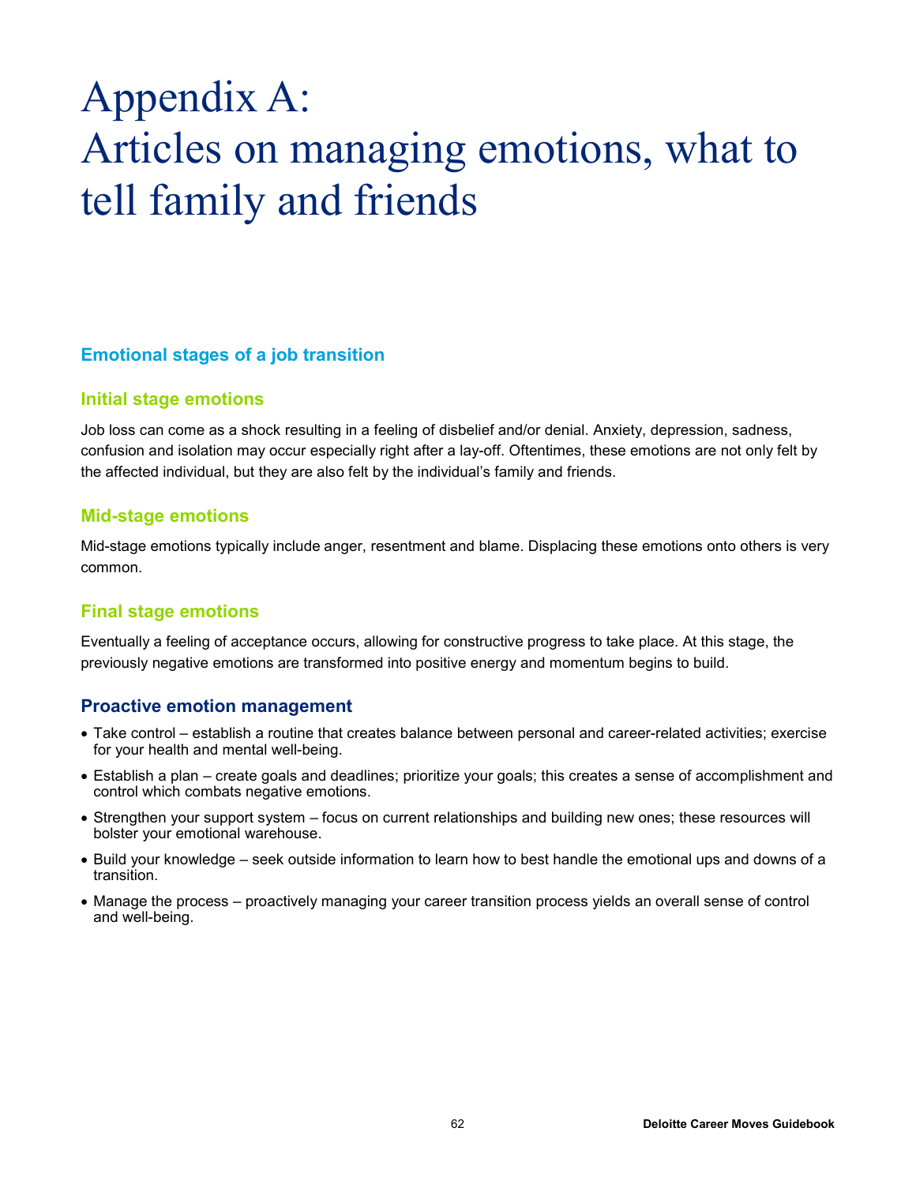# Appendix A: Articles on managing emotions, what to tell family and friends

## Emotional stages of a job transition

### Initial stage emotions

Job loss can come as a shock resulting in a feeling of disbelief and/or denial. Anxiety, depression, sadness, confusion and isolation may occur especially right after a lay-off. Oftentimes, these emotions are not only felt by the affected individual, but they are also felt by the individual's family and friends.

### Mid-stage emotions

Mid-stage emotions typically include anger, resentment and blame. Displacing these emotions onto others is very common.

### Final stage emotions

Eventually a feeling of acceptance occurs, allowing for constructive progress to take place. At this stage, the previously negative emotions are transformed into positive energy and momentum begins to build.

## Proactive emotion management

- Take control – establish a routine that creates balance between personal and career-related activities; exercise for your health and mental well-being.
- Establish a plan – create goals and deadlines; prioritize your goals; this creates a sense of accomplishment and control which combats negative emotions.
- Strengthen your support system – focus on current relationships and building new ones; these resources will bolster your emotional warehouse.
- Build your knowledge – seek outside information to learn how to best handle the emotional ups and downs of a transition.
- Manage the process – proactively managing your career transition process yields an overall sense of control and well-being.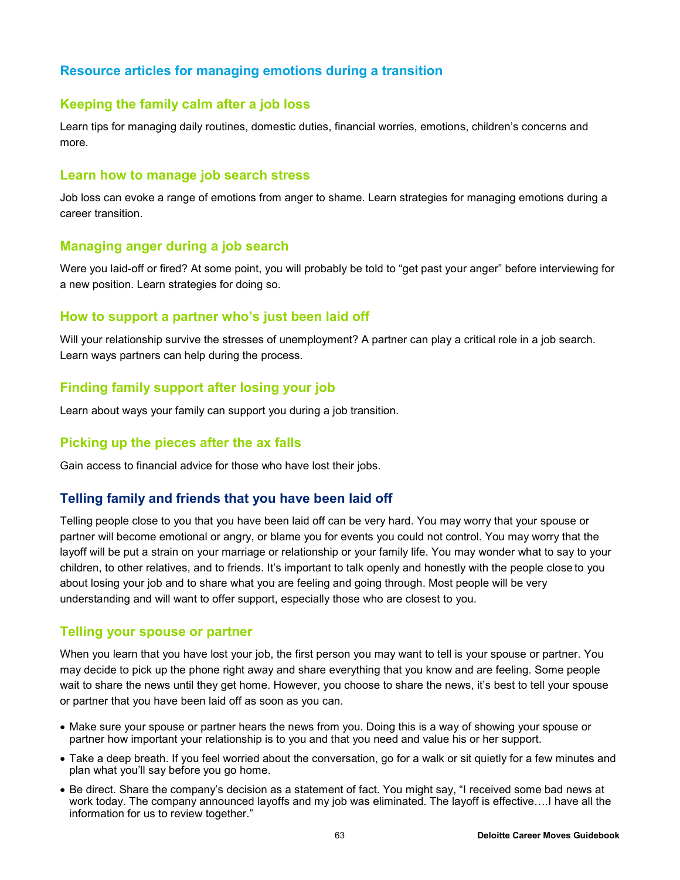## Resource articles for managing emotions during a transition

### Keeping the family calm after a job loss

Learn tips for managing daily routines, domestic duties, financial worries, emotions, children's concerns and more.

### Learn how to manage job search stress

Job loss can evoke a range of emotions from anger to shame. Learn strategies for managing emotions during a career transition.

### Managing anger during a job search

Were you laid-off or fired? At some point, you will probably be told to "get past your anger" before interviewing for a new position. Learn strategies for doing so.

### How to support a partner who's just been laid off

Will your relationship survive the stresses of unemployment? A partner can play a critical role in a job search. Learn ways partners can help during the process.

### Finding family support after losing your job

Learn about ways your family can support you during a job transition.

### Picking up the pieces after the ax falls

Gain access to financial advice for those who have lost their jobs.

## Telling family and friends that you have been laid off

Telling people close to you that you have been laid off can be very hard. You may worry that your spouse or partner will become emotional or angry, or blame you for events you could not control. You may worry that the layoff will be put a strain on your marriage or relationship or your family life. You may wonder what to say to your children, to other relatives, and to friends. It's important to talk openly and honestly with the people close to you about losing your job and to share what you are feeling and going through. Most people will be very understanding and will want to offer support, especially those who are closest to you.

### Telling your spouse or partner

When you learn that you have lost your job, the first person you may want to tell is your spouse or partner. You may decide to pick up the phone right away and share everything that you know and are feeling. Some people wait to share the news until they get home. However, you choose to share the news, it's best to tell your spouse or partner that you have been laid off as soon as you can.

- Make sure your spouse or partner hears the news from you. Doing this is a way of showing your spouse or partner how important your relationship is to you and that you need and value his or her support.
- Take a deep breath. If you feel worried about the conversation, go for a walk or sit quietly for a few minutes and plan what you'll say before you go home.
- Be direct. Share the company's decision as a statement of fact. You might say, "I received some bad news at work today. The company announced layoffs and my job was eliminated. The layoff is effective….I have all the information for us to review together."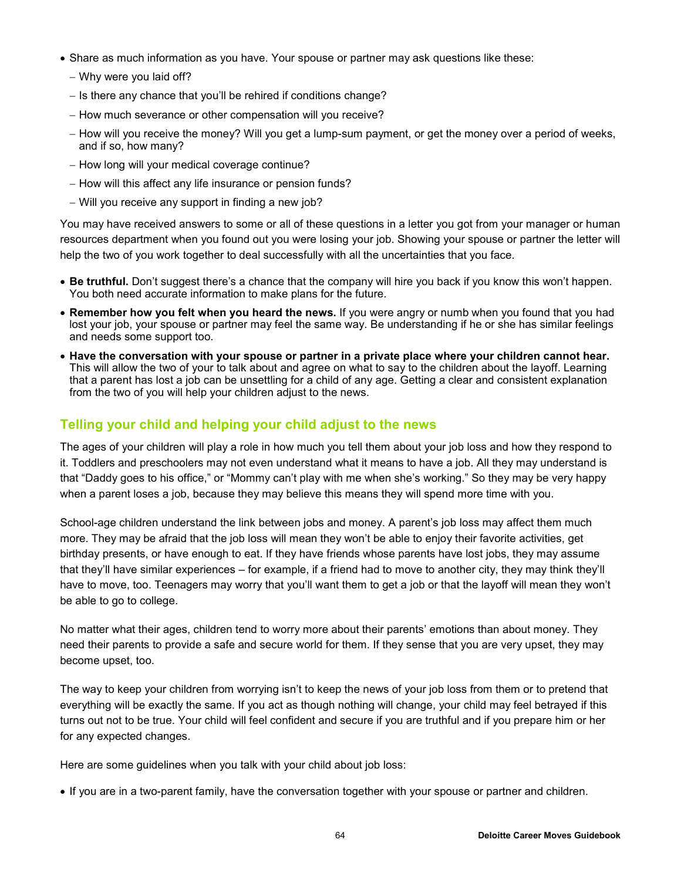- Share as much information as you have. Your spouse or partner may ask questions like these:
  - Why were you laid off?
  - Is there any chance that you'll be rehired if conditions change?
  - How much severance or other compensation will you receive?
  - How will you receive the money? Will you get a lump-sum payment, or get the money over a period of weeks, and if so, how many?
  - How long will your medical coverage continue?
  - How will this affect any life insurance or pension funds?
  - Will you receive any support in finding a new job?

You may have received answers to some or all of these questions in a letter you got from your manager or human resources department when you found out you were losing your job. Showing your spouse or partner the letter will help the two of you work together to deal successfully with all the uncertainties that you face.

- **Be truthful.** Don't suggest there's a chance that the company will hire you back if you know this won't happen. You both need accurate information to make plans for the future.
- **Remember how you felt when you heard the news.** If you were angry or numb when you found that you had lost your job, your spouse or partner may feel the same way. Be understanding if he or she has similar feelings and needs some support too.
- **Have the conversation with your spouse or partner in a private place where your children cannot hear.** This will allow the two of your to talk about and agree on what to say to the children about the layoff. Learning that a parent has lost a job can be unsettling for a child of any age. Getting a clear and consistent explanation from the two of you will help your children adjust to the news.

## Telling your child and helping your child adjust to the news

The ages of your children will play a role in how much you tell them about your job loss and how they respond to it. Toddlers and preschoolers may not even understand what it means to have a job. All they may understand is that "Daddy goes to his office," or "Mommy can't play with me when she's working." So they may be very happy when a parent loses a job, because they may believe this means they will spend more time with you.

School-age children understand the link between jobs and money. A parent's job loss may affect them much more. They may be afraid that the job loss will mean they won't be able to enjoy their favorite activities, get birthday presents, or have enough to eat. If they have friends whose parents have lost jobs, they may assume that they'll have similar experiences – for example, if a friend had to move to another city, they may think they'll have to move, too. Teenagers may worry that you'll want them to get a job or that the layoff will mean they won't be able to go to college.

No matter what their ages, children tend to worry more about their parents' emotions than about money. They need their parents to provide a safe and secure world for them. If they sense that you are very upset, they may become upset, too.

The way to keep your children from worrying isn't to keep the news of your job loss from them or to pretend that everything will be exactly the same. If you act as though nothing will change, your child may feel betrayed if this turns out not to be true. Your child will feel confident and secure if you are truthful and if you prepare him or her for any expected changes.

Here are some guidelines when you talk with your child about job loss:

- If you are in a two-parent family, have the conversation together with your spouse or partner and children.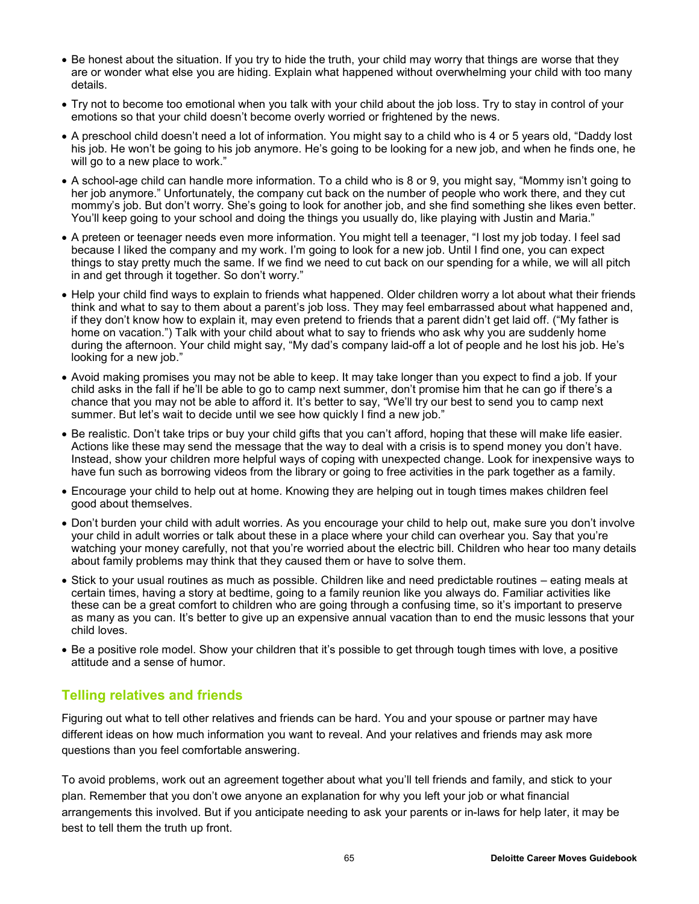- Be honest about the situation. If you try to hide the truth, your child may worry that things are worse that they are or wonder what else you are hiding. Explain what happened without overwhelming your child with too many details.
- Try not to become too emotional when you talk with your child about the job loss. Try to stay in control of your emotions so that your child doesn't become overly worried or frightened by the news.
- A preschool child doesn't need a lot of information. You might say to a child who is 4 or 5 years old, "Daddy lost his job. He won't be going to his job anymore. He's going to be looking for a new job, and when he finds one, he will go to a new place to work."
- A school-age child can handle more information. To a child who is 8 or 9, you might say, "Mommy isn't going to her job anymore." Unfortunately, the company cut back on the number of people who work there, and they cut mommy's job. But don't worry. She's going to look for another job, and she find something she likes even better. You'll keep going to your school and doing the things you usually do, like playing with Justin and Maria."
- A preteen or teenager needs even more information. You might tell a teenager, "I lost my job today. I feel sad because I liked the company and my work. I'm going to look for a new job. Until I find one, you can expect things to stay pretty much the same. If we find we need to cut back on our spending for a while, we will all pitch in and get through it together. So don't worry."
- Help your child find ways to explain to friends what happened. Older children worry a lot about what their friends think and what to say to them about a parent's job loss. They may feel embarrassed about what happened and, if they don't know how to explain it, may even pretend to friends that a parent didn't get laid off. ("My father is home on vacation.") Talk with your child about what to say to friends who ask why you are suddenly home during the afternoon. Your child might say, "My dad's company laid-off a lot of people and he lost his job. He's looking for a new job."
- Avoid making promises you may not be able to keep. It may take longer than you expect to find a job. If your child asks in the fall if he'll be able to go to camp next summer, don't promise him that he can go if there's a chance that you may not be able to afford it. It's better to say, "We'll try our best to send you to camp next summer. But let's wait to decide until we see how quickly I find a new job."
- Be realistic. Don't take trips or buy your child gifts that you can't afford, hoping that these will make life easier. Actions like these may send the message that the way to deal with a crisis is to spend money you don't have. Instead, show your children more helpful ways of coping with unexpected change. Look for inexpensive ways to have fun such as borrowing videos from the library or going to free activities in the park together as a family.
- Encourage your child to help out at home. Knowing they are helping out in tough times makes children feel good about themselves.
- Don't burden your child with adult worries. As you encourage your child to help out, make sure you don't involve your child in adult worries or talk about these in a place where your child can overhear you. Say that you're watching your money carefully, not that you're worried about the electric bill. Children who hear too many details about family problems may think that they caused them or have to solve them.
- Stick to your usual routines as much as possible. Children like and need predictable routines – eating meals at certain times, having a story at bedtime, going to a family reunion like you always do. Familiar activities like these can be a great comfort to children who are going through a confusing time, so it's important to preserve as many as you can. It's better to give up an expensive annual vacation than to end the music lessons that your child loves.
- Be a positive role model. Show your children that it's possible to get through tough times with love, a positive attitude and a sense of humor.

## Telling relatives and friends

Figuring out what to tell other relatives and friends can be hard. You and your spouse or partner may have different ideas on how much information you want to reveal. And your relatives and friends may ask more questions than you feel comfortable answering.

To avoid problems, work out an agreement together about what you'll tell friends and family, and stick to your plan. Remember that you don't owe anyone an explanation for why you left your job or what financial arrangements this involved. But if you anticipate needing to ask your parents or in-laws for help later, it may be best to tell them the truth up front.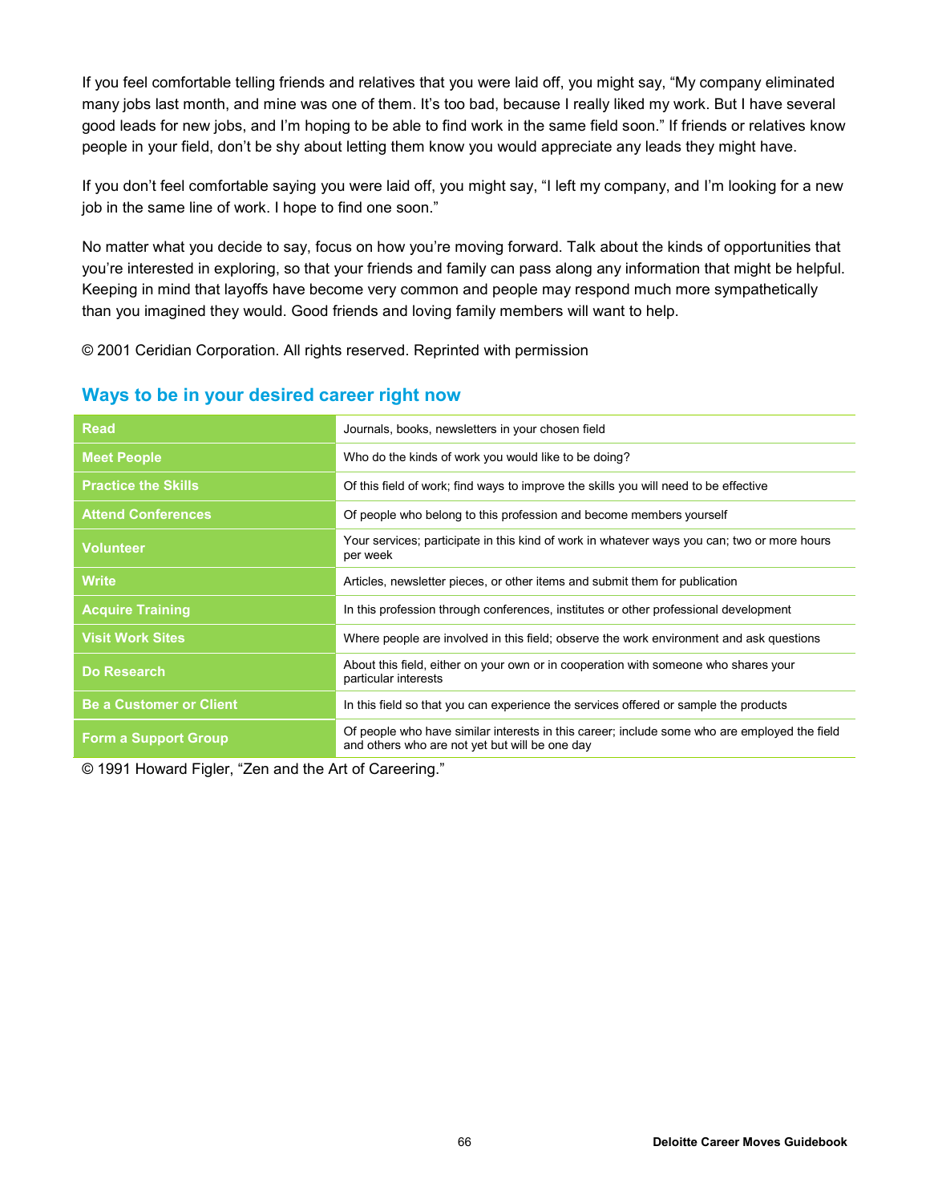If you feel comfortable telling friends and relatives that you were laid off, you might say, “My company eliminated many jobs last month, and mine was one of them. It’s too bad, because I really liked my work. But I have several good leads for new jobs, and I’m hoping to be able to find work in the same field soon.” If friends or relatives know people in your field, don’t be shy about letting them know you would appreciate any leads they might have.

If you don’t feel comfortable saying you were laid off, you might say, “I left my company, and I’m looking for a new job in the same line of work. I hope to find one soon.”

No matter what you decide to say, focus on how you’re moving forward. Talk about the kinds of opportunities that you’re interested in exploring, so that your friends and family can pass along any information that might be helpful. Keeping in mind that layoffs have become very common and people may respond much more sympathetically than you imagined they would. Good friends and loving family members will want to help.

© 2001 Ceridian Corporation. All rights reserved. Reprinted with permission

## Ways to be in your desired career right now

| | |
|---|---|
| **Read** | Journals, books, newsletters in your chosen field |
| **Meet People** | Who do the kinds of work you would like to be doing? |
| **Practice the Skills** | Of this field of work; find ways to improve the skills you will need to be effective |
| **Attend Conferences** | Of people who belong to this profession and become members yourself |
| **Volunteer** | Your services; participate in this kind of work in whatever ways you can; two or more hours per week |
| **Write** | Articles, newsletter pieces, or other items and submit them for publication |
| **Acquire Training** | In this profession through conferences, institutes or other professional development |
| **Visit Work Sites** | Where people are involved in this field; observe the work environment and ask questions |
| **Do Research** | About this field, either on your own or in cooperation with someone who shares your particular interests |
| **Be a Customer or Client** | In this field so that you can experience the services offered or sample the products |
| **Form a Support Group** | Of people who have similar interests in this career; include some who are employed the field and others who are not yet but will be one day |

© 1991 Howard Figler, “Zen and the Art of Careering.”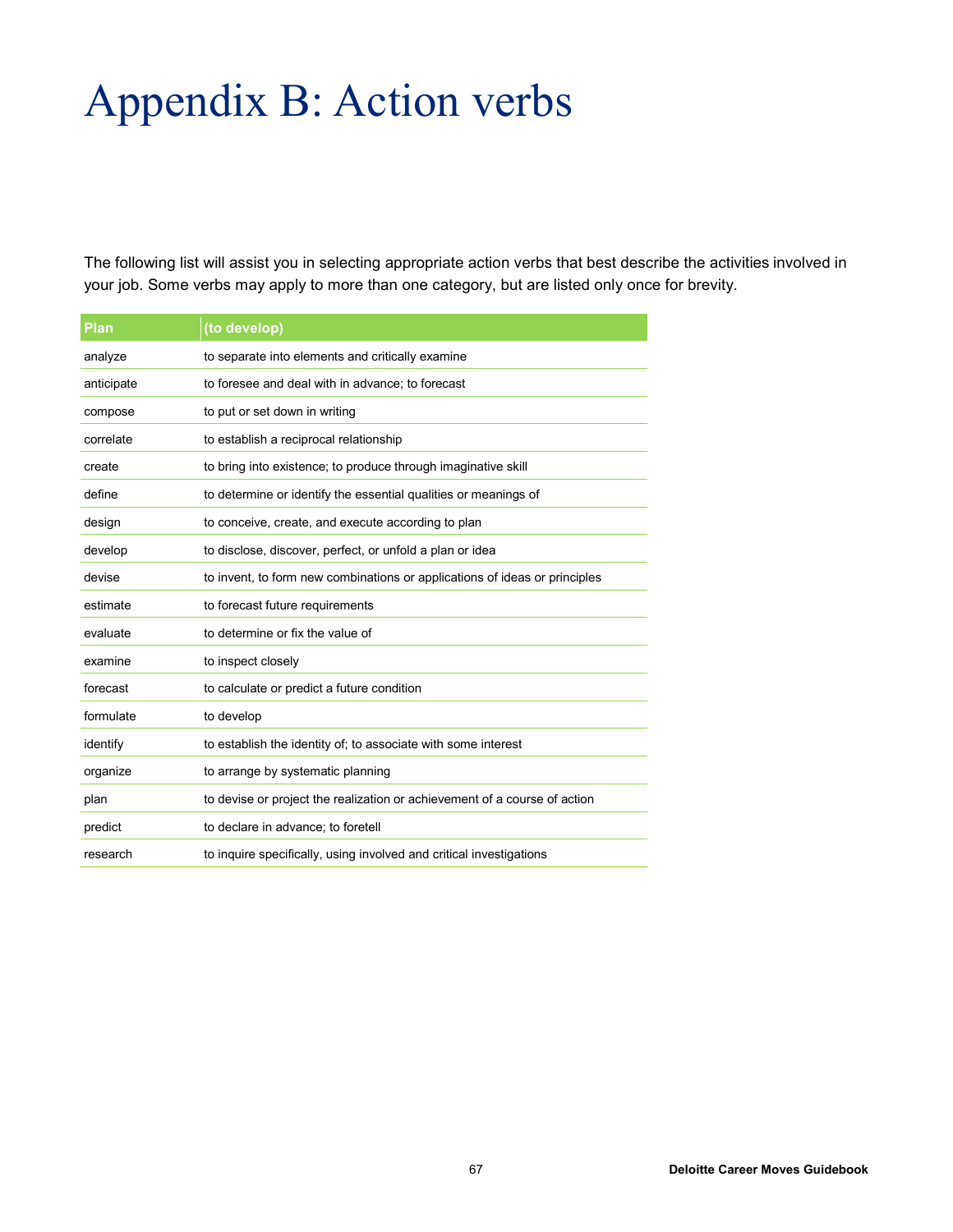# Appendix B: Action verbs

The following list will assist you in selecting appropriate action verbs that best describe the activities involved in your job. Some verbs may apply to more than one category, but are listed only once for brevity.

| Plan | (to develop) |
|---|---|
| analyze | to separate into elements and critically examine |
| anticipate | to foresee and deal with in advance; to forecast |
| compose | to put or set down in writing |
| correlate | to establish a reciprocal relationship |
| create | to bring into existence; to produce through imaginative skill |
| define | to determine or identify the essential qualities or meanings of |
| design | to conceive, create, and execute according to plan |
| develop | to disclose, discover, perfect, or unfold a plan or idea |
| devise | to invent, to form new combinations or applications of ideas or principles |
| estimate | to forecast future requirements |
| evaluate | to determine or fix the value of |
| examine | to inspect closely |
| forecast | to calculate or predict a future condition |
| formulate | to develop |
| identify | to establish the identity of; to associate with some interest |
| organize | to arrange by systematic planning |
| plan | to devise or project the realization or achievement of a course of action |
| predict | to declare in advance; to foretell |
| research | to inquire specifically, using involved and critical investigations |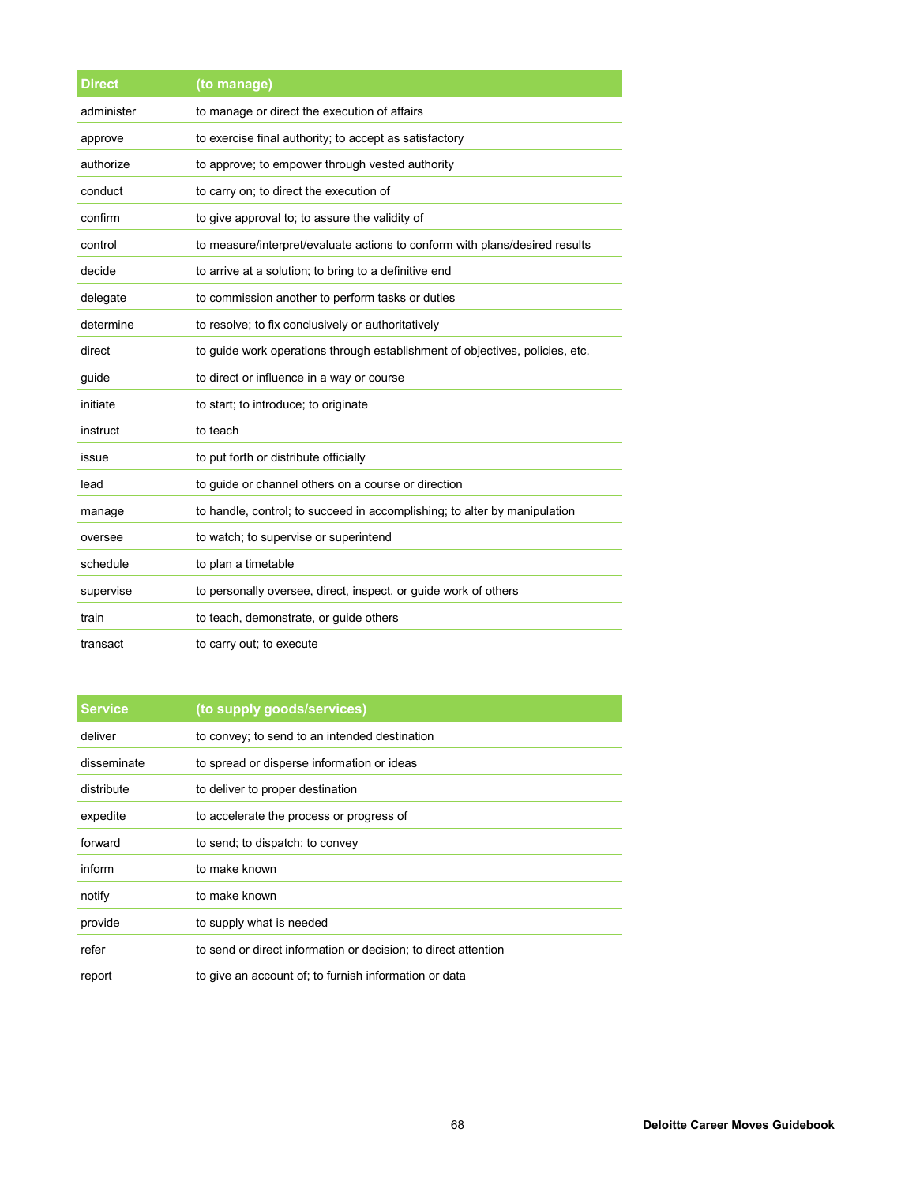| Direct | (to manage) |
| --- | --- |
| administer | to manage or direct the execution of affairs |
| approve | to exercise final authority; to accept as satisfactory |
| authorize | to approve; to empower through vested authority |
| conduct | to carry on; to direct the execution of |
| confirm | to give approval to; to assure the validity of |
| control | to measure/interpret/evaluate actions to conform with plans/desired results |
| decide | to arrive at a solution; to bring to a definitive end |
| delegate | to commission another to perform tasks or duties |
| determine | to resolve; to fix conclusively or authoritatively |
| direct | to guide work operations through establishment of objectives, policies, etc. |
| guide | to direct or influence in a way or course |
| initiate | to start; to introduce; to originate |
| instruct | to teach |
| issue | to put forth or distribute officially |
| lead | to guide or channel others on a course or direction |
| manage | to handle, control; to succeed in accomplishing; to alter by manipulation |
| oversee | to watch; to supervise or superintend |
| schedule | to plan a timetable |
| supervise | to personally oversee, direct, inspect, or guide work of others |
| train | to teach, demonstrate, or guide others |
| transact | to carry out; to execute |

| Service | (to supply goods/services) |
| --- | --- |
| deliver | to convey; to send to an intended destination |
| disseminate | to spread or disperse information or ideas |
| distribute | to deliver to proper destination |
| expedite | to accelerate the process or progress of |
| forward | to send; to dispatch; to convey |
| inform | to make known |
| notify | to make known |
| provide | to supply what is needed |
| refer | to send or direct information or decision; to direct attention |
| report | to give an account of; to furnish information or data |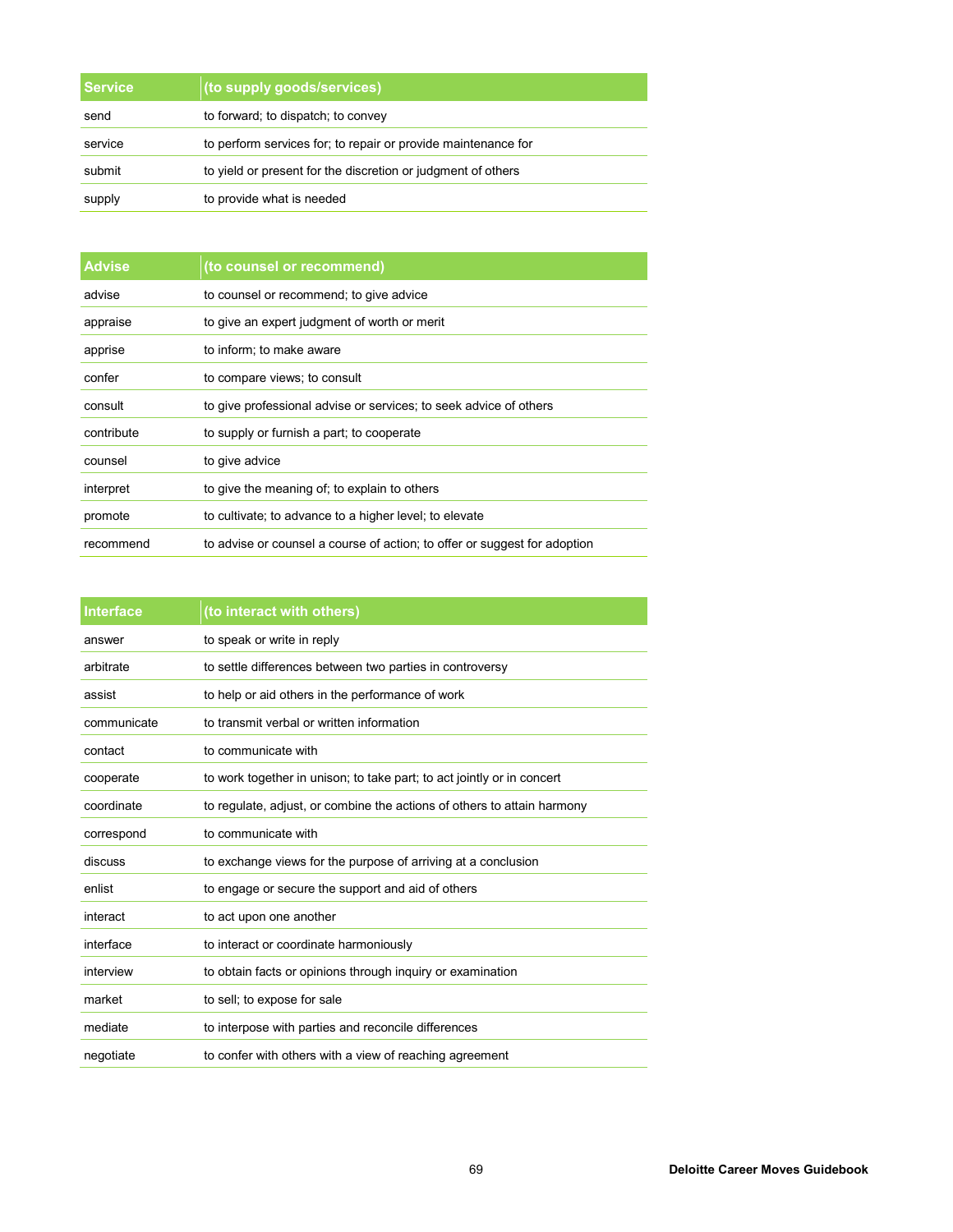| Service | (to supply goods/services) |
| --- | --- |
| send | to forward; to dispatch; to convey |
| service | to perform services for; to repair or provide maintenance for |
| submit | to yield or present for the discretion or judgment of others |
| supply | to provide what is needed |

| Advise | (to counsel or recommend) |
| --- | --- |
| advise | to counsel or recommend; to give advice |
| appraise | to give an expert judgment of worth or merit |
| apprise | to inform; to make aware |
| confer | to compare views; to consult |
| consult | to give professional advise or services; to seek advice of others |
| contribute | to supply or furnish a part; to cooperate |
| counsel | to give advice |
| interpret | to give the meaning of; to explain to others |
| promote | to cultivate; to advance to a higher level; to elevate |
| recommend | to advise or counsel a course of action; to offer or suggest for adoption |

| Interface | (to interact with others) |
| --- | --- |
| answer | to speak or write in reply |
| arbitrate | to settle differences between two parties in controversy |
| assist | to help or aid others in the performance of work |
| communicate | to transmit verbal or written information |
| contact | to communicate with |
| cooperate | to work together in unison; to take part; to act jointly or in concert |
| coordinate | to regulate, adjust, or combine the actions of others to attain harmony |
| correspond | to communicate with |
| discuss | to exchange views for the purpose of arriving at a conclusion |
| enlist | to engage or secure the support and aid of others |
| interact | to act upon one another |
| interface | to interact or coordinate harmoniously |
| interview | to obtain facts or opinions through inquiry or examination |
| market | to sell; to expose for sale |
| mediate | to interpose with parties and reconcile differences |
| negotiate | to confer with others with a view of reaching agreement |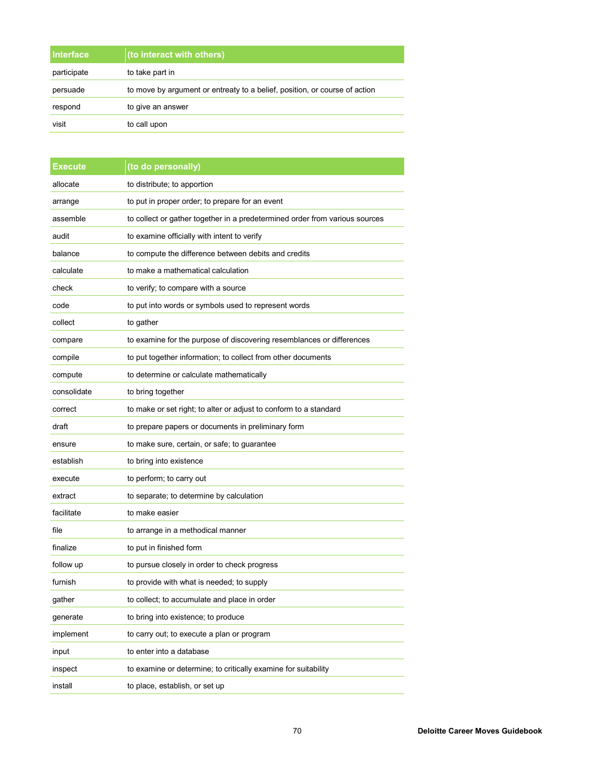| Interface | (to interact with others) |
| --- | --- |
| participate | to take part in |
| persuade | to move by argument or entreaty to a belief, position, or course of action |
| respond | to give an answer |
| visit | to call upon |

| Execute | (to do personally) |
| --- | --- |
| allocate | to distribute; to apportion |
| arrange | to put in proper order; to prepare for an event |
| assemble | to collect or gather together in a predetermined order from various sources |
| audit | to examine officially with intent to verify |
| balance | to compute the difference between debits and credits |
| calculate | to make a mathematical calculation |
| check | to verify; to compare with a source |
| code | to put into words or symbols used to represent words |
| collect | to gather |
| compare | to examine for the purpose of discovering resemblances or differences |
| compile | to put together information; to collect from other documents |
| compute | to determine or calculate mathematically |
| consolidate | to bring together |
| correct | to make or set right; to alter or adjust to conform to a standard |
| draft | to prepare papers or documents in preliminary form |
| ensure | to make sure, certain, or safe; to guarantee |
| establish | to bring into existence |
| execute | to perform; to carry out |
| extract | to separate; to determine by calculation |
| facilitate | to make easier |
| file | to arrange in a methodical manner |
| finalize | to put in finished form |
| follow up | to pursue closely in order to check progress |
| furnish | to provide with what is needed; to supply |
| gather | to collect; to accumulate and place in order |
| generate | to bring into existence; to produce |
| implement | to carry out; to execute a plan or program |
| input | to enter into a database |
| inspect | to examine or determine; to critically examine for suitability |
| install | to place, establish, or set up |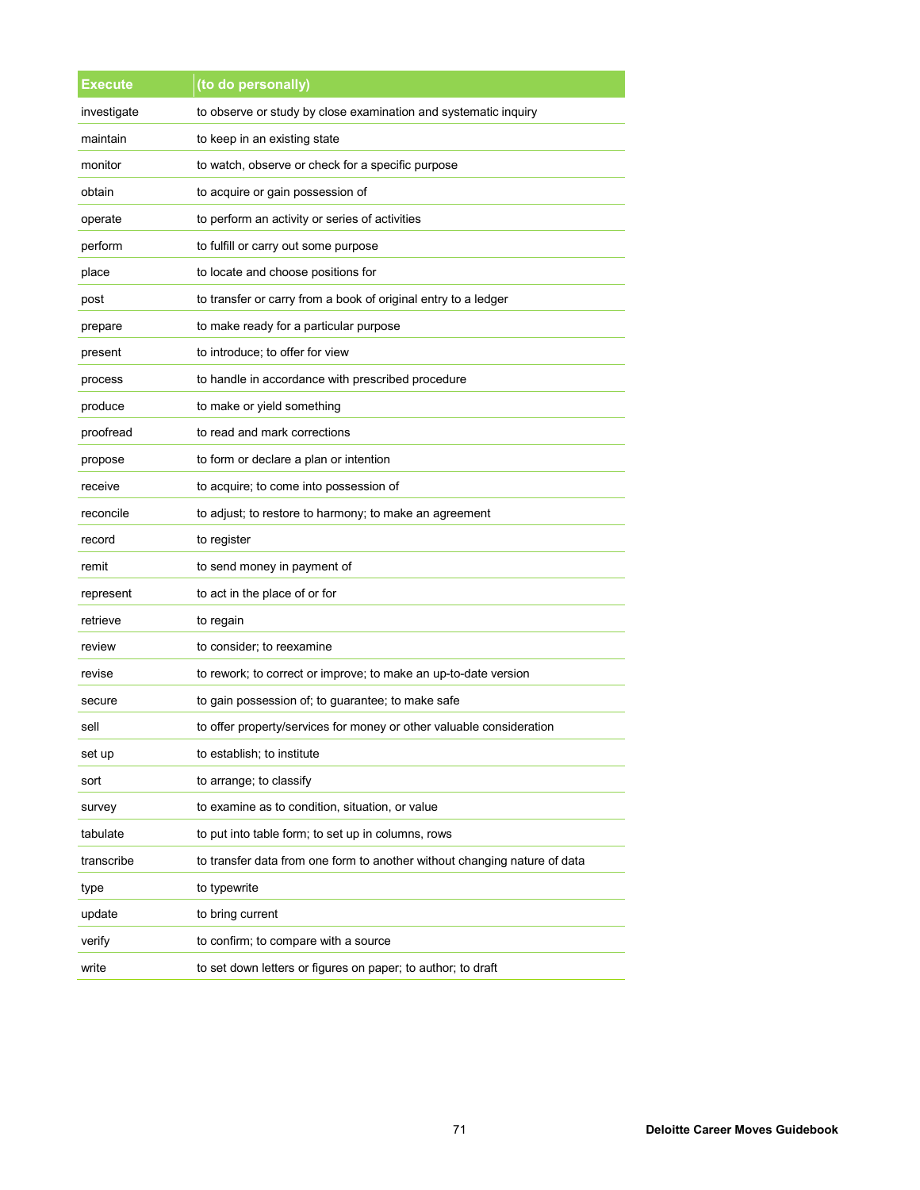| Execute | (to do personally) |
|---|---|
| investigate | to observe or study by close examination and systematic inquiry |
| maintain | to keep in an existing state |
| monitor | to watch, observe or check for a specific purpose |
| obtain | to acquire or gain possession of |
| operate | to perform an activity or series of activities |
| perform | to fulfill or carry out some purpose |
| place | to locate and choose positions for |
| post | to transfer or carry from a book of original entry to a ledger |
| prepare | to make ready for a particular purpose |
| present | to introduce; to offer for view |
| process | to handle in accordance with prescribed procedure |
| produce | to make or yield something |
| proofread | to read and mark corrections |
| propose | to form or declare a plan or intention |
| receive | to acquire; to come into possession of |
| reconcile | to adjust; to restore to harmony; to make an agreement |
| record | to register |
| remit | to send money in payment of |
| represent | to act in the place of or for |
| retrieve | to regain |
| review | to consider; to reexamine |
| revise | to rework; to correct or improve; to make an up-to-date version |
| secure | to gain possession of; to guarantee; to make safe |
| sell | to offer property/services for money or other valuable consideration |
| set up | to establish; to institute |
| sort | to arrange; to classify |
| survey | to examine as to condition, situation, or value |
| tabulate | to put into table form; to set up in columns, rows |
| transcribe | to transfer data from one form to another without changing nature of data |
| type | to typewrite |
| update | to bring current |
| verify | to confirm; to compare with a source |
| write | to set down letters or figures on paper; to author; to draft |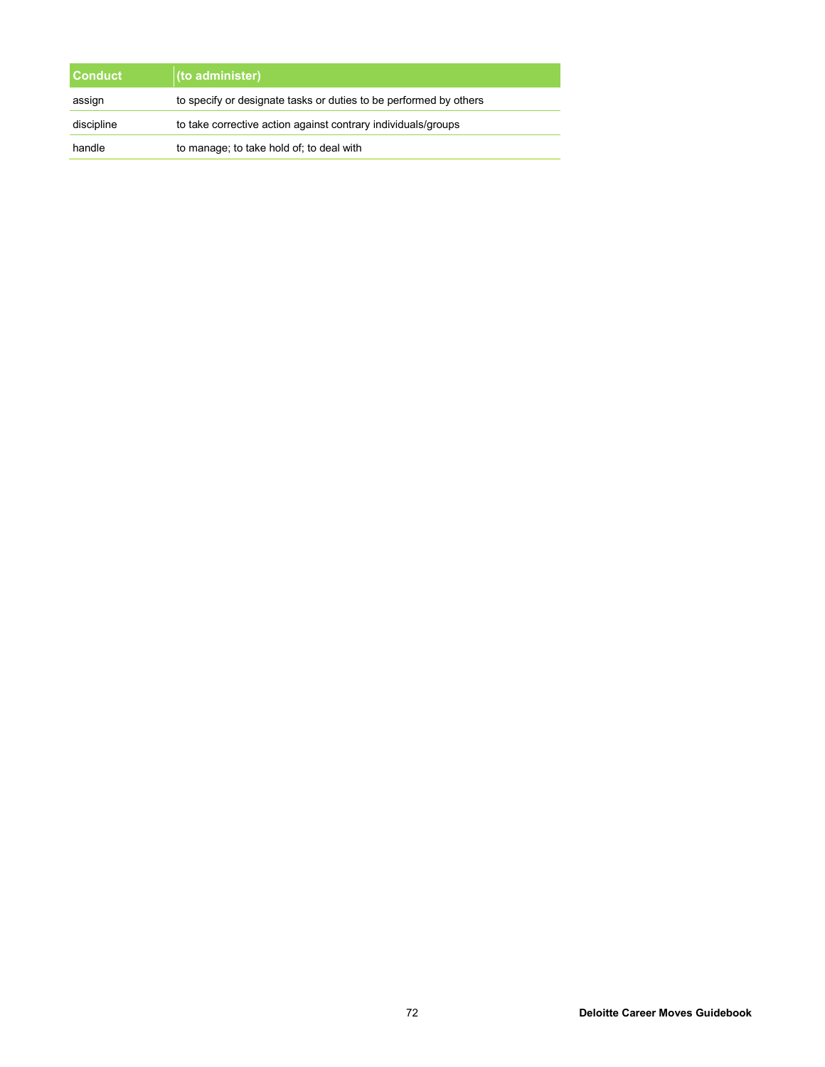| Conduct | (to administer) |
| --- | --- |
| assign | to specify or designate tasks or duties to be performed by others |
| discipline | to take corrective action against contrary individuals/groups |
| handle | to manage; to take hold of; to deal with |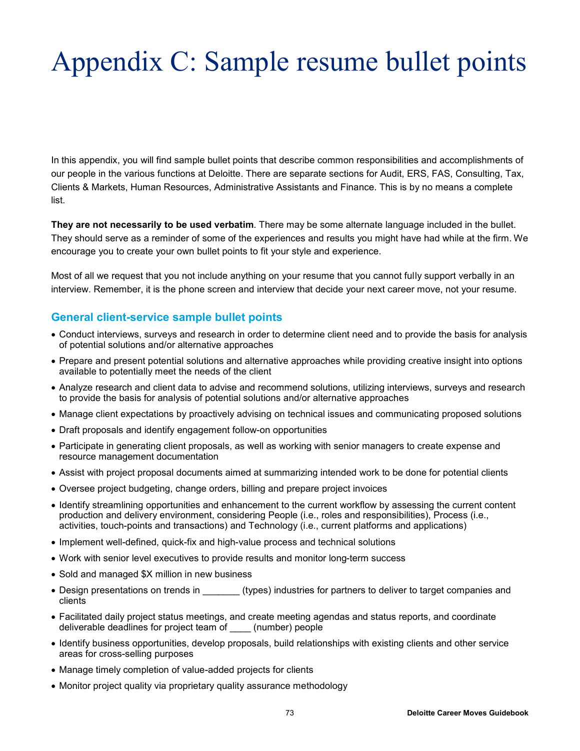# Appendix C: Sample resume bullet points

In this appendix, you will find sample bullet points that describe common responsibilities and accomplishments of our people in the various functions at Deloitte. There are separate sections for Audit, ERS, FAS, Consulting, Tax, Clients & Markets, Human Resources, Administrative Assistants and Finance. This is by no means a complete list.

**They are not necessarily to be used verbatim**. There may be some alternate language included in the bullet. They should serve as a reminder of some of the experiences and results you might have had while at the firm. We encourage you to create your own bullet points to fit your style and experience.

Most of all we request that you not include anything on your resume that you cannot fully support verbally in an interview. Remember, it is the phone screen and interview that decide your next career move, not your resume.

## General client-service sample bullet points

- Conduct interviews, surveys and research in order to determine client need and to provide the basis for analysis of potential solutions and/or alternative approaches
- Prepare and present potential solutions and alternative approaches while providing creative insight into options available to potentially meet the needs of the client
- Analyze research and client data to advise and recommend solutions, utilizing interviews, surveys and research to provide the basis for analysis of potential solutions and/or alternative approaches
- Manage client expectations by proactively advising on technical issues and communicating proposed solutions
- Draft proposals and identify engagement follow-on opportunities
- Participate in generating client proposals, as well as working with senior managers to create expense and resource management documentation
- Assist with project proposal documents aimed at summarizing intended work to be done for potential clients
- Oversee project budgeting, change orders, billing and prepare project invoices
- Identify streamlining opportunities and enhancement to the current workflow by assessing the current content production and delivery environment, considering People (i.e., roles and responsibilities), Process (i.e., activities, touch-points and transactions) and Technology (i.e., current platforms and applications)
- Implement well-defined, quick-fix and high-value process and technical solutions
- Work with senior level executives to provide results and monitor long-term success
- Sold and managed $X million in new business
- Design presentations on trends in _______ (types) industries for partners to deliver to target companies and clients
- Facilitated daily project status meetings, and create meeting agendas and status reports, and coordinate deliverable deadlines for project team of ____ (number) people
- Identify business opportunities, develop proposals, build relationships with existing clients and other service areas for cross-selling purposes
- Manage timely completion of value-added projects for clients
- Monitor project quality via proprietary quality assurance methodology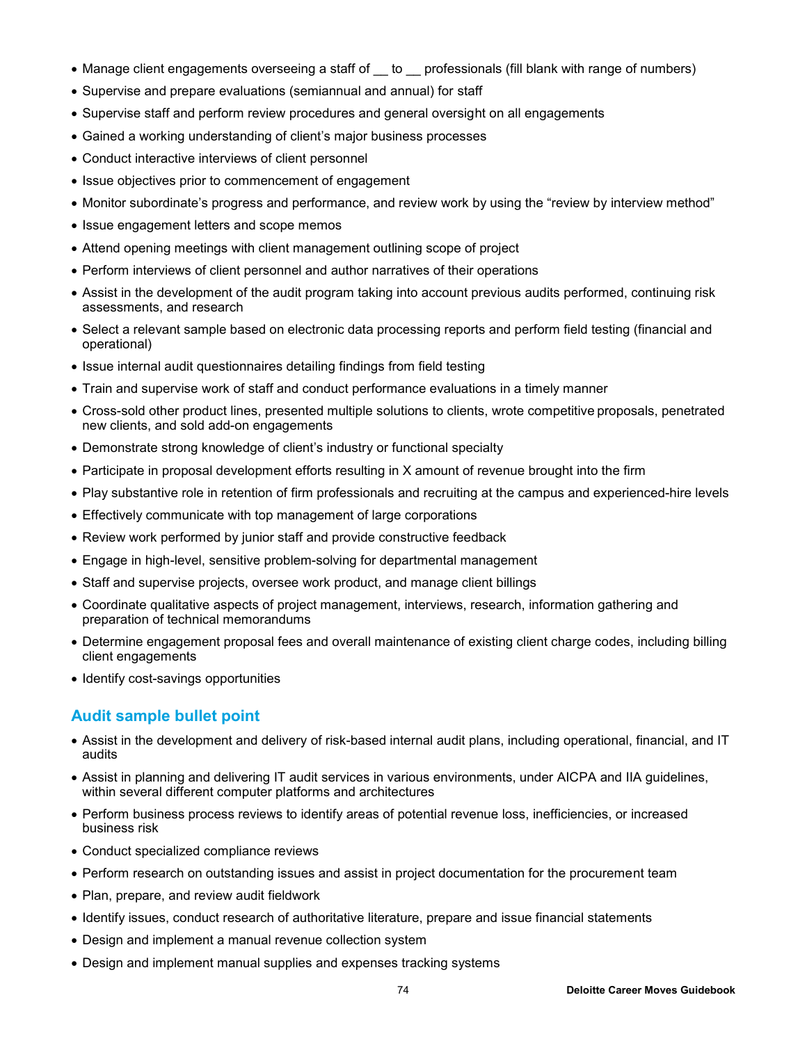- Manage client engagements overseeing a staff of __ to __ professionals (fill blank with range of numbers)
- Supervise and prepare evaluations (semiannual and annual) for staff
- Supervise staff and perform review procedures and general oversight on all engagements
- Gained a working understanding of client's major business processes
- Conduct interactive interviews of client personnel
- Issue objectives prior to commencement of engagement
- Monitor subordinate's progress and performance, and review work by using the "review by interview method"
- Issue engagement letters and scope memos
- Attend opening meetings with client management outlining scope of project
- Perform interviews of client personnel and author narratives of their operations
- Assist in the development of the audit program taking into account previous audits performed, continuing risk assessments, and research
- Select a relevant sample based on electronic data processing reports and perform field testing (financial and operational)
- Issue internal audit questionnaires detailing findings from field testing
- Train and supervise work of staff and conduct performance evaluations in a timely manner
- Cross-sold other product lines, presented multiple solutions to clients, wrote competitive proposals, penetrated new clients, and sold add-on engagements
- Demonstrate strong knowledge of client's industry or functional specialty
- Participate in proposal development efforts resulting in X amount of revenue brought into the firm
- Play substantive role in retention of firm professionals and recruiting at the campus and experienced-hire levels
- Effectively communicate with top management of large corporations
- Review work performed by junior staff and provide constructive feedback
- Engage in high-level, sensitive problem-solving for departmental management
- Staff and supervise projects, oversee work product, and manage client billings
- Coordinate qualitative aspects of project management, interviews, research, information gathering and preparation of technical memorandums
- Determine engagement proposal fees and overall maintenance of existing client charge codes, including billing client engagements
- Identify cost-savings opportunities

## Audit sample bullet point

- Assist in the development and delivery of risk-based internal audit plans, including operational, financial, and IT audits
- Assist in planning and delivering IT audit services in various environments, under AICPA and IIA guidelines, within several different computer platforms and architectures
- Perform business process reviews to identify areas of potential revenue loss, inefficiencies, or increased business risk
- Conduct specialized compliance reviews
- Perform research on outstanding issues and assist in project documentation for the procurement team
- Plan, prepare, and review audit fieldwork
- Identify issues, conduct research of authoritative literature, prepare and issue financial statements
- Design and implement a manual revenue collection system
- Design and implement manual supplies and expenses tracking systems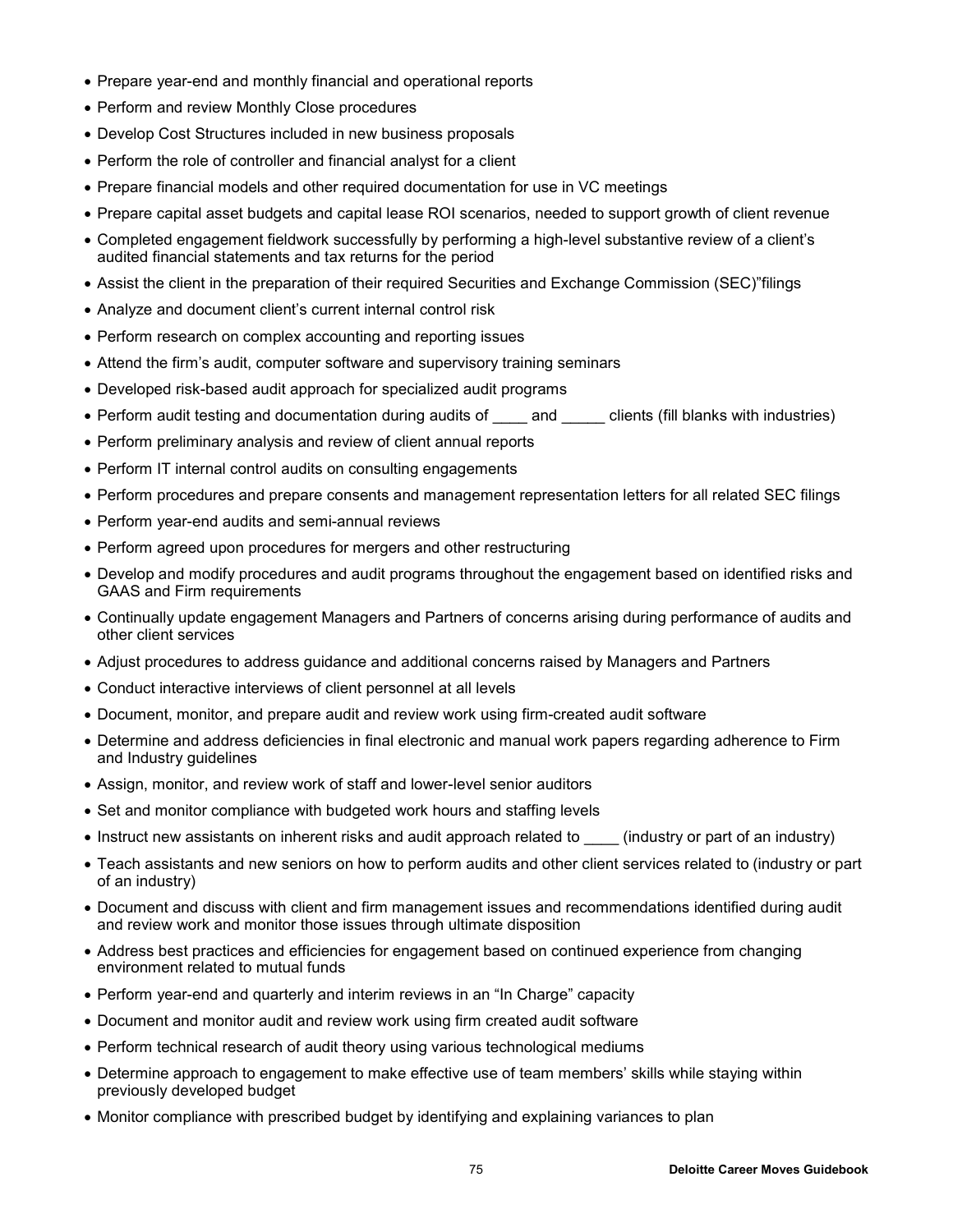- Prepare year-end and monthly financial and operational reports
- Perform and review Monthly Close procedures
- Develop Cost Structures included in new business proposals
- Perform the role of controller and financial analyst for a client
- Prepare financial models and other required documentation for use in VC meetings
- Prepare capital asset budgets and capital lease ROI scenarios, needed to support growth of client revenue
- Completed engagement fieldwork successfully by performing a high-level substantive review of a client's audited financial statements and tax returns for the period
- Assist the client in the preparation of their required Securities and Exchange Commission (SEC)"filings
- Analyze and document client's current internal control risk
- Perform research on complex accounting and reporting issues
- Attend the firm's audit, computer software and supervisory training seminars
- Developed risk-based audit approach for specialized audit programs
- Perform audit testing and documentation during audits of ____ and _____ clients (fill blanks with industries)
- Perform preliminary analysis and review of client annual reports
- Perform IT internal control audits on consulting engagements
- Perform procedures and prepare consents and management representation letters for all related SEC filings
- Perform year-end audits and semi-annual reviews
- Perform agreed upon procedures for mergers and other restructuring
- Develop and modify procedures and audit programs throughout the engagement based on identified risks and GAAS and Firm requirements
- Continually update engagement Managers and Partners of concerns arising during performance of audits and other client services
- Adjust procedures to address guidance and additional concerns raised by Managers and Partners
- Conduct interactive interviews of client personnel at all levels
- Document, monitor, and prepare audit and review work using firm-created audit software
- Determine and address deficiencies in final electronic and manual work papers regarding adherence to Firm and Industry guidelines
- Assign, monitor, and review work of staff and lower-level senior auditors
- Set and monitor compliance with budgeted work hours and staffing levels
- Instruct new assistants on inherent risks and audit approach related to ____ (industry or part of an industry)
- Teach assistants and new seniors on how to perform audits and other client services related to (industry or part of an industry)
- Document and discuss with client and firm management issues and recommendations identified during audit and review work and monitor those issues through ultimate disposition
- Address best practices and efficiencies for engagement based on continued experience from changing environment related to mutual funds
- Perform year-end and quarterly and interim reviews in an "In Charge" capacity
- Document and monitor audit and review work using firm created audit software
- Perform technical research of audit theory using various technological mediums
- Determine approach to engagement to make effective use of team members' skills while staying within previously developed budget
- Monitor compliance with prescribed budget by identifying and explaining variances to plan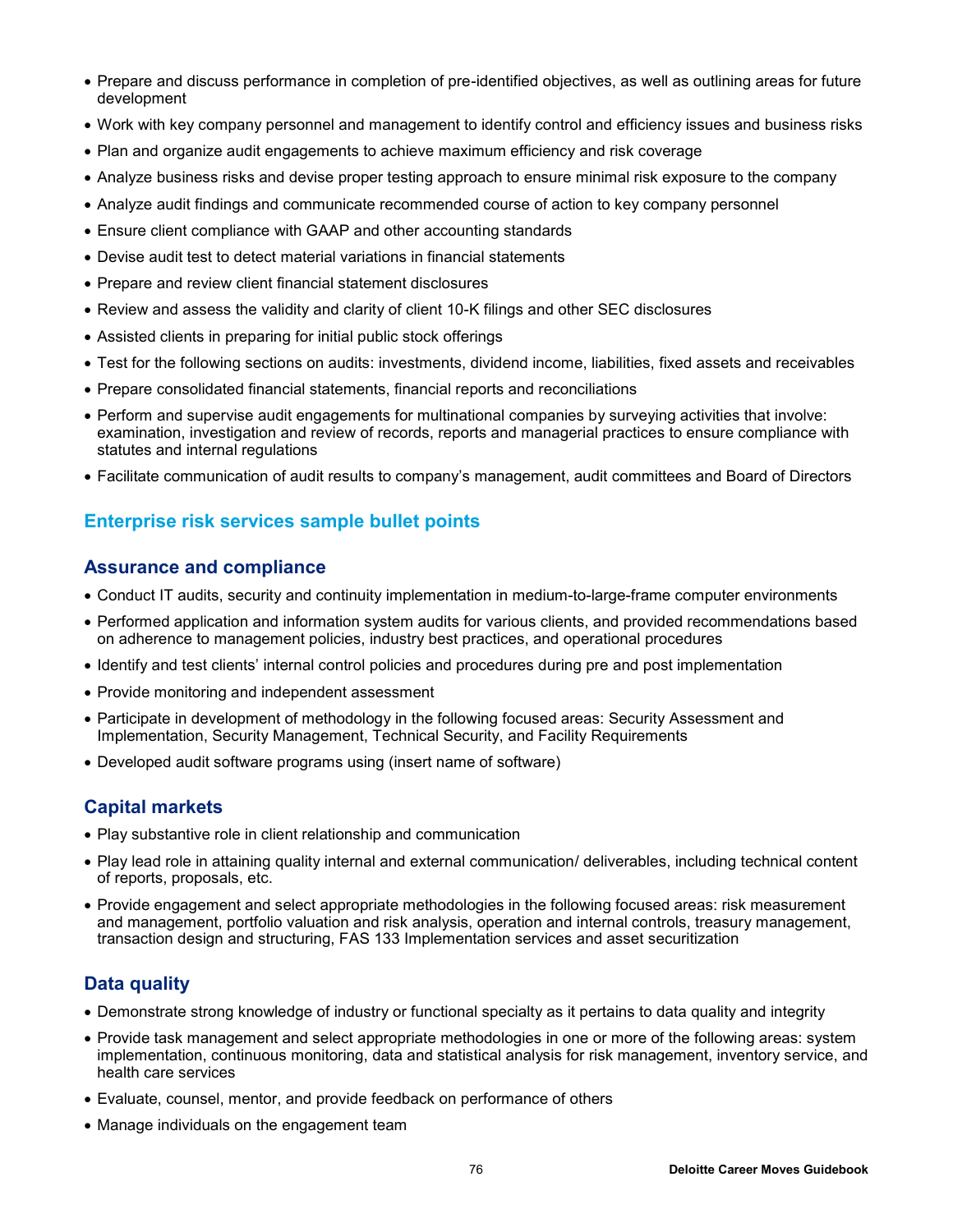- Prepare and discuss performance in completion of pre-identified objectives, as well as outlining areas for future development
- Work with key company personnel and management to identify control and efficiency issues and business risks
- Plan and organize audit engagements to achieve maximum efficiency and risk coverage
- Analyze business risks and devise proper testing approach to ensure minimal risk exposure to the company
- Analyze audit findings and communicate recommended course of action to key company personnel
- Ensure client compliance with GAAP and other accounting standards
- Devise audit test to detect material variations in financial statements
- Prepare and review client financial statement disclosures
- Review and assess the validity and clarity of client 10-K filings and other SEC disclosures
- Assisted clients in preparing for initial public stock offerings
- Test for the following sections on audits: investments, dividend income, liabilities, fixed assets and receivables
- Prepare consolidated financial statements, financial reports and reconciliations
- Perform and supervise audit engagements for multinational companies by surveying activities that involve: examination, investigation and review of records, reports and managerial practices to ensure compliance with statutes and internal regulations
- Facilitate communication of audit results to company's management, audit committees and Board of Directors

## Enterprise risk services sample bullet points

### Assurance and compliance

- Conduct IT audits, security and continuity implementation in medium-to-large-frame computer environments
- Performed application and information system audits for various clients, and provided recommendations based on adherence to management policies, industry best practices, and operational procedures
- Identify and test clients' internal control policies and procedures during pre and post implementation
- Provide monitoring and independent assessment
- Participate in development of methodology in the following focused areas: Security Assessment and Implementation, Security Management, Technical Security, and Facility Requirements
- Developed audit software programs using (insert name of software)

### Capital markets

- Play substantive role in client relationship and communication
- Play lead role in attaining quality internal and external communication/ deliverables, including technical content of reports, proposals, etc.
- Provide engagement and select appropriate methodologies in the following focused areas: risk measurement and management, portfolio valuation and risk analysis, operation and internal controls, treasury management, transaction design and structuring, FAS 133 Implementation services and asset securitization

### Data quality

- Demonstrate strong knowledge of industry or functional specialty as it pertains to data quality and integrity
- Provide task management and select appropriate methodologies in one or more of the following areas: system implementation, continuous monitoring, data and statistical analysis for risk management, inventory service, and health care services
- Evaluate, counsel, mentor, and provide feedback on performance of others
- Manage individuals on the engagement team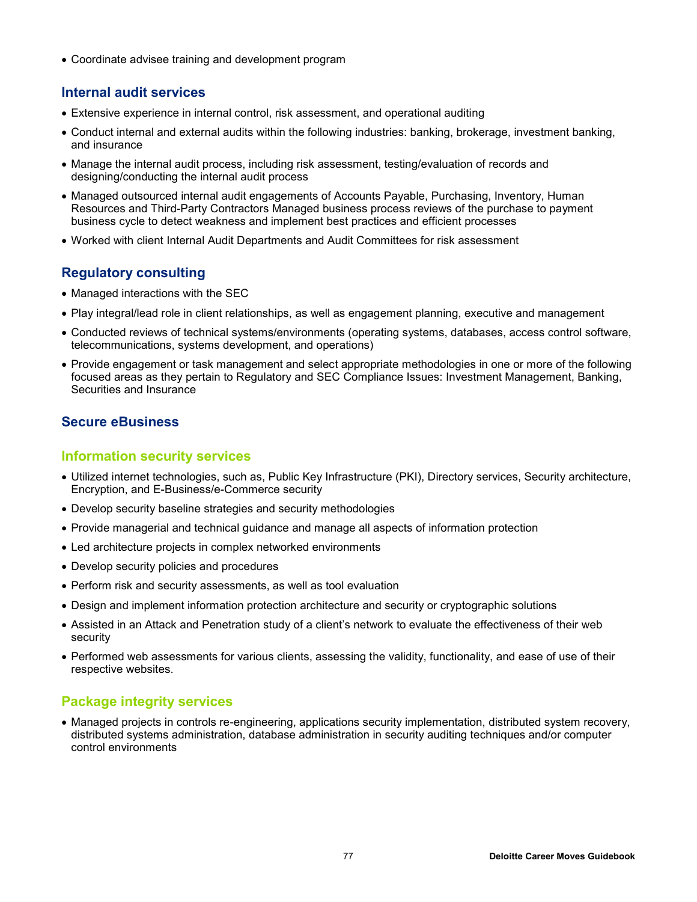- Coordinate advisee training and development program

## Internal audit services

- Extensive experience in internal control, risk assessment, and operational auditing
- Conduct internal and external audits within the following industries: banking, brokerage, investment banking, and insurance
- Manage the internal audit process, including risk assessment, testing/evaluation of records and designing/conducting the internal audit process
- Managed outsourced internal audit engagements of Accounts Payable, Purchasing, Inventory, Human Resources and Third-Party Contractors Managed business process reviews of the purchase to payment business cycle to detect weakness and implement best practices and efficient processes
- Worked with client Internal Audit Departments and Audit Committees for risk assessment

## Regulatory consulting

- Managed interactions with the SEC
- Play integral/lead role in client relationships, as well as engagement planning, executive and management
- Conducted reviews of technical systems/environments (operating systems, databases, access control software, telecommunications, systems development, and operations)
- Provide engagement or task management and select appropriate methodologies in one or more of the following focused areas as they pertain to Regulatory and SEC Compliance Issues: Investment Management, Banking, Securities and Insurance

## Secure eBusiness

### Information security services

- Utilized internet technologies, such as, Public Key Infrastructure (PKI), Directory services, Security architecture, Encryption, and E-Business/e-Commerce security
- Develop security baseline strategies and security methodologies
- Provide managerial and technical guidance and manage all aspects of information protection
- Led architecture projects in complex networked environments
- Develop security policies and procedures
- Perform risk and security assessments, as well as tool evaluation
- Design and implement information protection architecture and security or cryptographic solutions
- Assisted in an Attack and Penetration study of a client's network to evaluate the effectiveness of their web security
- Performed web assessments for various clients, assessing the validity, functionality, and ease of use of their respective websites.

### Package integrity services

- Managed projects in controls re-engineering, applications security implementation, distributed system recovery, distributed systems administration, database administration in security auditing techniques and/or computer control environments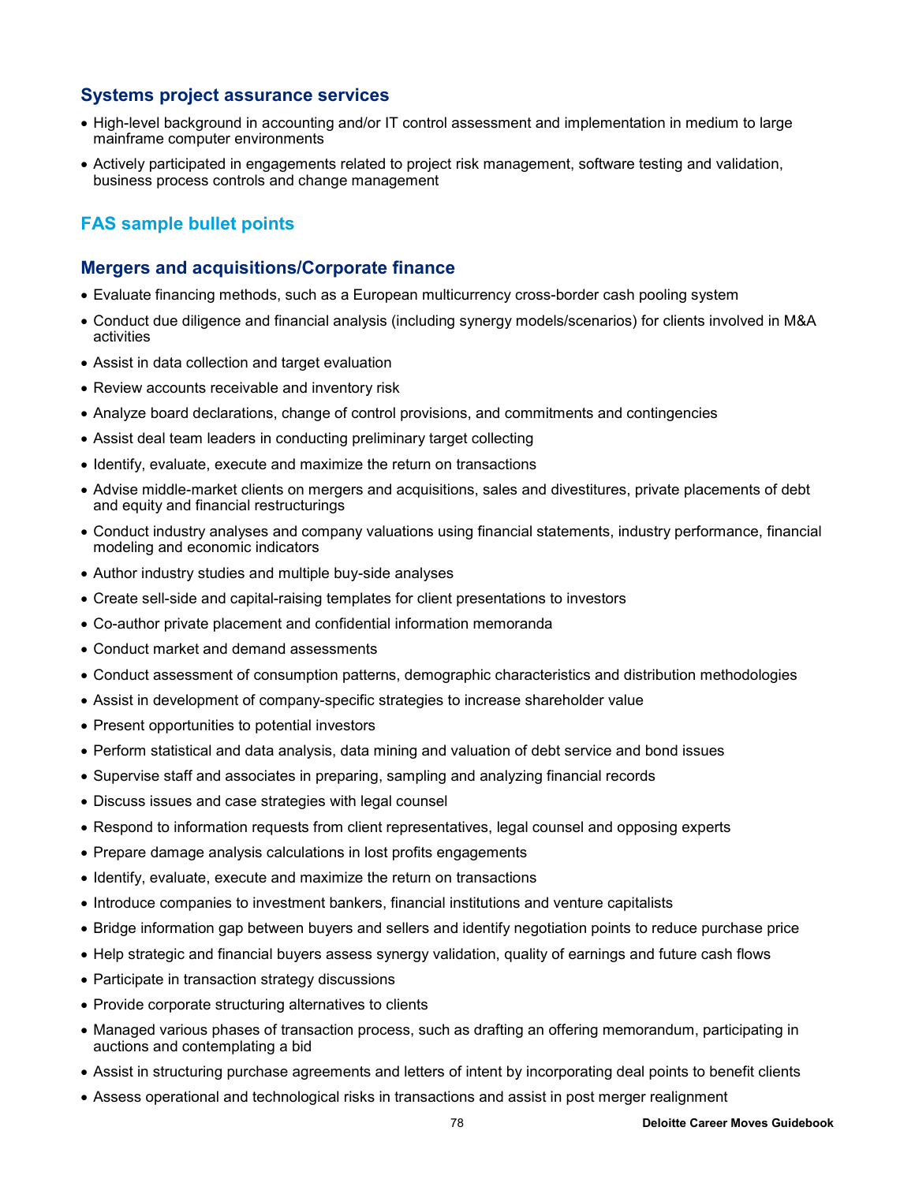### Systems project assurance services

- High-level background in accounting and/or IT control assessment and implementation in medium to large mainframe computer environments
- Actively participated in engagements related to project risk management, software testing and validation, business process controls and change management

## FAS sample bullet points

### Mergers and acquisitions/Corporate finance

- Evaluate financing methods, such as a European multicurrency cross-border cash pooling system
- Conduct due diligence and financial analysis (including synergy models/scenarios) for clients involved in M&A activities
- Assist in data collection and target evaluation
- Review accounts receivable and inventory risk
- Analyze board declarations, change of control provisions, and commitments and contingencies
- Assist deal team leaders in conducting preliminary target collecting
- Identify, evaluate, execute and maximize the return on transactions
- Advise middle-market clients on mergers and acquisitions, sales and divestitures, private placements of debt and equity and financial restructurings
- Conduct industry analyses and company valuations using financial statements, industry performance, financial modeling and economic indicators
- Author industry studies and multiple buy-side analyses
- Create sell-side and capital-raising templates for client presentations to investors
- Co-author private placement and confidential information memoranda
- Conduct market and demand assessments
- Conduct assessment of consumption patterns, demographic characteristics and distribution methodologies
- Assist in development of company-specific strategies to increase shareholder value
- Present opportunities to potential investors
- Perform statistical and data analysis, data mining and valuation of debt service and bond issues
- Supervise staff and associates in preparing, sampling and analyzing financial records
- Discuss issues and case strategies with legal counsel
- Respond to information requests from client representatives, legal counsel and opposing experts
- Prepare damage analysis calculations in lost profits engagements
- Identify, evaluate, execute and maximize the return on transactions
- Introduce companies to investment bankers, financial institutions and venture capitalists
- Bridge information gap between buyers and sellers and identify negotiation points to reduce purchase price
- Help strategic and financial buyers assess synergy validation, quality of earnings and future cash flows
- Participate in transaction strategy discussions
- Provide corporate structuring alternatives to clients
- Managed various phases of transaction process, such as drafting an offering memorandum, participating in auctions and contemplating a bid
- Assist in structuring purchase agreements and letters of intent by incorporating deal points to benefit clients
- Assess operational and technological risks in transactions and assist in post merger realignment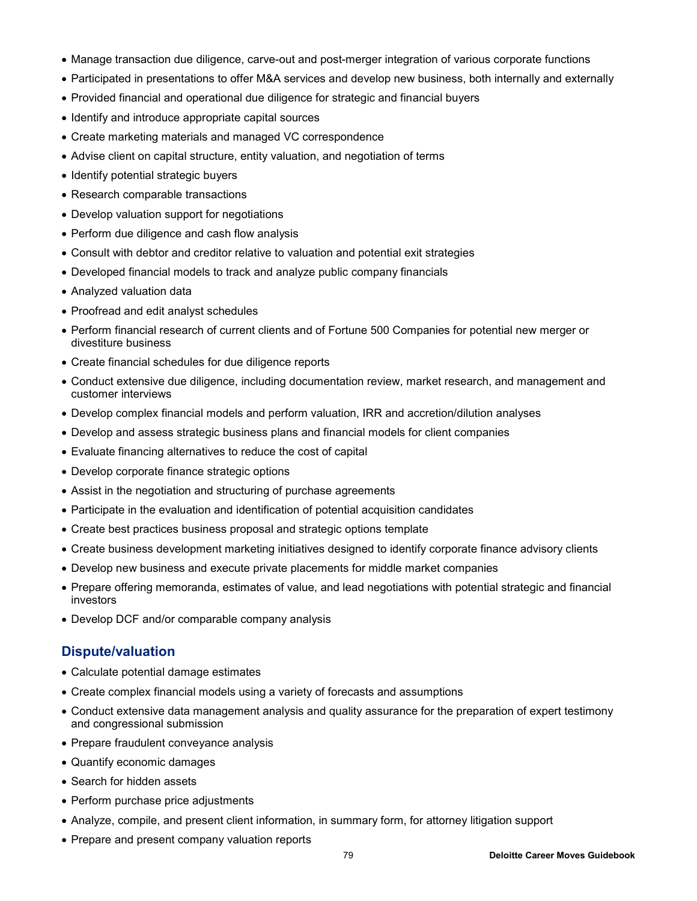- Manage transaction due diligence, carve-out and post-merger integration of various corporate functions
- Participated in presentations to offer M&A services and develop new business, both internally and externally
- Provided financial and operational due diligence for strategic and financial buyers
- Identify and introduce appropriate capital sources
- Create marketing materials and managed VC correspondence
- Advise client on capital structure, entity valuation, and negotiation of terms
- Identify potential strategic buyers
- Research comparable transactions
- Develop valuation support for negotiations
- Perform due diligence and cash flow analysis
- Consult with debtor and creditor relative to valuation and potential exit strategies
- Developed financial models to track and analyze public company financials
- Analyzed valuation data
- Proofread and edit analyst schedules
- Perform financial research of current clients and of Fortune 500 Companies for potential new merger or divestiture business
- Create financial schedules for due diligence reports
- Conduct extensive due diligence, including documentation review, market research, and management and customer interviews
- Develop complex financial models and perform valuation, IRR and accretion/dilution analyses
- Develop and assess strategic business plans and financial models for client companies
- Evaluate financing alternatives to reduce the cost of capital
- Develop corporate finance strategic options
- Assist in the negotiation and structuring of purchase agreements
- Participate in the evaluation and identification of potential acquisition candidates
- Create best practices business proposal and strategic options template
- Create business development marketing initiatives designed to identify corporate finance advisory clients
- Develop new business and execute private placements for middle market companies
- Prepare offering memoranda, estimates of value, and lead negotiations with potential strategic and financial investors
- Develop DCF and/or comparable company analysis

## Dispute/valuation

- Calculate potential damage estimates
- Create complex financial models using a variety of forecasts and assumptions
- Conduct extensive data management analysis and quality assurance for the preparation of expert testimony and congressional submission
- Prepare fraudulent conveyance analysis
- Quantify economic damages
- Search for hidden assets
- Perform purchase price adjustments
- Analyze, compile, and present client information, in summary form, for attorney litigation support
- Prepare and present company valuation reports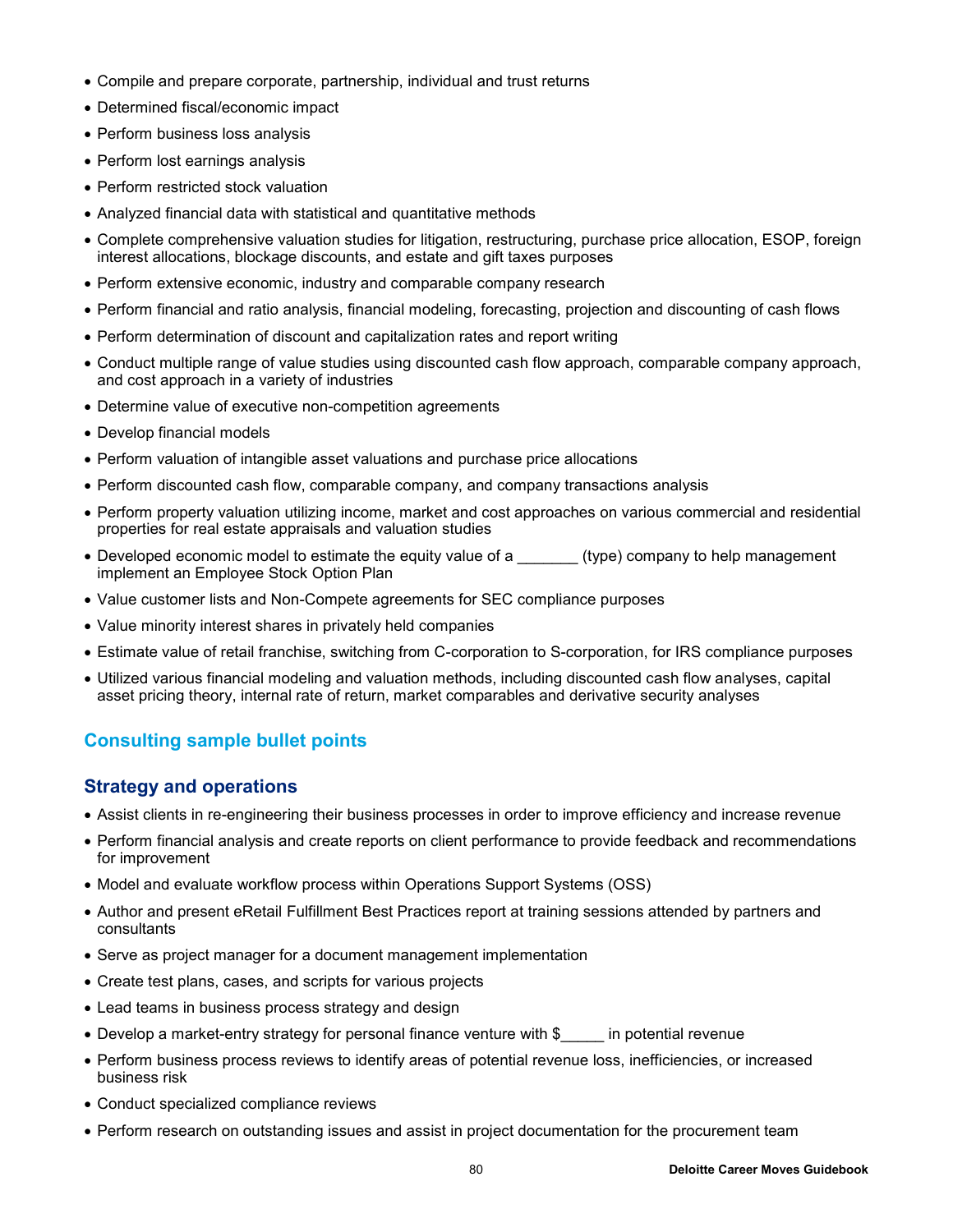- Compile and prepare corporate, partnership, individual and trust returns
- Determined fiscal/economic impact
- Perform business loss analysis
- Perform lost earnings analysis
- Perform restricted stock valuation
- Analyzed financial data with statistical and quantitative methods
- Complete comprehensive valuation studies for litigation, restructuring, purchase price allocation, ESOP, foreign interest allocations, blockage discounts, and estate and gift taxes purposes
- Perform extensive economic, industry and comparable company research
- Perform financial and ratio analysis, financial modeling, forecasting, projection and discounting of cash flows
- Perform determination of discount and capitalization rates and report writing
- Conduct multiple range of value studies using discounted cash flow approach, comparable company approach, and cost approach in a variety of industries
- Determine value of executive non-competition agreements
- Develop financial models
- Perform valuation of intangible asset valuations and purchase price allocations
- Perform discounted cash flow, comparable company, and company transactions analysis
- Perform property valuation utilizing income, market and cost approaches on various commercial and residential properties for real estate appraisals and valuation studies
- Developed economic model to estimate the equity value of a _______ (type) company to help management implement an Employee Stock Option Plan
- Value customer lists and Non-Compete agreements for SEC compliance purposes
- Value minority interest shares in privately held companies
- Estimate value of retail franchise, switching from C-corporation to S-corporation, for IRS compliance purposes
- Utilized various financial modeling and valuation methods, including discounted cash flow analyses, capital asset pricing theory, internal rate of return, market comparables and derivative security analyses

## Consulting sample bullet points

### Strategy and operations

- Assist clients in re-engineering their business processes in order to improve efficiency and increase revenue
- Perform financial analysis and create reports on client performance to provide feedback and recommendations for improvement
- Model and evaluate workflow process within Operations Support Systems (OSS)
- Author and present eRetail Fulfillment Best Practices report at training sessions attended by partners and consultants
- Serve as project manager for a document management implementation
- Create test plans, cases, and scripts for various projects
- Lead teams in business process strategy and design
- Develop a market-entry strategy for personal finance venture with $_____ in potential revenue
- Perform business process reviews to identify areas of potential revenue loss, inefficiencies, or increased business risk
- Conduct specialized compliance reviews
- Perform research on outstanding issues and assist in project documentation for the procurement team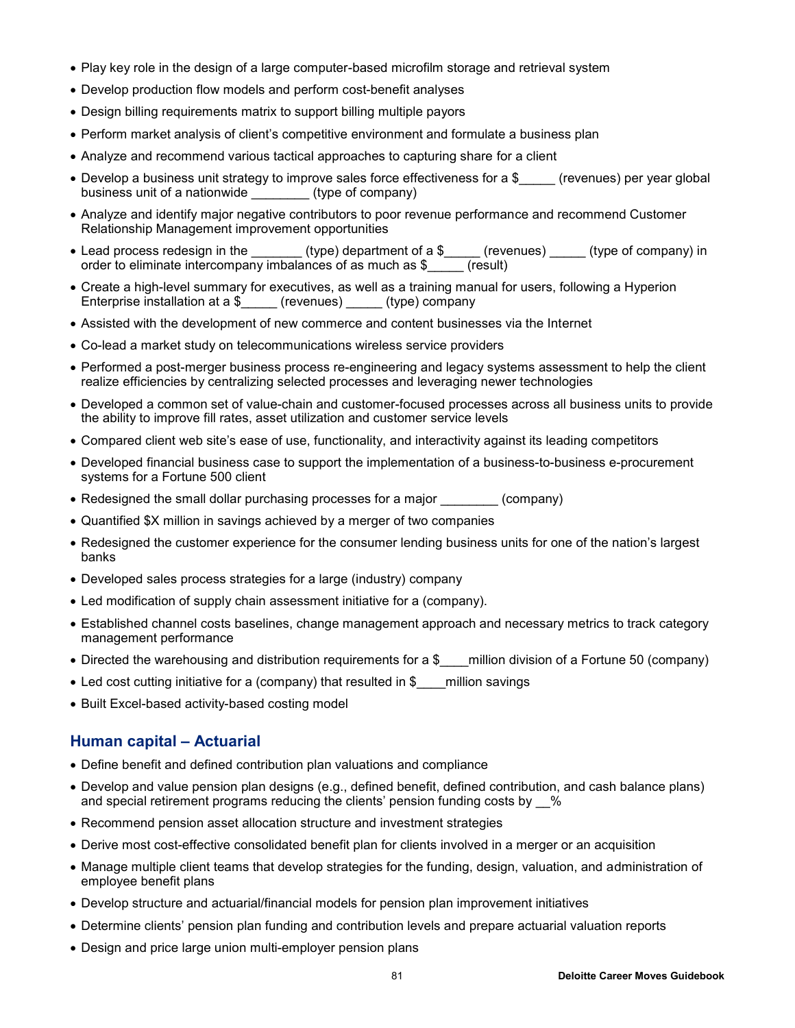- Play key role in the design of a large computer-based microfilm storage and retrieval system
- Develop production flow models and perform cost-benefit analyses
- Design billing requirements matrix to support billing multiple payors
- Perform market analysis of client's competitive environment and formulate a business plan
- Analyze and recommend various tactical approaches to capturing share for a client
- Develop a business unit strategy to improve sales force effectiveness for a $_____ (revenues) per year global business unit of a nationwide ________ (type of company)
- Analyze and identify major negative contributors to poor revenue performance and recommend Customer Relationship Management improvement opportunities
- Lead process redesign in the _______ (type) department of a $_____ (revenues) _____ (type of company) in order to eliminate intercompany imbalances of as much as $_____ (result)
- Create a high-level summary for executives, as well as a training manual for users, following a Hyperion Enterprise installation at a $_____ (revenues) _____ (type) company
- Assisted with the development of new commerce and content businesses via the Internet
- Co-lead a market study on telecommunications wireless service providers
- Performed a post-merger business process re-engineering and legacy systems assessment to help the client realize efficiencies by centralizing selected processes and leveraging newer technologies
- Developed a common set of value-chain and customer-focused processes across all business units to provide the ability to improve fill rates, asset utilization and customer service levels
- Compared client web site's ease of use, functionality, and interactivity against its leading competitors
- Developed financial business case to support the implementation of a business-to-business e-procurement systems for a Fortune 500 client
- Redesigned the small dollar purchasing processes for a major ________ (company)
- Quantified $X million in savings achieved by a merger of two companies
- Redesigned the customer experience for the consumer lending business units for one of the nation's largest banks
- Developed sales process strategies for a large (industry) company
- Led modification of supply chain assessment initiative for a (company).
- Established channel costs baselines, change management approach and necessary metrics to track category management performance
- Directed the warehousing and distribution requirements for a $____million division of a Fortune 50 (company)
- Led cost cutting initiative for a (company) that resulted in $____million savings
- Built Excel-based activity-based costing model

## Human capital – Actuarial

- Define benefit and defined contribution plan valuations and compliance
- Develop and value pension plan designs (e.g., defined benefit, defined contribution, and cash balance plans) and special retirement programs reducing the clients' pension funding costs by __%
- Recommend pension asset allocation structure and investment strategies
- Derive most cost-effective consolidated benefit plan for clients involved in a merger or an acquisition
- Manage multiple client teams that develop strategies for the funding, design, valuation, and administration of employee benefit plans
- Develop structure and actuarial/financial models for pension plan improvement initiatives
- Determine clients' pension plan funding and contribution levels and prepare actuarial valuation reports
- Design and price large union multi-employer pension plans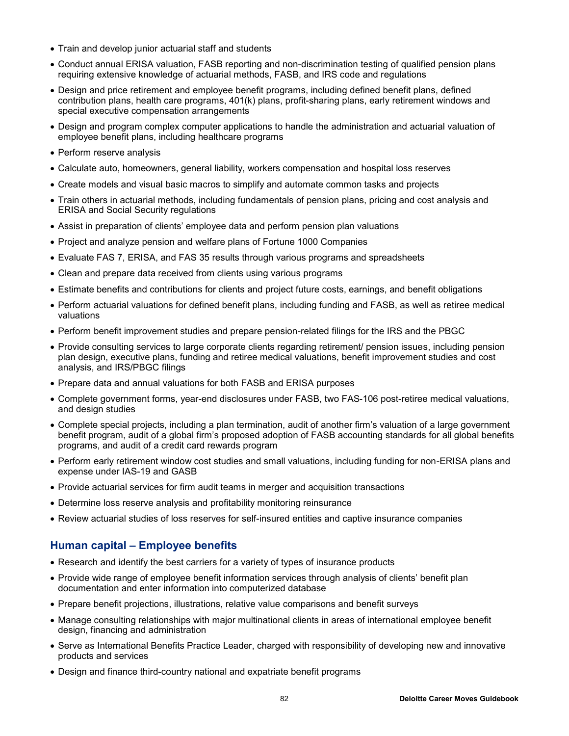- Train and develop junior actuarial staff and students
- Conduct annual ERISA valuation, FASB reporting and non-discrimination testing of qualified pension plans requiring extensive knowledge of actuarial methods, FASB, and IRS code and regulations
- Design and price retirement and employee benefit programs, including defined benefit plans, defined contribution plans, health care programs, 401(k) plans, profit-sharing plans, early retirement windows and special executive compensation arrangements
- Design and program complex computer applications to handle the administration and actuarial valuation of employee benefit plans, including healthcare programs
- Perform reserve analysis
- Calculate auto, homeowners, general liability, workers compensation and hospital loss reserves
- Create models and visual basic macros to simplify and automate common tasks and projects
- Train others in actuarial methods, including fundamentals of pension plans, pricing and cost analysis and ERISA and Social Security regulations
- Assist in preparation of clients' employee data and perform pension plan valuations
- Project and analyze pension and welfare plans of Fortune 1000 Companies
- Evaluate FAS 7, ERISA, and FAS 35 results through various programs and spreadsheets
- Clean and prepare data received from clients using various programs
- Estimate benefits and contributions for clients and project future costs, earnings, and benefit obligations
- Perform actuarial valuations for defined benefit plans, including funding and FASB, as well as retiree medical valuations
- Perform benefit improvement studies and prepare pension-related filings for the IRS and the PBGC
- Provide consulting services to large corporate clients regarding retirement/ pension issues, including pension plan design, executive plans, funding and retiree medical valuations, benefit improvement studies and cost analysis, and IRS/PBGC filings
- Prepare data and annual valuations for both FASB and ERISA purposes
- Complete government forms, year-end disclosures under FASB, two FAS-106 post-retiree medical valuations, and design studies
- Complete special projects, including a plan termination, audit of another firm's valuation of a large government benefit program, audit of a global firm's proposed adoption of FASB accounting standards for all global benefits programs, and audit of a credit card rewards program
- Perform early retirement window cost studies and small valuations, including funding for non-ERISA plans and expense under IAS-19 and GASB
- Provide actuarial services for firm audit teams in merger and acquisition transactions
- Determine loss reserve analysis and profitability monitoring reinsurance
- Review actuarial studies of loss reserves for self-insured entities and captive insurance companies

## Human capital – Employee benefits

- Research and identify the best carriers for a variety of types of insurance products
- Provide wide range of employee benefit information services through analysis of clients' benefit plan documentation and enter information into computerized database
- Prepare benefit projections, illustrations, relative value comparisons and benefit surveys
- Manage consulting relationships with major multinational clients in areas of international employee benefit design, financing and administration
- Serve as International Benefits Practice Leader, charged with responsibility of developing new and innovative products and services
- Design and finance third-country national and expatriate benefit programs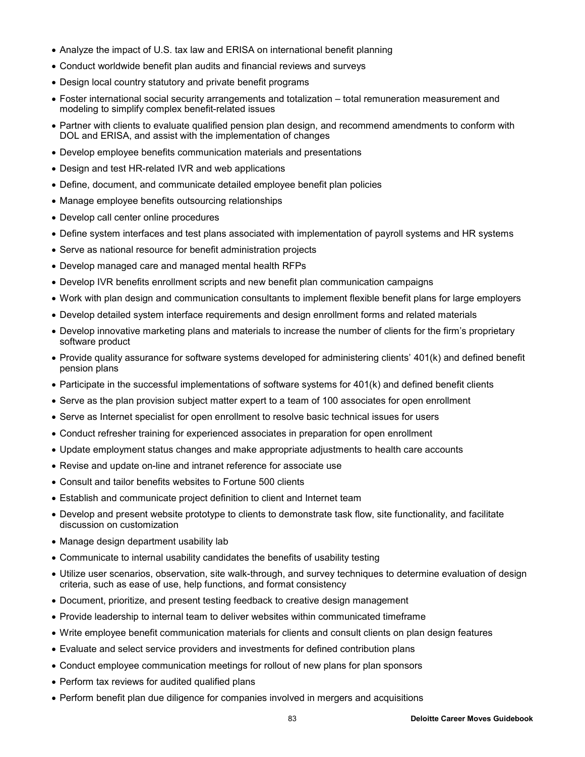- Analyze the impact of U.S. tax law and ERISA on international benefit planning
- Conduct worldwide benefit plan audits and financial reviews and surveys
- Design local country statutory and private benefit programs
- Foster international social security arrangements and totalization – total remuneration measurement and modeling to simplify complex benefit-related issues
- Partner with clients to evaluate qualified pension plan design, and recommend amendments to conform with DOL and ERISA, and assist with the implementation of changes
- Develop employee benefits communication materials and presentations
- Design and test HR-related IVR and web applications
- Define, document, and communicate detailed employee benefit plan policies
- Manage employee benefits outsourcing relationships
- Develop call center online procedures
- Define system interfaces and test plans associated with implementation of payroll systems and HR systems
- Serve as national resource for benefit administration projects
- Develop managed care and managed mental health RFPs
- Develop IVR benefits enrollment scripts and new benefit plan communication campaigns
- Work with plan design and communication consultants to implement flexible benefit plans for large employers
- Develop detailed system interface requirements and design enrollment forms and related materials
- Develop innovative marketing plans and materials to increase the number of clients for the firm's proprietary software product
- Provide quality assurance for software systems developed for administering clients' 401(k) and defined benefit pension plans
- Participate in the successful implementations of software systems for 401(k) and defined benefit clients
- Serve as the plan provision subject matter expert to a team of 100 associates for open enrollment
- Serve as Internet specialist for open enrollment to resolve basic technical issues for users
- Conduct refresher training for experienced associates in preparation for open enrollment
- Update employment status changes and make appropriate adjustments to health care accounts
- Revise and update on-line and intranet reference for associate use
- Consult and tailor benefits websites to Fortune 500 clients
- Establish and communicate project definition to client and Internet team
- Develop and present website prototype to clients to demonstrate task flow, site functionality, and facilitate discussion on customization
- Manage design department usability lab
- Communicate to internal usability candidates the benefits of usability testing
- Utilize user scenarios, observation, site walk-through, and survey techniques to determine evaluation of design criteria, such as ease of use, help functions, and format consistency
- Document, prioritize, and present testing feedback to creative design management
- Provide leadership to internal team to deliver websites within communicated timeframe
- Write employee benefit communication materials for clients and consult clients on plan design features
- Evaluate and select service providers and investments for defined contribution plans
- Conduct employee communication meetings for rollout of new plans for plan sponsors
- Perform tax reviews for audited qualified plans
- Perform benefit plan due diligence for companies involved in mergers and acquisitions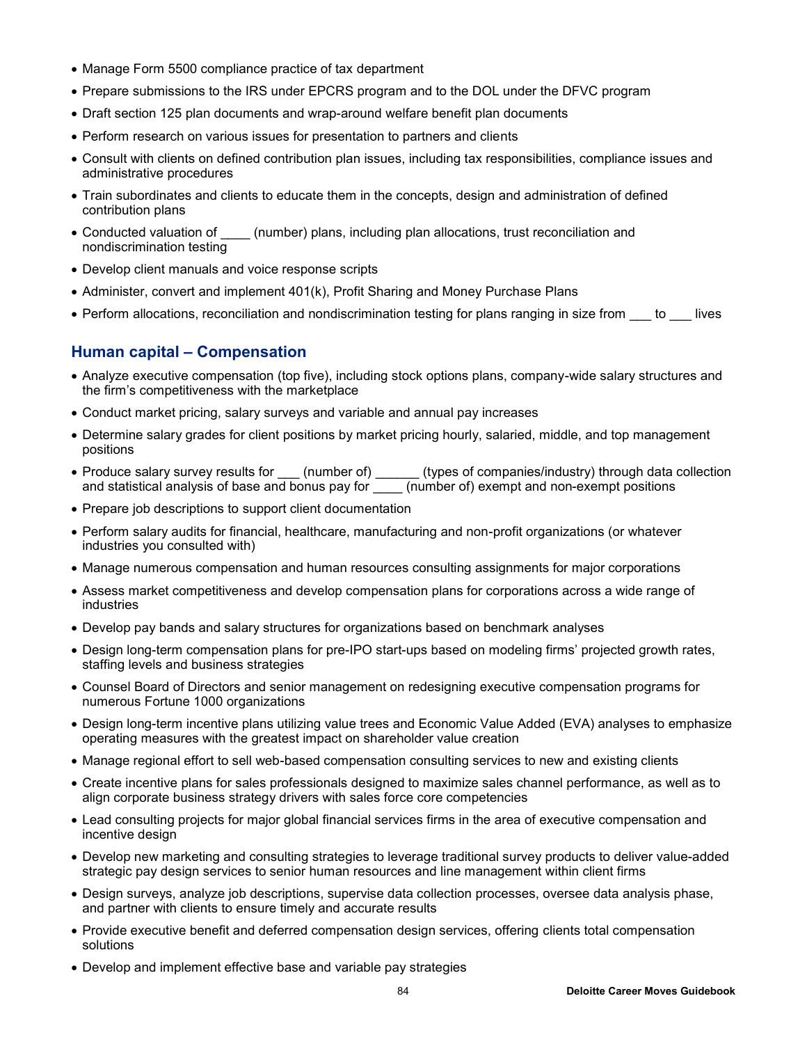- Manage Form 5500 compliance practice of tax department
- Prepare submissions to the IRS under EPCRS program and to the DOL under the DFVC program
- Draft section 125 plan documents and wrap-around welfare benefit plan documents
- Perform research on various issues for presentation to partners and clients
- Consult with clients on defined contribution plan issues, including tax responsibilities, compliance issues and administrative procedures
- Train subordinates and clients to educate them in the concepts, design and administration of defined contribution plans
- Conducted valuation of ____ (number) plans, including plan allocations, trust reconciliation and nondiscrimination testing
- Develop client manuals and voice response scripts
- Administer, convert and implement 401(k), Profit Sharing and Money Purchase Plans
- Perform allocations, reconciliation and nondiscrimination testing for plans ranging in size from ___ to ___ lives

## Human capital – Compensation

- Analyze executive compensation (top five), including stock options plans, company-wide salary structures and the firm's competitiveness with the marketplace
- Conduct market pricing, salary surveys and variable and annual pay increases
- Determine salary grades for client positions by market pricing hourly, salaried, middle, and top management positions
- Produce salary survey results for ___ (number of) ______ (types of companies/industry) through data collection and statistical analysis of base and bonus pay for ____ (number of) exempt and non-exempt positions
- Prepare job descriptions to support client documentation
- Perform salary audits for financial, healthcare, manufacturing and non-profit organizations (or whatever industries you consulted with)
- Manage numerous compensation and human resources consulting assignments for major corporations
- Assess market competitiveness and develop compensation plans for corporations across a wide range of industries
- Develop pay bands and salary structures for organizations based on benchmark analyses
- Design long-term compensation plans for pre-IPO start-ups based on modeling firms' projected growth rates, staffing levels and business strategies
- Counsel Board of Directors and senior management on redesigning executive compensation programs for numerous Fortune 1000 organizations
- Design long-term incentive plans utilizing value trees and Economic Value Added (EVA) analyses to emphasize operating measures with the greatest impact on shareholder value creation
- Manage regional effort to sell web-based compensation consulting services to new and existing clients
- Create incentive plans for sales professionals designed to maximize sales channel performance, as well as to align corporate business strategy drivers with sales force core competencies
- Lead consulting projects for major global financial services firms in the area of executive compensation and incentive design
- Develop new marketing and consulting strategies to leverage traditional survey products to deliver value-added strategic pay design services to senior human resources and line management within client firms
- Design surveys, analyze job descriptions, supervise data collection processes, oversee data analysis phase, and partner with clients to ensure timely and accurate results
- Provide executive benefit and deferred compensation design services, offering clients total compensation solutions
- Develop and implement effective base and variable pay strategies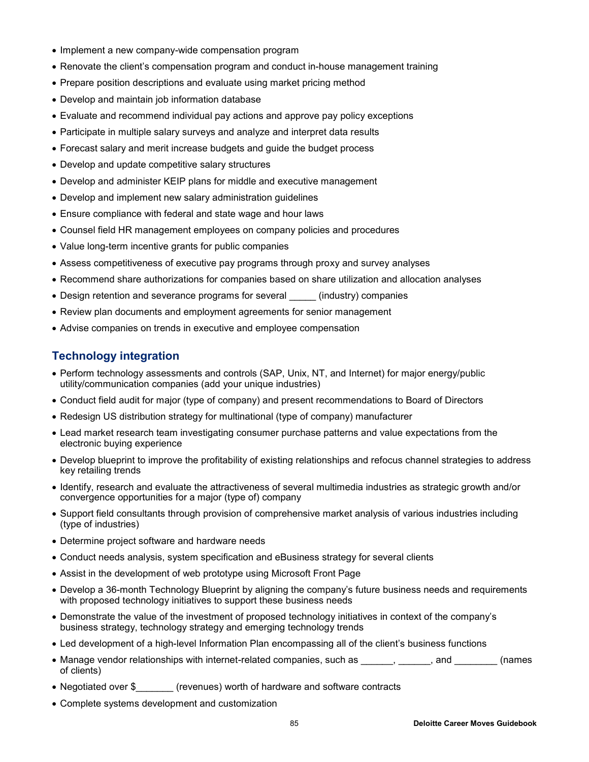- Implement a new company-wide compensation program
- Renovate the client's compensation program and conduct in-house management training
- Prepare position descriptions and evaluate using market pricing method
- Develop and maintain job information database
- Evaluate and recommend individual pay actions and approve pay policy exceptions
- Participate in multiple salary surveys and analyze and interpret data results
- Forecast salary and merit increase budgets and guide the budget process
- Develop and update competitive salary structures
- Develop and administer KEIP plans for middle and executive management
- Develop and implement new salary administration guidelines
- Ensure compliance with federal and state wage and hour laws
- Counsel field HR management employees on company policies and procedures
- Value long-term incentive grants for public companies
- Assess competitiveness of executive pay programs through proxy and survey analyses
- Recommend share authorizations for companies based on share utilization and allocation analyses
- Design retention and severance programs for several _____ (industry) companies
- Review plan documents and employment agreements for senior management
- Advise companies on trends in executive and employee compensation

## Technology integration

- Perform technology assessments and controls (SAP, Unix, NT, and Internet) for major energy/public utility/communication companies (add your unique industries)
- Conduct field audit for major (type of company) and present recommendations to Board of Directors
- Redesign US distribution strategy for multinational (type of company) manufacturer
- Lead market research team investigating consumer purchase patterns and value expectations from the electronic buying experience
- Develop blueprint to improve the profitability of existing relationships and refocus channel strategies to address key retailing trends
- Identify, research and evaluate the attractiveness of several multimedia industries as strategic growth and/or convergence opportunities for a major (type of) company
- Support field consultants through provision of comprehensive market analysis of various industries including (type of industries)
- Determine project software and hardware needs
- Conduct needs analysis, system specification and eBusiness strategy for several clients
- Assist in the development of web prototype using Microsoft Front Page
- Develop a 36-month Technology Blueprint by aligning the company's future business needs and requirements with proposed technology initiatives to support these business needs
- Demonstrate the value of the investment of proposed technology initiatives in context of the company's business strategy, technology strategy and emerging technology trends
- Led development of a high-level Information Plan encompassing all of the client's business functions
- Manage vendor relationships with internet-related companies, such as ______, ______, and ________ (names of clients)
- Negotiated over $_______ (revenues) worth of hardware and software contracts
- Complete systems development and customization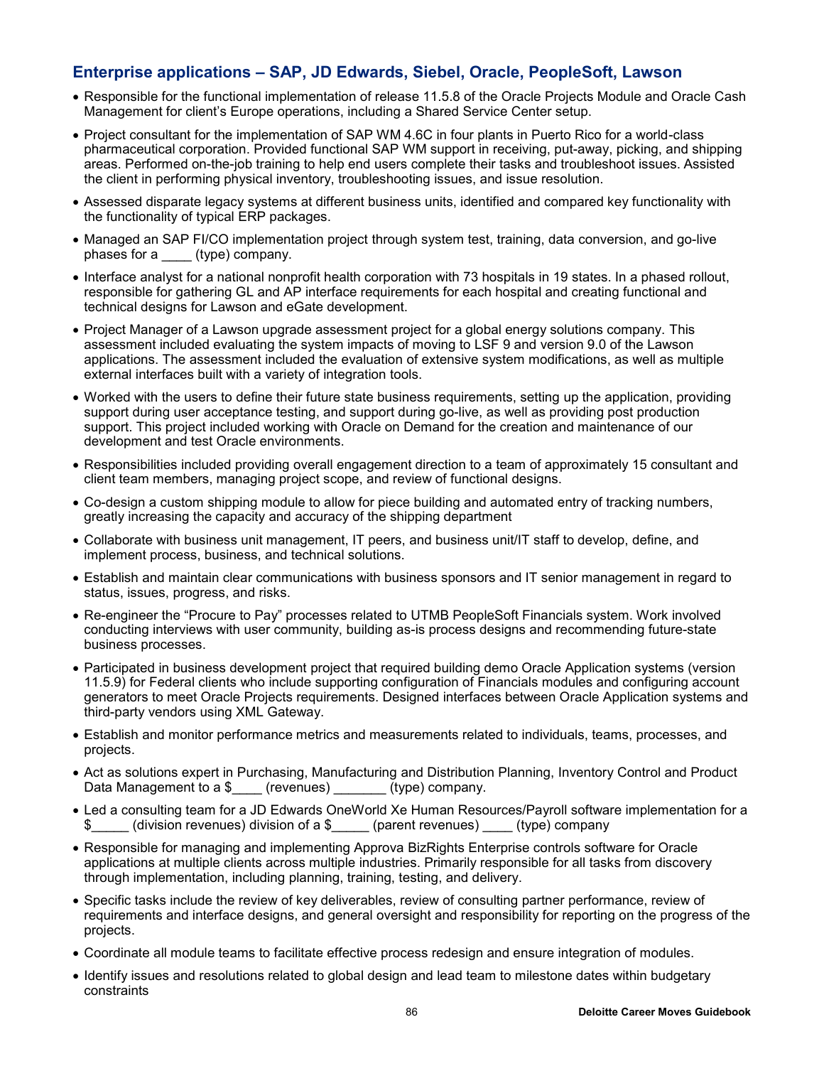## Enterprise applications – SAP, JD Edwards, Siebel, Oracle, PeopleSoft, Lawson

- Responsible for the functional implementation of release 11.5.8 of the Oracle Projects Module and Oracle Cash Management for client's Europe operations, including a Shared Service Center setup.
- Project consultant for the implementation of SAP WM 4.6C in four plants in Puerto Rico for a world-class pharmaceutical corporation. Provided functional SAP WM support in receiving, put-away, picking, and shipping areas. Performed on-the-job training to help end users complete their tasks and troubleshoot issues. Assisted the client in performing physical inventory, troubleshooting issues, and issue resolution.
- Assessed disparate legacy systems at different business units, identified and compared key functionality with the functionality of typical ERP packages.
- Managed an SAP FI/CO implementation project through system test, training, data conversion, and go-live phases for a ____ (type) company.
- Interface analyst for a national nonprofit health corporation with 73 hospitals in 19 states. In a phased rollout, responsible for gathering GL and AP interface requirements for each hospital and creating functional and technical designs for Lawson and eGate development.
- Project Manager of a Lawson upgrade assessment project for a global energy solutions company. This assessment included evaluating the system impacts of moving to LSF 9 and version 9.0 of the Lawson applications. The assessment included the evaluation of extensive system modifications, as well as multiple external interfaces built with a variety of integration tools.
- Worked with the users to define their future state business requirements, setting up the application, providing support during user acceptance testing, and support during go-live, as well as providing post production support. This project included working with Oracle on Demand for the creation and maintenance of our development and test Oracle environments.
- Responsibilities included providing overall engagement direction to a team of approximately 15 consultant and client team members, managing project scope, and review of functional designs.
- Co-design a custom shipping module to allow for piece building and automated entry of tracking numbers, greatly increasing the capacity and accuracy of the shipping department
- Collaborate with business unit management, IT peers, and business unit/IT staff to develop, define, and implement process, business, and technical solutions.
- Establish and maintain clear communications with business sponsors and IT senior management in regard to status, issues, progress, and risks.
- Re-engineer the "Procure to Pay" processes related to UTMB PeopleSoft Financials system. Work involved conducting interviews with user community, building as-is process designs and recommending future-state business processes.
- Participated in business development project that required building demo Oracle Application systems (version 11.5.9) for Federal clients who include supporting configuration of Financials modules and configuring account generators to meet Oracle Projects requirements. Designed interfaces between Oracle Application systems and third-party vendors using XML Gateway.
- Establish and monitor performance metrics and measurements related to individuals, teams, processes, and projects.
- Act as solutions expert in Purchasing, Manufacturing and Distribution Planning, Inventory Control and Product Data Management to a $____ (revenues) _______ (type) company.
- Led a consulting team for a JD Edwards OneWorld Xe Human Resources/Payroll software implementation for a $_____ (division revenues) division of a $_____ (parent revenues) ____ (type) company
- Responsible for managing and implementing Approva BizRights Enterprise controls software for Oracle applications at multiple clients across multiple industries. Primarily responsible for all tasks from discovery through implementation, including planning, training, testing, and delivery.
- Specific tasks include the review of key deliverables, review of consulting partner performance, review of requirements and interface designs, and general oversight and responsibility for reporting on the progress of the projects.
- Coordinate all module teams to facilitate effective process redesign and ensure integration of modules.
- Identify issues and resolutions related to global design and lead team to milestone dates within budgetary constraints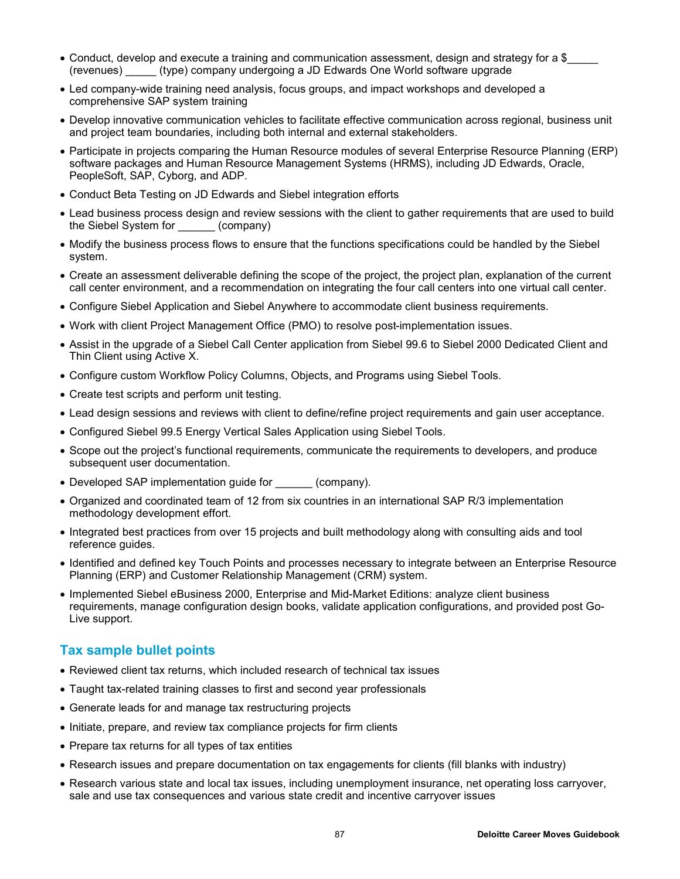- Conduct, develop and execute a training and communication assessment, design and strategy for a $_____ (revenues) _____ (type) company undergoing a JD Edwards One World software upgrade
- Led company-wide training need analysis, focus groups, and impact workshops and developed a comprehensive SAP system training
- Develop innovative communication vehicles to facilitate effective communication across regional, business unit and project team boundaries, including both internal and external stakeholders.
- Participate in projects comparing the Human Resource modules of several Enterprise Resource Planning (ERP) software packages and Human Resource Management Systems (HRMS), including JD Edwards, Oracle, PeopleSoft, SAP, Cyborg, and ADP.
- Conduct Beta Testing on JD Edwards and Siebel integration efforts
- Lead business process design and review sessions with the client to gather requirements that are used to build the Siebel System for ______ (company)
- Modify the business process flows to ensure that the functions specifications could be handled by the Siebel system.
- Create an assessment deliverable defining the scope of the project, the project plan, explanation of the current call center environment, and a recommendation on integrating the four call centers into one virtual call center.
- Configure Siebel Application and Siebel Anywhere to accommodate client business requirements.
- Work with client Project Management Office (PMO) to resolve post-implementation issues.
- Assist in the upgrade of a Siebel Call Center application from Siebel 99.6 to Siebel 2000 Dedicated Client and Thin Client using Active X.
- Configure custom Workflow Policy Columns, Objects, and Programs using Siebel Tools.
- Create test scripts and perform unit testing.
- Lead design sessions and reviews with client to define/refine project requirements and gain user acceptance.
- Configured Siebel 99.5 Energy Vertical Sales Application using Siebel Tools.
- Scope out the project's functional requirements, communicate the requirements to developers, and produce subsequent user documentation.
- Developed SAP implementation guide for ______ (company).
- Organized and coordinated team of 12 from six countries in an international SAP R/3 implementation methodology development effort.
- Integrated best practices from over 15 projects and built methodology along with consulting aids and tool reference guides.
- Identified and defined key Touch Points and processes necessary to integrate between an Enterprise Resource Planning (ERP) and Customer Relationship Management (CRM) system.
- Implemented Siebel eBusiness 2000, Enterprise and Mid-Market Editions: analyze client business requirements, manage configuration design books, validate application configurations, and provided post Go-Live support.

## Tax sample bullet points

- Reviewed client tax returns, which included research of technical tax issues
- Taught tax-related training classes to first and second year professionals
- Generate leads for and manage tax restructuring projects
- Initiate, prepare, and review tax compliance projects for firm clients
- Prepare tax returns for all types of tax entities
- Research issues and prepare documentation on tax engagements for clients (fill blanks with industry)
- Research various state and local tax issues, including unemployment insurance, net operating loss carryover, sale and use tax consequences and various state credit and incentive carryover issues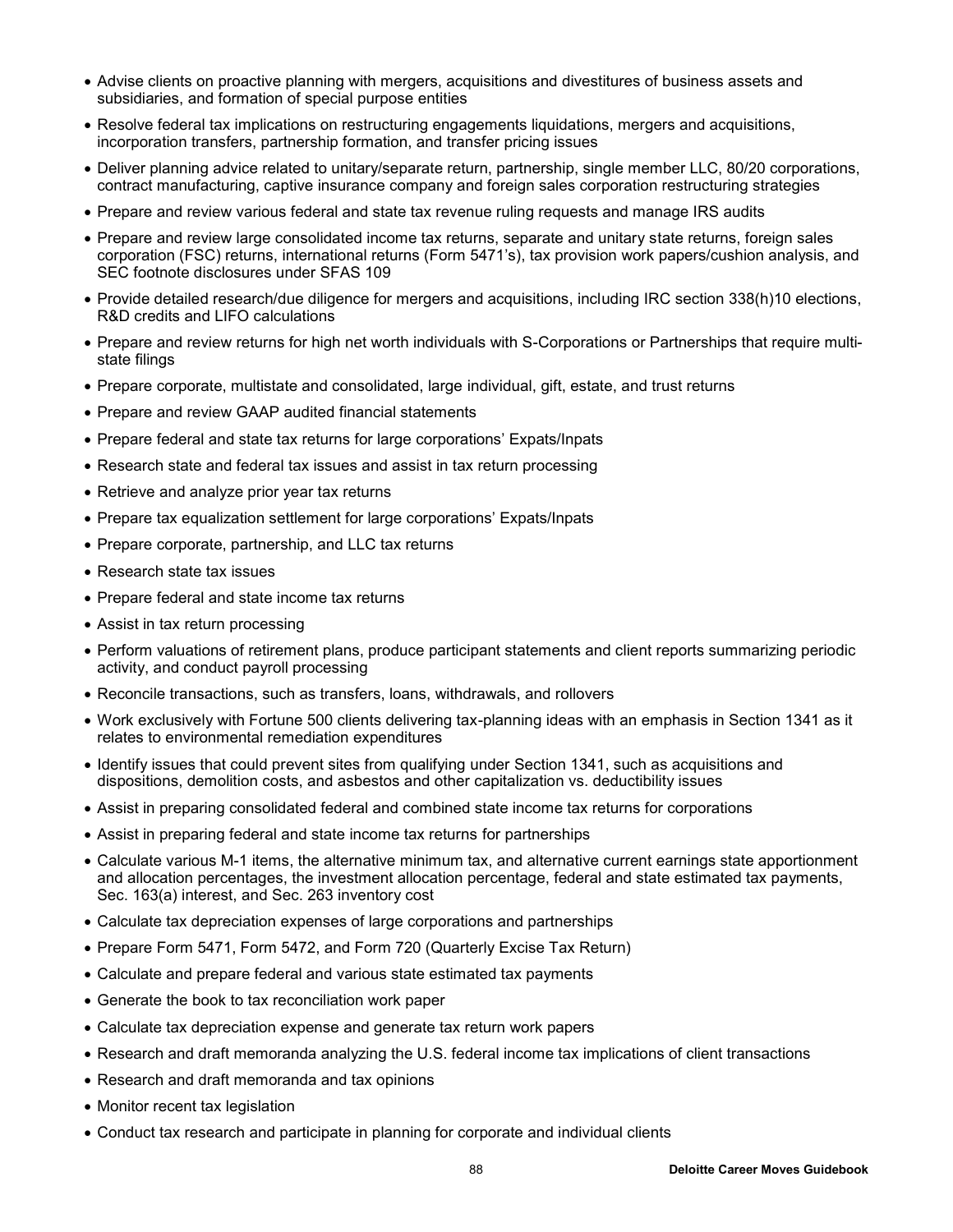- Advise clients on proactive planning with mergers, acquisitions and divestitures of business assets and subsidiaries, and formation of special purpose entities
- Resolve federal tax implications on restructuring engagements liquidations, mergers and acquisitions, incorporation transfers, partnership formation, and transfer pricing issues
- Deliver planning advice related to unitary/separate return, partnership, single member LLC, 80/20 corporations, contract manufacturing, captive insurance company and foreign sales corporation restructuring strategies
- Prepare and review various federal and state tax revenue ruling requests and manage IRS audits
- Prepare and review large consolidated income tax returns, separate and unitary state returns, foreign sales corporation (FSC) returns, international returns (Form 5471's), tax provision work papers/cushion analysis, and SEC footnote disclosures under SFAS 109
- Provide detailed research/due diligence for mergers and acquisitions, including IRC section 338(h)10 elections, R&D credits and LIFO calculations
- Prepare and review returns for high net worth individuals with S-Corporations or Partnerships that require multi-state filings
- Prepare corporate, multistate and consolidated, large individual, gift, estate, and trust returns
- Prepare and review GAAP audited financial statements
- Prepare federal and state tax returns for large corporations' Expats/Inpats
- Research state and federal tax issues and assist in tax return processing
- Retrieve and analyze prior year tax returns
- Prepare tax equalization settlement for large corporations' Expats/Inpats
- Prepare corporate, partnership, and LLC tax returns
- Research state tax issues
- Prepare federal and state income tax returns
- Assist in tax return processing
- Perform valuations of retirement plans, produce participant statements and client reports summarizing periodic activity, and conduct payroll processing
- Reconcile transactions, such as transfers, loans, withdrawals, and rollovers
- Work exclusively with Fortune 500 clients delivering tax-planning ideas with an emphasis in Section 1341 as it relates to environmental remediation expenditures
- Identify issues that could prevent sites from qualifying under Section 1341, such as acquisitions and dispositions, demolition costs, and asbestos and other capitalization vs. deductibility issues
- Assist in preparing consolidated federal and combined state income tax returns for corporations
- Assist in preparing federal and state income tax returns for partnerships
- Calculate various M-1 items, the alternative minimum tax, and alternative current earnings state apportionment and allocation percentages, the investment allocation percentage, federal and state estimated tax payments, Sec. 163(a) interest, and Sec. 263 inventory cost
- Calculate tax depreciation expenses of large corporations and partnerships
- Prepare Form 5471, Form 5472, and Form 720 (Quarterly Excise Tax Return)
- Calculate and prepare federal and various state estimated tax payments
- Generate the book to tax reconciliation work paper
- Calculate tax depreciation expense and generate tax return work papers
- Research and draft memoranda analyzing the U.S. federal income tax implications of client transactions
- Research and draft memoranda and tax opinions
- Monitor recent tax legislation
- Conduct tax research and participate in planning for corporate and individual clients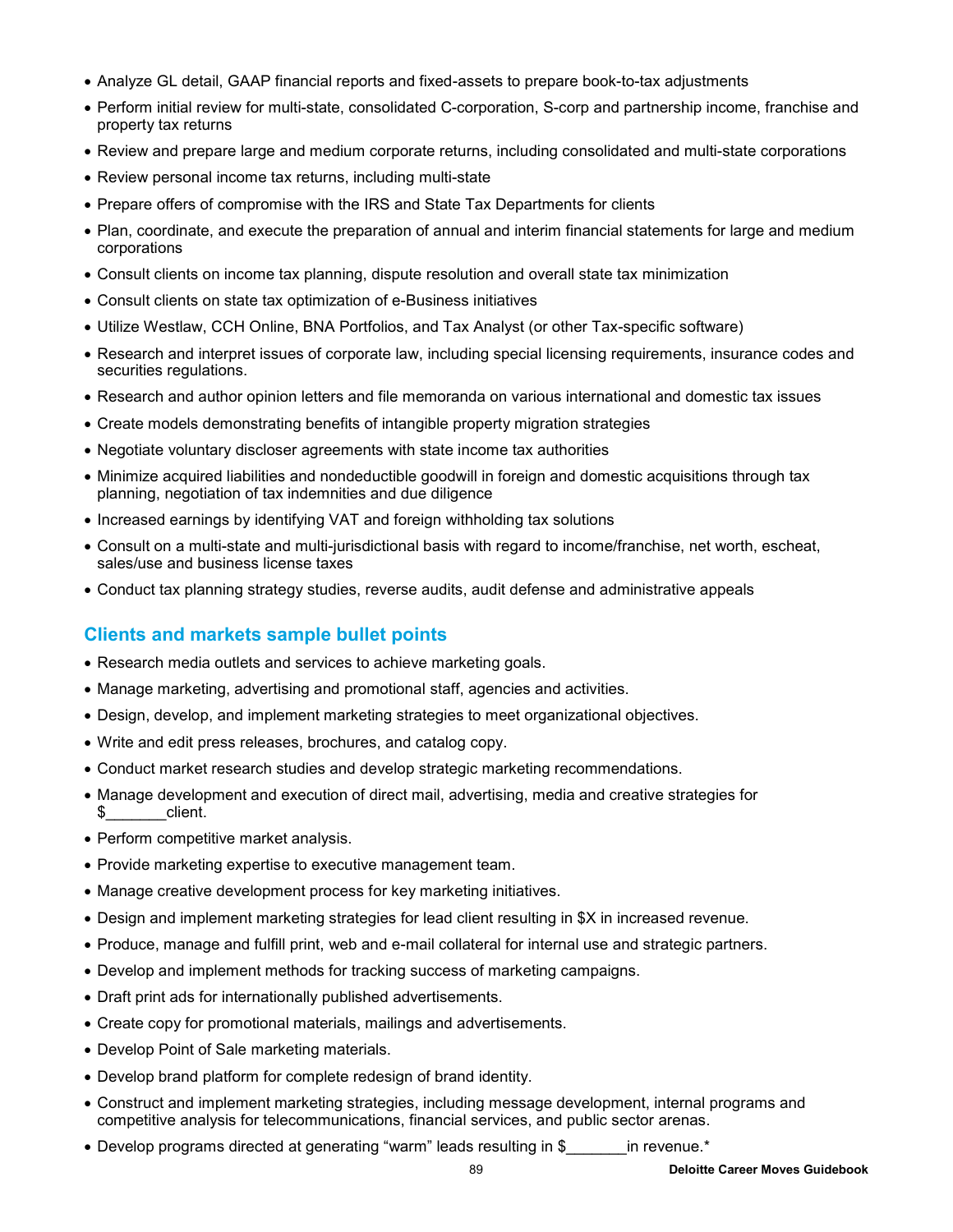- Analyze GL detail, GAAP financial reports and fixed-assets to prepare book-to-tax adjustments
- Perform initial review for multi-state, consolidated C-corporation, S-corp and partnership income, franchise and property tax returns
- Review and prepare large and medium corporate returns, including consolidated and multi-state corporations
- Review personal income tax returns, including multi-state
- Prepare offers of compromise with the IRS and State Tax Departments for clients
- Plan, coordinate, and execute the preparation of annual and interim financial statements for large and medium corporations
- Consult clients on income tax planning, dispute resolution and overall state tax minimization
- Consult clients on state tax optimization of e-Business initiatives
- Utilize Westlaw, CCH Online, BNA Portfolios, and Tax Analyst (or other Tax-specific software)
- Research and interpret issues of corporate law, including special licensing requirements, insurance codes and securities regulations.
- Research and author opinion letters and file memoranda on various international and domestic tax issues
- Create models demonstrating benefits of intangible property migration strategies
- Negotiate voluntary discloser agreements with state income tax authorities
- Minimize acquired liabilities and nondeductible goodwill in foreign and domestic acquisitions through tax planning, negotiation of tax indemnities and due diligence
- Increased earnings by identifying VAT and foreign withholding tax solutions
- Consult on a multi-state and multi-jurisdictional basis with regard to income/franchise, net worth, escheat, sales/use and business license taxes
- Conduct tax planning strategy studies, reverse audits, audit defense and administrative appeals

## Clients and markets sample bullet points

- Research media outlets and services to achieve marketing goals.
- Manage marketing, advertising and promotional staff, agencies and activities.
- Design, develop, and implement marketing strategies to meet organizational objectives.
- Write and edit press releases, brochures, and catalog copy.
- Conduct market research studies and develop strategic marketing recommendations.
- Manage development and execution of direct mail, advertising, media and creative strategies for $_______client.
- Perform competitive market analysis.
- Provide marketing expertise to executive management team.
- Manage creative development process for key marketing initiatives.
- Design and implement marketing strategies for lead client resulting in $X in increased revenue.
- Produce, manage and fulfill print, web and e-mail collateral for internal use and strategic partners.
- Develop and implement methods for tracking success of marketing campaigns.
- Draft print ads for internationally published advertisements.
- Create copy for promotional materials, mailings and advertisements.
- Develop Point of Sale marketing materials.
- Develop brand platform for complete redesign of brand identity.
- Construct and implement marketing strategies, including message development, internal programs and competitive analysis for telecommunications, financial services, and public sector arenas.
- Develop programs directed at generating "warm" leads resulting in $_______in revenue.*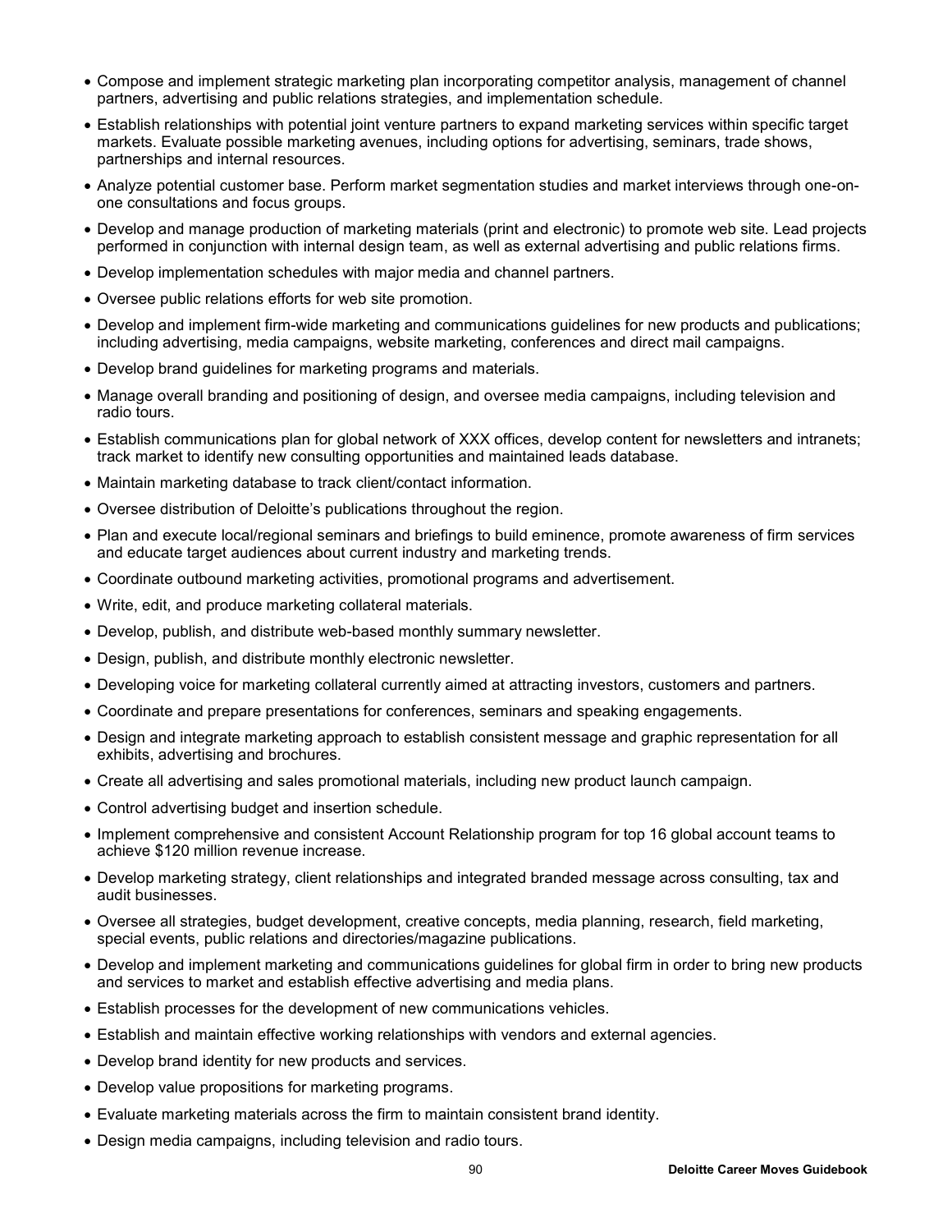- Compose and implement strategic marketing plan incorporating competitor analysis, management of channel partners, advertising and public relations strategies, and implementation schedule.
- Establish relationships with potential joint venture partners to expand marketing services within specific target markets. Evaluate possible marketing avenues, including options for advertising, seminars, trade shows, partnerships and internal resources.
- Analyze potential customer base. Perform market segmentation studies and market interviews through one-on-one consultations and focus groups.
- Develop and manage production of marketing materials (print and electronic) to promote web site. Lead projects performed in conjunction with internal design team, as well as external advertising and public relations firms.
- Develop implementation schedules with major media and channel partners.
- Oversee public relations efforts for web site promotion.
- Develop and implement firm-wide marketing and communications guidelines for new products and publications; including advertising, media campaigns, website marketing, conferences and direct mail campaigns.
- Develop brand guidelines for marketing programs and materials.
- Manage overall branding and positioning of design, and oversee media campaigns, including television and radio tours.
- Establish communications plan for global network of XXX offices, develop content for newsletters and intranets; track market to identify new consulting opportunities and maintained leads database.
- Maintain marketing database to track client/contact information.
- Oversee distribution of Deloitte's publications throughout the region.
- Plan and execute local/regional seminars and briefings to build eminence, promote awareness of firm services and educate target audiences about current industry and marketing trends.
- Coordinate outbound marketing activities, promotional programs and advertisement.
- Write, edit, and produce marketing collateral materials.
- Develop, publish, and distribute web-based monthly summary newsletter.
- Design, publish, and distribute monthly electronic newsletter.
- Developing voice for marketing collateral currently aimed at attracting investors, customers and partners.
- Coordinate and prepare presentations for conferences, seminars and speaking engagements.
- Design and integrate marketing approach to establish consistent message and graphic representation for all exhibits, advertising and brochures.
- Create all advertising and sales promotional materials, including new product launch campaign.
- Control advertising budget and insertion schedule.
- Implement comprehensive and consistent Account Relationship program for top 16 global account teams to achieve $120 million revenue increase.
- Develop marketing strategy, client relationships and integrated branded message across consulting, tax and audit businesses.
- Oversee all strategies, budget development, creative concepts, media planning, research, field marketing, special events, public relations and directories/magazine publications.
- Develop and implement marketing and communications guidelines for global firm in order to bring new products and services to market and establish effective advertising and media plans.
- Establish processes for the development of new communications vehicles.
- Establish and maintain effective working relationships with vendors and external agencies.
- Develop brand identity for new products and services.
- Develop value propositions for marketing programs.
- Evaluate marketing materials across the firm to maintain consistent brand identity.
- Design media campaigns, including television and radio tours.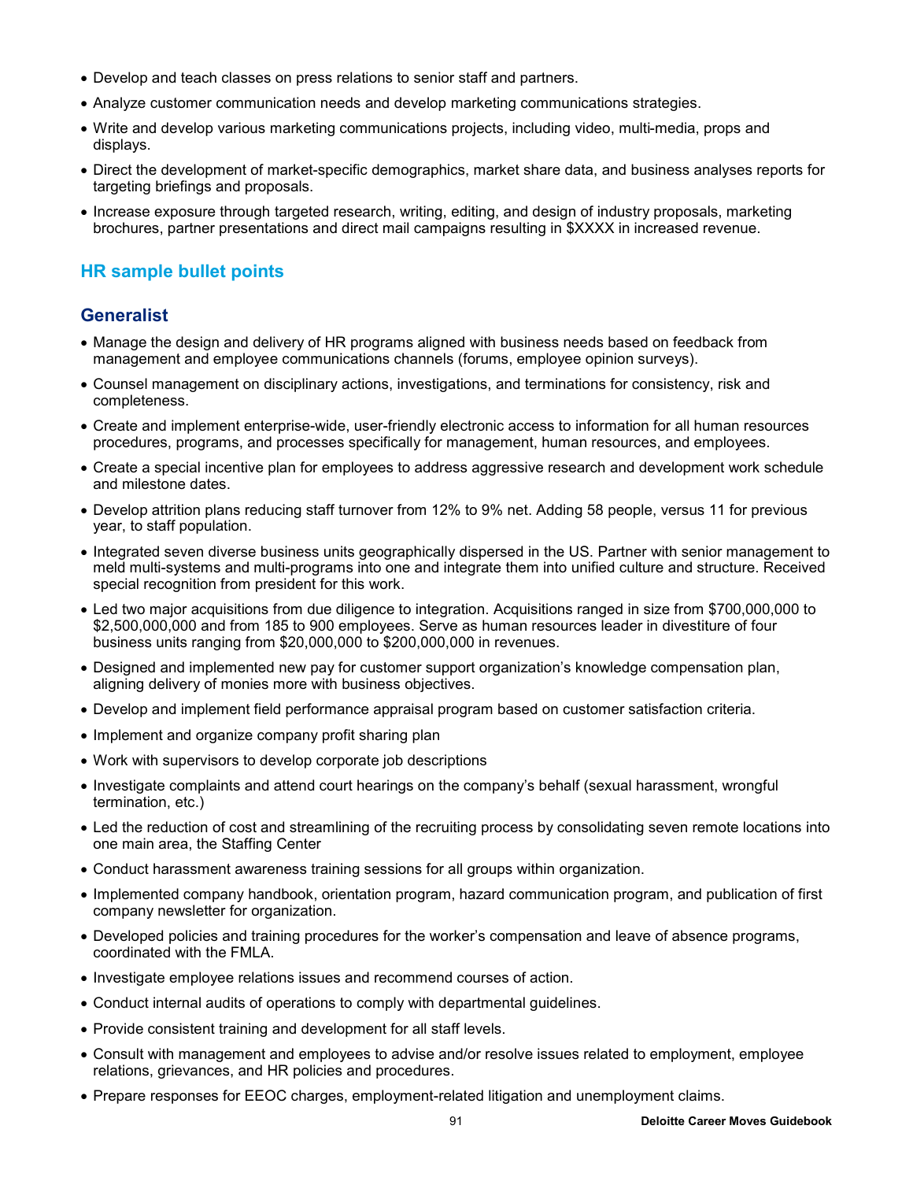- Develop and teach classes on press relations to senior staff and partners.
- Analyze customer communication needs and develop marketing communications strategies.
- Write and develop various marketing communications projects, including video, multi-media, props and displays.
- Direct the development of market-specific demographics, market share data, and business analyses reports for targeting briefings and proposals.
- Increase exposure through targeted research, writing, editing, and design of industry proposals, marketing brochures, partner presentations and direct mail campaigns resulting in $XXXX in increased revenue.

## HR sample bullet points

### Generalist

- Manage the design and delivery of HR programs aligned with business needs based on feedback from management and employee communications channels (forums, employee opinion surveys).
- Counsel management on disciplinary actions, investigations, and terminations for consistency, risk and completeness.
- Create and implement enterprise-wide, user-friendly electronic access to information for all human resources procedures, programs, and processes specifically for management, human resources, and employees.
- Create a special incentive plan for employees to address aggressive research and development work schedule and milestone dates.
- Develop attrition plans reducing staff turnover from 12% to 9% net. Adding 58 people, versus 11 for previous year, to staff population.
- Integrated seven diverse business units geographically dispersed in the US. Partner with senior management to meld multi-systems and multi-programs into one and integrate them into unified culture and structure. Received special recognition from president for this work.
- Led two major acquisitions from due diligence to integration. Acquisitions ranged in size from $700,000,000 to $2,500,000,000 and from 185 to 900 employees. Serve as human resources leader in divestiture of four business units ranging from $20,000,000 to $200,000,000 in revenues.
- Designed and implemented new pay for customer support organization's knowledge compensation plan, aligning delivery of monies more with business objectives.
- Develop and implement field performance appraisal program based on customer satisfaction criteria.
- Implement and organize company profit sharing plan
- Work with supervisors to develop corporate job descriptions
- Investigate complaints and attend court hearings on the company's behalf (sexual harassment, wrongful termination, etc.)
- Led the reduction of cost and streamlining of the recruiting process by consolidating seven remote locations into one main area, the Staffing Center
- Conduct harassment awareness training sessions for all groups within organization.
- Implemented company handbook, orientation program, hazard communication program, and publication of first company newsletter for organization.
- Developed policies and training procedures for the worker's compensation and leave of absence programs, coordinated with the FMLA.
- Investigate employee relations issues and recommend courses of action.
- Conduct internal audits of operations to comply with departmental guidelines.
- Provide consistent training and development for all staff levels.
- Consult with management and employees to advise and/or resolve issues related to employment, employee relations, grievances, and HR policies and procedures.
- Prepare responses for EEOC charges, employment-related litigation and unemployment claims.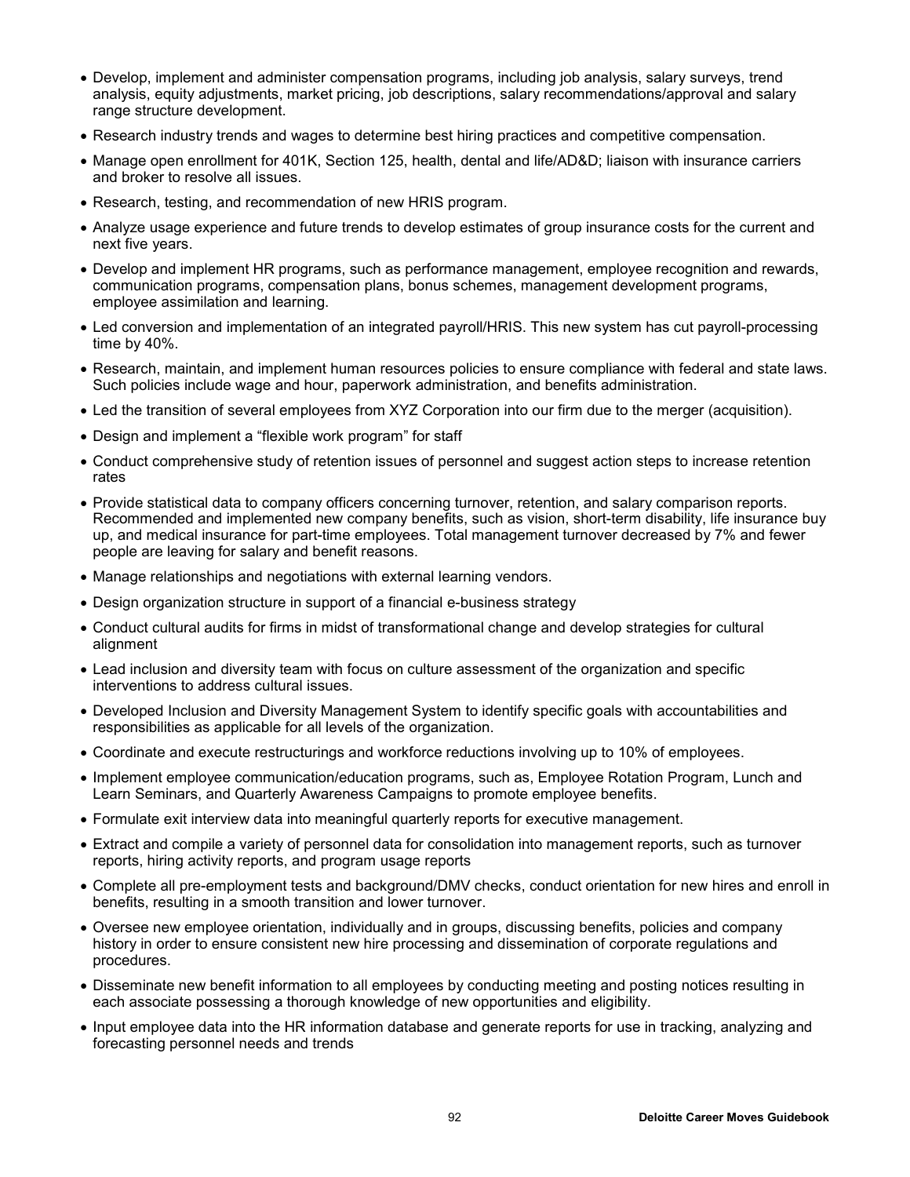- Develop, implement and administer compensation programs, including job analysis, salary surveys, trend analysis, equity adjustments, market pricing, job descriptions, salary recommendations/approval and salary range structure development.
- Research industry trends and wages to determine best hiring practices and competitive compensation.
- Manage open enrollment for 401K, Section 125, health, dental and life/AD&D; liaison with insurance carriers and broker to resolve all issues.
- Research, testing, and recommendation of new HRIS program.
- Analyze usage experience and future trends to develop estimates of group insurance costs for the current and next five years.
- Develop and implement HR programs, such as performance management, employee recognition and rewards, communication programs, compensation plans, bonus schemes, management development programs, employee assimilation and learning.
- Led conversion and implementation of an integrated payroll/HRIS. This new system has cut payroll-processing time by 40%.
- Research, maintain, and implement human resources policies to ensure compliance with federal and state laws. Such policies include wage and hour, paperwork administration, and benefits administration.
- Led the transition of several employees from XYZ Corporation into our firm due to the merger (acquisition).
- Design and implement a "flexible work program" for staff
- Conduct comprehensive study of retention issues of personnel and suggest action steps to increase retention rates
- Provide statistical data to company officers concerning turnover, retention, and salary comparison reports. Recommended and implemented new company benefits, such as vision, short-term disability, life insurance buy up, and medical insurance for part-time employees. Total management turnover decreased by 7% and fewer people are leaving for salary and benefit reasons.
- Manage relationships and negotiations with external learning vendors.
- Design organization structure in support of a financial e-business strategy
- Conduct cultural audits for firms in midst of transformational change and develop strategies for cultural alignment
- Lead inclusion and diversity team with focus on culture assessment of the organization and specific interventions to address cultural issues.
- Developed Inclusion and Diversity Management System to identify specific goals with accountabilities and responsibilities as applicable for all levels of the organization.
- Coordinate and execute restructurings and workforce reductions involving up to 10% of employees.
- Implement employee communication/education programs, such as, Employee Rotation Program, Lunch and Learn Seminars, and Quarterly Awareness Campaigns to promote employee benefits.
- Formulate exit interview data into meaningful quarterly reports for executive management.
- Extract and compile a variety of personnel data for consolidation into management reports, such as turnover reports, hiring activity reports, and program usage reports
- Complete all pre-employment tests and background/DMV checks, conduct orientation for new hires and enroll in benefits, resulting in a smooth transition and lower turnover.
- Oversee new employee orientation, individually and in groups, discussing benefits, policies and company history in order to ensure consistent new hire processing and dissemination of corporate regulations and procedures.
- Disseminate new benefit information to all employees by conducting meeting and posting notices resulting in each associate possessing a thorough knowledge of new opportunities and eligibility.
- Input employee data into the HR information database and generate reports for use in tracking, analyzing and forecasting personnel needs and trends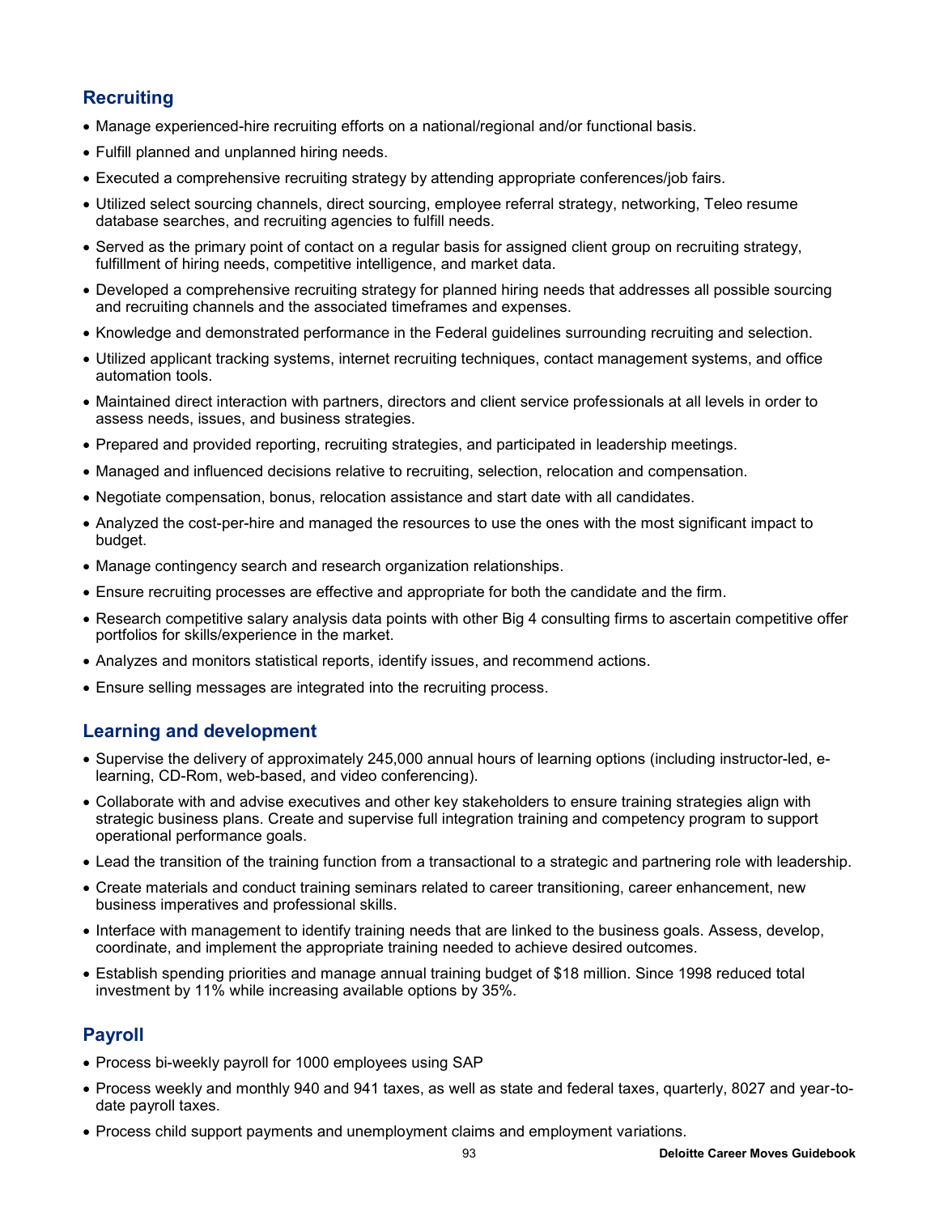## Recruiting

- Manage experienced-hire recruiting efforts on a national/regional and/or functional basis.
- Fulfill planned and unplanned hiring needs.
- Executed a comprehensive recruiting strategy by attending appropriate conferences/job fairs.
- Utilized select sourcing channels, direct sourcing, employee referral strategy, networking, Teleo resume database searches, and recruiting agencies to fulfill needs.
- Served as the primary point of contact on a regular basis for assigned client group on recruiting strategy, fulfillment of hiring needs, competitive intelligence, and market data.
- Developed a comprehensive recruiting strategy for planned hiring needs that addresses all possible sourcing and recruiting channels and the associated timeframes and expenses.
- Knowledge and demonstrated performance in the Federal guidelines surrounding recruiting and selection.
- Utilized applicant tracking systems, internet recruiting techniques, contact management systems, and office automation tools.
- Maintained direct interaction with partners, directors and client service professionals at all levels in order to assess needs, issues, and business strategies.
- Prepared and provided reporting, recruiting strategies, and participated in leadership meetings.
- Managed and influenced decisions relative to recruiting, selection, relocation and compensation.
- Negotiate compensation, bonus, relocation assistance and start date with all candidates.
- Analyzed the cost-per-hire and managed the resources to use the ones with the most significant impact to budget.
- Manage contingency search and research organization relationships.
- Ensure recruiting processes are effective and appropriate for both the candidate and the firm.
- Research competitive salary analysis data points with other Big 4 consulting firms to ascertain competitive offer portfolios for skills/experience in the market.
- Analyzes and monitors statistical reports, identify issues, and recommend actions.
- Ensure selling messages are integrated into the recruiting process.

## Learning and development

- Supervise the delivery of approximately 245,000 annual hours of learning options (including instructor-led, e-learning, CD-Rom, web-based, and video conferencing).
- Collaborate with and advise executives and other key stakeholders to ensure training strategies align with strategic business plans. Create and supervise full integration training and competency program to support operational performance goals.
- Lead the transition of the training function from a transactional to a strategic and partnering role with leadership.
- Create materials and conduct training seminars related to career transitioning, career enhancement, new business imperatives and professional skills.
- Interface with management to identify training needs that are linked to the business goals. Assess, develop, coordinate, and implement the appropriate training needed to achieve desired outcomes.
- Establish spending priorities and manage annual training budget of $18 million. Since 1998 reduced total investment by 11% while increasing available options by 35%.

## Payroll

- Process bi-weekly payroll for 1000 employees using SAP
- Process weekly and monthly 940 and 941 taxes, as well as state and federal taxes, quarterly, 8027 and year-to-date payroll taxes.
- Process child support payments and unemployment claims and employment variations.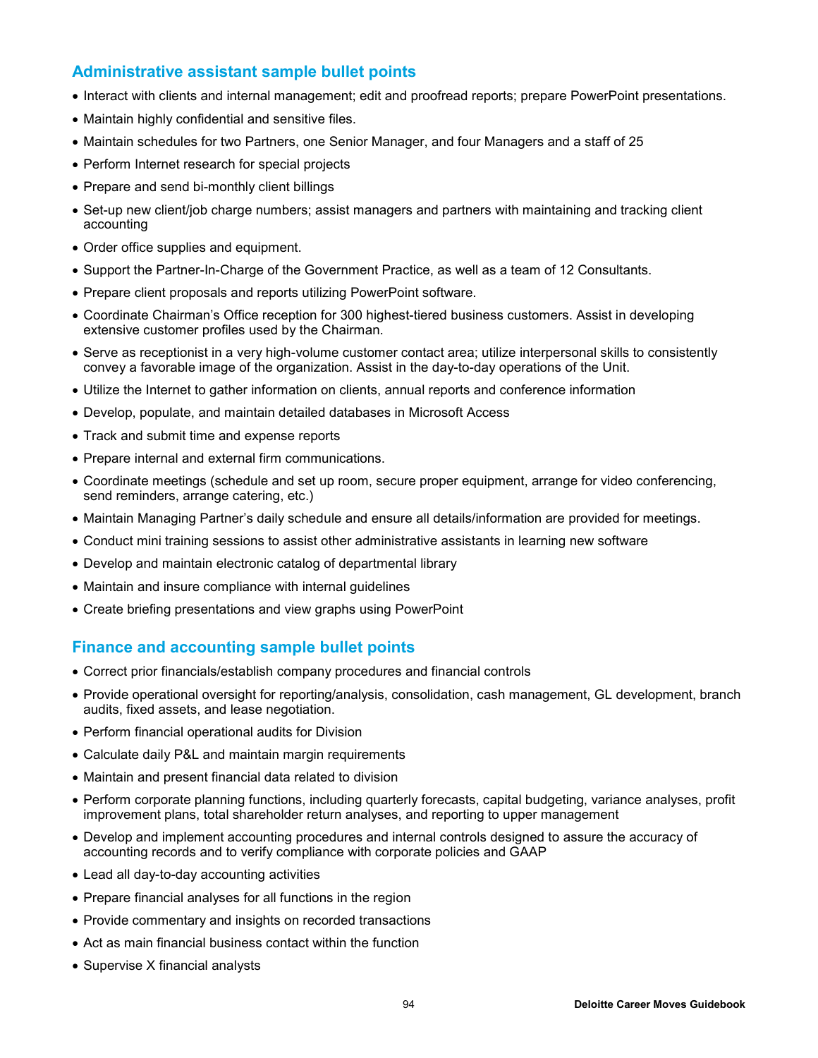## Administrative assistant sample bullet points

- Interact with clients and internal management; edit and proofread reports; prepare PowerPoint presentations.
- Maintain highly confidential and sensitive files.
- Maintain schedules for two Partners, one Senior Manager, and four Managers and a staff of 25
- Perform Internet research for special projects
- Prepare and send bi-monthly client billings
- Set-up new client/job charge numbers; assist managers and partners with maintaining and tracking client accounting
- Order office supplies and equipment.
- Support the Partner-In-Charge of the Government Practice, as well as a team of 12 Consultants.
- Prepare client proposals and reports utilizing PowerPoint software.
- Coordinate Chairman's Office reception for 300 highest-tiered business customers. Assist in developing extensive customer profiles used by the Chairman.
- Serve as receptionist in a very high-volume customer contact area; utilize interpersonal skills to consistently convey a favorable image of the organization. Assist in the day-to-day operations of the Unit.
- Utilize the Internet to gather information on clients, annual reports and conference information
- Develop, populate, and maintain detailed databases in Microsoft Access
- Track and submit time and expense reports
- Prepare internal and external firm communications.
- Coordinate meetings (schedule and set up room, secure proper equipment, arrange for video conferencing, send reminders, arrange catering, etc.)
- Maintain Managing Partner's daily schedule and ensure all details/information are provided for meetings.
- Conduct mini training sessions to assist other administrative assistants in learning new software
- Develop and maintain electronic catalog of departmental library
- Maintain and insure compliance with internal guidelines
- Create briefing presentations and view graphs using PowerPoint

## Finance and accounting sample bullet points

- Correct prior financials/establish company procedures and financial controls
- Provide operational oversight for reporting/analysis, consolidation, cash management, GL development, branch audits, fixed assets, and lease negotiation.
- Perform financial operational audits for Division
- Calculate daily P&L and maintain margin requirements
- Maintain and present financial data related to division
- Perform corporate planning functions, including quarterly forecasts, capital budgeting, variance analyses, profit improvement plans, total shareholder return analyses, and reporting to upper management
- Develop and implement accounting procedures and internal controls designed to assure the accuracy of accounting records and to verify compliance with corporate policies and GAAP
- Lead all day-to-day accounting activities
- Prepare financial analyses for all functions in the region
- Provide commentary and insights on recorded transactions
- Act as main financial business contact within the function
- Supervise X financial analysts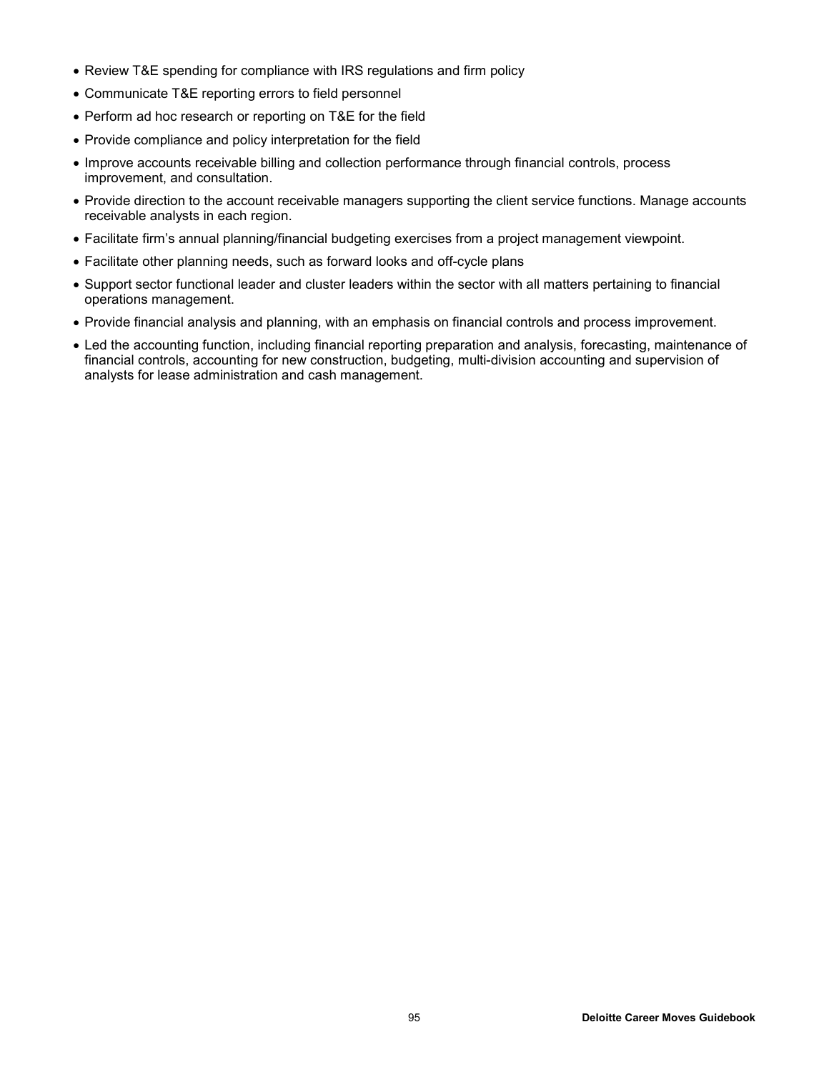- Review T&E spending for compliance with IRS regulations and firm policy
- Communicate T&E reporting errors to field personnel
- Perform ad hoc research or reporting on T&E for the field
- Provide compliance and policy interpretation for the field
- Improve accounts receivable billing and collection performance through financial controls, process improvement, and consultation.
- Provide direction to the account receivable managers supporting the client service functions. Manage accounts receivable analysts in each region.
- Facilitate firm's annual planning/financial budgeting exercises from a project management viewpoint.
- Facilitate other planning needs, such as forward looks and off-cycle plans
- Support sector functional leader and cluster leaders within the sector with all matters pertaining to financial operations management.
- Provide financial analysis and planning, with an emphasis on financial controls and process improvement.
- Led the accounting function, including financial reporting preparation and analysis, forecasting, maintenance of financial controls, accounting for new construction, budgeting, multi-division accounting and supervision of analysts for lease administration and cash management.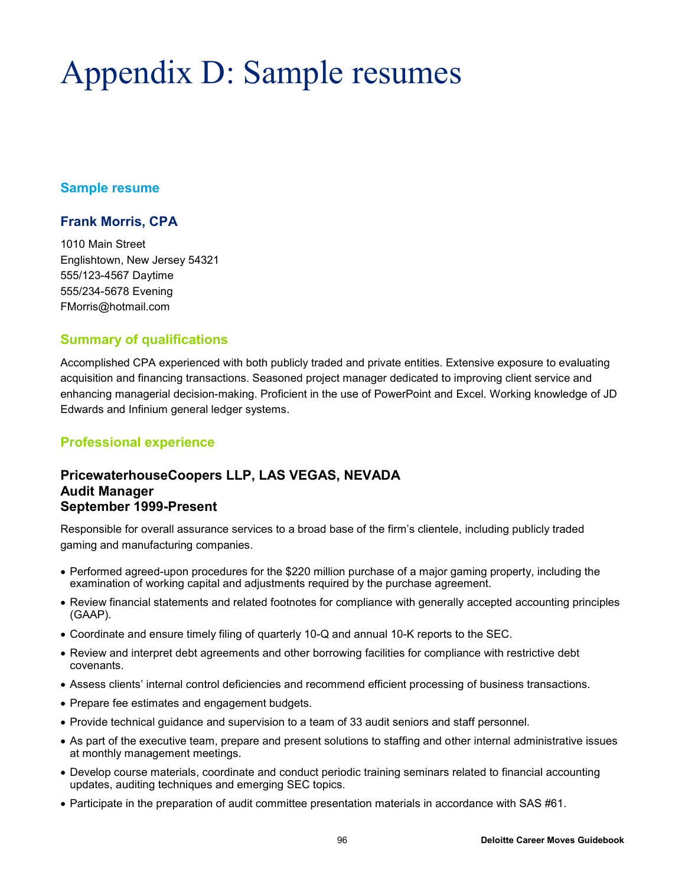# Appendix D: Sample resumes

## Sample resume

### Frank Morris, CPA

1010 Main Street
Englishtown, New Jersey 54321
555/123-4567 Daytime
555/234-5678 Evening
FMorris@hotmail.com

### Summary of qualifications

Accomplished CPA experienced with both publicly traded and private entities. Extensive exposure to evaluating acquisition and financing transactions. Seasoned project manager dedicated to improving client service and enhancing managerial decision-making. Proficient in the use of PowerPoint and Excel. Working knowledge of JD Edwards and Infinium general ledger systems.

### Professional experience

**PricewaterhouseCoopers LLP, LAS VEGAS, NEVADA**
**Audit Manager**
**September 1999-Present**

Responsible for overall assurance services to a broad base of the firm's clientele, including publicly traded gaming and manufacturing companies.

- Performed agreed-upon procedures for the $220 million purchase of a major gaming property, including the examination of working capital and adjustments required by the purchase agreement.
- Review financial statements and related footnotes for compliance with generally accepted accounting principles (GAAP).
- Coordinate and ensure timely filing of quarterly 10-Q and annual 10-K reports to the SEC.
- Review and interpret debt agreements and other borrowing facilities for compliance with restrictive debt covenants.
- Assess clients' internal control deficiencies and recommend efficient processing of business transactions.
- Prepare fee estimates and engagement budgets.
- Provide technical guidance and supervision to a team of 33 audit seniors and staff personnel.
- As part of the executive team, prepare and present solutions to staffing and other internal administrative issues at monthly management meetings.
- Develop course materials, coordinate and conduct periodic training seminars related to financial accounting updates, auditing techniques and emerging SEC topics.
- Participate in the preparation of audit committee presentation materials in accordance with SAS #61.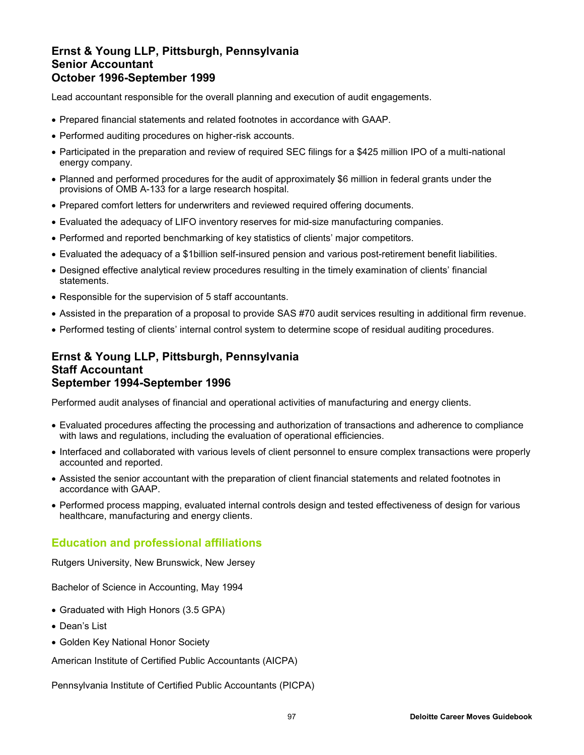### Ernst & Young LLP, Pittsburgh, Pennsylvania
### Senior Accountant
### October 1996-September 1999

Lead accountant responsible for the overall planning and execution of audit engagements.

- Prepared financial statements and related footnotes in accordance with GAAP.
- Performed auditing procedures on higher-risk accounts.
- Participated in the preparation and review of required SEC filings for a $425 million IPO of a multi-national energy company.
- Planned and performed procedures for the audit of approximately $6 million in federal grants under the provisions of OMB A-133 for a large research hospital.
- Prepared comfort letters for underwriters and reviewed required offering documents.
- Evaluated the adequacy of LIFO inventory reserves for mid-size manufacturing companies.
- Performed and reported benchmarking of key statistics of clients' major competitors.
- Evaluated the adequacy of a $1billion self-insured pension and various post-retirement benefit liabilities.
- Designed effective analytical review procedures resulting in the timely examination of clients' financial statements.
- Responsible for the supervision of 5 staff accountants.
- Assisted in the preparation of a proposal to provide SAS #70 audit services resulting in additional firm revenue.
- Performed testing of clients' internal control system to determine scope of residual auditing procedures.

### Ernst & Young LLP, Pittsburgh, Pennsylvania
### Staff Accountant
### September 1994-September 1996

Performed audit analyses of financial and operational activities of manufacturing and energy clients.

- Evaluated procedures affecting the processing and authorization of transactions and adherence to compliance with laws and regulations, including the evaluation of operational efficiencies.
- Interfaced and collaborated with various levels of client personnel to ensure complex transactions were properly accounted and reported.
- Assisted the senior accountant with the preparation of client financial statements and related footnotes in accordance with GAAP.
- Performed process mapping, evaluated internal controls design and tested effectiveness of design for various healthcare, manufacturing and energy clients.

## Education and professional affiliations

Rutgers University, New Brunswick, New Jersey

Bachelor of Science in Accounting, May 1994

- Graduated with High Honors (3.5 GPA)
- Dean's List
- Golden Key National Honor Society

American Institute of Certified Public Accountants (AICPA)

Pennsylvania Institute of Certified Public Accountants (PICPA)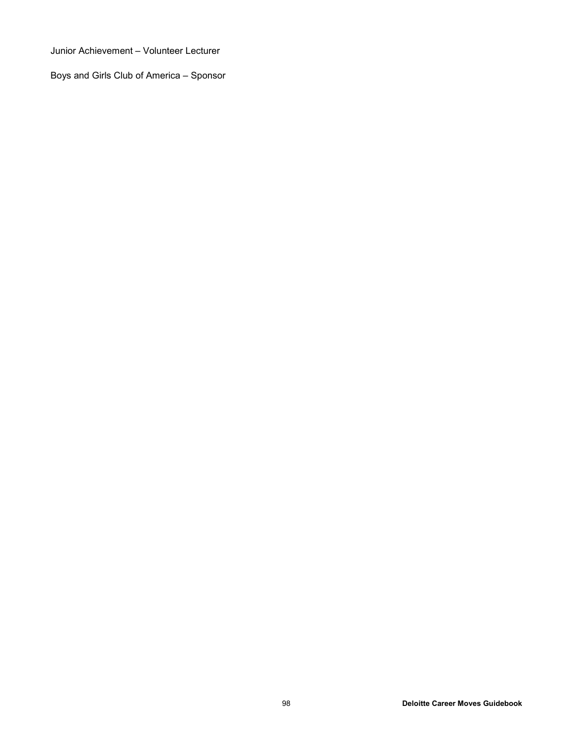Junior Achievement – Volunteer Lecturer

Boys and Girls Club of America – Sponsor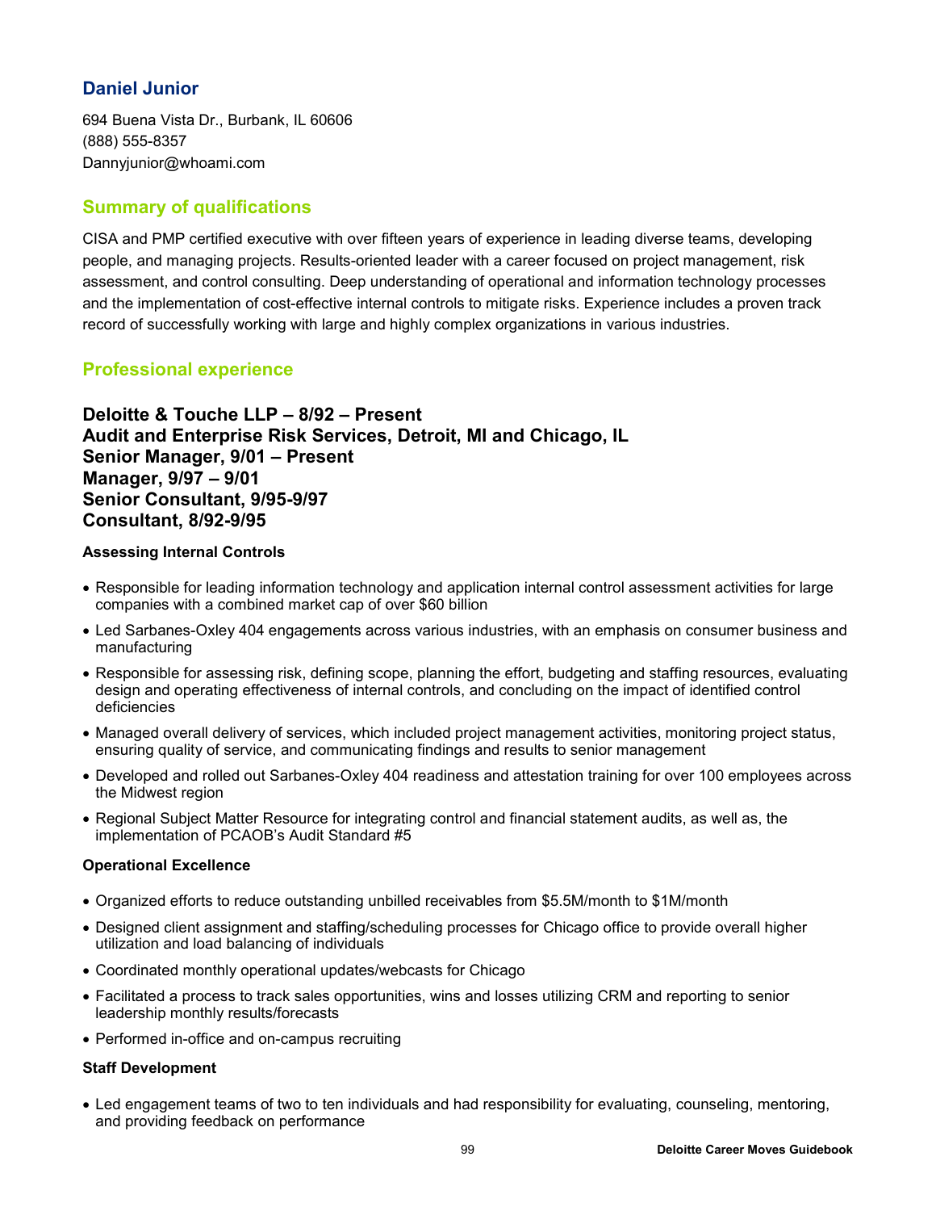## Daniel Junior

694 Buena Vista Dr., Burbank, IL 60606
(888) 555-8357
Dannyjunior@whoami.com

### Summary of qualifications

CISA and PMP certified executive with over fifteen years of experience in leading diverse teams, developing people, and managing projects. Results-oriented leader with a career focused on project management, risk assessment, and control consulting. Deep understanding of operational and information technology processes and the implementation of cost-effective internal controls to mitigate risks. Experience includes a proven track record of successfully working with large and highly complex organizations in various industries.

### Professional experience

**Deloitte & Touche LLP – 8/92 – Present**
**Audit and Enterprise Risk Services, Detroit, MI and Chicago, IL**
**Senior Manager, 9/01 – Present**
**Manager, 9/97 – 9/01**
**Senior Consultant, 9/95-9/97**
**Consultant, 8/92-9/95**

**Assessing Internal Controls**

- Responsible for leading information technology and application internal control assessment activities for large companies with a combined market cap of over $60 billion
- Led Sarbanes-Oxley 404 engagements across various industries, with an emphasis on consumer business and manufacturing
- Responsible for assessing risk, defining scope, planning the effort, budgeting and staffing resources, evaluating design and operating effectiveness of internal controls, and concluding on the impact of identified control deficiencies
- Managed overall delivery of services, which included project management activities, monitoring project status, ensuring quality of service, and communicating findings and results to senior management
- Developed and rolled out Sarbanes-Oxley 404 readiness and attestation training for over 100 employees across the Midwest region
- Regional Subject Matter Resource for integrating control and financial statement audits, as well as, the implementation of PCAOB's Audit Standard #5

**Operational Excellence**

- Organized efforts to reduce outstanding unbilled receivables from $5.5M/month to $1M/month
- Designed client assignment and staffing/scheduling processes for Chicago office to provide overall higher utilization and load balancing of individuals
- Coordinated monthly operational updates/webcasts for Chicago
- Facilitated a process to track sales opportunities, wins and losses utilizing CRM and reporting to senior leadership monthly results/forecasts
- Performed in-office and on-campus recruiting

**Staff Development**

- Led engagement teams of two to ten individuals and had responsibility for evaluating, counseling, mentoring, and providing feedback on performance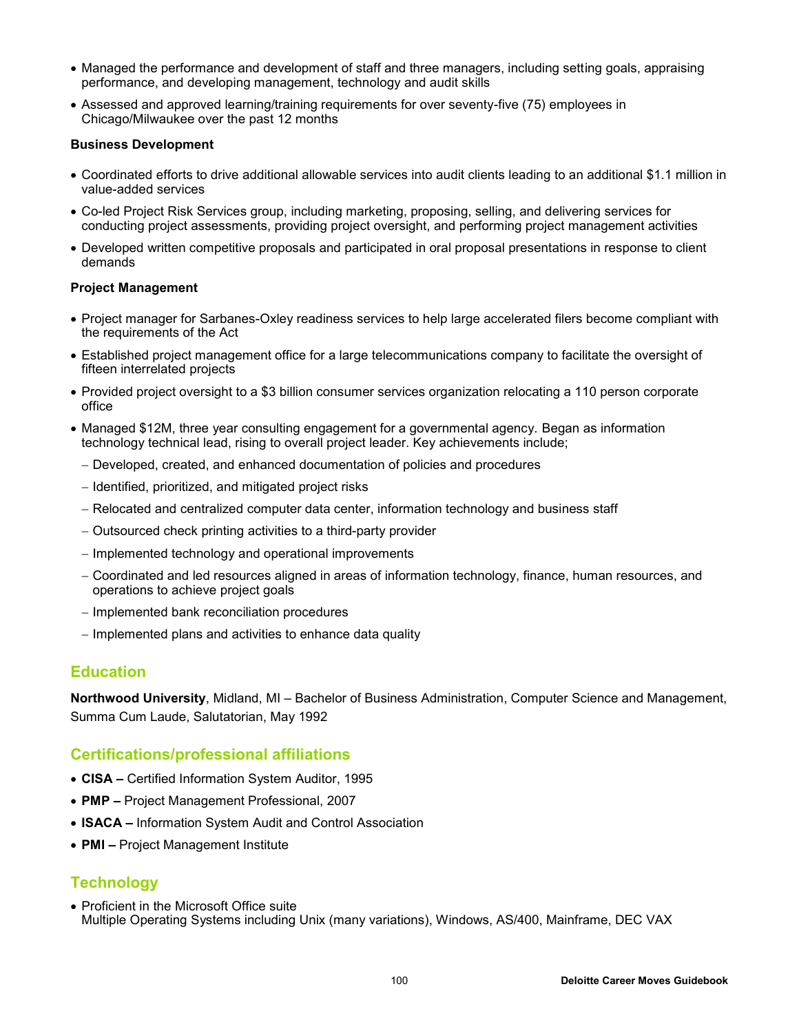- Managed the performance and development of staff and three managers, including setting goals, appraising performance, and developing management, technology and audit skills
- Assessed and approved learning/training requirements for over seventy-five (75) employees in Chicago/Milwaukee over the past 12 months

**Business Development**

- Coordinated efforts to drive additional allowable services into audit clients leading to an additional $1.1 million in value-added services
- Co-led Project Risk Services group, including marketing, proposing, selling, and delivering services for conducting project assessments, providing project oversight, and performing project management activities
- Developed written competitive proposals and participated in oral proposal presentations in response to client demands

**Project Management**

- Project manager for Sarbanes-Oxley readiness services to help large accelerated filers become compliant with the requirements of the Act
- Established project management office for a large telecommunications company to facilitate the oversight of fifteen interrelated projects
- Provided project oversight to a $3 billion consumer services organization relocating a 110 person corporate office
- Managed $12M, three year consulting engagement for a governmental agency. Began as information technology technical lead, rising to overall project leader. Key achievements include;
  - Developed, created, and enhanced documentation of policies and procedures
  - Identified, prioritized, and mitigated project risks
  - Relocated and centralized computer data center, information technology and business staff
  - Outsourced check printing activities to a third-party provider
  - Implemented technology and operational improvements
  - Coordinated and led resources aligned in areas of information technology, finance, human resources, and operations to achieve project goals
  - Implemented bank reconciliation procedures
  - Implemented plans and activities to enhance data quality

## Education

**Northwood University**, Midland, MI – Bachelor of Business Administration, Computer Science and Management, Summa Cum Laude, Salutatorian, May 1992

## Certifications/professional affiliations

- **CISA –** Certified Information System Auditor, 1995
- **PMP –** Project Management Professional, 2007
- **ISACA –** Information System Audit and Control Association
- **PMI –** Project Management Institute

## Technology

- Proficient in the Microsoft Office suite
  Multiple Operating Systems including Unix (many variations), Windows, AS/400, Mainframe, DEC VAX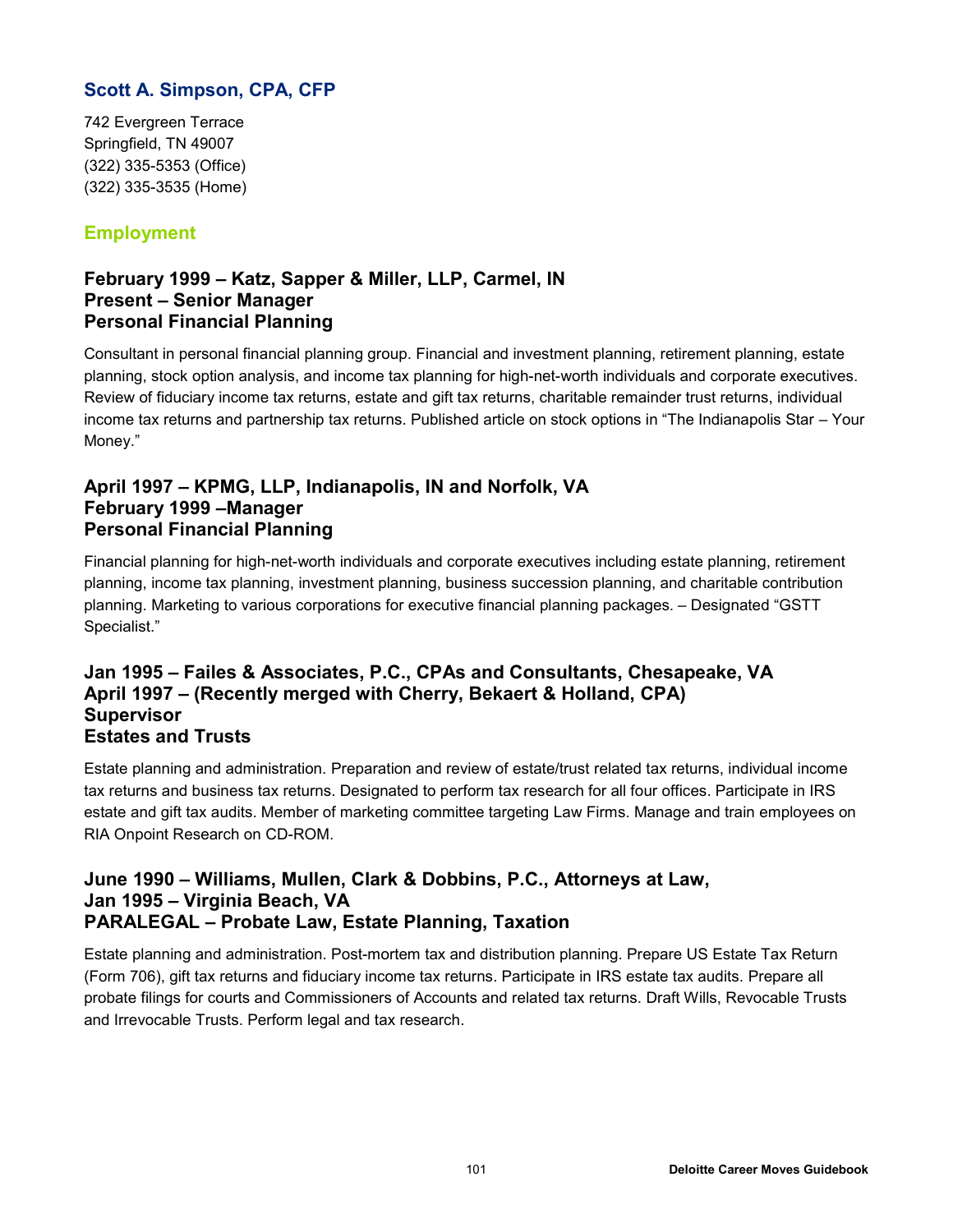## Scott A. Simpson, CPA, CFP

742 Evergreen Terrace
Springfield, TN 49007
(322) 335-5353 (Office)
(322) 335-3535 (Home)

### Employment

**February 1999 – Katz, Sapper & Miller, LLP, Carmel, IN**
**Present – Senior Manager**
**Personal Financial Planning**

Consultant in personal financial planning group. Financial and investment planning, retirement planning, estate planning, stock option analysis, and income tax planning for high-net-worth individuals and corporate executives. Review of fiduciary income tax returns, estate and gift tax returns, charitable remainder trust returns, individual income tax returns and partnership tax returns. Published article on stock options in "The Indianapolis Star – Your Money."

**April 1997 – KPMG, LLP, Indianapolis, IN and Norfolk, VA**
**February 1999 –Manager**
**Personal Financial Planning**

Financial planning for high-net-worth individuals and corporate executives including estate planning, retirement planning, income tax planning, investment planning, business succession planning, and charitable contribution planning. Marketing to various corporations for executive financial planning packages. – Designated "GSTT Specialist."

**Jan 1995 – Failes & Associates, P.C., CPAs and Consultants, Chesapeake, VA**
**April 1997 – (Recently merged with Cherry, Bekaert & Holland, CPA)**
**Supervisor**
**Estates and Trusts**

Estate planning and administration. Preparation and review of estate/trust related tax returns, individual income tax returns and business tax returns. Designated to perform tax research for all four offices. Participate in IRS estate and gift tax audits. Member of marketing committee targeting Law Firms. Manage and train employees on RIA Onpoint Research on CD-ROM.

**June 1990 – Williams, Mullen, Clark & Dobbins, P.C., Attorneys at Law,**
**Jan 1995 – Virginia Beach, VA**
**PARALEGAL – Probate Law, Estate Planning, Taxation**

Estate planning and administration. Post-mortem tax and distribution planning. Prepare US Estate Tax Return (Form 706), gift tax returns and fiduciary income tax returns. Participate in IRS estate tax audits. Prepare all probate filings for courts and Commissioners of Accounts and related tax returns. Draft Wills, Revocable Trusts and Irrevocable Trusts. Perform legal and tax research.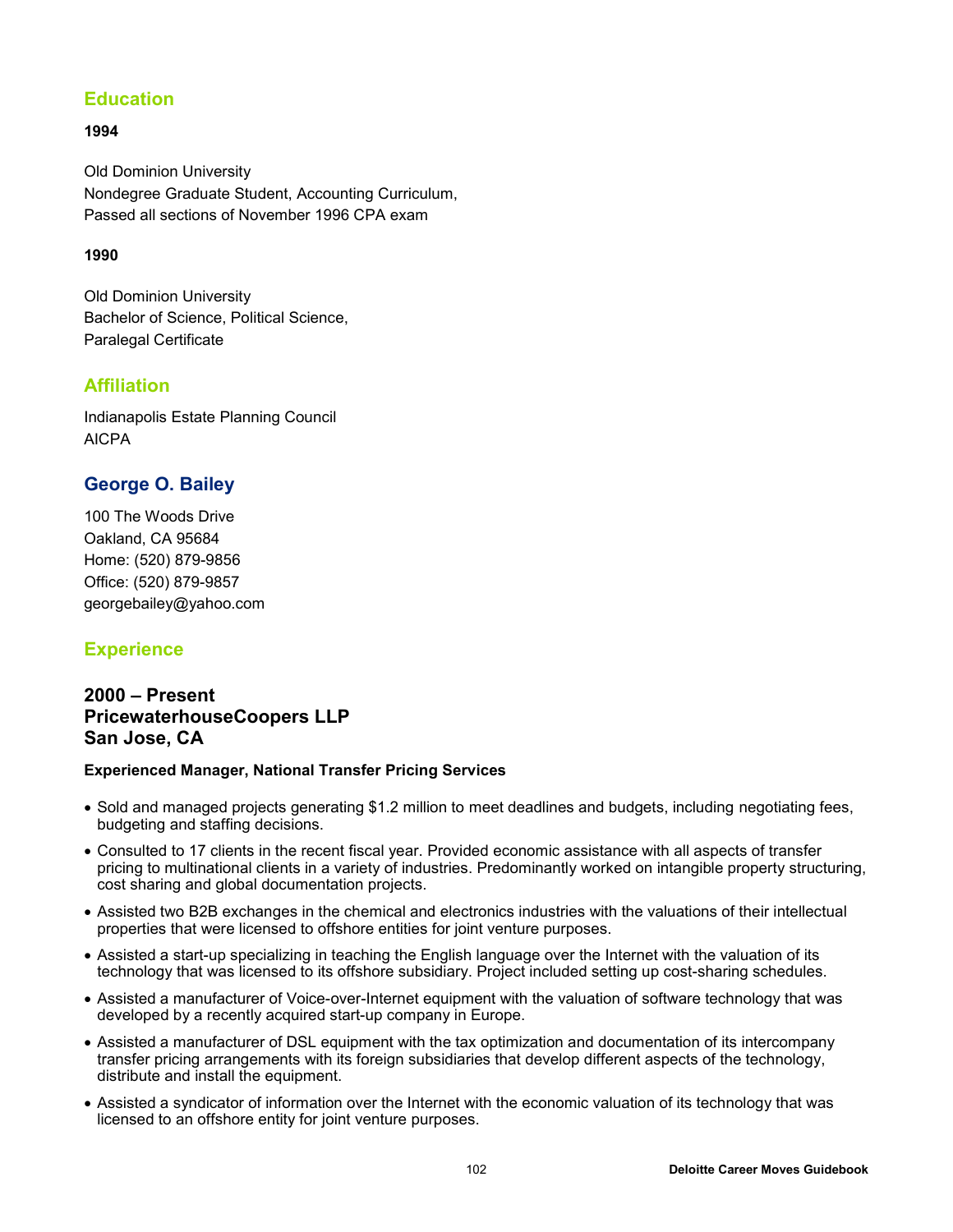## Education

**1994**

Old Dominion University
Nondegree Graduate Student, Accounting Curriculum,
Passed all sections of November 1996 CPA exam

**1990**

Old Dominion University
Bachelor of Science, Political Science,
Paralegal Certificate

## Affiliation

Indianapolis Estate Planning Council
AICPA

## George O. Bailey

100 The Woods Drive
Oakland, CA 95684
Home: (520) 879-9856
Office: (520) 879-9857
georgebailey@yahoo.com

## Experience

### 2000 – Present
### PricewaterhouseCoopers LLP
### San Jose, CA

**Experienced Manager, National Transfer Pricing Services**

- Sold and managed projects generating $1.2 million to meet deadlines and budgets, including negotiating fees, budgeting and staffing decisions.
- Consulted to 17 clients in the recent fiscal year. Provided economic assistance with all aspects of transfer pricing to multinational clients in a variety of industries. Predominantly worked on intangible property structuring, cost sharing and global documentation projects.
- Assisted two B2B exchanges in the chemical and electronics industries with the valuations of their intellectual properties that were licensed to offshore entities for joint venture purposes.
- Assisted a start-up specializing in teaching the English language over the Internet with the valuation of its technology that was licensed to its offshore subsidiary. Project included setting up cost-sharing schedules.
- Assisted a manufacturer of Voice-over-Internet equipment with the valuation of software technology that was developed by a recently acquired start-up company in Europe.
- Assisted a manufacturer of DSL equipment with the tax optimization and documentation of its intercompany transfer pricing arrangements with its foreign subsidiaries that develop different aspects of the technology, distribute and install the equipment.
- Assisted a syndicator of information over the Internet with the economic valuation of its technology that was licensed to an offshore entity for joint venture purposes.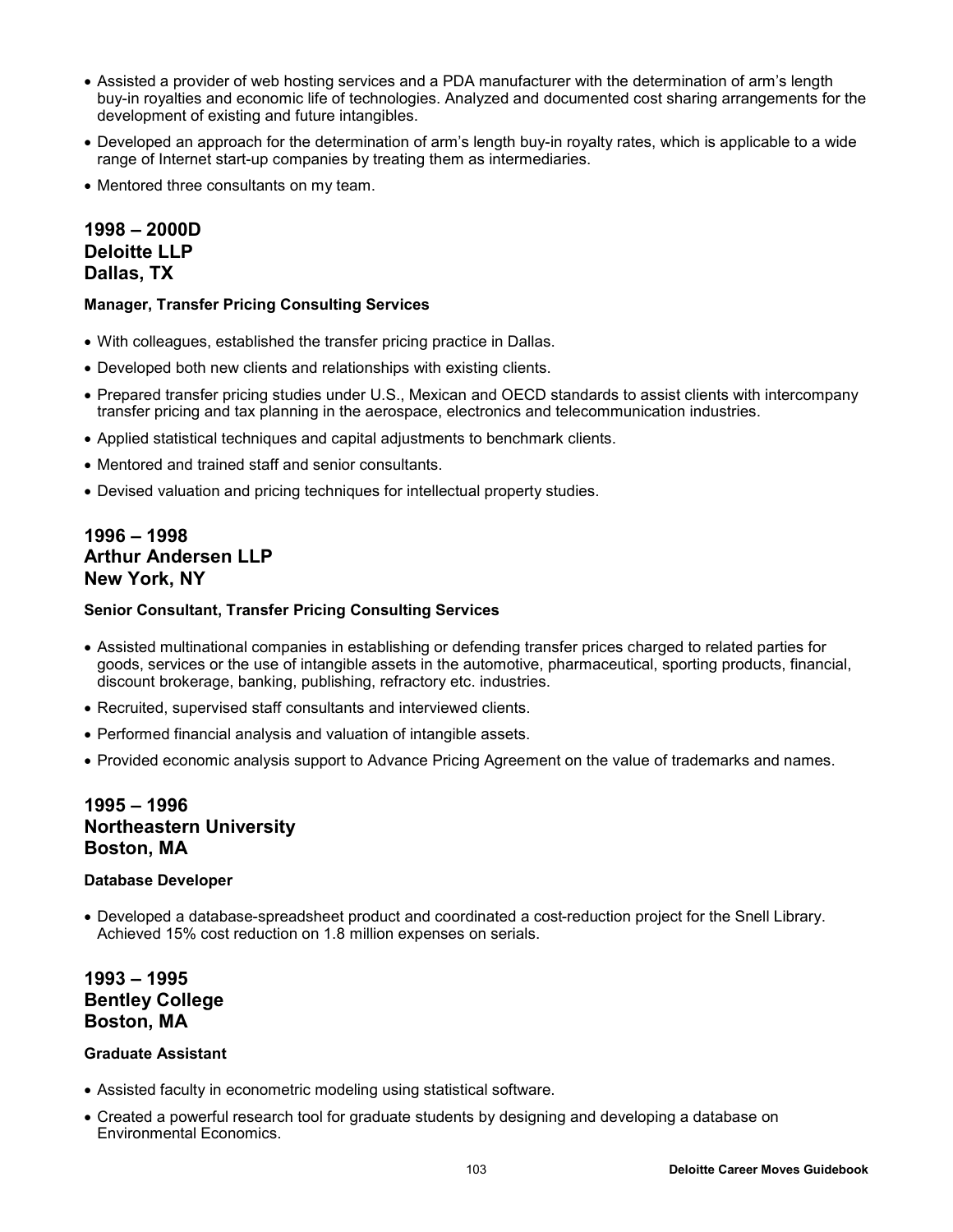- Assisted a provider of web hosting services and a PDA manufacturer with the determination of arm's length buy-in royalties and economic life of technologies. Analyzed and documented cost sharing arrangements for the development of existing and future intangibles.
- Developed an approach for the determination of arm's length buy-in royalty rates, which is applicable to a wide range of Internet start-up companies by treating them as intermediaries.
- Mentored three consultants on my team.

### 1998 – 2000D
### Deloitte LLP
### Dallas, TX

**Manager, Transfer Pricing Consulting Services**

- With colleagues, established the transfer pricing practice in Dallas.
- Developed both new clients and relationships with existing clients.
- Prepared transfer pricing studies under U.S., Mexican and OECD standards to assist clients with intercompany transfer pricing and tax planning in the aerospace, electronics and telecommunication industries.
- Applied statistical techniques and capital adjustments to benchmark clients.
- Mentored and trained staff and senior consultants.
- Devised valuation and pricing techniques for intellectual property studies.

### 1996 – 1998
### Arthur Andersen LLP
### New York, NY

**Senior Consultant, Transfer Pricing Consulting Services**

- Assisted multinational companies in establishing or defending transfer prices charged to related parties for goods, services or the use of intangible assets in the automotive, pharmaceutical, sporting products, financial, discount brokerage, banking, publishing, refractory etc. industries.
- Recruited, supervised staff consultants and interviewed clients.
- Performed financial analysis and valuation of intangible assets.
- Provided economic analysis support to Advance Pricing Agreement on the value of trademarks and names.

### 1995 – 1996
### Northeastern University
### Boston, MA

**Database Developer**

- Developed a database-spreadsheet product and coordinated a cost-reduction project for the Snell Library. Achieved 15% cost reduction on 1.8 million expenses on serials.

### 1993 – 1995
### Bentley College
### Boston, MA

**Graduate Assistant**

- Assisted faculty in econometric modeling using statistical software.
- Created a powerful research tool for graduate students by designing and developing a database on Environmental Economics.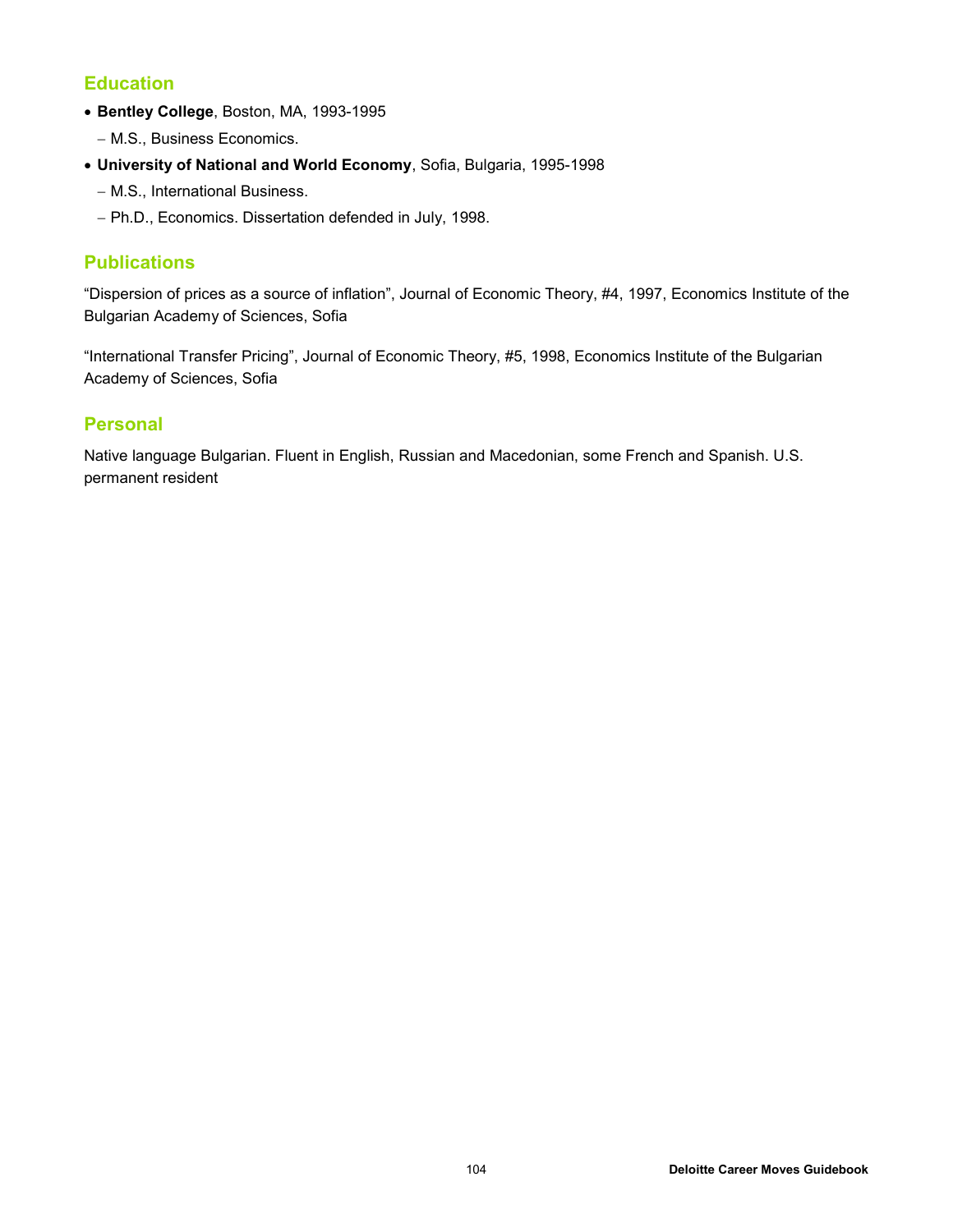## Education

- **Bentley College**, Boston, MA, 1993-1995
  - M.S., Business Economics.
- **University of National and World Economy**, Sofia, Bulgaria, 1995-1998
  - M.S., International Business.
  - Ph.D., Economics. Dissertation defended in July, 1998.

## Publications

"Dispersion of prices as a source of inflation", Journal of Economic Theory, #4, 1997, Economics Institute of the Bulgarian Academy of Sciences, Sofia

"International Transfer Pricing", Journal of Economic Theory, #5, 1998, Economics Institute of the Bulgarian Academy of Sciences, Sofia

## Personal

Native language Bulgarian. Fluent in English, Russian and Macedonian, some French and Spanish. U.S. permanent resident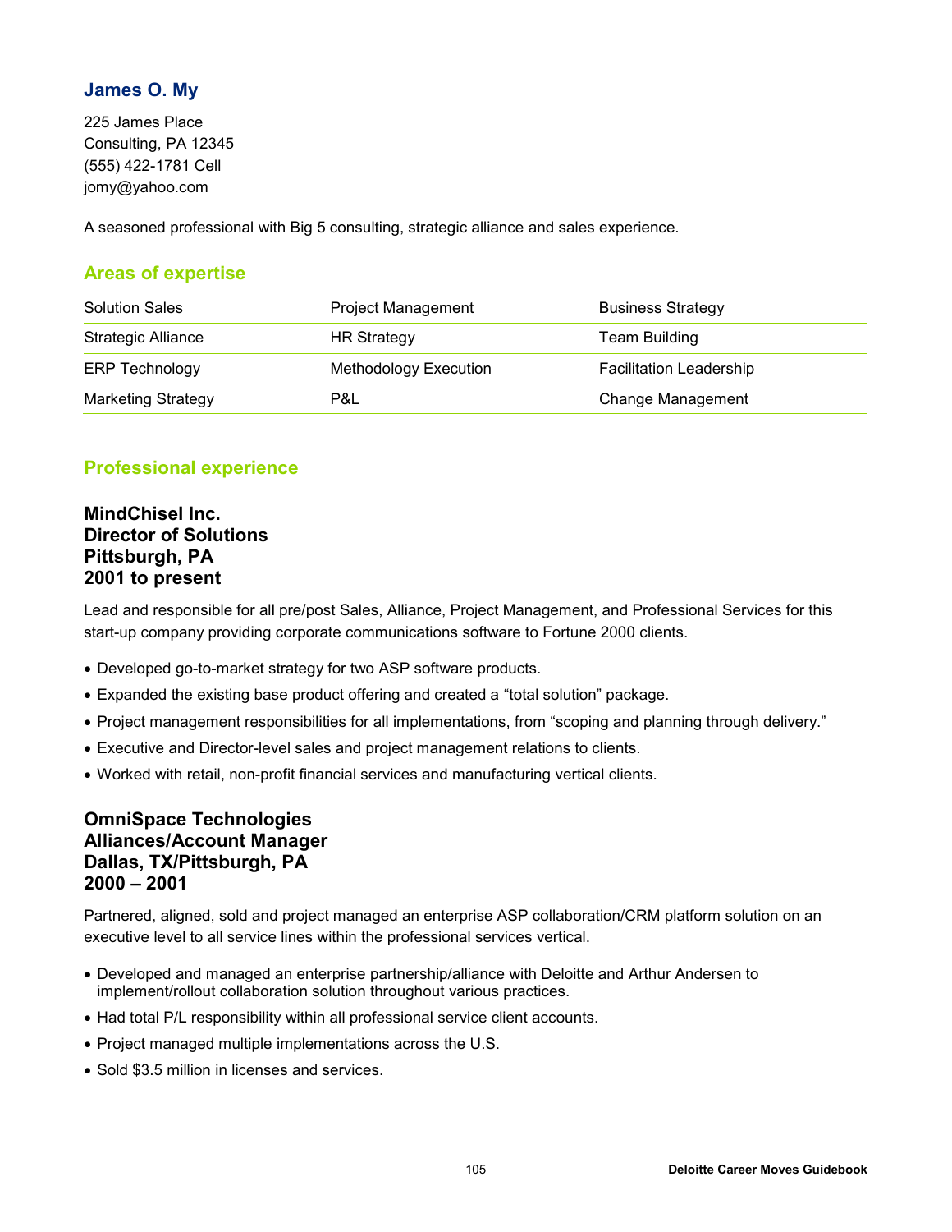## James O. My

225 James Place
Consulting, PA 12345
(555) 422-1781 Cell
jomy@yahoo.com

A seasoned professional with Big 5 consulting, strategic alliance and sales experience.

### Areas of expertise

| Solution Sales | Project Management | Business Strategy |
|---|---|---|
| Strategic Alliance | HR Strategy | Team Building |
| ERP Technology | Methodology Execution | Facilitation Leadership |
| Marketing Strategy | P&L | Change Management |

### Professional experience

**MindChisel Inc.**
**Director of Solutions**
**Pittsburgh, PA**
**2001 to present**

Lead and responsible for all pre/post Sales, Alliance, Project Management, and Professional Services for this start-up company providing corporate communications software to Fortune 2000 clients.

- Developed go-to-market strategy for two ASP software products.
- Expanded the existing base product offering and created a "total solution" package.
- Project management responsibilities for all implementations, from "scoping and planning through delivery."
- Executive and Director-level sales and project management relations to clients.
- Worked with retail, non-profit financial services and manufacturing vertical clients.

**OmniSpace Technologies**
**Alliances/Account Manager**
**Dallas, TX/Pittsburgh, PA**
**2000 – 2001**

Partnered, aligned, sold and project managed an enterprise ASP collaboration/CRM platform solution on an executive level to all service lines within the professional services vertical.

- Developed and managed an enterprise partnership/alliance with Deloitte and Arthur Andersen to implement/rollout collaboration solution throughout various practices.
- Had total P/L responsibility within all professional service client accounts.
- Project managed multiple implementations across the U.S.
- Sold $3.5 million in licenses and services.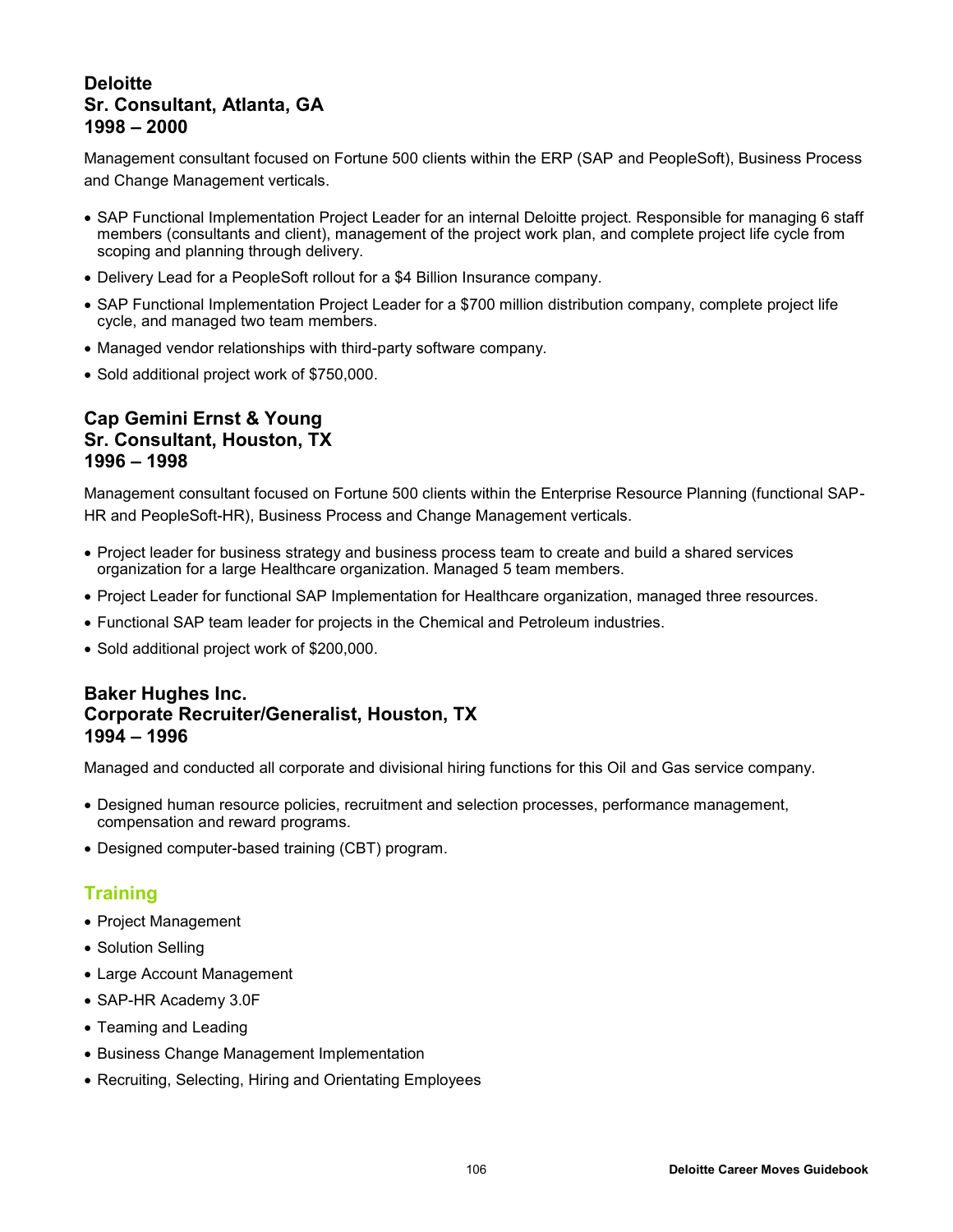### Deloitte
### Sr. Consultant, Atlanta, GA
### 1998 – 2000

Management consultant focused on Fortune 500 clients within the ERP (SAP and PeopleSoft), Business Process and Change Management verticals.

- SAP Functional Implementation Project Leader for an internal Deloitte project. Responsible for managing 6 staff members (consultants and client), management of the project work plan, and complete project life cycle from scoping and planning through delivery.
- Delivery Lead for a PeopleSoft rollout for a $4 Billion Insurance company.
- SAP Functional Implementation Project Leader for a $700 million distribution company, complete project life cycle, and managed two team members.
- Managed vendor relationships with third-party software company.
- Sold additional project work of $750,000.

### Cap Gemini Ernst & Young
### Sr. Consultant, Houston, TX
### 1996 – 1998

Management consultant focused on Fortune 500 clients within the Enterprise Resource Planning (functional SAP-HR and PeopleSoft-HR), Business Process and Change Management verticals.

- Project leader for business strategy and business process team to create and build a shared services organization for a large Healthcare organization. Managed 5 team members.
- Project Leader for functional SAP Implementation for Healthcare organization, managed three resources.
- Functional SAP team leader for projects in the Chemical and Petroleum industries.
- Sold additional project work of $200,000.

### Baker Hughes Inc.
### Corporate Recruiter/Generalist, Houston, TX
### 1994 – 1996

Managed and conducted all corporate and divisional hiring functions for this Oil and Gas service company.

- Designed human resource policies, recruitment and selection processes, performance management, compensation and reward programs.
- Designed computer-based training (CBT) program.

## Training

- Project Management
- Solution Selling
- Large Account Management
- SAP-HR Academy 3.0F
- Teaming and Leading
- Business Change Management Implementation
- Recruiting, Selecting, Hiring and Orientating Employees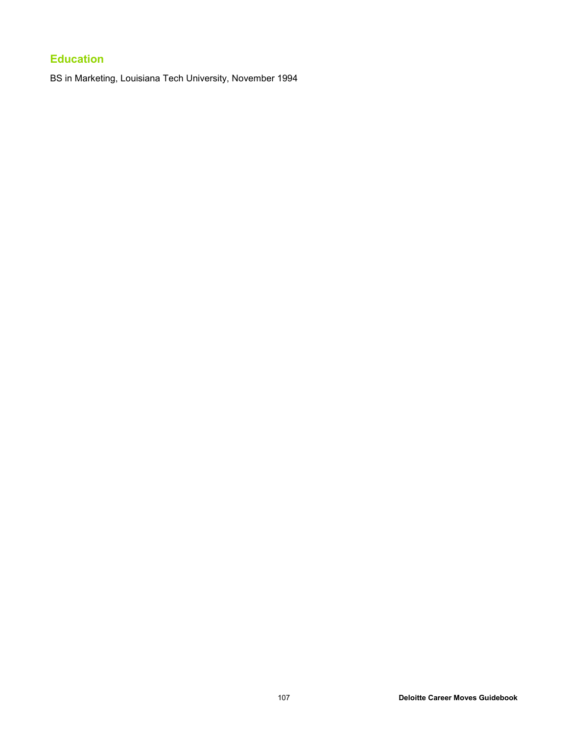## Education

BS in Marketing, Louisiana Tech University, November 1994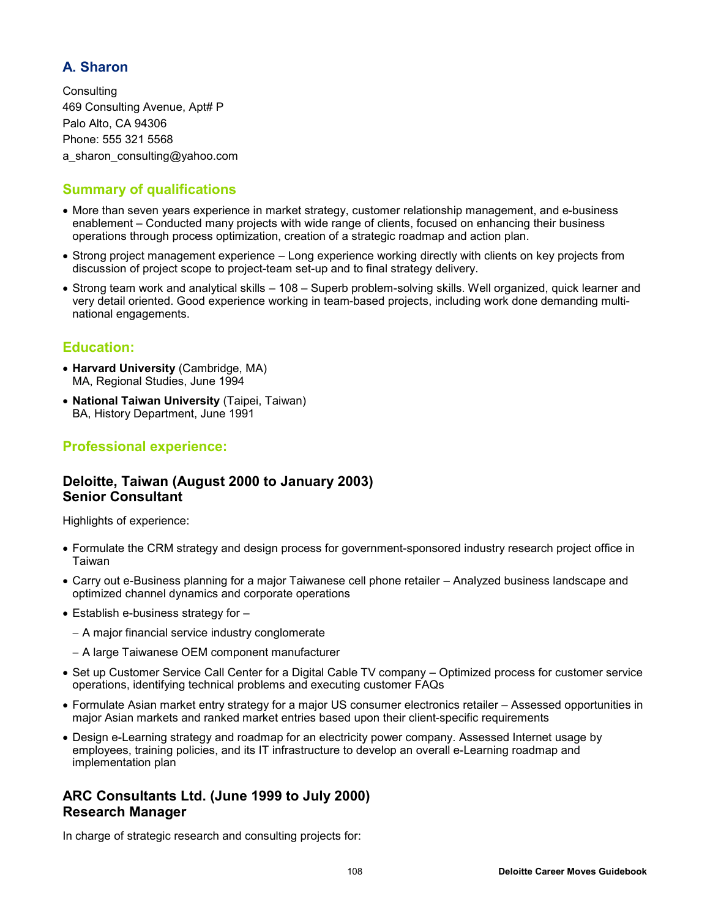## A. Sharon

Consulting
469 Consulting Avenue, Apt# P
Palo Alto, CA 94306
Phone: 555 321 5568
a_sharon_consulting@yahoo.com

### Summary of qualifications

- More than seven years experience in market strategy, customer relationship management, and e-business enablement – Conducted many projects with wide range of clients, focused on enhancing their business operations through process optimization, creation of a strategic roadmap and action plan.
- Strong project management experience – Long experience working directly with clients on key projects from discussion of project scope to project-team set-up and to final strategy delivery.
- Strong team work and analytical skills – 108 – Superb problem-solving skills. Well organized, quick learner and very detail oriented. Good experience working in team-based projects, including work done demanding multi-national engagements.

### Education:

- **Harvard University** (Cambridge, MA)
  MA, Regional Studies, June 1994
- **National Taiwan University** (Taipei, Taiwan)
  BA, History Department, June 1991

### Professional experience:

#### Deloitte, Taiwan (August 2000 to January 2003)
#### Senior Consultant

Highlights of experience:

- Formulate the CRM strategy and design process for government-sponsored industry research project office in Taiwan
- Carry out e-Business planning for a major Taiwanese cell phone retailer – Analyzed business landscape and optimized channel dynamics and corporate operations
- Establish e-business strategy for –
  - A major financial service industry conglomerate
  - A large Taiwanese OEM component manufacturer
- Set up Customer Service Call Center for a Digital Cable TV company – Optimized process for customer service operations, identifying technical problems and executing customer FAQs
- Formulate Asian market entry strategy for a major US consumer electronics retailer – Assessed opportunities in major Asian markets and ranked market entries based upon their client-specific requirements
- Design e-Learning strategy and roadmap for an electricity power company. Assessed Internet usage by employees, training policies, and its IT infrastructure to develop an overall e-Learning roadmap and implementation plan

#### ARC Consultants Ltd. (June 1999 to July 2000)
#### Research Manager

In charge of strategic research and consulting projects for: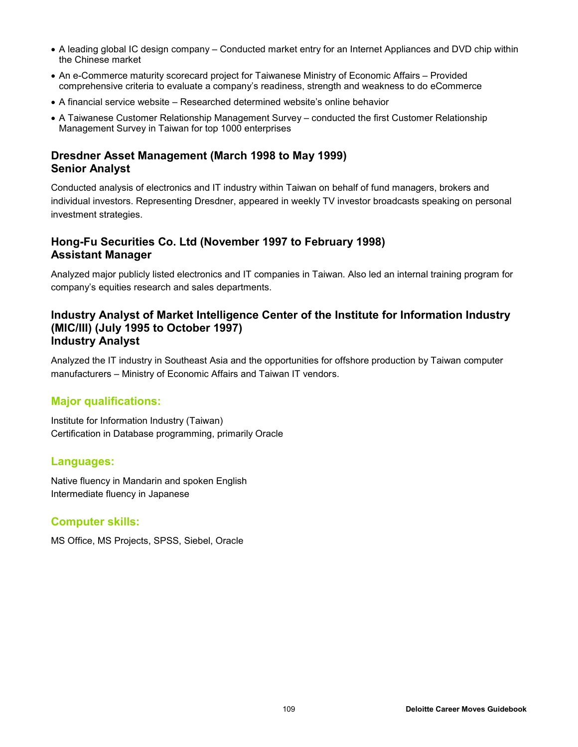- A leading global IC design company – Conducted market entry for an Internet Appliances and DVD chip within the Chinese market
- An e-Commerce maturity scorecard project for Taiwanese Ministry of Economic Affairs – Provided comprehensive criteria to evaluate a company's readiness, strength and weakness to do eCommerce
- A financial service website – Researched determined website's online behavior
- A Taiwanese Customer Relationship Management Survey – conducted the first Customer Relationship Management Survey in Taiwan for top 1000 enterprises

### Dresdner Asset Management (March 1998 to May 1999)
### Senior Analyst

Conducted analysis of electronics and IT industry within Taiwan on behalf of fund managers, brokers and individual investors. Representing Dresdner, appeared in weekly TV investor broadcasts speaking on personal investment strategies.

### Hong-Fu Securities Co. Ltd (November 1997 to February 1998)
### Assistant Manager

Analyzed major publicly listed electronics and IT companies in Taiwan. Also led an internal training program for company's equities research and sales departments.

### Industry Analyst of Market Intelligence Center of the Institute for Information Industry (MIC/III) (July 1995 to October 1997)
### Industry Analyst

Analyzed the IT industry in Southeast Asia and the opportunities for offshore production by Taiwan computer manufacturers – Ministry of Economic Affairs and Taiwan IT vendors.

## Major qualifications:

Institute for Information Industry (Taiwan)
Certification in Database programming, primarily Oracle

## Languages:

Native fluency in Mandarin and spoken English
Intermediate fluency in Japanese

## Computer skills:

MS Office, MS Projects, SPSS, Siebel, Oracle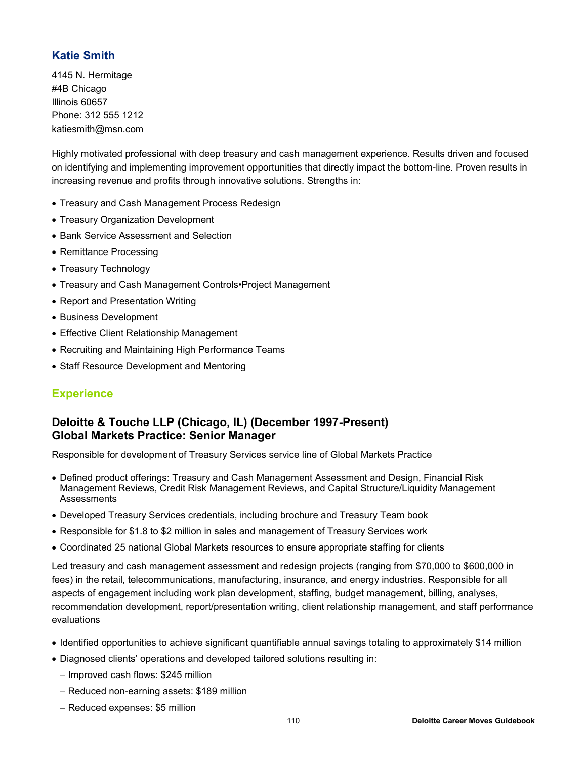## Katie Smith

4145 N. Hermitage
#4B Chicago
Illinois 60657
Phone: 312 555 1212
katiesmith@msn.com

Highly motivated professional with deep treasury and cash management experience. Results driven and focused on identifying and implementing improvement opportunities that directly impact the bottom-line. Proven results in increasing revenue and profits through innovative solutions. Strengths in:

- Treasury and Cash Management Process Redesign
- Treasury Organization Development
- Bank Service Assessment and Selection
- Remittance Processing
- Treasury Technology
- Treasury and Cash Management Controls•Project Management
- Report and Presentation Writing
- Business Development
- Effective Client Relationship Management
- Recruiting and Maintaining High Performance Teams
- Staff Resource Development and Mentoring

## Experience

### Deloitte & Touche LLP (Chicago, IL) (December 1997-Present)
### Global Markets Practice: Senior Manager

Responsible for development of Treasury Services service line of Global Markets Practice

- Defined product offerings: Treasury and Cash Management Assessment and Design, Financial Risk Management Reviews, Credit Risk Management Reviews, and Capital Structure/Liquidity Management Assessments
- Developed Treasury Services credentials, including brochure and Treasury Team book
- Responsible for $1.8 to $2 million in sales and management of Treasury Services work
- Coordinated 25 national Global Markets resources to ensure appropriate staffing for clients

Led treasury and cash management assessment and redesign projects (ranging from $70,000 to $600,000 in fees) in the retail, telecommunications, manufacturing, insurance, and energy industries. Responsible for all aspects of engagement including work plan development, staffing, budget management, billing, analyses, recommendation development, report/presentation writing, client relationship management, and staff performance evaluations

- Identified opportunities to achieve significant quantifiable annual savings totaling to approximately $14 million
- Diagnosed clients' operations and developed tailored solutions resulting in:
  - Improved cash flows: $245 million
  - Reduced non-earning assets: $189 million
  - Reduced expenses: $5 million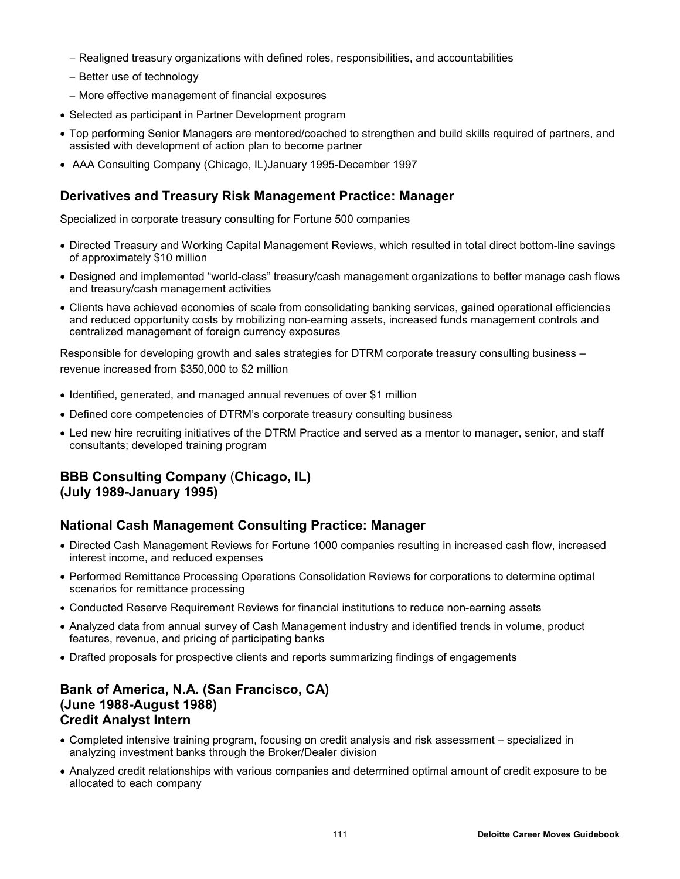- Realigned treasury organizations with defined roles, responsibilities, and accountabilities
   - Better use of technology
   - More effective management of financial exposures
- Selected as participant in Partner Development program
- Top performing Senior Managers are mentored/coached to strengthen and build skills required of partners, and assisted with development of action plan to become partner
- AAA Consulting Company (Chicago, IL)January 1995-December 1997

## Derivatives and Treasury Risk Management Practice: Manager

Specialized in corporate treasury consulting for Fortune 500 companies

- Directed Treasury and Working Capital Management Reviews, which resulted in total direct bottom-line savings of approximately $10 million
- Designed and implemented "world-class" treasury/cash management organizations to better manage cash flows and treasury/cash management activities
- Clients have achieved economies of scale from consolidating banking services, gained operational efficiencies and reduced opportunity costs by mobilizing non-earning assets, increased funds management controls and centralized management of foreign currency exposures

Responsible for developing growth and sales strategies for DTRM corporate treasury consulting business – revenue increased from $350,000 to $2 million

- Identified, generated, and managed annual revenues of over $1 million
- Defined core competencies of DTRM's corporate treasury consulting business
- Led new hire recruiting initiatives of the DTRM Practice and served as a mentor to manager, senior, and staff consultants; developed training program

## BBB Consulting Company (Chicago, IL) (July 1989-January 1995)

## National Cash Management Consulting Practice: Manager

- Directed Cash Management Reviews for Fortune 1000 companies resulting in increased cash flow, increased interest income, and reduced expenses
- Performed Remittance Processing Operations Consolidation Reviews for corporations to determine optimal scenarios for remittance processing
- Conducted Reserve Requirement Reviews for financial institutions to reduce non-earning assets
- Analyzed data from annual survey of Cash Management industry and identified trends in volume, product features, revenue, and pricing of participating banks
- Drafted proposals for prospective clients and reports summarizing findings of engagements

## Bank of America, N.A. (San Francisco, CA) (June 1988-August 1988) Credit Analyst Intern

- Completed intensive training program, focusing on credit analysis and risk assessment – specialized in analyzing investment banks through the Broker/Dealer division
- Analyzed credit relationships with various companies and determined optimal amount of credit exposure to be allocated to each company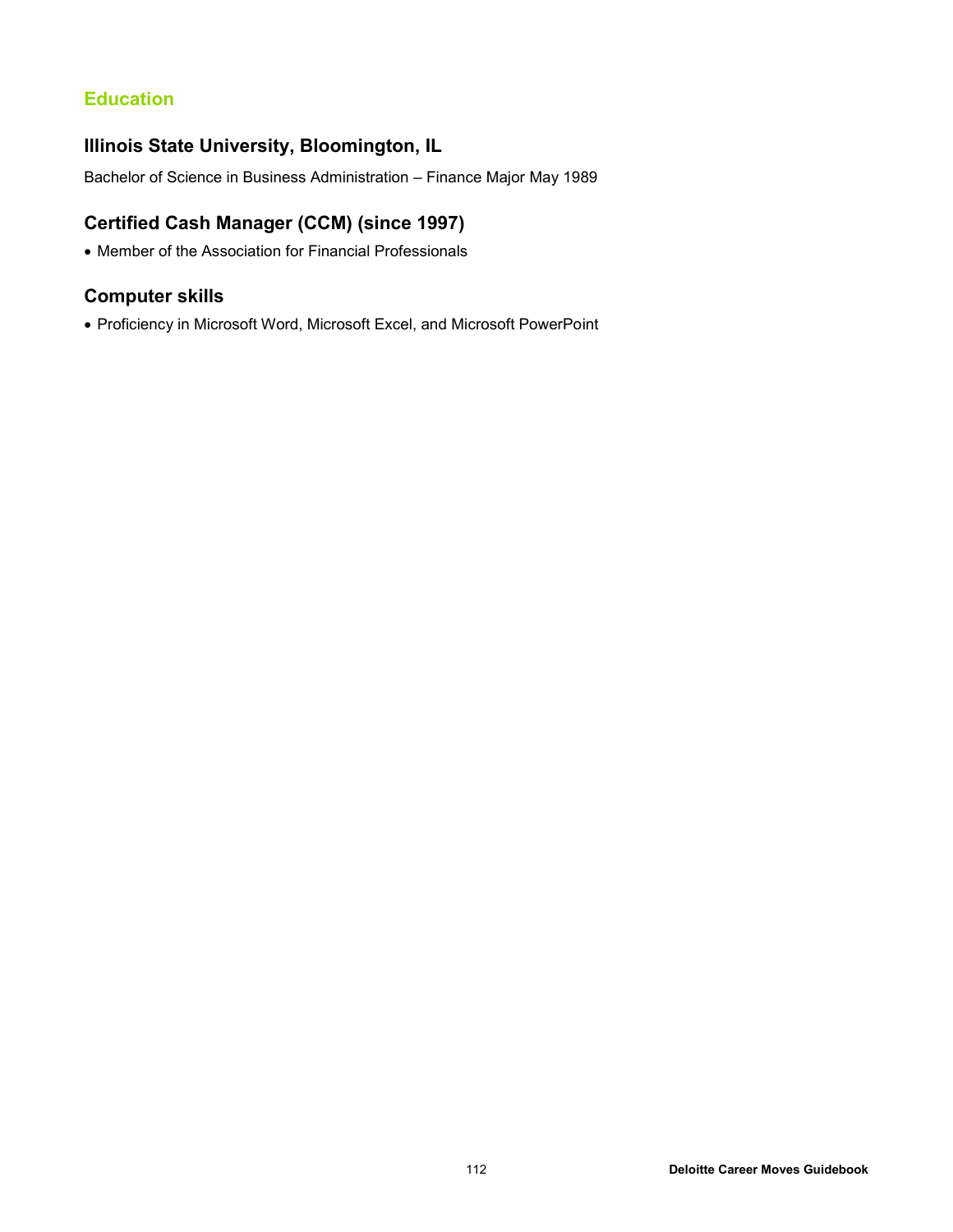## Education

### Illinois State University, Bloomington, IL

Bachelor of Science in Business Administration – Finance Major May 1989

### Certified Cash Manager (CCM) (since 1997)

- Member of the Association for Financial Professionals

### Computer skills

- Proficiency in Microsoft Word, Microsoft Excel, and Microsoft PowerPoint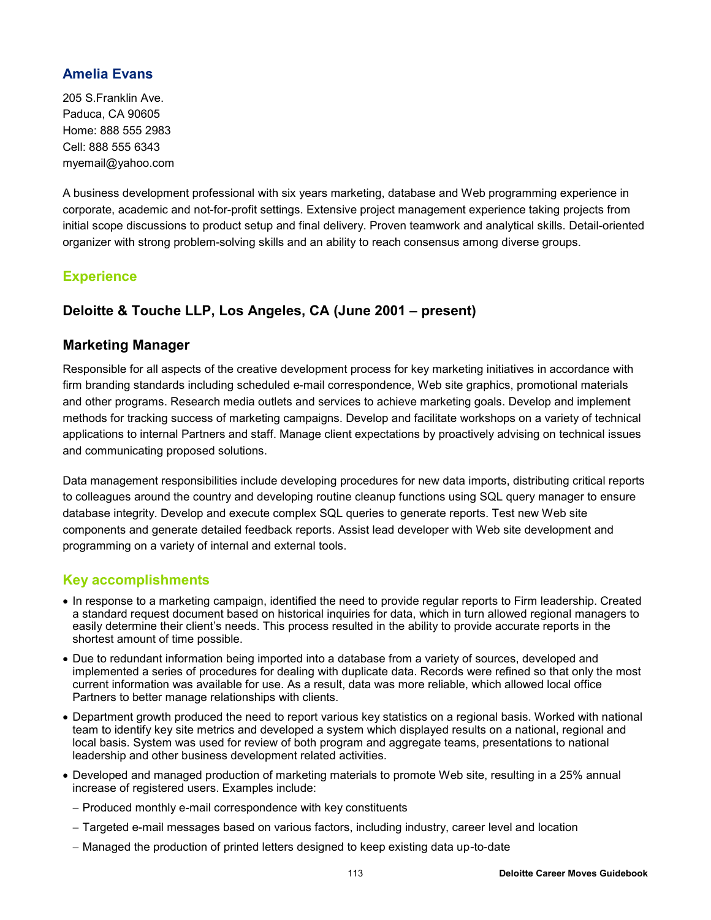## Amelia Evans

205 S.Franklin Ave.
Paduca, CA 90605
Home: 888 555 2983
Cell: 888 555 6343
myemail@yahoo.com

A business development professional with six years marketing, database and Web programming experience in corporate, academic and not-for-profit settings. Extensive project management experience taking projects from initial scope discussions to product setup and final delivery. Proven teamwork and analytical skills. Detail-oriented organizer with strong problem-solving skills and an ability to reach consensus among diverse groups.

## Experience

### Deloitte & Touche LLP, Los Angeles, CA (June 2001 – present)

### Marketing Manager

Responsible for all aspects of the creative development process for key marketing initiatives in accordance with firm branding standards including scheduled e-mail correspondence, Web site graphics, promotional materials and other programs. Research media outlets and services to achieve marketing goals. Develop and implement methods for tracking success of marketing campaigns. Develop and facilitate workshops on a variety of technical applications to internal Partners and staff. Manage client expectations by proactively advising on technical issues and communicating proposed solutions.

Data management responsibilities include developing procedures for new data imports, distributing critical reports to colleagues around the country and developing routine cleanup functions using SQL query manager to ensure database integrity. Develop and execute complex SQL queries to generate reports. Test new Web site components and generate detailed feedback reports. Assist lead developer with Web site development and programming on a variety of internal and external tools.

## Key accomplishments

- In response to a marketing campaign, identified the need to provide regular reports to Firm leadership. Created a standard request document based on historical inquiries for data, which in turn allowed regional managers to easily determine their client's needs. This process resulted in the ability to provide accurate reports in the shortest amount of time possible.
- Due to redundant information being imported into a database from a variety of sources, developed and implemented a series of procedures for dealing with duplicate data. Records were refined so that only the most current information was available for use. As a result, data was more reliable, which allowed local office Partners to better manage relationships with clients.
- Department growth produced the need to report various key statistics on a regional basis. Worked with national team to identify key site metrics and developed a system which displayed results on a national, regional and local basis. System was used for review of both program and aggregate teams, presentations to national leadership and other business development related activities.
- Developed and managed production of marketing materials to promote Web site, resulting in a 25% annual increase of registered users. Examples include:
  - Produced monthly e-mail correspondence with key constituents
  - Targeted e-mail messages based on various factors, including industry, career level and location
  - Managed the production of printed letters designed to keep existing data up-to-date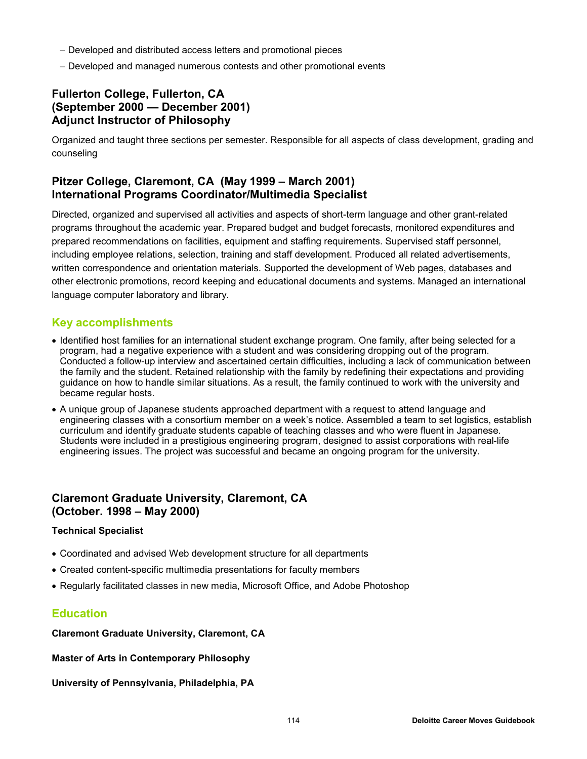- Developed and distributed access letters and promotional pieces
- Developed and managed numerous contests and other promotional events

### Fullerton College, Fullerton, CA
### (September 2000 — December 2001)
### Adjunct Instructor of Philosophy

Organized and taught three sections per semester. Responsible for all aspects of class development, grading and counseling

### Pitzer College, Claremont, CA (May 1999 – March 2001)
### International Programs Coordinator/Multimedia Specialist

Directed, organized and supervised all activities and aspects of short-term language and other grant-related programs throughout the academic year. Prepared budget and budget forecasts, monitored expenditures and prepared recommendations on facilities, equipment and staffing requirements. Supervised staff personnel, including employee relations, selection, training and staff development. Produced all related advertisements, written correspondence and orientation materials. Supported the development of Web pages, databases and other electronic promotions, record keeping and educational documents and systems. Managed an international language computer laboratory and library.

## Key accomplishments

- Identified host families for an international student exchange program. One family, after being selected for a program, had a negative experience with a student and was considering dropping out of the program. Conducted a follow-up interview and ascertained certain difficulties, including a lack of communication between the family and the student. Retained relationship with the family by redefining their expectations and providing guidance on how to handle similar situations. As a result, the family continued to work with the university and became regular hosts.
- A unique group of Japanese students approached department with a request to attend language and engineering classes with a consortium member on a week's notice. Assembled a team to set logistics, establish curriculum and identify graduate students capable of teaching classes and who were fluent in Japanese. Students were included in a prestigious engineering program, designed to assist corporations with real-life engineering issues. The project was successful and became an ongoing program for the university.

### Claremont Graduate University, Claremont, CA
### (October. 1998 – May 2000)

**Technical Specialist**

- Coordinated and advised Web development structure for all departments
- Created content-specific multimedia presentations for faculty members
- Regularly facilitated classes in new media, Microsoft Office, and Adobe Photoshop

## Education

**Claremont Graduate University, Claremont, CA**

**Master of Arts in Contemporary Philosophy**

**University of Pennsylvania, Philadelphia, PA**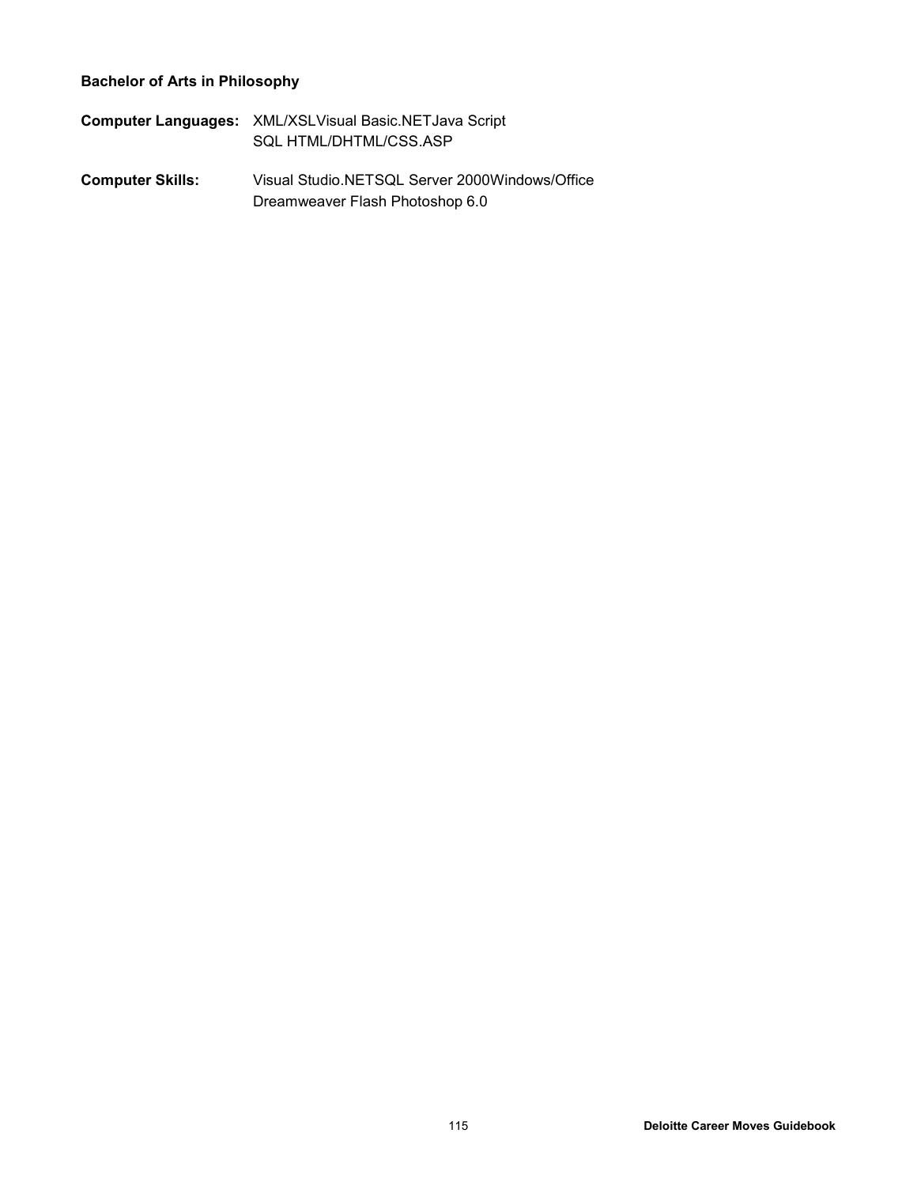**Bachelor of Arts in Philosophy**

**Computer Languages:** XML/XSLVisual Basic.NETJava Script
SQL HTML/DHTML/CSS.ASP

**Computer Skills:** Visual Studio.NETSQL Server 2000Windows/Office
Dreamweaver Flash Photoshop 6.0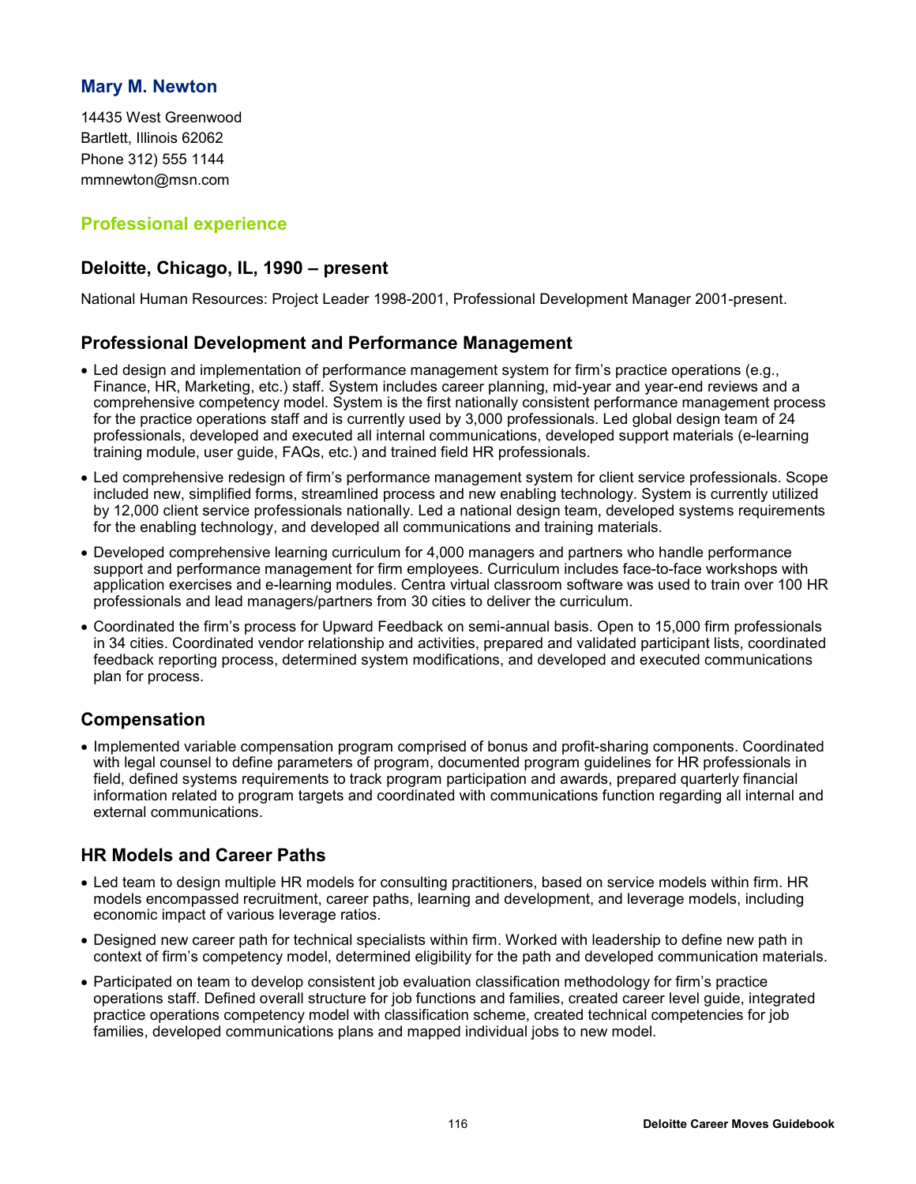## Mary M. Newton

14435 West Greenwood
Bartlett, Illinois 62062
Phone 312) 555 1144
mmnewton@msn.com

### Professional experience

### Deloitte, Chicago, IL, 1990 – present

National Human Resources: Project Leader 1998-2001, Professional Development Manager 2001-present.

### Professional Development and Performance Management

- Led design and implementation of performance management system for firm's practice operations (e.g., Finance, HR, Marketing, etc.) staff. System includes career planning, mid-year and year-end reviews and a comprehensive competency model. System is the first nationally consistent performance management process for the practice operations staff and is currently used by 3,000 professionals. Led global design team of 24 professionals, developed and executed all internal communications, developed support materials (e-learning training module, user guide, FAQs, etc.) and trained field HR professionals.
- Led comprehensive redesign of firm's performance management system for client service professionals. Scope included new, simplified forms, streamlined process and new enabling technology. System is currently utilized by 12,000 client service professionals nationally. Led a national design team, developed systems requirements for the enabling technology, and developed all communications and training materials.
- Developed comprehensive learning curriculum for 4,000 managers and partners who handle performance support and performance management for firm employees. Curriculum includes face-to-face workshops with application exercises and e-learning modules. Centra virtual classroom software was used to train over 100 HR professionals and lead managers/partners from 30 cities to deliver the curriculum.
- Coordinated the firm's process for Upward Feedback on semi-annual basis. Open to 15,000 firm professionals in 34 cities. Coordinated vendor relationship and activities, prepared and validated participant lists, coordinated feedback reporting process, determined system modifications, and developed and executed communications plan for process.

### Compensation

- Implemented variable compensation program comprised of bonus and profit-sharing components. Coordinated with legal counsel to define parameters of program, documented program guidelines for HR professionals in field, defined systems requirements to track program participation and awards, prepared quarterly financial information related to program targets and coordinated with communications function regarding all internal and external communications.

### HR Models and Career Paths

- Led team to design multiple HR models for consulting practitioners, based on service models within firm. HR models encompassed recruitment, career paths, learning and development, and leverage models, including economic impact of various leverage ratios.
- Designed new career path for technical specialists within firm. Worked with leadership to define new path in context of firm's competency model, determined eligibility for the path and developed communication materials.
- Participated on team to develop consistent job evaluation classification methodology for firm's practice operations staff. Defined overall structure for job functions and families, created career level guide, integrated practice operations competency model with classification scheme, created technical competencies for job families, developed communications plans and mapped individual jobs to new model.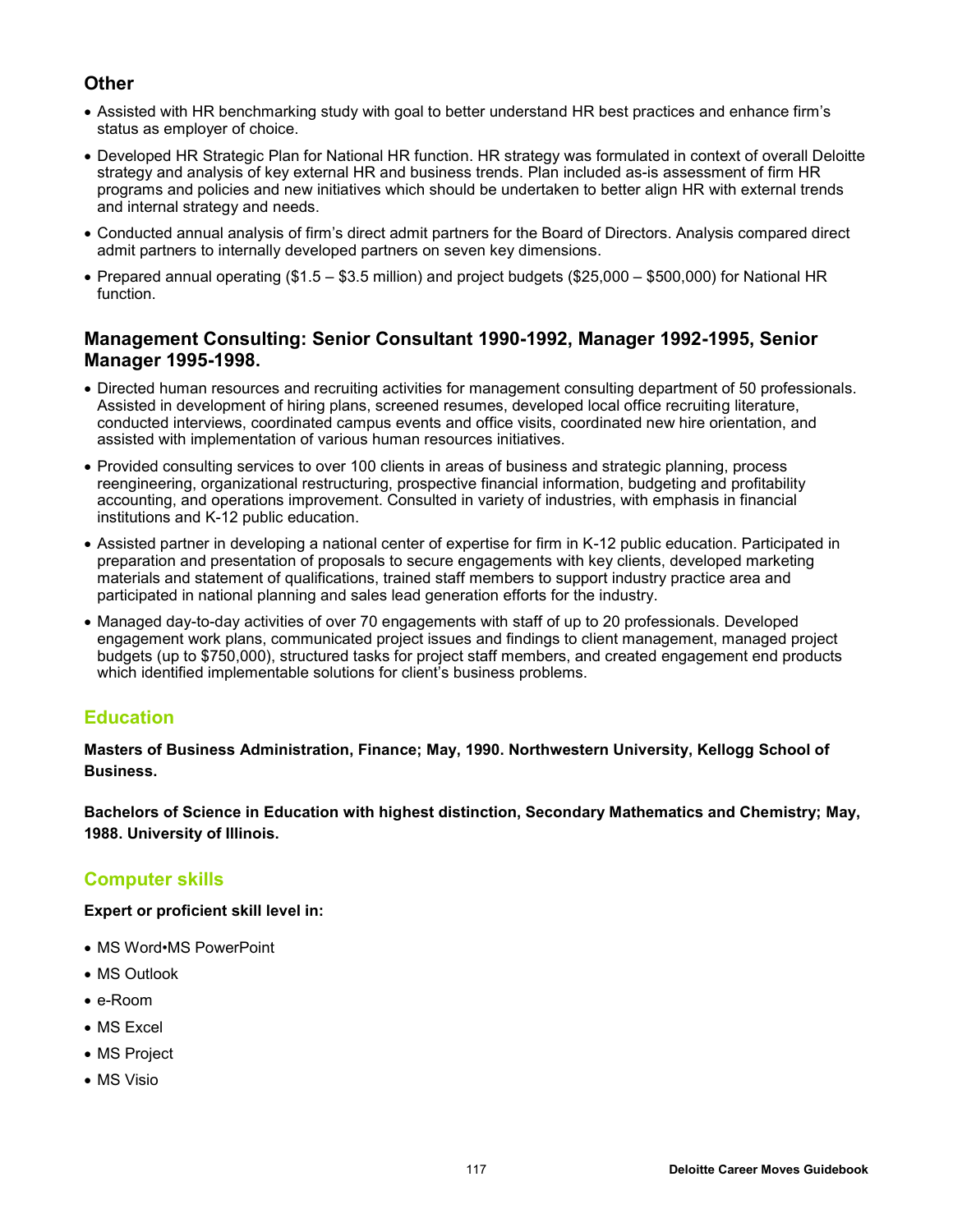### Other

- Assisted with HR benchmarking study with goal to better understand HR best practices and enhance firm's status as employer of choice.
- Developed HR Strategic Plan for National HR function. HR strategy was formulated in context of overall Deloitte strategy and analysis of key external HR and business trends. Plan included as-is assessment of firm HR programs and policies and new initiatives which should be undertaken to better align HR with external trends and internal strategy and needs.
- Conducted annual analysis of firm's direct admit partners for the Board of Directors. Analysis compared direct admit partners to internally developed partners on seven key dimensions.
- Prepared annual operating ($1.5 – $3.5 million) and project budgets ($25,000 – $500,000) for National HR function.

### Management Consulting: Senior Consultant 1990-1992, Manager 1992-1995, Senior Manager 1995-1998.

- Directed human resources and recruiting activities for management consulting department of 50 professionals. Assisted in development of hiring plans, screened resumes, developed local office recruiting literature, conducted interviews, coordinated campus events and office visits, coordinated new hire orientation, and assisted with implementation of various human resources initiatives.
- Provided consulting services to over 100 clients in areas of business and strategic planning, process reengineering, organizational restructuring, prospective financial information, budgeting and profitability accounting, and operations improvement. Consulted in variety of industries, with emphasis in financial institutions and K-12 public education.
- Assisted partner in developing a national center of expertise for firm in K-12 public education. Participated in preparation and presentation of proposals to secure engagements with key clients, developed marketing materials and statement of qualifications, trained staff members to support industry practice area and participated in national planning and sales lead generation efforts for the industry.
- Managed day-to-day activities of over 70 engagements with staff of up to 20 professionals. Developed engagement work plans, communicated project issues and findings to client management, managed project budgets (up to $750,000), structured tasks for project staff members, and created engagement end products which identified implementable solutions for client's business problems.

## Education

**Masters of Business Administration, Finance; May, 1990. Northwestern University, Kellogg School of Business.**

**Bachelors of Science in Education with highest distinction, Secondary Mathematics and Chemistry; May, 1988. University of Illinois.**

## Computer skills

**Expert or proficient skill level in:**

- MS Word•MS PowerPoint
- MS Outlook
- e-Room
- MS Excel
- MS Project
- MS Visio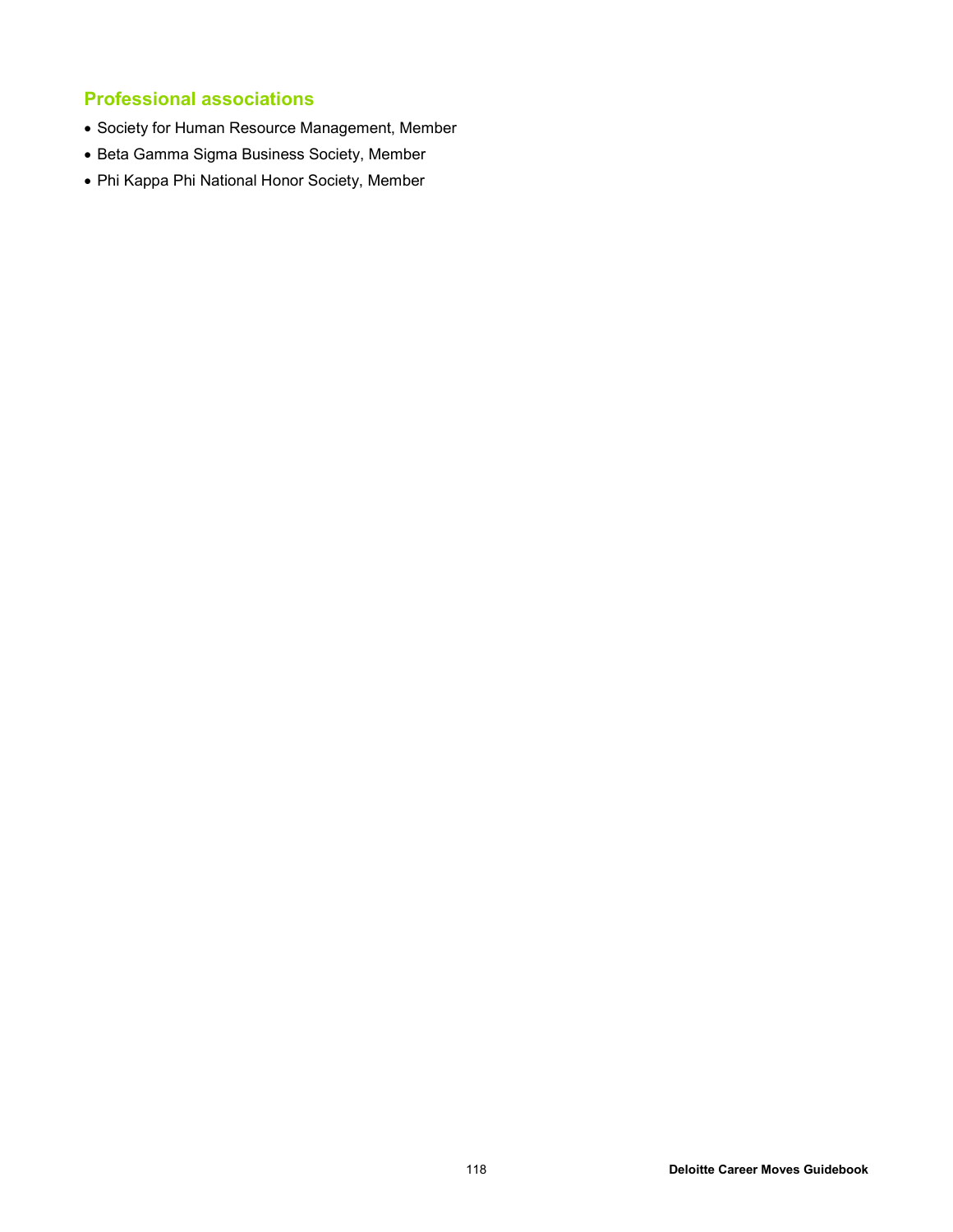## Professional associations

- Society for Human Resource Management, Member
- Beta Gamma Sigma Business Society, Member
- Phi Kappa Phi National Honor Society, Member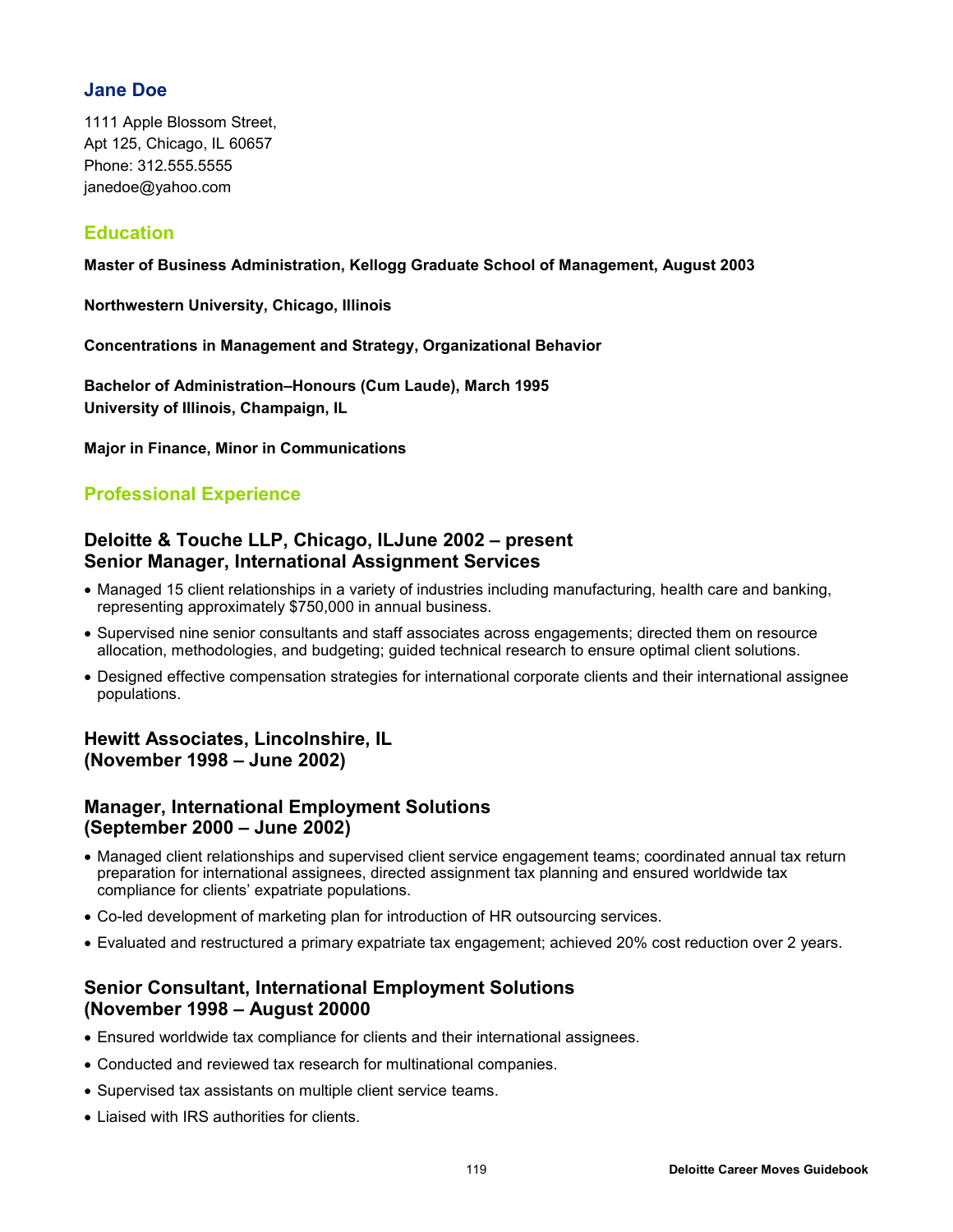# Jane Doe

1111 Apple Blossom Street,
Apt 125, Chicago, IL 60657
Phone: 312.555.5555
janedoe@yahoo.com

## Education

**Master of Business Administration, Kellogg Graduate School of Management, August 2003**

**Northwestern University, Chicago, Illinois**

**Concentrations in Management and Strategy, Organizational Behavior**

**Bachelor of Administration–Honours (Cum Laude), March 1995**
**University of Illinois, Champaign, IL**

**Major in Finance, Minor in Communications**

## Professional Experience

### Deloitte & Touche LLP, Chicago, ILJune 2002 – present
### Senior Manager, International Assignment Services

- Managed 15 client relationships in a variety of industries including manufacturing, health care and banking, representing approximately $750,000 in annual business.
- Supervised nine senior consultants and staff associates across engagements; directed them on resource allocation, methodologies, and budgeting; guided technical research to ensure optimal client solutions.
- Designed effective compensation strategies for international corporate clients and their international assignee populations.

### Hewitt Associates, Lincolnshire, IL
### (November 1998 – June 2002)

### Manager, International Employment Solutions
### (September 2000 – June 2002)

- Managed client relationships and supervised client service engagement teams; coordinated annual tax return preparation for international assignees, directed assignment tax planning and ensured worldwide tax compliance for clients' expatriate populations.
- Co-led development of marketing plan for introduction of HR outsourcing services.
- Evaluated and restructured a primary expatriate tax engagement; achieved 20% cost reduction over 2 years.

### Senior Consultant, International Employment Solutions
### (November 1998 – August 20000

- Ensured worldwide tax compliance for clients and their international assignees.
- Conducted and reviewed tax research for multinational companies.
- Supervised tax assistants on multiple client service teams.
- Liaised with IRS authorities for clients.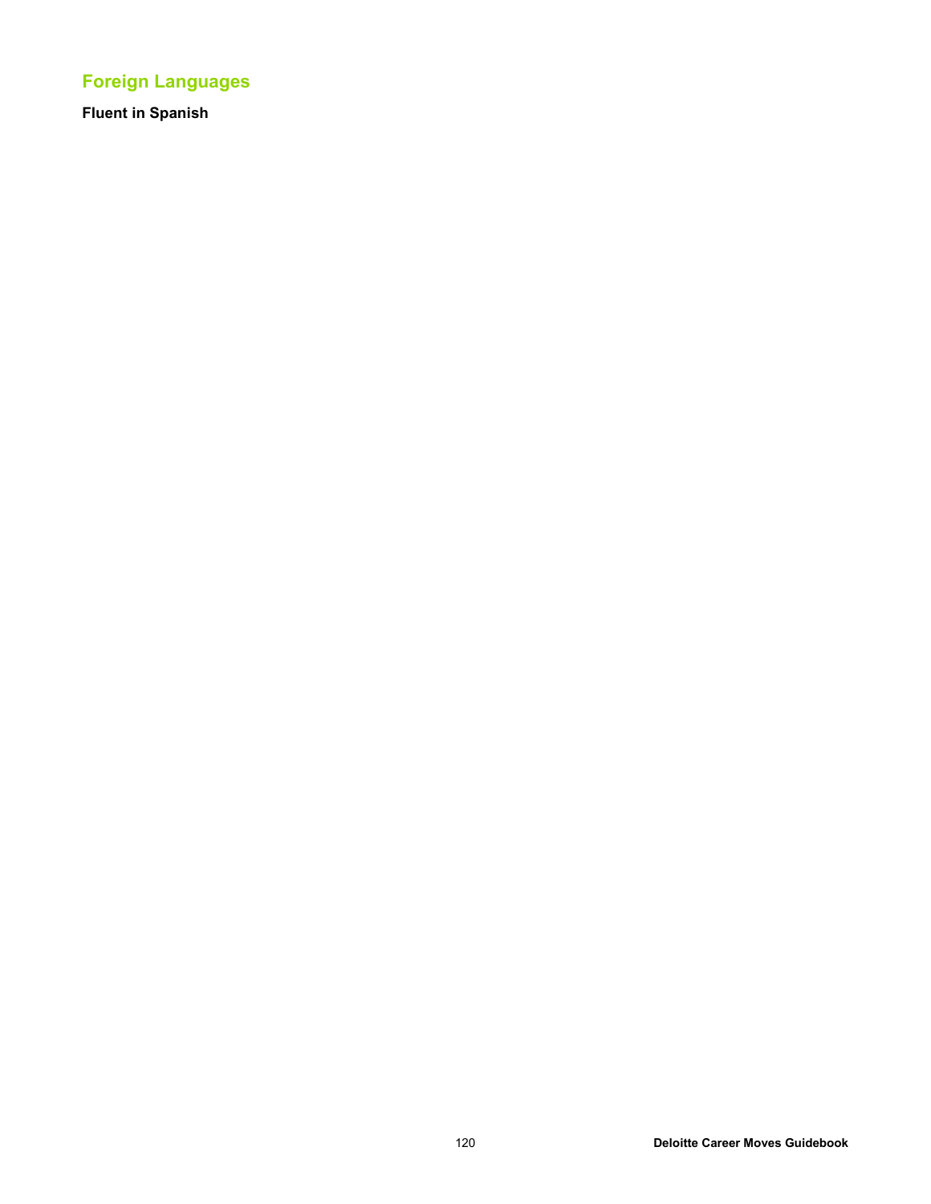## Foreign Languages

**Fluent in Spanish**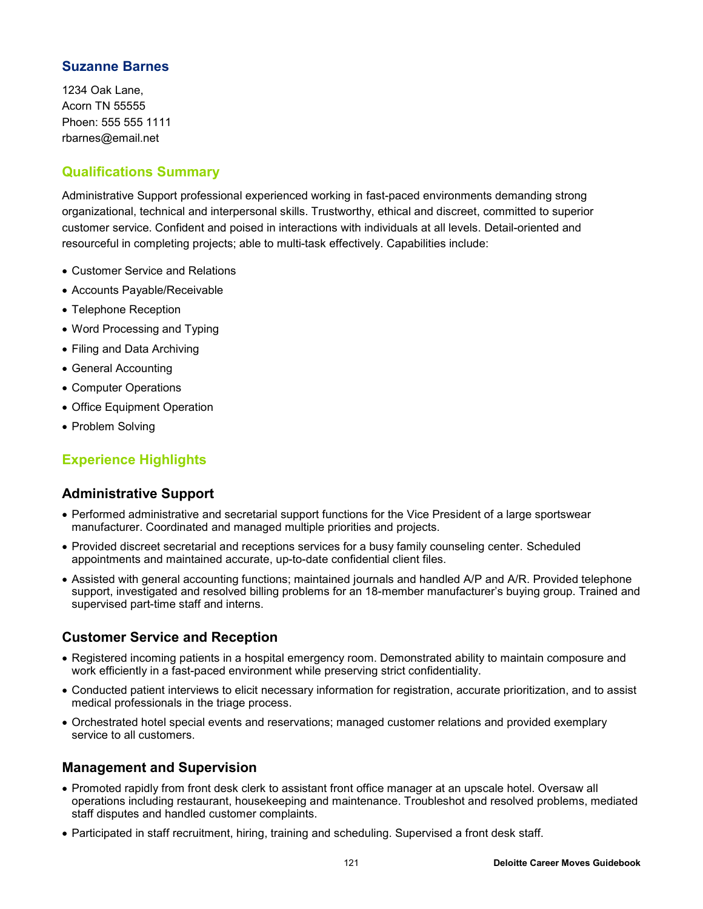## Suzanne Barnes

1234 Oak Lane,
Acorn TN 55555
Phoen: 555 555 1111
rbarnes@email.net

## Qualifications Summary

Administrative Support professional experienced working in fast-paced environments demanding strong organizational, technical and interpersonal skills. Trustworthy, ethical and discreet, committed to superior customer service. Confident and poised in interactions with individuals at all levels. Detail-oriented and resourceful in completing projects; able to multi-task effectively. Capabilities include:

- Customer Service and Relations
- Accounts Payable/Receivable
- Telephone Reception
- Word Processing and Typing
- Filing and Data Archiving
- General Accounting
- Computer Operations
- Office Equipment Operation
- Problem Solving

## Experience Highlights

### Administrative Support

- Performed administrative and secretarial support functions for the Vice President of a large sportswear manufacturer. Coordinated and managed multiple priorities and projects.
- Provided discreet secretarial and receptions services for a busy family counseling center. Scheduled appointments and maintained accurate, up-to-date confidential client files.
- Assisted with general accounting functions; maintained journals and handled A/P and A/R. Provided telephone support, investigated and resolved billing problems for an 18-member manufacturer's buying group. Trained and supervised part-time staff and interns.

### Customer Service and Reception

- Registered incoming patients in a hospital emergency room. Demonstrated ability to maintain composure and work efficiently in a fast-paced environment while preserving strict confidentiality.
- Conducted patient interviews to elicit necessary information for registration, accurate prioritization, and to assist medical professionals in the triage process.
- Orchestrated hotel special events and reservations; managed customer relations and provided exemplary service to all customers.

### Management and Supervision

- Promoted rapidly from front desk clerk to assistant front office manager at an upscale hotel. Oversaw all operations including restaurant, housekeeping and maintenance. Troubleshot and resolved problems, mediated staff disputes and handled customer complaints.
- Participated in staff recruitment, hiring, training and scheduling. Supervised a front desk staff.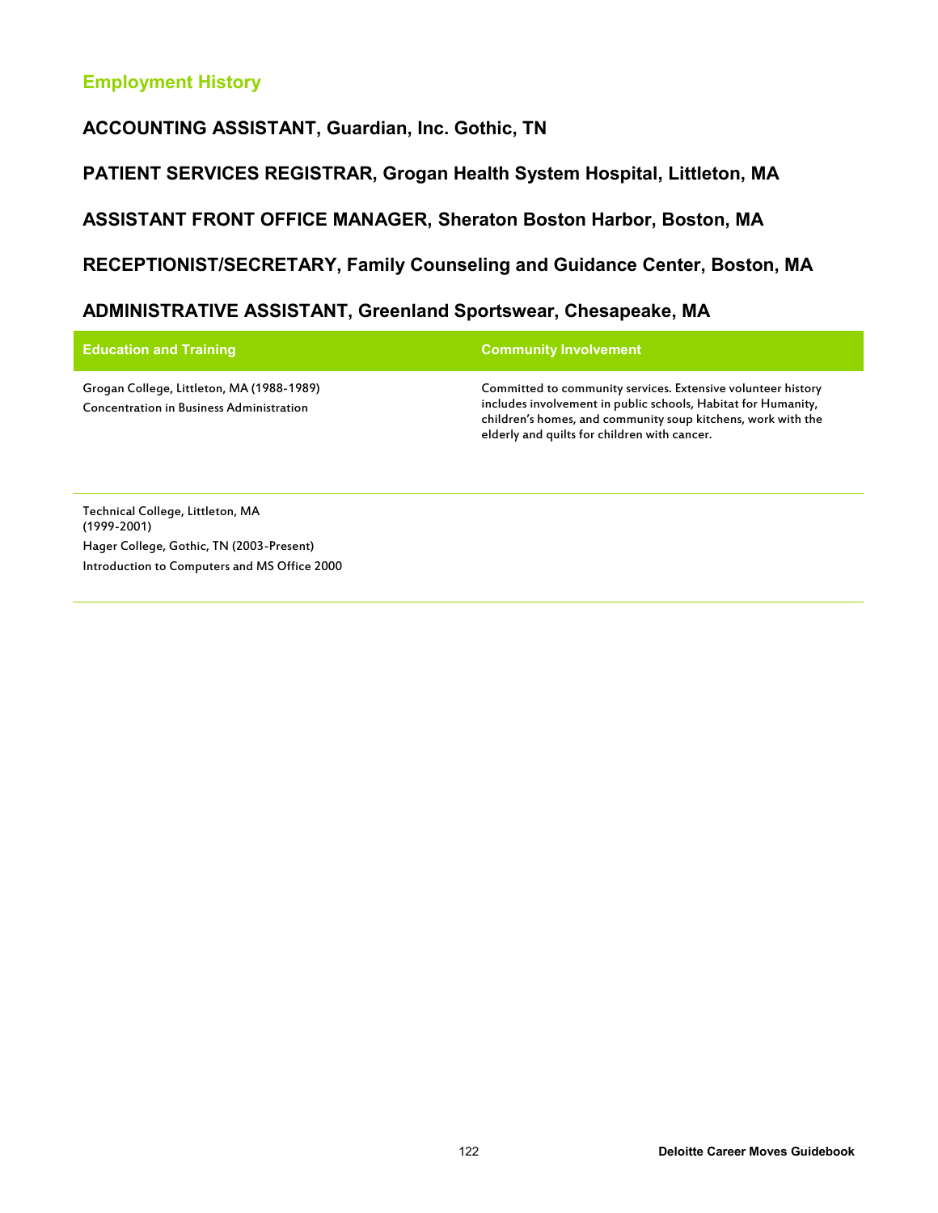## Employment History

### ACCOUNTING ASSISTANT, Guardian, Inc. Gothic, TN

### PATIENT SERVICES REGISTRAR, Grogan Health System Hospital, Littleton, MA

### ASSISTANT FRONT OFFICE MANAGER, Sheraton Boston Harbor, Boston, MA

### RECEPTIONIST/SECRETARY, Family Counseling and Guidance Center, Boston, MA

### ADMINISTRATIVE ASSISTANT, Greenland Sportswear, Chesapeake, MA

| Education and Training | Community Involvement |
|---|---|
| Grogan College, Littleton, MA (1988-1989)<br>Concentration in Business Administration | Committed to community services. Extensive volunteer history includes involvement in public schools, Habitat for Humanity, children's homes, and community soup kitchens, work with the elderly and quilts for children with cancer. |
| Technical College, Littleton, MA<br>(1999-2001)<br>Hager College, Gothic, TN (2003-Present)<br>Introduction to Computers and MS Office 2000 | |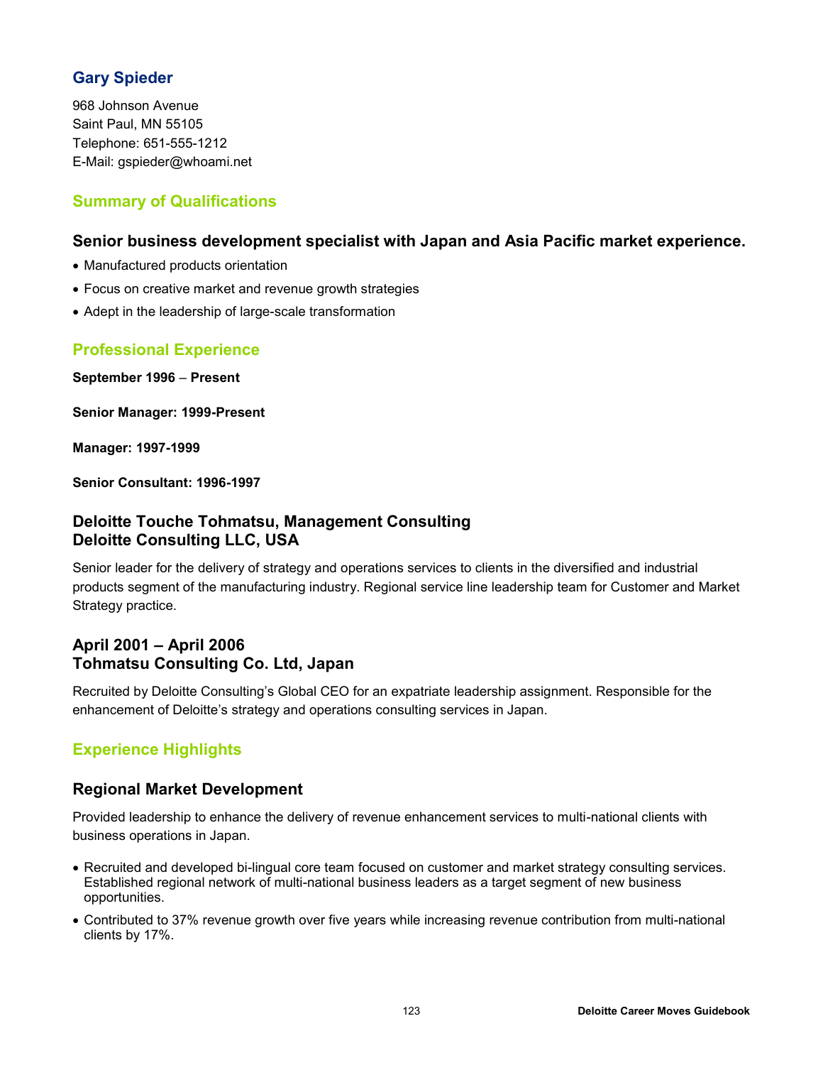## Gary Spieder

968 Johnson Avenue
Saint Paul, MN 55105
Telephone: 651-555-1212
E-Mail: gspieder@whoami.net

## Summary of Qualifications

### Senior business development specialist with Japan and Asia Pacific market experience.

- Manufactured products orientation
- Focus on creative market and revenue growth strategies
- Adept in the leadership of large-scale transformation

## Professional Experience

**September 1996 – Present**

**Senior Manager: 1999-Present**

**Manager: 1997-1999**

**Senior Consultant: 1996-1997**

### Deloitte Touche Tohmatsu, Management Consulting
### Deloitte Consulting LLC, USA

Senior leader for the delivery of strategy and operations services to clients in the diversified and industrial products segment of the manufacturing industry. Regional service line leadership team for Customer and Market Strategy practice.

### April 2001 – April 2006
### Tohmatsu Consulting Co. Ltd, Japan

Recruited by Deloitte Consulting's Global CEO for an expatriate leadership assignment. Responsible for the enhancement of Deloitte's strategy and operations consulting services in Japan.

## Experience Highlights

### Regional Market Development

Provided leadership to enhance the delivery of revenue enhancement services to multi-national clients with business operations in Japan.

- Recruited and developed bi-lingual core team focused on customer and market strategy consulting services. Established regional network of multi-national business leaders as a target segment of new business opportunities.
- Contributed to 37% revenue growth over five years while increasing revenue contribution from multi-national clients by 17%.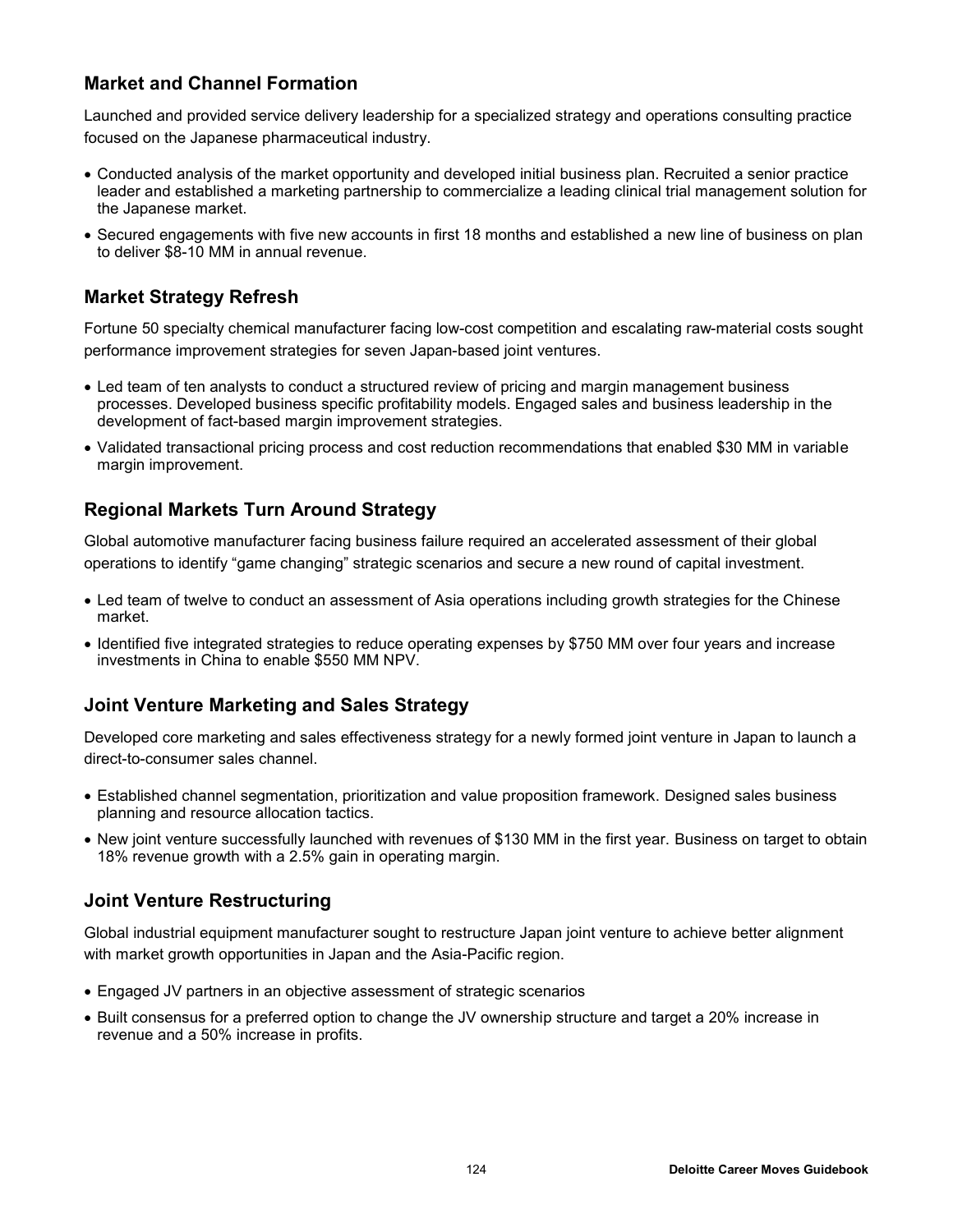## Market and Channel Formation

Launched and provided service delivery leadership for a specialized strategy and operations consulting practice focused on the Japanese pharmaceutical industry.

- Conducted analysis of the market opportunity and developed initial business plan. Recruited a senior practice leader and established a marketing partnership to commercialize a leading clinical trial management solution for the Japanese market.
- Secured engagements with five new accounts in first 18 months and established a new line of business on plan to deliver $8-10 MM in annual revenue.

## Market Strategy Refresh

Fortune 50 specialty chemical manufacturer facing low-cost competition and escalating raw-material costs sought performance improvement strategies for seven Japan-based joint ventures.

- Led team of ten analysts to conduct a structured review of pricing and margin management business processes. Developed business specific profitability models. Engaged sales and business leadership in the development of fact-based margin improvement strategies.
- Validated transactional pricing process and cost reduction recommendations that enabled $30 MM in variable margin improvement.

## Regional Markets Turn Around Strategy

Global automotive manufacturer facing business failure required an accelerated assessment of their global operations to identify "game changing" strategic scenarios and secure a new round of capital investment.

- Led team of twelve to conduct an assessment of Asia operations including growth strategies for the Chinese market.
- Identified five integrated strategies to reduce operating expenses by $750 MM over four years and increase investments in China to enable $550 MM NPV.

## Joint Venture Marketing and Sales Strategy

Developed core marketing and sales effectiveness strategy for a newly formed joint venture in Japan to launch a direct-to-consumer sales channel.

- Established channel segmentation, prioritization and value proposition framework. Designed sales business planning and resource allocation tactics.
- New joint venture successfully launched with revenues of $130 MM in the first year. Business on target to obtain 18% revenue growth with a 2.5% gain in operating margin.

## Joint Venture Restructuring

Global industrial equipment manufacturer sought to restructure Japan joint venture to achieve better alignment with market growth opportunities in Japan and the Asia-Pacific region.

- Engaged JV partners in an objective assessment of strategic scenarios
- Built consensus for a preferred option to change the JV ownership structure and target a 20% increase in revenue and a 50% increase in profits.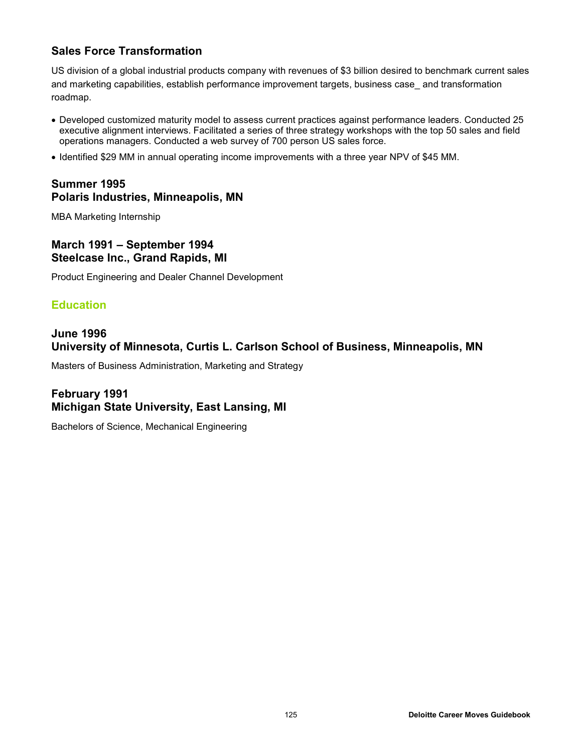### Sales Force Transformation

US division of a global industrial products company with revenues of $3 billion desired to benchmark current sales and marketing capabilities, establish performance improvement targets, business case_ and transformation roadmap.

- Developed customized maturity model to assess current practices against performance leaders. Conducted 25 executive alignment interviews. Facilitated a series of three strategy workshops with the top 50 sales and field operations managers. Conducted a web survey of 700 person US sales force.
- Identified $29 MM in annual operating income improvements with a three year NPV of $45 MM.

### Summer 1995
### Polaris Industries, Minneapolis, MN

MBA Marketing Internship

### March 1991 – September 1994
### Steelcase Inc., Grand Rapids, MI

Product Engineering and Dealer Channel Development

## Education

### June 1996
### University of Minnesota, Curtis L. Carlson School of Business, Minneapolis, MN

Masters of Business Administration, Marketing and Strategy

### February 1991
### Michigan State University, East Lansing, MI

Bachelors of Science, Mechanical Engineering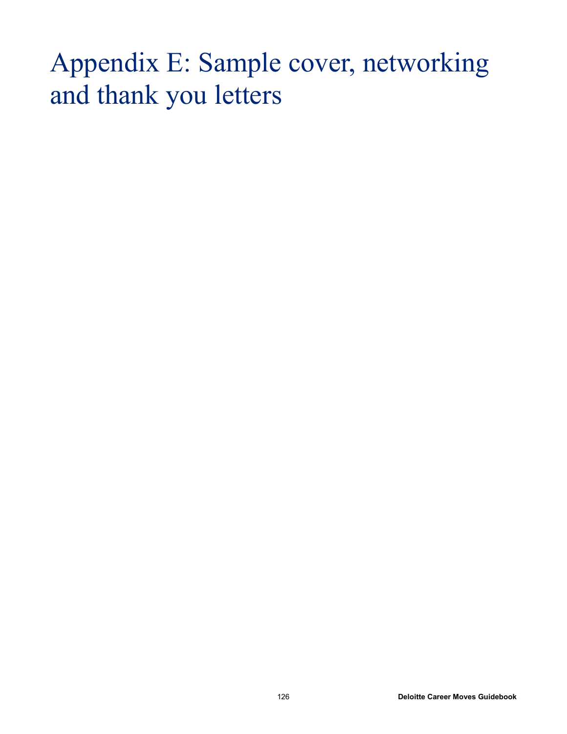# Appendix E: Sample cover, networking and thank you letters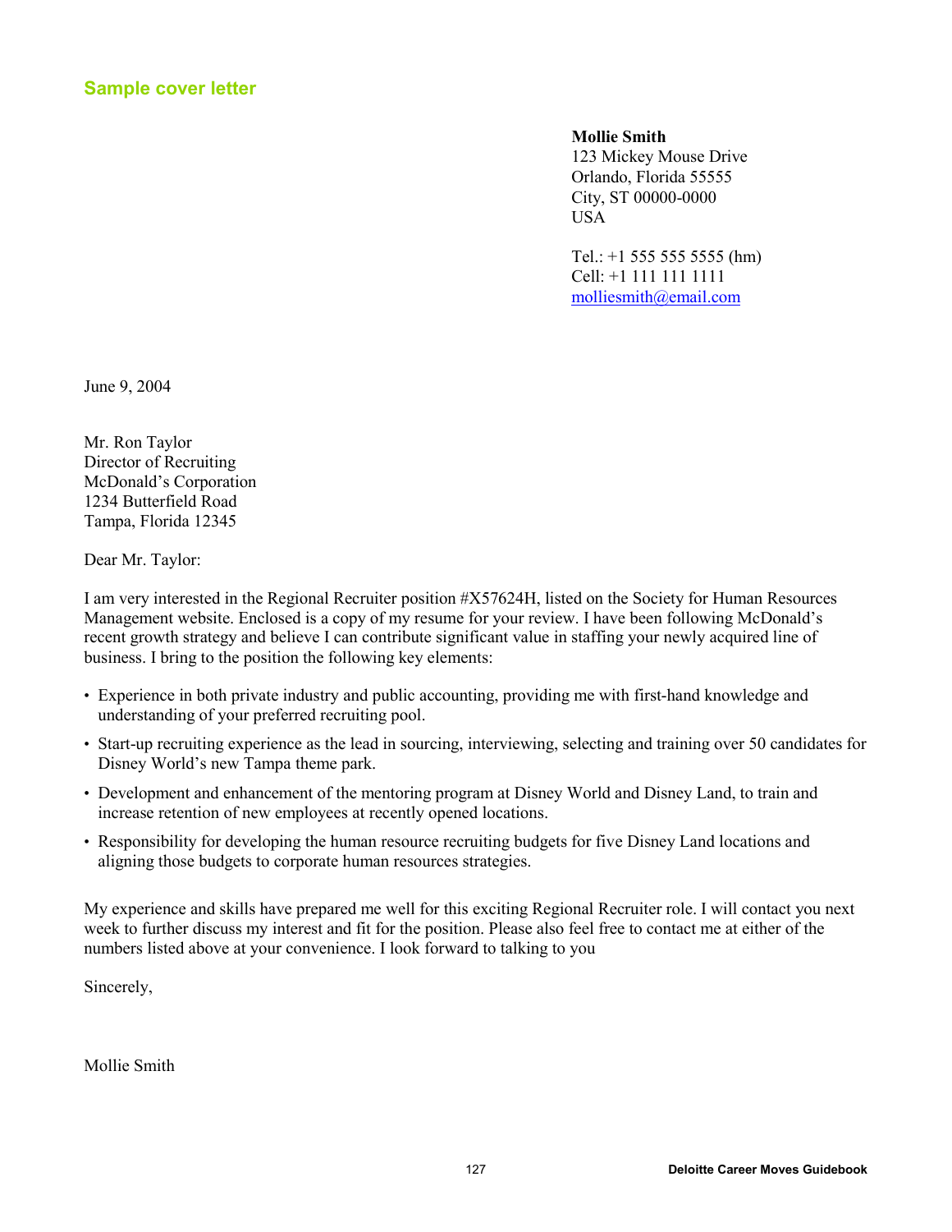## Sample cover letter

**Mollie Smith**
123 Mickey Mouse Drive
Orlando, Florida 55555
City, ST 00000-0000
USA

Tel.: +1 555 555 5555 (hm)
Cell: +1 111 111 1111
molliesmith@email.com

June 9, 2004

Mr. Ron Taylor
Director of Recruiting
McDonald's Corporation
1234 Butterfield Road
Tampa, Florida 12345

Dear Mr. Taylor:

I am very interested in the Regional Recruiter position #X57624H, listed on the Society for Human Resources Management website. Enclosed is a copy of my resume for your review. I have been following McDonald's recent growth strategy and believe I can contribute significant value in staffing your newly acquired line of business. I bring to the position the following key elements:

- Experience in both private industry and public accounting, providing me with first-hand knowledge and understanding of your preferred recruiting pool.
- Start-up recruiting experience as the lead in sourcing, interviewing, selecting and training over 50 candidates for Disney World's new Tampa theme park.
- Development and enhancement of the mentoring program at Disney World and Disney Land, to train and increase retention of new employees at recently opened locations.
- Responsibility for developing the human resource recruiting budgets for five Disney Land locations and aligning those budgets to corporate human resources strategies.

My experience and skills have prepared me well for this exciting Regional Recruiter role. I will contact you next week to further discuss my interest and fit for the position. Please also feel free to contact me at either of the numbers listed above at your convenience. I look forward to talking to you

Sincerely,

Mollie Smith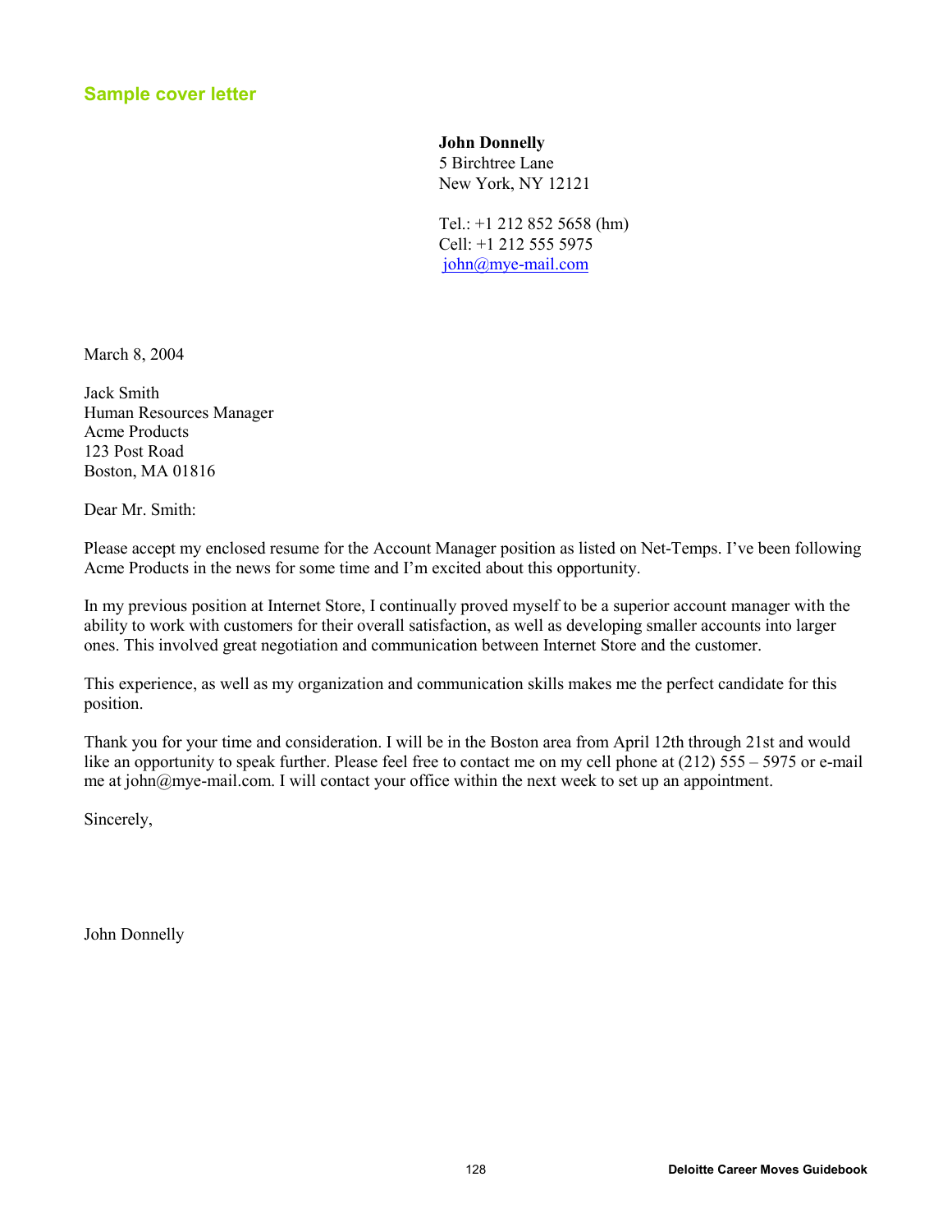## Sample cover letter

**John Donnelly**
5 Birchtree Lane
New York, NY 12121

Tel.: +1 212 852 5658 (hm)
Cell: +1 212 555 5975
john@mye-mail.com

March 8, 2004

Jack Smith
Human Resources Manager
Acme Products
123 Post Road
Boston, MA 01816

Dear Mr. Smith:

Please accept my enclosed resume for the Account Manager position as listed on Net-Temps. I've been following Acme Products in the news for some time and I'm excited about this opportunity.

In my previous position at Internet Store, I continually proved myself to be a superior account manager with the ability to work with customers for their overall satisfaction, as well as developing smaller accounts into larger ones. This involved great negotiation and communication between Internet Store and the customer.

This experience, as well as my organization and communication skills makes me the perfect candidate for this position.

Thank you for your time and consideration. I will be in the Boston area from April 12th through 21st and would like an opportunity to speak further. Please feel free to contact me on my cell phone at (212) 555 – 5975 or e-mail me at john@mye-mail.com. I will contact your office within the next week to set up an appointment.

Sincerely,

John Donnelly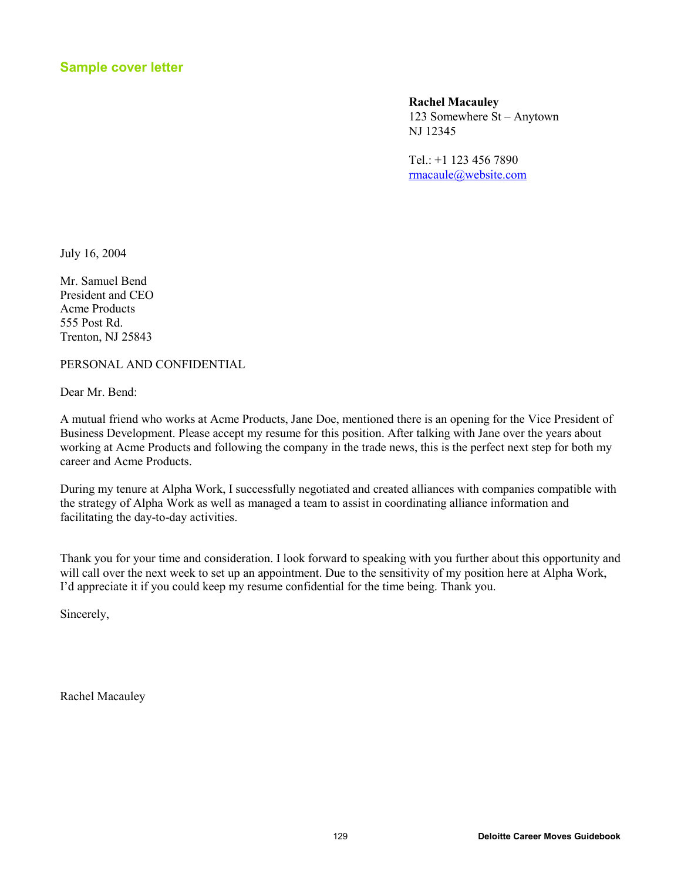## Sample cover letter

**Rachel Macauley**
123 Somewhere St – Anytown
NJ 12345

Tel.: +1 123 456 7890
rmacaule@website.com

July 16, 2004

Mr. Samuel Bend
President and CEO
Acme Products
555 Post Rd.
Trenton, NJ 25843

PERSONAL AND CONFIDENTIAL

Dear Mr. Bend:

A mutual friend who works at Acme Products, Jane Doe, mentioned there is an opening for the Vice President of Business Development. Please accept my resume for this position. After talking with Jane over the years about working at Acme Products and following the company in the trade news, this is the perfect next step for both my career and Acme Products.

During my tenure at Alpha Work, I successfully negotiated and created alliances with companies compatible with the strategy of Alpha Work as well as managed a team to assist in coordinating alliance information and facilitating the day-to-day activities.

Thank you for your time and consideration. I look forward to speaking with you further about this opportunity and will call over the next week to set up an appointment. Due to the sensitivity of my position here at Alpha Work, I'd appreciate it if you could keep my resume confidential for the time being. Thank you.

Sincerely,

Rachel Macauley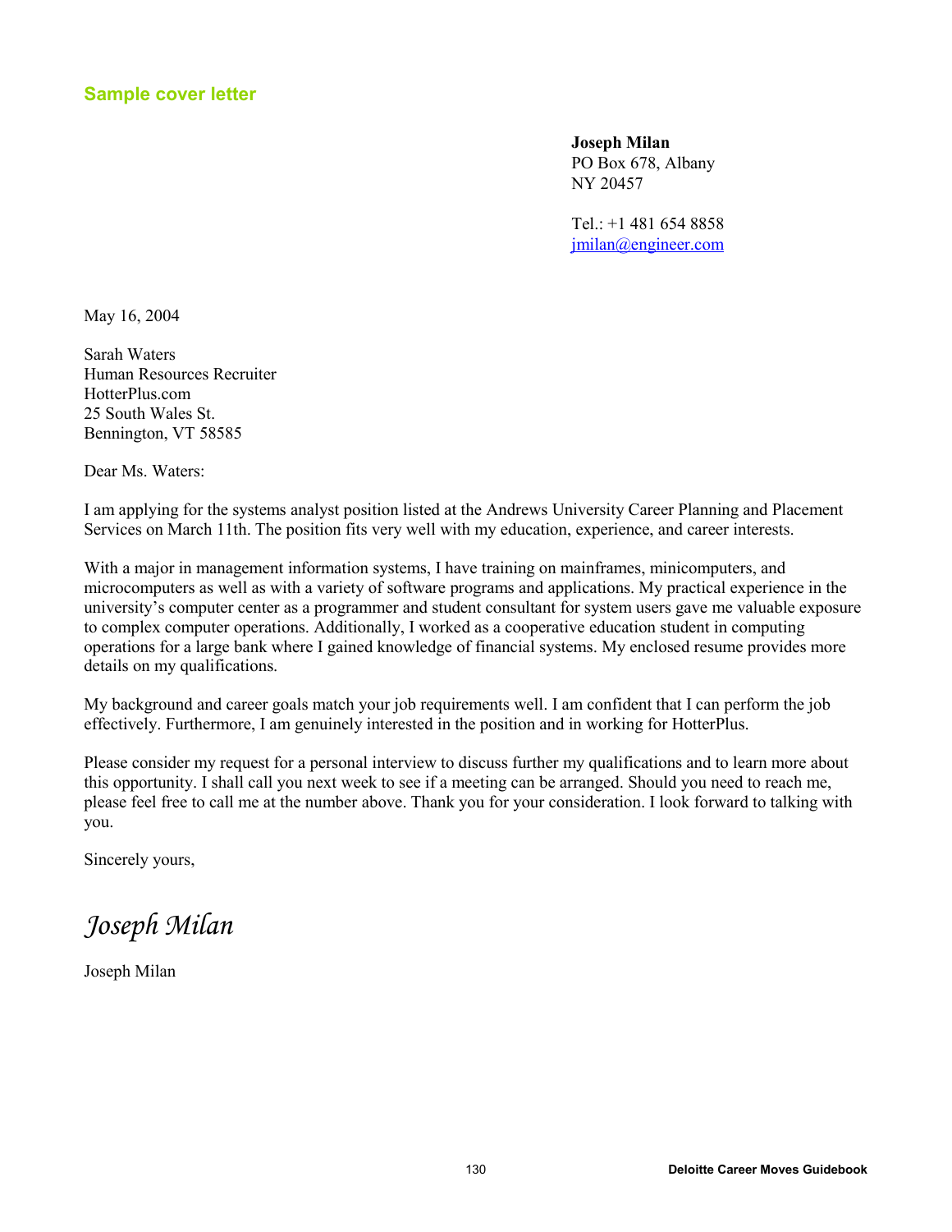## Sample cover letter

**Joseph Milan**
PO Box 678, Albany
NY 20457

Tel.: +1 481 654 8858
jmilan@engineer.com

May 16, 2004

Sarah Waters
Human Resources Recruiter
HotterPlus.com
25 South Wales St.
Bennington, VT 58585

Dear Ms. Waters:

I am applying for the systems analyst position listed at the Andrews University Career Planning and Placement Services on March 11th. The position fits very well with my education, experience, and career interests.

With a major in management information systems, I have training on mainframes, minicomputers, and microcomputers as well as with a variety of software programs and applications. My practical experience in the university's computer center as a programmer and student consultant for system users gave me valuable exposure to complex computer operations. Additionally, I worked as a cooperative education student in computing operations for a large bank where I gained knowledge of financial systems. My enclosed resume provides more details on my qualifications.

My background and career goals match your job requirements well. I am confident that I can perform the job effectively. Furthermore, I am genuinely interested in the position and in working for HotterPlus.

Please consider my request for a personal interview to discuss further my qualifications and to learn more about this opportunity. I shall call you next week to see if a meeting can be arranged. Should you need to reach me, please feel free to call me at the number above. Thank you for your consideration. I look forward to talking with you.

Sincerely yours,

*Joseph Milan*

Joseph Milan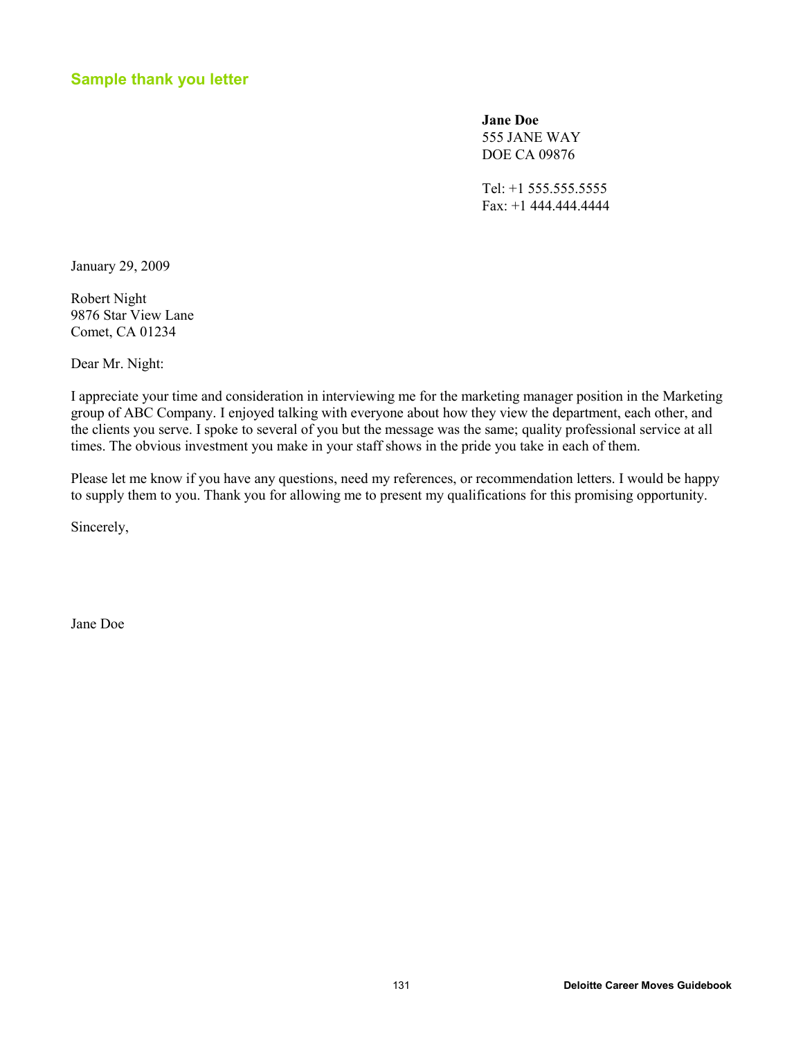## Sample thank you letter

**Jane Doe**
555 JANE WAY
DOE CA 09876

Tel: +1 555.555.5555
Fax: +1 444.444.4444

January 29, 2009

Robert Night
9876 Star View Lane
Comet, CA 01234

Dear Mr. Night:

I appreciate your time and consideration in interviewing me for the marketing manager position in the Marketing group of ABC Company. I enjoyed talking with everyone about how they view the department, each other, and the clients you serve. I spoke to several of you but the message was the same; quality professional service at all times. The obvious investment you make in your staff shows in the pride you take in each of them.

Please let me know if you have any questions, need my references, or recommendation letters. I would be happy to supply them to you. Thank you for allowing me to present my qualifications for this promising opportunity.

Sincerely,

Jane Doe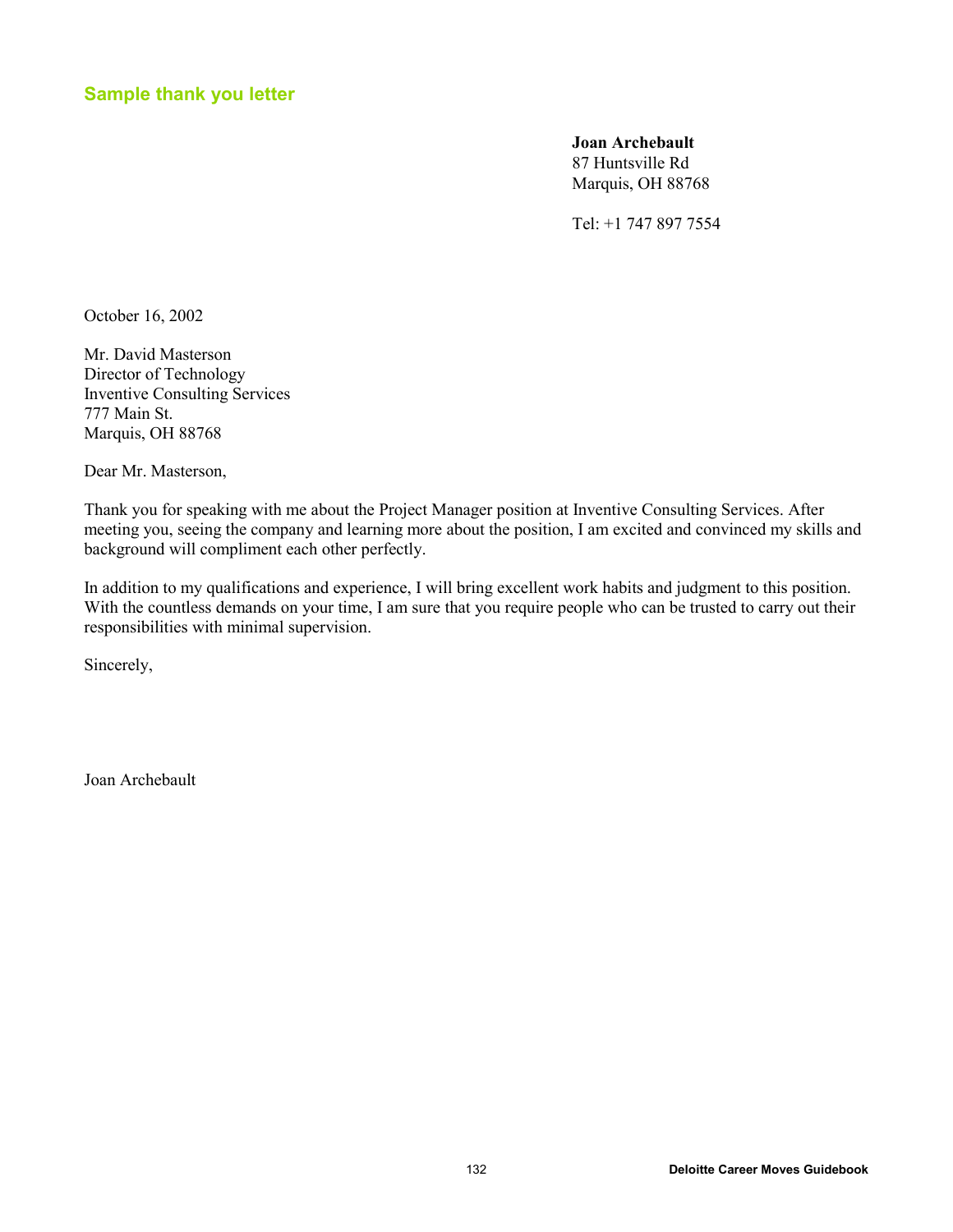## Sample thank you letter

**Joan Archebault**
87 Huntsville Rd
Marquis, OH 88768

Tel: +1 747 897 7554

October 16, 2002

Mr. David Masterson
Director of Technology
Inventive Consulting Services
777 Main St.
Marquis, OH 88768

Dear Mr. Masterson,

Thank you for speaking with me about the Project Manager position at Inventive Consulting Services. After meeting you, seeing the company and learning more about the position, I am excited and convinced my skills and background will compliment each other perfectly.

In addition to my qualifications and experience, I will bring excellent work habits and judgment to this position. With the countless demands on your time, I am sure that you require people who can be trusted to carry out their responsibilities with minimal supervision.

Sincerely,

Joan Archebault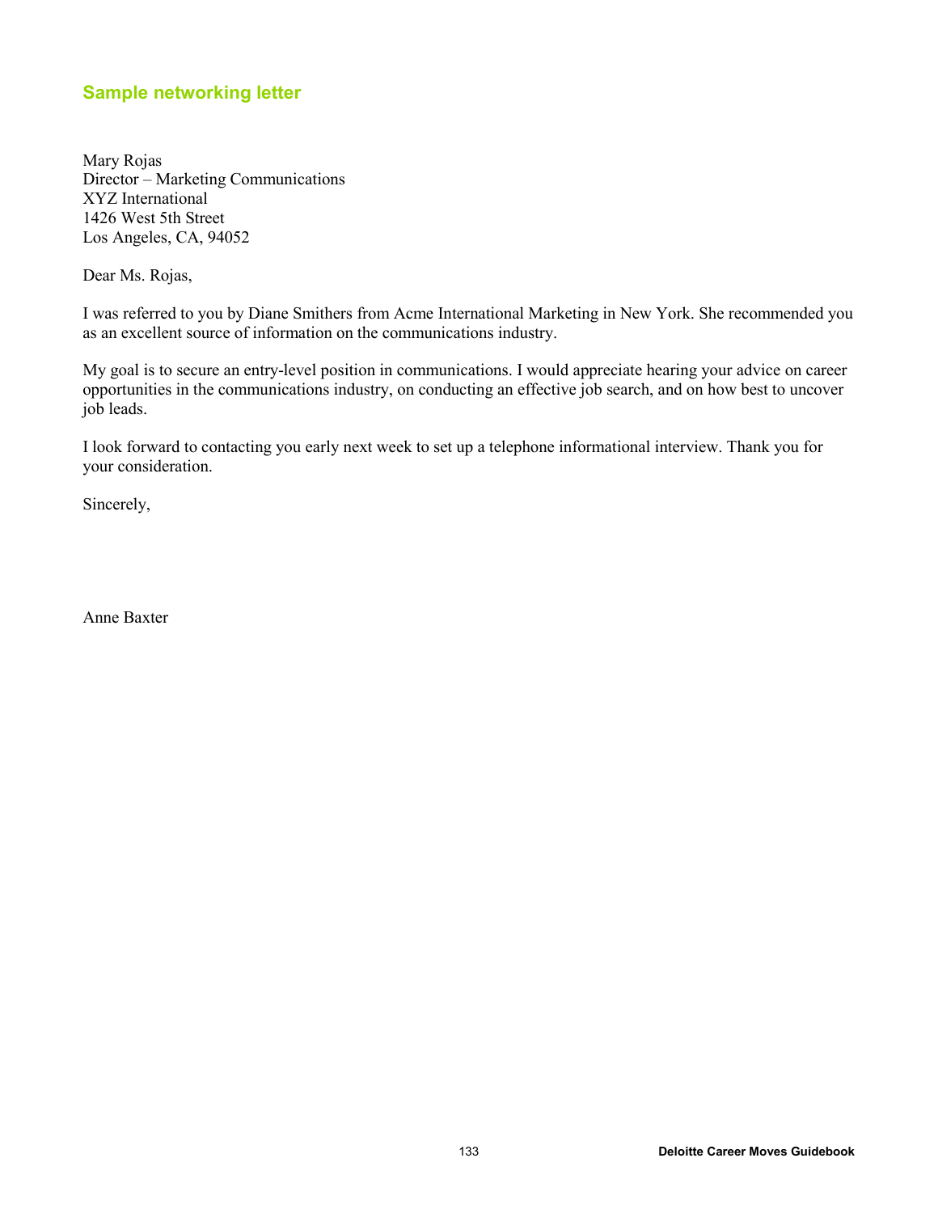### Sample networking letter

Mary Rojas
Director – Marketing Communications
XYZ International
1426 West 5th Street
Los Angeles, CA, 94052

Dear Ms. Rojas,

I was referred to you by Diane Smithers from Acme International Marketing in New York. She recommended you as an excellent source of information on the communications industry.

My goal is to secure an entry-level position in communications. I would appreciate hearing your advice on career opportunities in the communications industry, on conducting an effective job search, and on how best to uncover job leads.

I look forward to contacting you early next week to set up a telephone informational interview. Thank you for your consideration.

Sincerely,

Anne Baxter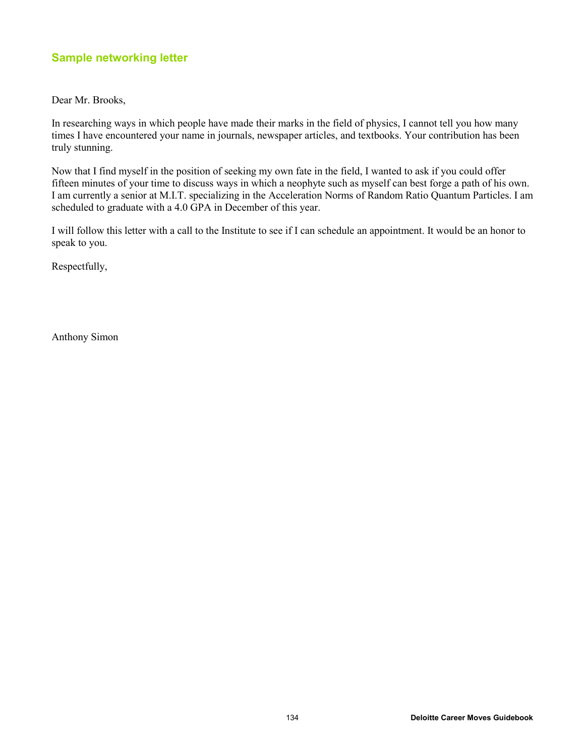## Sample networking letter

Dear Mr. Brooks,

In researching ways in which people have made their marks in the field of physics, I cannot tell you how many times I have encountered your name in journals, newspaper articles, and textbooks. Your contribution has been truly stunning.

Now that I find myself in the position of seeking my own fate in the field, I wanted to ask if you could offer fifteen minutes of your time to discuss ways in which a neophyte such as myself can best forge a path of his own. I am currently a senior at M.I.T. specializing in the Acceleration Norms of Random Ratio Quantum Particles. I am scheduled to graduate with a 4.0 GPA in December of this year.

I will follow this letter with a call to the Institute to see if I can schedule an appointment. It would be an honor to speak to you.

Respectfully,

Anthony Simon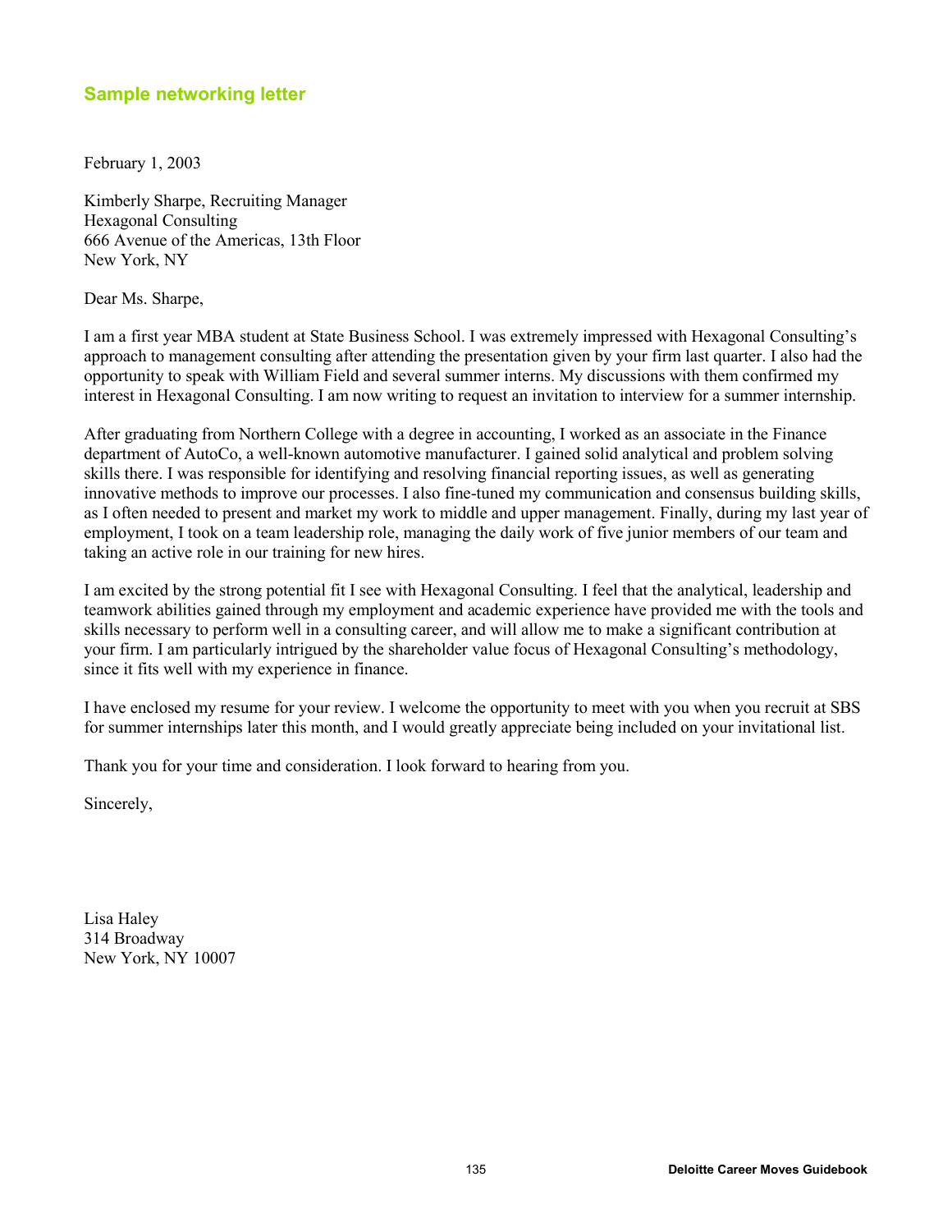## Sample networking letter

February 1, 2003

Kimberly Sharpe, Recruiting Manager
Hexagonal Consulting
666 Avenue of the Americas, 13th Floor
New York, NY

Dear Ms. Sharpe,

I am a first year MBA student at State Business School. I was extremely impressed with Hexagonal Consulting's approach to management consulting after attending the presentation given by your firm last quarter. I also had the opportunity to speak with William Field and several summer interns. My discussions with them confirmed my interest in Hexagonal Consulting. I am now writing to request an invitation to interview for a summer internship.

After graduating from Northern College with a degree in accounting, I worked as an associate in the Finance department of AutoCo, a well-known automotive manufacturer. I gained solid analytical and problem solving skills there. I was responsible for identifying and resolving financial reporting issues, as well as generating innovative methods to improve our processes. I also fine-tuned my communication and consensus building skills, as I often needed to present and market my work to middle and upper management. Finally, during my last year of employment, I took on a team leadership role, managing the daily work of five junior members of our team and taking an active role in our training for new hires.

I am excited by the strong potential fit I see with Hexagonal Consulting. I feel that the analytical, leadership and teamwork abilities gained through my employment and academic experience have provided me with the tools and skills necessary to perform well in a consulting career, and will allow me to make a significant contribution at your firm. I am particularly intrigued by the shareholder value focus of Hexagonal Consulting's methodology, since it fits well with my experience in finance.

I have enclosed my resume for your review. I welcome the opportunity to meet with you when you recruit at SBS for summer internships later this month, and I would greatly appreciate being included on your invitational list.

Thank you for your time and consideration. I look forward to hearing from you.

Sincerely,

Lisa Haley
314 Broadway
New York, NY 10007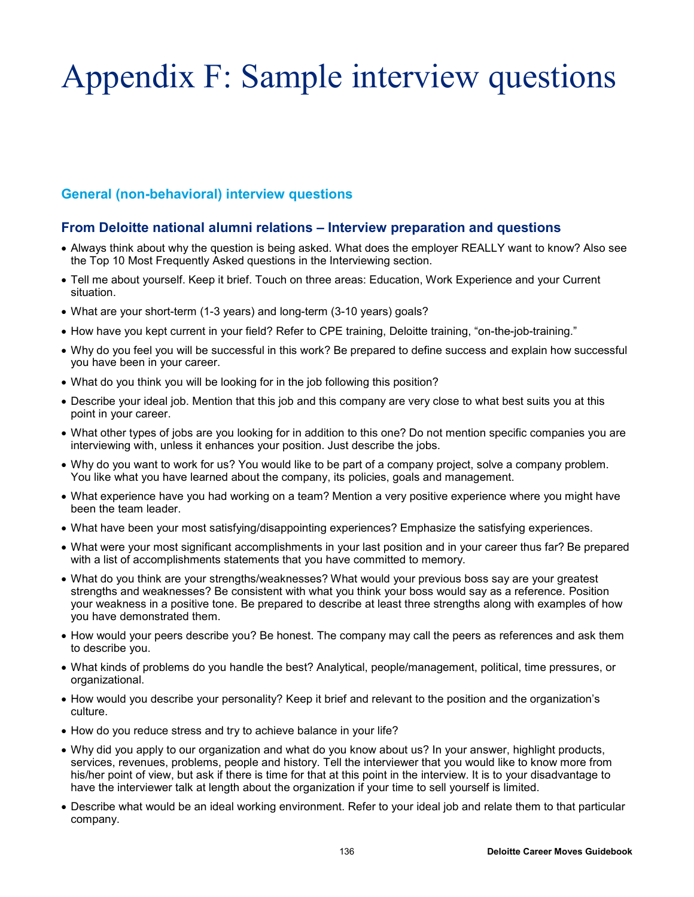# Appendix F: Sample interview questions

## General (non-behavioral) interview questions

### From Deloitte national alumni relations – Interview preparation and questions

- Always think about why the question is being asked. What does the employer REALLY want to know? Also see the Top 10 Most Frequently Asked questions in the Interviewing section.
- Tell me about yourself. Keep it brief. Touch on three areas: Education, Work Experience and your Current situation.
- What are your short-term (1-3 years) and long-term (3-10 years) goals?
- How have you kept current in your field? Refer to CPE training, Deloitte training, "on-the-job-training."
- Why do you feel you will be successful in this work? Be prepared to define success and explain how successful you have been in your career.
- What do you think you will be looking for in the job following this position?
- Describe your ideal job. Mention that this job and this company are very close to what best suits you at this point in your career.
- What other types of jobs are you looking for in addition to this one? Do not mention specific companies you are interviewing with, unless it enhances your position. Just describe the jobs.
- Why do you want to work for us? You would like to be part of a company project, solve a company problem. You like what you have learned about the company, its policies, goals and management.
- What experience have you had working on a team? Mention a very positive experience where you might have been the team leader.
- What have been your most satisfying/disappointing experiences? Emphasize the satisfying experiences.
- What were your most significant accomplishments in your last position and in your career thus far? Be prepared with a list of accomplishments statements that you have committed to memory.
- What do you think are your strengths/weaknesses? What would your previous boss say are your greatest strengths and weaknesses? Be consistent with what you think your boss would say as a reference. Position your weakness in a positive tone. Be prepared to describe at least three strengths along with examples of how you have demonstrated them.
- How would your peers describe you? Be honest. The company may call the peers as references and ask them to describe you.
- What kinds of problems do you handle the best? Analytical, people/management, political, time pressures, or organizational.
- How would you describe your personality? Keep it brief and relevant to the position and the organization's culture.
- How do you reduce stress and try to achieve balance in your life?
- Why did you apply to our organization and what do you know about us? In your answer, highlight products, services, revenues, problems, people and history. Tell the interviewer that you would like to know more from his/her point of view, but ask if there is time for that at this point in the interview. It is to your disadvantage to have the interviewer talk at length about the organization if your time to sell yourself is limited.
- Describe what would be an ideal working environment. Refer to your ideal job and relate them to that particular company.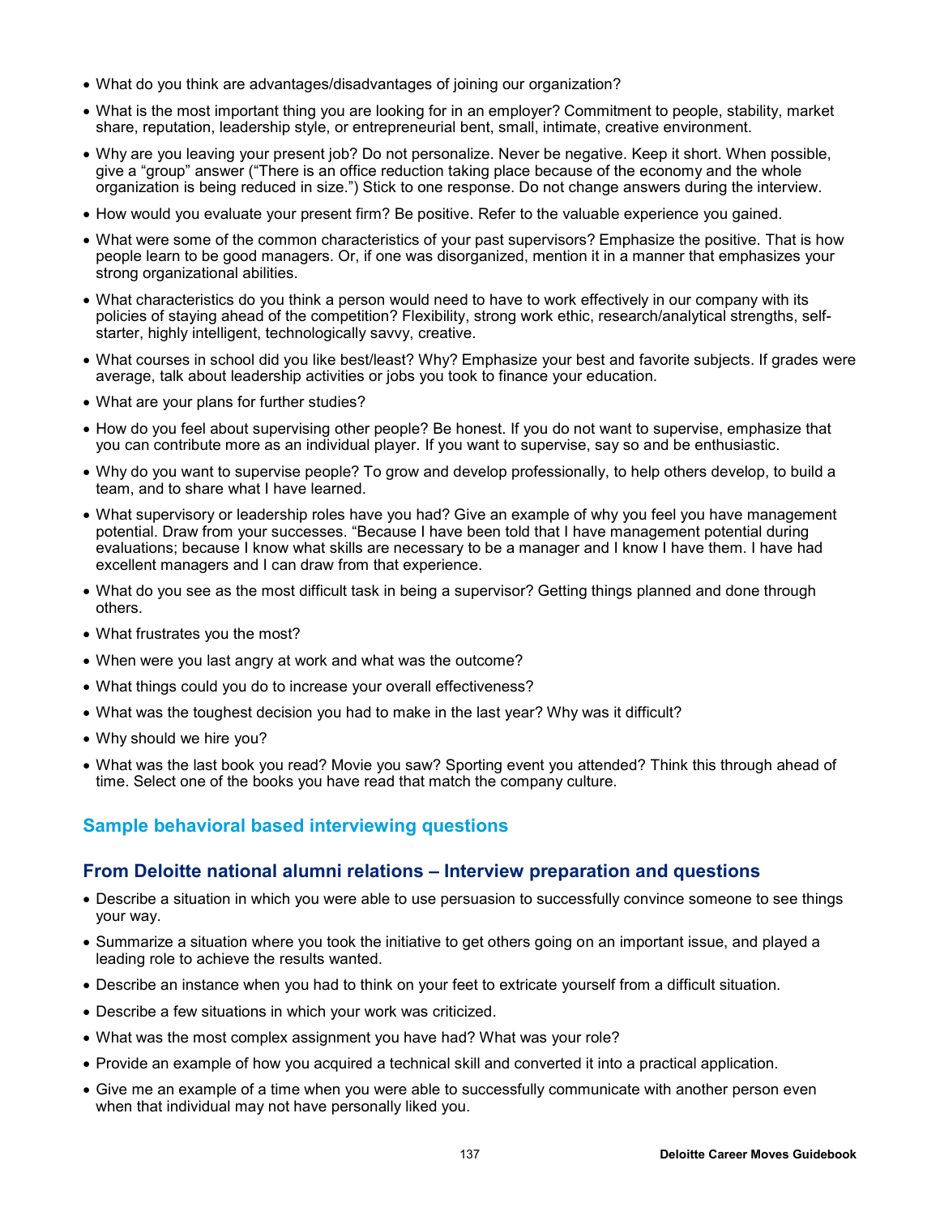- What do you think are advantages/disadvantages of joining our organization?
- What is the most important thing you are looking for in an employer? Commitment to people, stability, market share, reputation, leadership style, or entrepreneurial bent, small, intimate, creative environment.
- Why are you leaving your present job? Do not personalize. Never be negative. Keep it short. When possible, give a "group" answer ("There is an office reduction taking place because of the economy and the whole organization is being reduced in size.") Stick to one response. Do not change answers during the interview.
- How would you evaluate your present firm? Be positive. Refer to the valuable experience you gained.
- What were some of the common characteristics of your past supervisors? Emphasize the positive. That is how people learn to be good managers. Or, if one was disorganized, mention it in a manner that emphasizes your strong organizational abilities.
- What characteristics do you think a person would need to have to work effectively in our company with its policies of staying ahead of the competition? Flexibility, strong work ethic, research/analytical strengths, self-starter, highly intelligent, technologically savvy, creative.
- What courses in school did you like best/least? Why? Emphasize your best and favorite subjects. If grades were average, talk about leadership activities or jobs you took to finance your education.
- What are your plans for further studies?
- How do you feel about supervising other people? Be honest. If you do not want to supervise, emphasize that you can contribute more as an individual player. If you want to supervise, say so and be enthusiastic.
- Why do you want to supervise people? To grow and develop professionally, to help others develop, to build a team, and to share what I have learned.
- What supervisory or leadership roles have you had? Give an example of why you feel you have management potential. Draw from your successes. "Because I have been told that I have management potential during evaluations; because I know what skills are necessary to be a manager and I know I have them. I have had excellent managers and I can draw from that experience.
- What do you see as the most difficult task in being a supervisor? Getting things planned and done through others.
- What frustrates you the most?
- When were you last angry at work and what was the outcome?
- What things could you do to increase your overall effectiveness?
- What was the toughest decision you had to make in the last year? Why was it difficult?
- Why should we hire you?
- What was the last book you read? Movie you saw? Sporting event you attended? Think this through ahead of time. Select one of the books you have read that match the company culture.

## Sample behavioral based interviewing questions

## From Deloitte national alumni relations – Interview preparation and questions

- Describe a situation in which you were able to use persuasion to successfully convince someone to see things your way.
- Summarize a situation where you took the initiative to get others going on an important issue, and played a leading role to achieve the results wanted.
- Describe an instance when you had to think on your feet to extricate yourself from a difficult situation.
- Describe a few situations in which your work was criticized.
- What was the most complex assignment you have had? What was your role?
- Provide an example of how you acquired a technical skill and converted it into a practical application.
- Give me an example of a time when you were able to successfully communicate with another person even when that individual may not have personally liked you.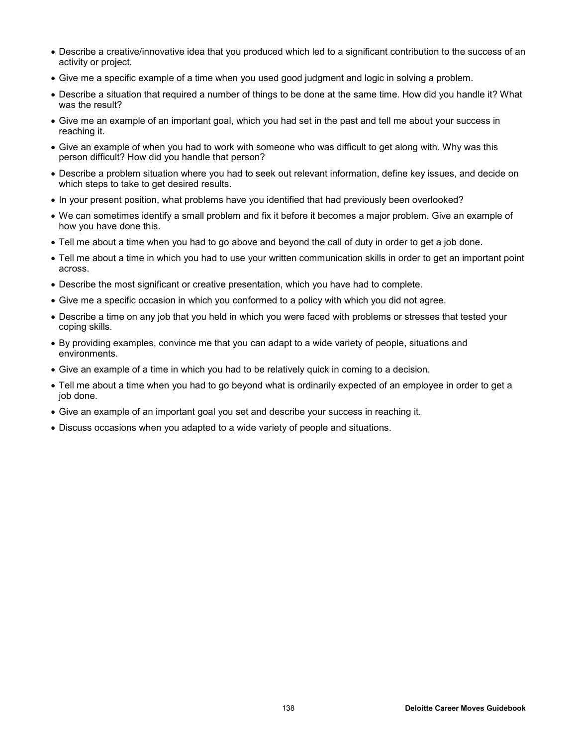- Describe a creative/innovative idea that you produced which led to a significant contribution to the success of an activity or project.
- Give me a specific example of a time when you used good judgment and logic in solving a problem.
- Describe a situation that required a number of things to be done at the same time. How did you handle it? What was the result?
- Give me an example of an important goal, which you had set in the past and tell me about your success in reaching it.
- Give an example of when you had to work with someone who was difficult to get along with. Why was this person difficult? How did you handle that person?
- Describe a problem situation where you had to seek out relevant information, define key issues, and decide on which steps to take to get desired results.
- In your present position, what problems have you identified that had previously been overlooked?
- We can sometimes identify a small problem and fix it before it becomes a major problem. Give an example of how you have done this.
- Tell me about a time when you had to go above and beyond the call of duty in order to get a job done.
- Tell me about a time in which you had to use your written communication skills in order to get an important point across.
- Describe the most significant or creative presentation, which you have had to complete.
- Give me a specific occasion in which you conformed to a policy with which you did not agree.
- Describe a time on any job that you held in which you were faced with problems or stresses that tested your coping skills.
- By providing examples, convince me that you can adapt to a wide variety of people, situations and environments.
- Give an example of a time in which you had to be relatively quick in coming to a decision.
- Tell me about a time when you had to go beyond what is ordinarily expected of an employee in order to get a job done.
- Give an example of an important goal you set and describe your success in reaching it.
- Discuss occasions when you adapted to a wide variety of people and situations.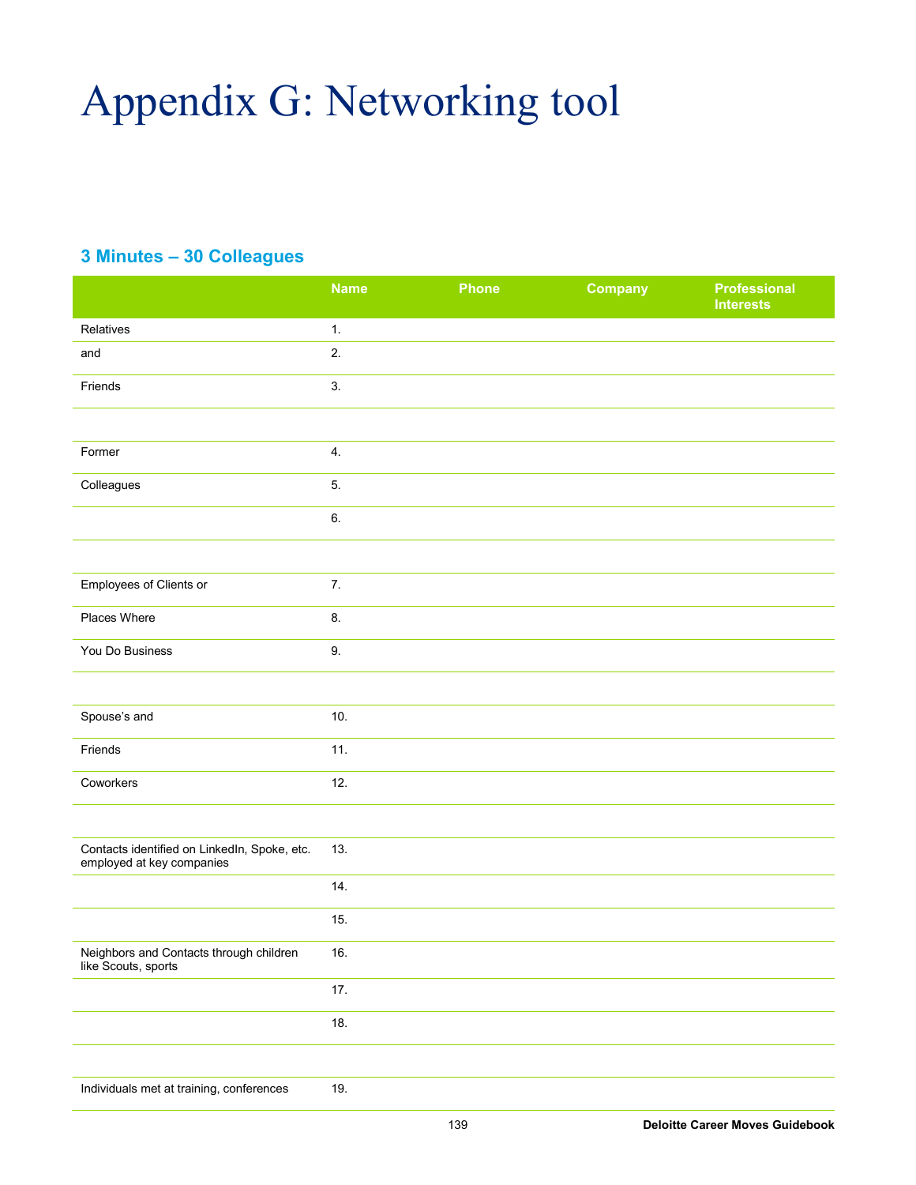# Appendix G: Networking tool

## 3 Minutes – 30 Colleagues

| | Name | Phone | Company | Professional Interests |
|---|---|---|---|---|
| Relatives | 1. | | | |
| and | 2. | | | |
| Friends | 3. | | | |
| | | | | |
| Former | 4. | | | |
| Colleagues | 5. | | | |
| | 6. | | | |
| | | | | |
| Employees of Clients or | 7. | | | |
| Places Where | 8. | | | |
| You Do Business | 9. | | | |
| | | | | |
| Spouse's and | 10. | | | |
| Friends | 11. | | | |
| Coworkers | 12. | | | |
| | | | | |
| Contacts identified on LinkedIn, Spoke, etc. employed at key companies | 13. | | | |
| | 14. | | | |
| | 15. | | | |
| Neighbors and Contacts through children like Scouts, sports | 16. | | | |
| | 17. | | | |
| | 18. | | | |
| | | | | |
| Individuals met at training, conferences | 19. | | | |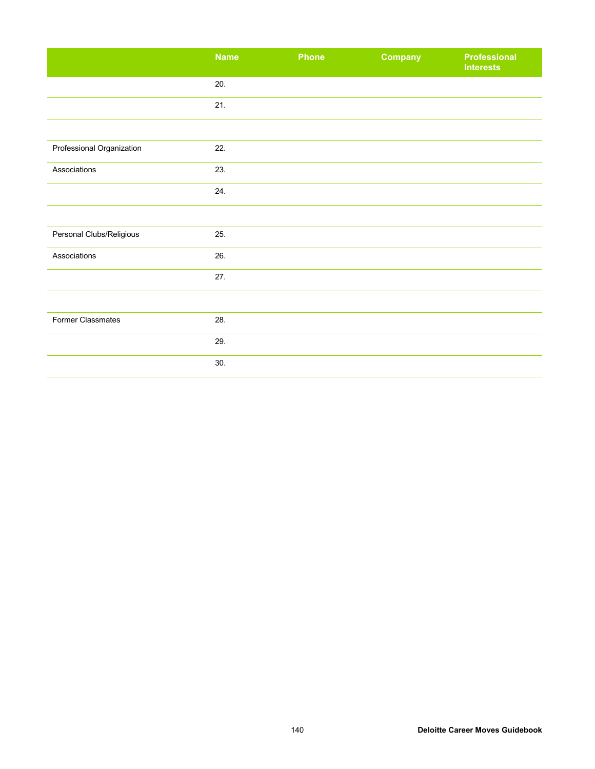| | Name | Phone | Company | Professional Interests |
|---|---|---|---|---|
| | 20. | | | |
| | 21. | | | |
| | | | | |
| Professional Organization | 22. | | | |
| Associations | 23. | | | |
| | 24. | | | |
| | | | | |
| Personal Clubs/Religious | 25. | | | |
| Associations | 26. | | | |
| | 27. | | | |
| | | | | |
| Former Classmates | 28. | | | |
| | 29. | | | |
| | 30. | | | |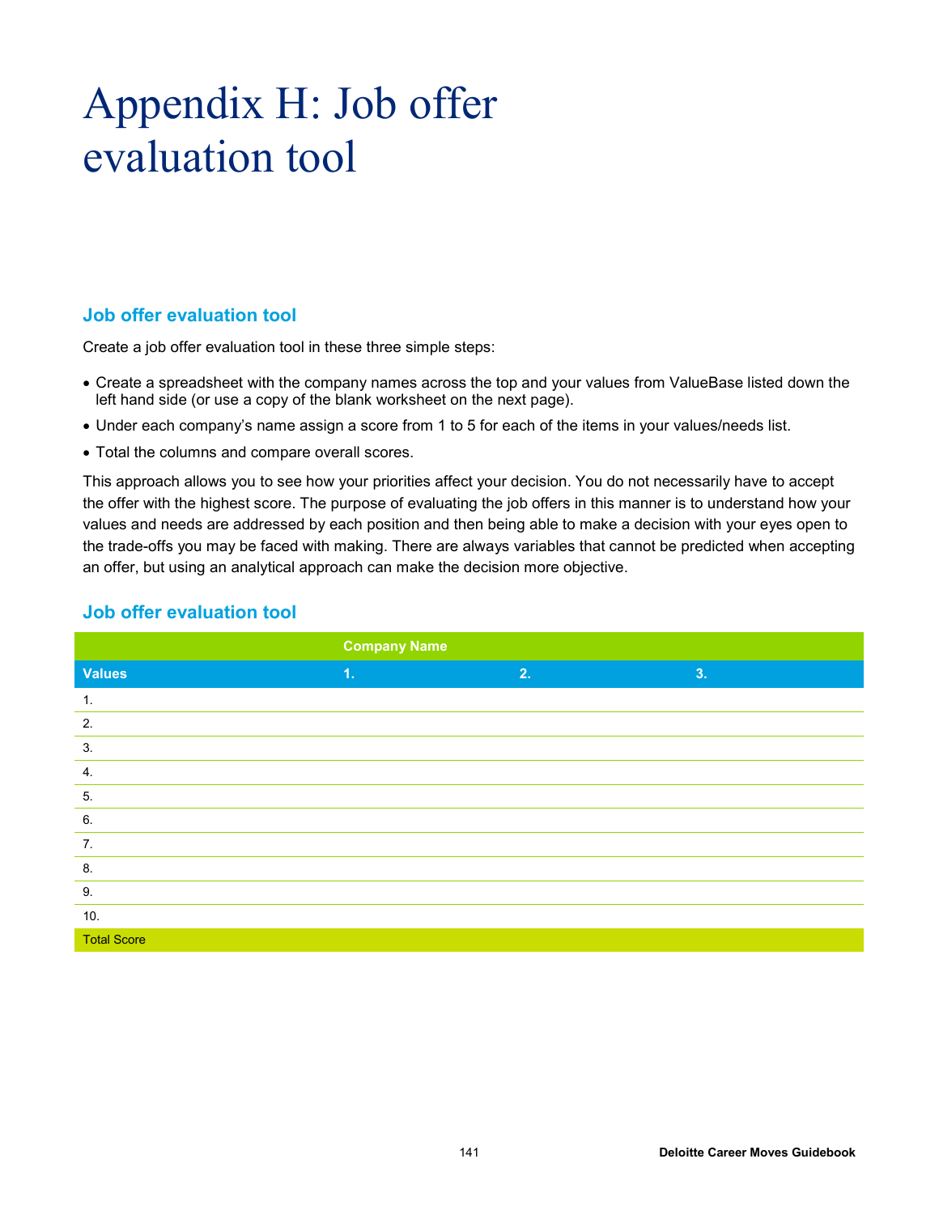# Appendix H: Job offer evaluation tool

## Job offer evaluation tool

Create a job offer evaluation tool in these three simple steps:

- Create a spreadsheet with the company names across the top and your values from ValueBase listed down the left hand side (or use a copy of the blank worksheet on the next page).
- Under each company's name assign a score from 1 to 5 for each of the items in your values/needs list.
- Total the columns and compare overall scores.

This approach allows you to see how your priorities affect your decision. You do not necessarily have to accept the offer with the highest score. The purpose of evaluating the job offers in this manner is to understand how your values and needs are addressed by each position and then being able to make a decision with your eyes open to the trade-offs you may be faced with making. There are always variables that cannot be predicted when accepting an offer, but using an analytical approach can make the decision more objective.

## Job offer evaluation tool

| | Company Name | | |
|---|---|---|---|
| **Values** | **1.** | **2.** | **3.** |
| 1. | | | |
| 2. | | | |
| 3. | | | |
| 4. | | | |
| 5. | | | |
| 6. | | | |
| 7. | | | |
| 8. | | | |
| 9. | | | |
| 10. | | | |
| Total Score | | | |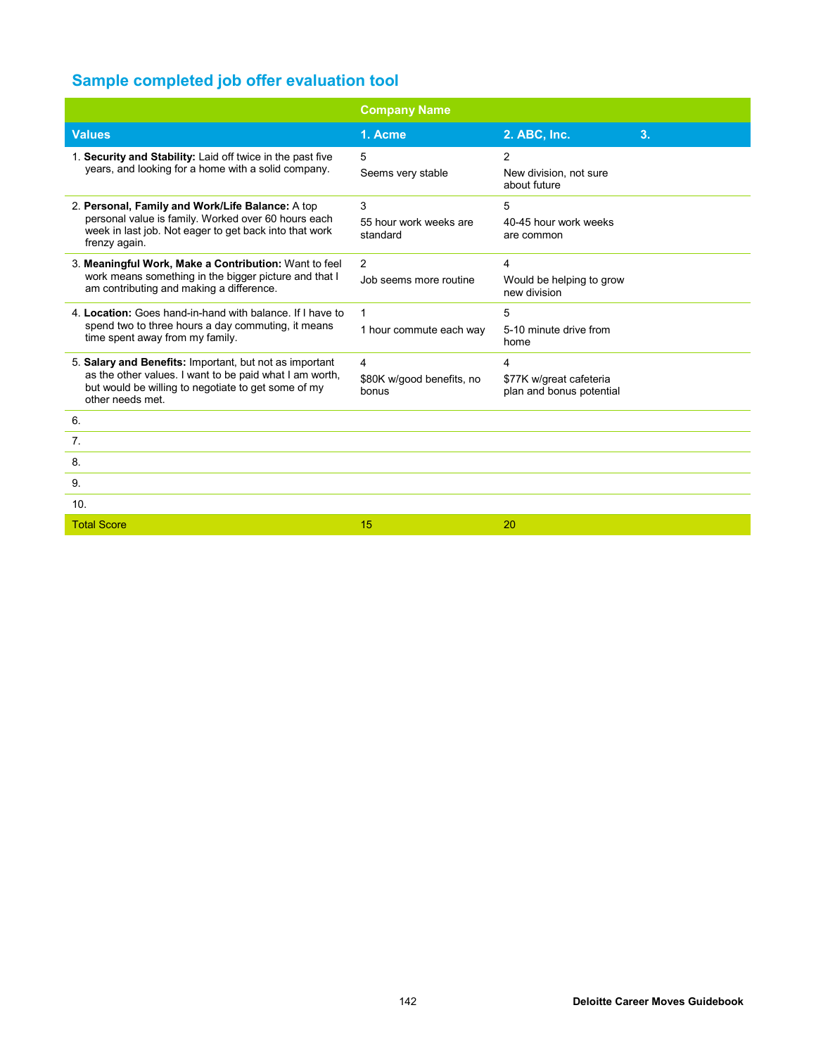## Sample completed job offer evaluation tool

| | Company Name | | |
|---|---|---|---|
| **Values** | **1. Acme** | **2. ABC, Inc.** | **3.** |
| 1. **Security and Stability:** Laid off twice in the past five years, and looking for a home with a solid company. | 5<br>Seems very stable | 2<br>New division, not sure about future | |
| 2. **Personal, Family and Work/Life Balance:** A top personal value is family. Worked over 60 hours each week in last job. Not eager to get back into that work frenzy again. | 3<br>55 hour work weeks are standard | 5<br>40-45 hour work weeks are common | |
| 3. **Meaningful Work, Make a Contribution:** Want to feel work means something in the bigger picture and that I am contributing and making a difference. | 2<br>Job seems more routine | 4<br>Would be helping to grow new division | |
| 4. **Location:** Goes hand-in-hand with balance. If I have to spend two to three hours a day commuting, it means time spent away from my family. | 1<br>1 hour commute each way | 5<br>5-10 minute drive from home | |
| 5. **Salary and Benefits:** Important, but not as important as the other values. I want to be paid what I am worth, but would be willing to negotiate to get some of my other needs met. | 4<br>$80K w/good benefits, no bonus | 4<br>$77K w/great cafeteria plan and bonus potential | |
| 6. | | | |
| 7. | | | |
| 8. | | | |
| 9. | | | |
| 10. | | | |
| Total Score | 15 | 20 | |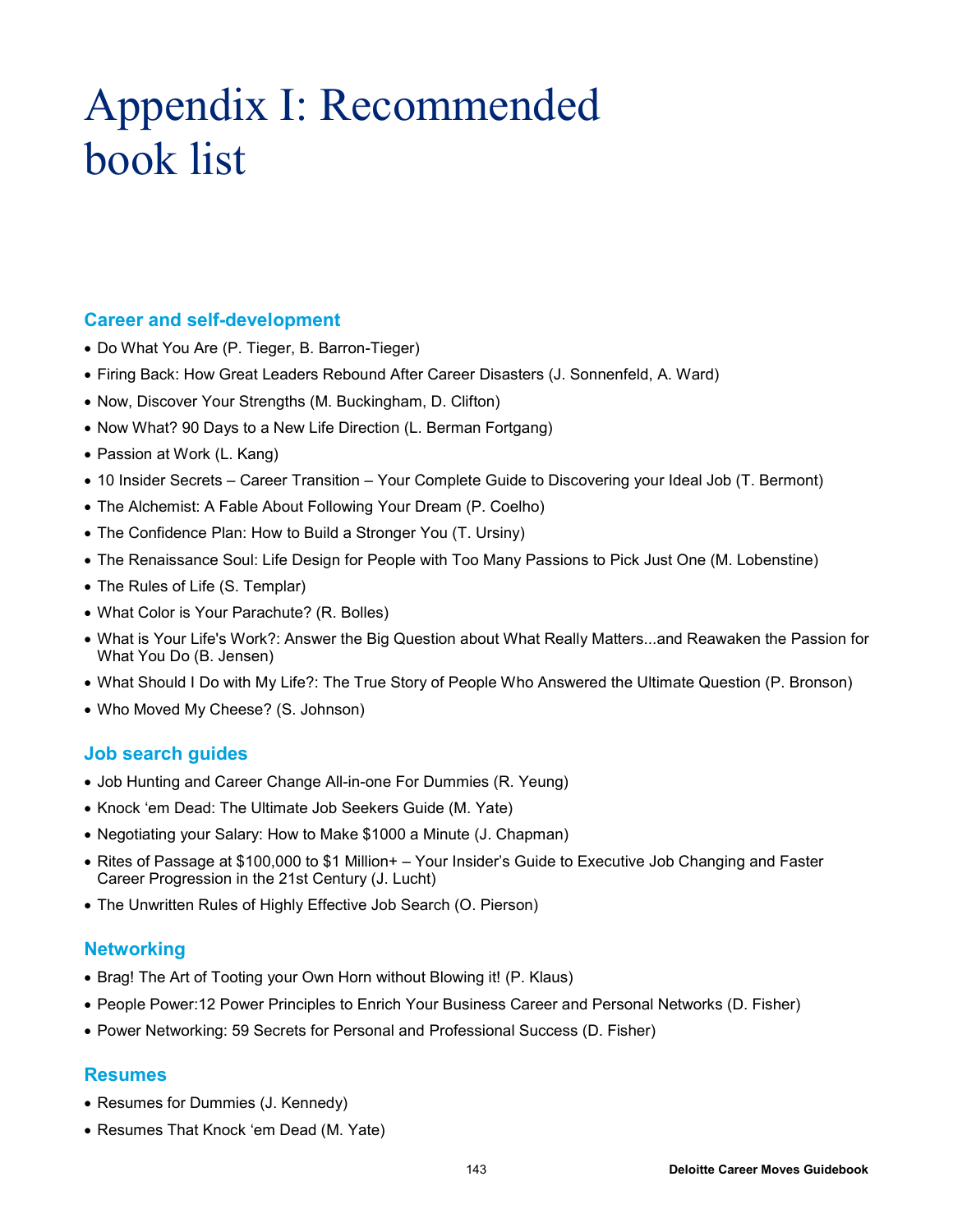# Appendix I: Recommended book list

## Career and self-development

- Do What You Are (P. Tieger, B. Barron-Tieger)
- Firing Back: How Great Leaders Rebound After Career Disasters (J. Sonnenfeld, A. Ward)
- Now, Discover Your Strengths (M. Buckingham, D. Clifton)
- Now What? 90 Days to a New Life Direction (L. Berman Fortgang)
- Passion at Work (L. Kang)
- 10 Insider Secrets – Career Transition – Your Complete Guide to Discovering your Ideal Job (T. Bermont)
- The Alchemist: A Fable About Following Your Dream (P. Coelho)
- The Confidence Plan: How to Build a Stronger You (T. Ursiny)
- The Renaissance Soul: Life Design for People with Too Many Passions to Pick Just One (M. Lobenstine)
- The Rules of Life (S. Templar)
- What Color is Your Parachute? (R. Bolles)
- What is Your Life's Work?: Answer the Big Question about What Really Matters...and Reawaken the Passion for What You Do (B. Jensen)
- What Should I Do with My Life?: The True Story of People Who Answered the Ultimate Question (P. Bronson)
- Who Moved My Cheese? (S. Johnson)

## Job search guides

- Job Hunting and Career Change All-in-one For Dummies (R. Yeung)
- Knock 'em Dead: The Ultimate Job Seekers Guide (M. Yate)
- Negotiating your Salary: How to Make $1000 a Minute (J. Chapman)
- Rites of Passage at $100,000 to $1 Million+ – Your Insider's Guide to Executive Job Changing and Faster Career Progression in the 21st Century (J. Lucht)
- The Unwritten Rules of Highly Effective Job Search (O. Pierson)

## Networking

- Brag! The Art of Tooting your Own Horn without Blowing it! (P. Klaus)
- People Power:12 Power Principles to Enrich Your Business Career and Personal Networks (D. Fisher)
- Power Networking: 59 Secrets for Personal and Professional Success (D. Fisher)

## Resumes

- Resumes for Dummies (J. Kennedy)
- Resumes That Knock 'em Dead (M. Yate)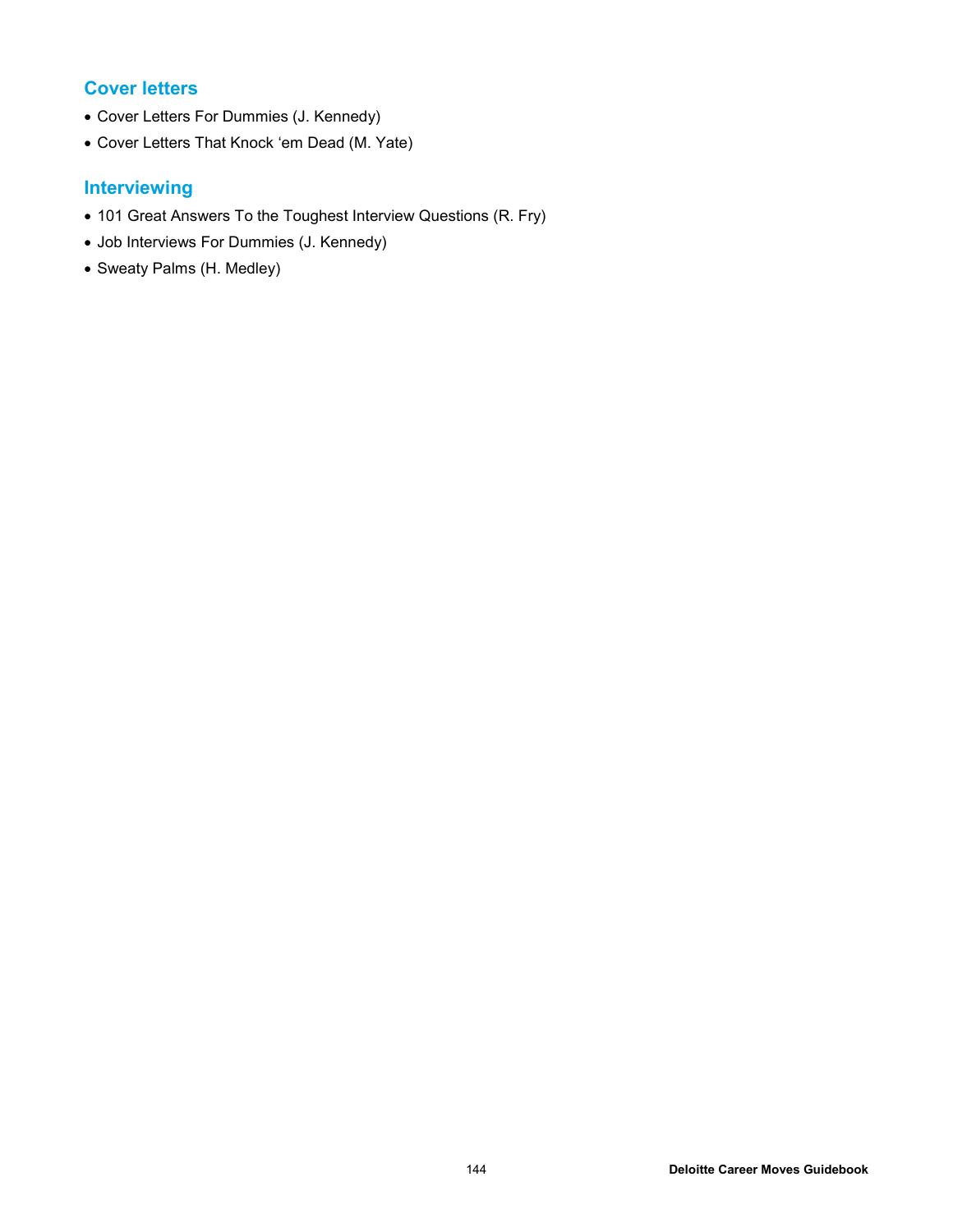## Cover letters

- Cover Letters For Dummies (J. Kennedy)
- Cover Letters That Knock ‘em Dead (M. Yate)

## Interviewing

- 101 Great Answers To the Toughest Interview Questions (R. Fry)
- Job Interviews For Dummies (J. Kennedy)
- Sweaty Palms (H. Medley)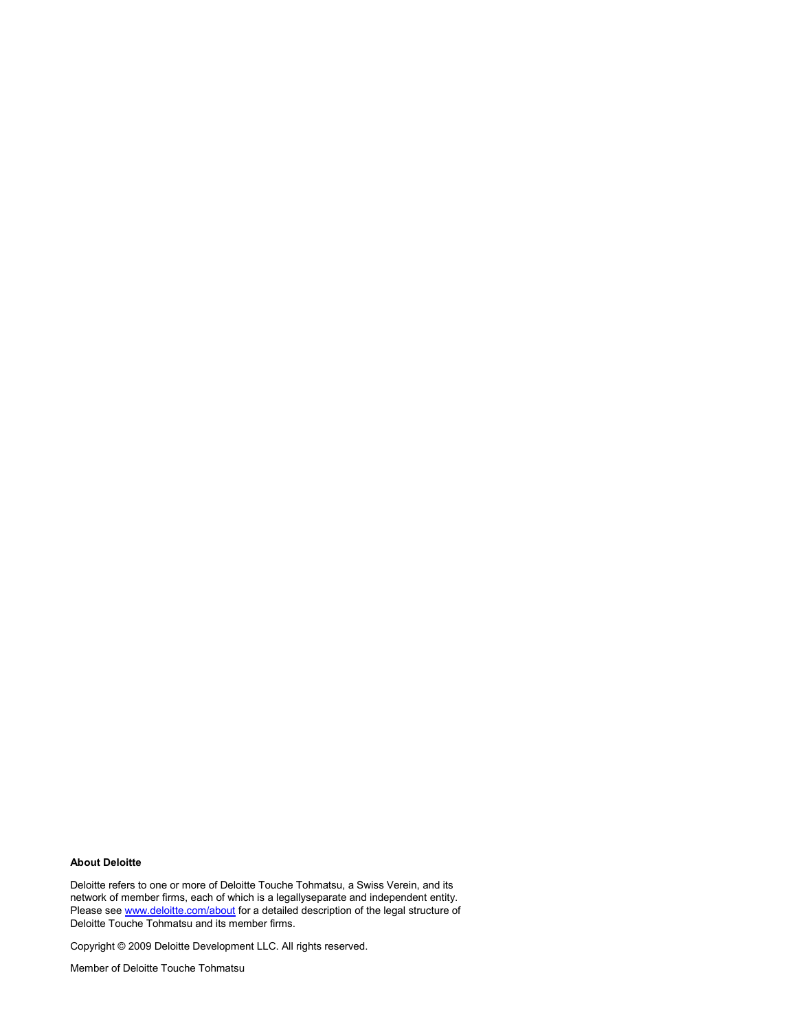**About Deloitte**

Deloitte refers to one or more of Deloitte Touche Tohmatsu, a Swiss Verein, and its network of member firms, each of which is a legallyseparate and independent entity. Please see [www.deloitte.com/about](http://www.deloitte.com/about) for a detailed description of the legal structure of Deloitte Touche Tohmatsu and its member firms.

Copyright © 2009 Deloitte Development LLC. All rights reserved.

Member of Deloitte Touche Tohmatsu